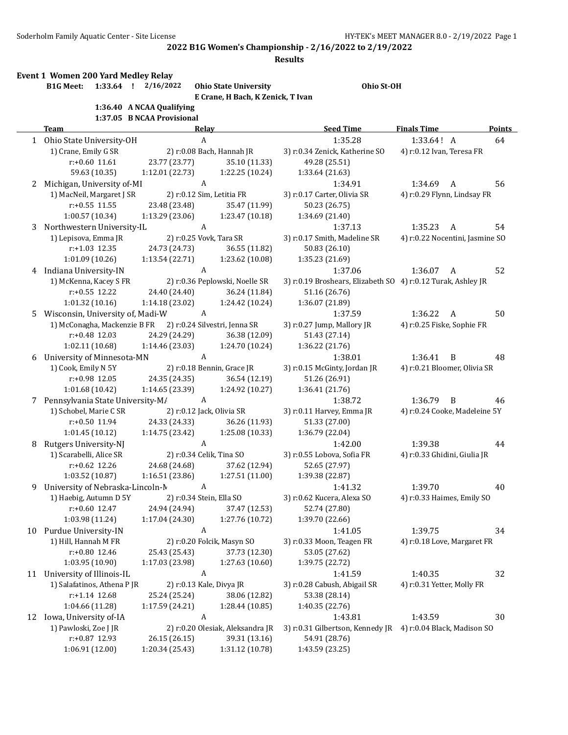**2022 B1G Women's Championship - 2/16/2022 to 2/19/2022**

**Results**

## Event 1 Women 200 Yard Medley Relay

| | | | | |
|---|---|---|---|---|
| **B1G Meet:** | **1:33.64 !** | **2/16/2022** | **Ohio State University** | **Ohio St-OH** |
| | | | **E Crane, H Bach, K Zenick, T Ivan** | |
| | **1:36.40 A NCAA Qualifying** | | | |
| | **1:37.05 B NCAA Provisional** | | | |

| | Team | Relay | Seed Time | Finals Time | Points |
|---|---|---|---|---|---|
| 1 | Ohio State University-OH | A | 1:35.28 | 1:33.64 ! A | 64 |
| | 1) Crane, Emily G SR | 2) r:0.08 Bach, Hannah JR | 3) r:0.34 Zenick, Katherine SO | 4) r:0.12 Ivan, Teresa FR | |
| | r:+0.60 11.61 | 23.77 (23.77) | 35.10 (11.33) | 49.28 (25.51) | |
| | 59.63 (10.35) | 1:12.01 (22.73) | 1:22.25 (10.24) | 1:33.64 (21.63) | |
| 2 | Michigan, University of-MI | A | 1:34.91 | 1:34.69 A | 56 |
| | 1) MacNeil, Margaret J SR | 2) r:0.12 Sim, Letitia FR | 3) r:0.17 Carter, Olivia SR | 4) r:0.29 Flynn, Lindsay FR | |
| | r:+0.55 11.55 | 23.48 (23.48) | 35.47 (11.99) | 50.23 (26.75) | |
| | 1:00.57 (10.34) | 1:13.29 (23.06) | 1:23.47 (10.18) | 1:34.69 (21.40) | |
| 3 | Northwestern University-IL | A | 1:37.13 | 1:35.23 A | 54 |
| | 1) Lepisova, Emma JR | 2) r:0.25 Vovk, Tara SR | 3) r:0.17 Smith, Madeline SR | 4) r:0.22 Nocentini, Jasmine SO | |
| | r:+1.03 12.35 | 24.73 (24.73) | 36.55 (11.82) | 50.83 (26.10) | |
| | 1:01.09 (10.26) | 1:13.54 (22.71) | 1:23.62 (10.08) | 1:35.23 (21.69) | |
| 4 | Indiana University-IN | A | 1:37.06 | 1:36.07 A | 52 |
| | 1) McKenna, Kacey S FR | 2) r:0.36 Peplowski, Noelle SR | 3) r:0.19 Broshears, Elizabeth SO | 4) r:0.12 Turak, Ashley JR | |
| | r:+0.55 12.22 | 24.40 (24.40) | 36.24 (11.84) | 51.16 (26.76) | |
| | 1:01.32 (10.16) | 1:14.18 (23.02) | 1:24.42 (10.24) | 1:36.07 (21.89) | |
| 5 | Wisconsin, University of, Madi-W | A | 1:37.59 | 1:36.22 A | 50 |
| | 1) McConagha, Mackenzie B FR | 2) r:0.24 Silvestri, Jenna SR | 3) r:0.27 Jump, Mallory JR | 4) r:0.25 Fiske, Sophie FR | |
| | r:+0.48 12.03 | 24.29 (24.29) | 36.38 (12.09) | 51.43 (27.14) | |
| | 1:02.11 (10.68) | 1:14.46 (23.03) | 1:24.70 (10.24) | 1:36.22 (21.76) | |
| 6 | University of Minnesota-MN | A | 1:38.01 | 1:36.41 B | 48 |
| | 1) Cook, Emily N 5Y | 2) r:0.18 Bennin, Grace JR | 3) r:0.15 McGinty, Jordan JR | 4) r:0.21 Bloomer, Olivia SR | |
| | r:+0.98 12.05 | 24.35 (24.35) | 36.54 (12.19) | 51.26 (26.91) | |
| | 1:01.68 (10.42) | 1:14.65 (23.39) | 1:24.92 (10.27) | 1:36.41 (21.76) | |
| 7 | Pennsylvania State University-MA | A | 1:38.72 | 1:36.79 B | 46 |
| | 1) Schobel, Marie C SR | 2) r:0.12 Jack, Olivia SR | 3) r:0.11 Harvey, Emma JR | 4) r:0.24 Cooke, Madeleine 5Y | |
| | r:+0.50 11.94 | 24.33 (24.33) | 36.26 (11.93) | 51.33 (27.00) | |
| | 1:01.45 (10.12) | 1:14.75 (23.42) | 1:25.08 (10.33) | 1:36.79 (22.04) | |
| 8 | Rutgers University-NJ | A | 1:42.00 | 1:39.38 | 44 |
| | 1) Scarabelli, Alice SR | 2) r:0.34 Celik, Tina SO | 3) r:0.55 Lobova, Sofia FR | 4) r:0.33 Ghidini, Giulia JR | |
| | r:+0.62 12.26 | 24.68 (24.68) | 37.62 (12.94) | 52.65 (27.97) | |
| | 1:03.52 (10.87) | 1:16.51 (23.86) | 1:27.51 (11.00) | 1:39.38 (22.87) | |
| 9 | University of Nebraska-Lincoln-N | A | 1:41.32 | 1:39.70 | 40 |
| | 1) Haebig, Autumn D 5Y | 2) r:0.34 Stein, Ella SO | 3) r:0.62 Kucera, Alexa SO | 4) r:0.33 Haimes, Emily SO | |
| | r:+0.60 12.47 | 24.94 (24.94) | 37.47 (12.53) | 52.74 (27.80) | |
| | 1:03.98 (11.24) | 1:17.04 (24.30) | 1:27.76 (10.72) | 1:39.70 (22.66) | |
| 10 | Purdue University-IN | A | 1:41.05 | 1:39.75 | 34 |
| | 1) Hill, Hannah M FR | 2) r:0.20 Folcik, Masyn SO | 3) r:0.33 Moon, Teagen FR | 4) r:0.18 Love, Margaret FR | |
| | r:+0.80 12.46 | 25.43 (25.43) | 37.73 (12.30) | 53.05 (27.62) | |
| | 1:03.95 (10.90) | 1:17.03 (23.98) | 1:27.63 (10.60) | 1:39.75 (22.72) | |
| 11 | University of Illinois-IL | A | 1:41.59 | 1:40.35 | 32 |
| | 1) Salafatinos, Athena P JR | 2) r:0.13 Kale, Divya JR | 3) r:0.28 Cabush, Abigail SR | 4) r:0.31 Yetter, Molly FR | |
| | r:+1.14 12.68 | 25.24 (25.24) | 38.06 (12.82) | 53.38 (28.14) | |
| | 1:04.66 (11.28) | 1:17.59 (24.21) | 1:28.44 (10.85) | 1:40.35 (22.76) | |
| 12 | Iowa, University of-IA | A | 1:43.81 | 1:43.59 | 30 |
| | 1) Pawloski, Zoe J JR | 2) r:0.20 Olesiak, Aleksandra JR | 3) r:0.31 Gilbertson, Kennedy JR | 4) r:0.04 Black, Madison SO | |
| | r:+0.87 12.93 | 26.15 (26.15) | 39.31 (13.16) | 54.91 (28.76) | |
| | 1:06.91 (12.00) | 1:20.34 (25.43) | 1:31.12 (10.78) | 1:43.59 (23.25) | |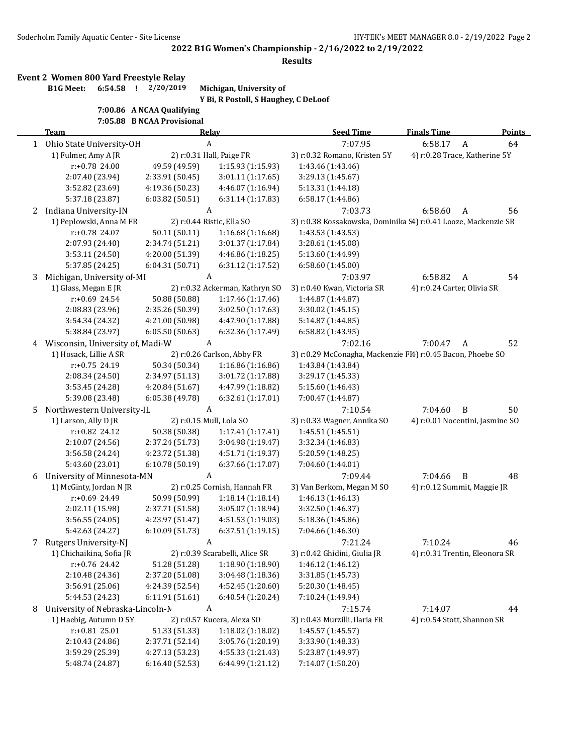**2022 B1G Women's Championship - 2/16/2022 to 2/19/2022**

**Results**

## Event 2 Women 800 Yard Freestyle Relay

**B1G Meet: 6:54.58 ! 2/20/2019 Michigan, University of**
**Y Bi, R Postoll, S Haughey, C DeLoof**

**7:00.86 A NCAA Qualifying**

**7:05.88 B NCAA Provisional**

| | Team | Relay | Seed Time | Finals Time | | Points |
|---|---|---|---|---|---|---|
| 1 | Ohio State University-OH | A | 7:07.95 | 6:58.17 | A | 64 |

1) Fulmer, Amy A JR | 2) r:0.31 Hall, Paige FR | 3) r:0.32 Romano, Kristen 5Y | 4) r:0.28 Trace, Katherine 5Y

```
r:+0.78 24.00       49.59 (49.59)     1:15.93 (1:15.93)   1:43.46 (1:43.46)
2:07.40 (23.94)     2:33.91 (50.45)   3:01.11 (1:17.65)   3:29.13 (1:45.67)
3:52.82 (23.69)     4:19.36 (50.23)   4:46.07 (1:16.94)   5:13.31 (1:44.18)
5:37.18 (23.87)     6:03.82 (50.51)   6:31.14 (1:17.83)   6:58.17 (1:44.86)
```

| | Team | Relay | Seed Time | Finals Time | | Points |
|---|---|---|---|---|---|---|
| 2 | Indiana University-IN | A | 7:03.73 | 6:58.60 | A | 56 |

1) Peplowski, Anna M FR | 2) r:0.44 Ristic, Ella SO | 3) r:0.38 Kossakowska, Dominika S | 4) r:0.41 Looze, Mackenzie SR

```
r:+0.78 24.07       50.11 (50.11)     1:16.68 (1:16.68)   1:43.53 (1:43.53)
2:07.93 (24.40)     2:34.74 (51.21)   3:01.37 (1:17.84)   3:28.61 (1:45.08)
3:53.11 (24.50)     4:20.00 (51.39)   4:46.86 (1:18.25)   5:13.60 (1:44.99)
5:37.85 (24.25)     6:04.31 (50.71)   6:31.12 (1:17.52)   6:58.60 (1:45.00)
```

| | Team | Relay | Seed Time | Finals Time | | Points |
|---|---|---|---|---|---|---|
| 3 | Michigan, University of-MI | A | 7:03.97 | 6:58.82 | A | 54 |

1) Glass, Megan E JR | 2) r:0.32 Ackerman, Kathryn SO | 3) r:0.40 Kwan, Victoria SR | 4) r:0.24 Carter, Olivia SR

```
r:+0.69 24.54       50.88 (50.88)     1:17.46 (1:17.46)   1:44.87 (1:44.87)
2:08.83 (23.96)     2:35.26 (50.39)   3:02.50 (1:17.63)   3:30.02 (1:45.15)
3:54.34 (24.32)     4:21.00 (50.98)   4:47.90 (1:17.88)   5:14.87 (1:44.85)
5:38.84 (23.97)     6:05.50 (50.63)   6:32.36 (1:17.49)   6:58.82 (1:43.95)
```

| | Team | Relay | Seed Time | Finals Time | | Points |
|---|---|---|---|---|---|---|
| 4 | Wisconsin, University of, Madi-W | A | 7:02.16 | 7:00.47 | A | 52 |

1) Hosack, Lillie A SR | 2) r:0.26 Carlson, Abby FR | 3) r:0.29 McConagha, Mackenzie FR | 4) r:0.45 Bacon, Phoebe SO

```
r:+0.75 24.19       50.34 (50.34)     1:16.86 (1:16.86)   1:43.84 (1:43.84)
2:08.34 (24.50)     2:34.97 (51.13)   3:01.72 (1:17.88)   3:29.17 (1:45.33)
3:53.45 (24.28)     4:20.84 (51.67)   4:47.99 (1:18.82)   5:15.60 (1:46.43)
5:39.08 (23.48)     6:05.38 (49.78)   6:32.61 (1:17.01)   7:00.47 (1:44.87)
```

| | Team | Relay | Seed Time | Finals Time | | Points |
|---|---|---|---|---|---|---|
| 5 | Northwestern University-IL | A | 7:10.54 | 7:04.60 | B | 50 |

1) Larson, Ally D JR | 2) r:0.15 Mull, Lola SO | 3) r:0.33 Wagner, Annika SO | 4) r:0.01 Nocentini, Jasmine SO

```
r:+0.82 24.12       50.38 (50.38)     1:17.41 (1:17.41)   1:45.51 (1:45.51)
2:10.07 (24.56)     2:37.24 (51.73)   3:04.98 (1:19.47)   3:32.34 (1:46.83)
3:56.58 (24.24)     4:23.72 (51.38)   4:51.71 (1:19.37)   5:20.59 (1:48.25)
5:43.60 (23.01)     6:10.78 (50.19)   6:37.66 (1:17.07)   7:04.60 (1:44.01)
```

| | Team | Relay | Seed Time | Finals Time | | Points |
|---|---|---|---|---|---|---|
| 6 | University of Minnesota-MN | A | 7:09.44 | 7:04.66 | B | 48 |

1) McGinty, Jordan N JR | 2) r:0.25 Cornish, Hannah FR | 3) Van Berkom, Megan M SO | 4) r:0.12 Summit, Maggie JR

```
r:+0.69 24.49       50.99 (50.99)     1:18.14 (1:18.14)   1:46.13 (1:46.13)
2:02.11 (15.98)     2:37.71 (51.58)   3:05.07 (1:18.94)   3:32.50 (1:46.37)
3:56.55 (24.05)     4:23.97 (51.47)   4:51.53 (1:19.03)   5:18.36 (1:45.86)
5:42.63 (24.27)     6:10.09 (51.73)   6:37.51 (1:19.15)   7:04.66 (1:46.30)
```

| | Team | Relay | Seed Time | Finals Time | | Points |
|---|---|---|---|---|---|---|
| 7 | Rutgers University-NJ | A | 7:21.24 | 7:10.24 | | 46 |

1) Chichaikina, Sofia JR | 2) r:0.39 Scarabelli, Alice SR | 3) r:0.42 Ghidini, Giulia JR | 4) r:0.31 Trentin, Eleonora SR

```
r:+0.76 24.42       51.28 (51.28)     1:18.90 (1:18.90)   1:46.12 (1:46.12)
2:10.48 (24.36)     2:37.20 (51.08)   3:04.48 (1:18.36)   3:31.85 (1:45.73)
3:56.91 (25.06)     4:24.39 (52.54)   4:52.45 (1:20.60)   5:20.30 (1:48.45)
5:44.53 (24.23)     6:11.91 (51.61)   6:40.54 (1:20.24)   7:10.24 (1:49.94)
```

| | Team | Relay | Seed Time | Finals Time | | Points |
|---|---|---|---|---|---|---|
| 8 | University of Nebraska-Lincoln-N | A | 7:15.74 | 7:14.07 | | 44 |

1) Haebig, Autumn D 5Y | 2) r:0.57 Kucera, Alexa SO | 3) r:0.43 Murzilli, Ilaria FR | 4) r:0.54 Stott, Shannon SR

```
r:+0.81 25.01       51.33 (51.33)     1:18.02 (1:18.02)   1:45.57 (1:45.57)
2:10.43 (24.86)     2:37.71 (52.14)   3:05.76 (1:20.19)   3:33.90 (1:48.33)
3:59.29 (25.39)     4:27.13 (53.23)   4:55.33 (1:21.43)   5:23.87 (1:49.97)
5:48.74 (24.87)     6:16.40 (52.53)   6:44.99 (1:21.12)   7:14.07 (1:50.20)
```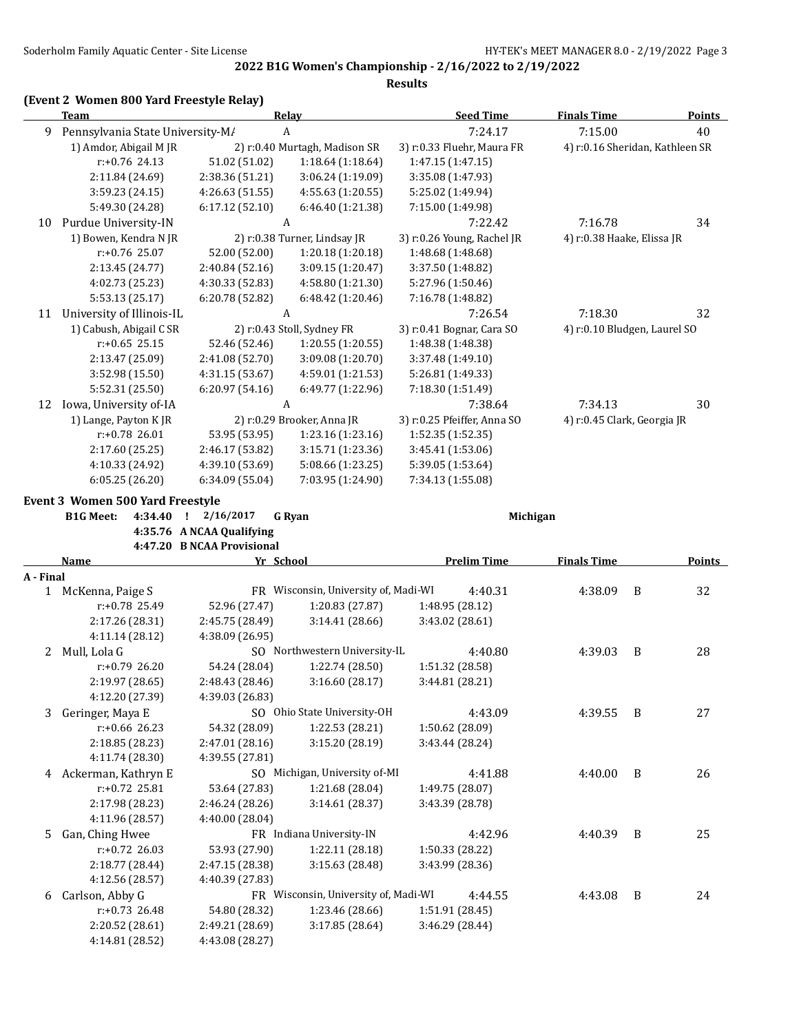## 2022 B1G Women's Championship - 2/16/2022 to 2/19/2022

### Results

**(Event 2 Women 800 Yard Freestyle Relay)**

| | Team | | Relay | | Seed Time | Finals Time | Points |
|---|---|---|---|---|---|---|---|
| 9 | Pennsylvania State University-MA | | A | | 7:24.17 | 7:15.00 | 40 |
| | 1) Amdor, Abigail M JR | | 2) r:0.40 Murtagh, Madison SR | | 3) r:0.33 Fluehr, Maura FR | 4) r:0.16 Sheridan, Kathleen SR | |
| | r:+0.76 24.13 | 51.02 (51.02) | 1:18.64 (1:18.64) | 1:47.15 (1:47.15) | | | |
| | 2:11.84 (24.69) | 2:38.36 (51.21) | 3:06.24 (1:19.09) | 3:35.08 (1:47.93) | | | |
| | 3:59.23 (24.15) | 4:26.63 (51.55) | 4:55.63 (1:20.55) | 5:25.02 (1:49.94) | | | |
| | 5:49.30 (24.28) | 6:17.12 (52.10) | 6:46.40 (1:21.38) | 7:15.00 (1:49.98) | | | |
| 10 | Purdue University-IN | | A | | 7:22.42 | 7:16.78 | 34 |
| | 1) Bowen, Kendra N JR | | 2) r:0.38 Turner, Lindsay JR | | 3) r:0.26 Young, Rachel JR | 4) r:0.38 Haake, Elissa JR | |
| | r:+0.76 25.07 | 52.00 (52.00) | 1:20.18 (1:20.18) | 1:48.68 (1:48.68) | | | |
| | 2:13.45 (24.77) | 2:40.84 (52.16) | 3:09.15 (1:20.47) | 3:37.50 (1:48.82) | | | |
| | 4:02.73 (25.23) | 4:30.33 (52.83) | 4:58.80 (1:21.30) | 5:27.96 (1:50.46) | | | |
| | 5:53.13 (25.17) | 6:20.78 (52.82) | 6:48.42 (1:20.46) | 7:16.78 (1:48.82) | | | |
| 11 | University of Illinois-IL | | A | | 7:26.54 | 7:18.30 | 32 |
| | 1) Cabush, Abigail C SR | | 2) r:0.43 Stoll, Sydney FR | | 3) r:0.41 Bognar, Cara SO | 4) r:0.10 Bludgen, Laurel SO | |
| | r:+0.65 25.15 | 52.46 (52.46) | 1:20.55 (1:20.55) | 1:48.38 (1:48.38) | | | |
| | 2:13.47 (25.09) | 2:41.08 (52.70) | 3:09.08 (1:20.70) | 3:37.48 (1:49.10) | | | |
| | 3:52.98 (15.50) | 4:31.15 (53.67) | 4:59.01 (1:21.53) | 5:26.81 (1:49.33) | | | |
| | 5:52.31 (25.50) | 6:20.97 (54.16) | 6:49.77 (1:22.96) | 7:18.30 (1:51.49) | | | |
| 12 | Iowa, University of-IA | | A | | 7:38.64 | 7:34.13 | 30 |
| | 1) Lange, Payton K JR | | 2) r:0.29 Brooker, Anna JR | | 3) r:0.25 Pfeiffer, Anna SO | 4) r:0.45 Clark, Georgia JR | |
| | r:+0.78 26.01 | 53.95 (53.95) | 1:23.16 (1:23.16) | 1:52.35 (1:52.35) | | | |
| | 2:17.60 (25.25) | 2:46.17 (53.82) | 3:15.71 (1:23.36) | 3:45.41 (1:53.06) | | | |
| | 4:10.33 (24.92) | 4:39.10 (53.69) | 5:08.66 (1:23.25) | 5:39.05 (1:53.64) | | | |
| | 6:05.25 (26.20) | 6:34.09 (55.04) | 7:03.95 (1:24.90) | 7:34.13 (1:55.08) | | | |

**Event 3 Women 500 Yard Freestyle**

B1G Meet: 4:34.40 ! 2/16/2017 G Ryan Michigan
4:35.76 A NCAA Qualifying
4:47.20 B NCAA Provisional

| | Name | Yr | School | | Prelim Time | Finals Time | | Points |
|---|---|---|---|---|---|---|---|---|
| **A - Final** | | | | | | | | |
| 1 | McKenna, Paige S | FR | Wisconsin, University of, Madi-WI | | 4:40.31 | 4:38.09 | B | 32 |
| | r:+0.78 25.49 | 52.96 (27.47) | 1:20.83 (27.87) | 1:48.95 (28.12) | | | | |
| | 2:17.26 (28.31) | 2:45.75 (28.49) | 3:14.41 (28.66) | 3:43.02 (28.61) | | | | |
| | 4:11.14 (28.12) | 4:38.09 (26.95) | | | | | | |
| 2 | Mull, Lola G | SO | Northwestern University-IL | | 4:40.80 | 4:39.03 | B | 28 |
| | r:+0.79 26.20 | 54.24 (28.04) | 1:22.74 (28.50) | 1:51.32 (28.58) | | | | |
| | 2:19.97 (28.65) | 2:48.43 (28.46) | 3:16.60 (28.17) | 3:44.81 (28.21) | | | | |
| | 4:12.20 (27.39) | 4:39.03 (26.83) | | | | | | |
| 3 | Geringer, Maya E | SO | Ohio State University-OH | | 4:43.09 | 4:39.55 | B | 27 |
| | r:+0.66 26.23 | 54.32 (28.09) | 1:22.53 (28.21) | 1:50.62 (28.09) | | | | |
| | 2:18.85 (28.23) | 2:47.01 (28.16) | 3:15.20 (28.19) | 3:43.44 (28.24) | | | | |
| | 4:11.74 (28.30) | 4:39.55 (27.81) | | | | | | |
| 4 | Ackerman, Kathryn E | SO | Michigan, University of-MI | | 4:41.88 | 4:40.00 | B | 26 |
| | r:+0.72 25.81 | 53.64 (27.83) | 1:21.68 (28.04) | 1:49.75 (28.07) | | | | |
| | 2:17.98 (28.23) | 2:46.24 (28.26) | 3:14.61 (28.37) | 3:43.39 (28.78) | | | | |
| | 4:11.96 (28.57) | 4:40.00 (28.04) | | | | | | |
| 5 | Gan, Ching Hwee | FR | Indiana University-IN | | 4:42.96 | 4:40.39 | B | 25 |
| | r:+0.72 26.03 | 53.93 (27.90) | 1:22.11 (28.18) | 1:50.33 (28.22) | | | | |
| | 2:18.77 (28.44) | 2:47.15 (28.38) | 3:15.63 (28.48) | 3:43.99 (28.36) | | | | |
| | 4:12.56 (28.57) | 4:40.39 (27.83) | | | | | | |
| 6 | Carlson, Abby G | FR | Wisconsin, University of, Madi-WI | | 4:44.55 | 4:43.08 | B | 24 |
| | r:+0.73 26.48 | 54.80 (28.32) | 1:23.46 (28.66) | 1:51.91 (28.45) | | | | |
| | 2:20.52 (28.61) | 2:49.21 (28.69) | 3:17.85 (28.64) | 3:46.29 (28.44) | | | | |
| | 4:14.81 (28.52) | 4:43.08 (28.27) | | | | | | |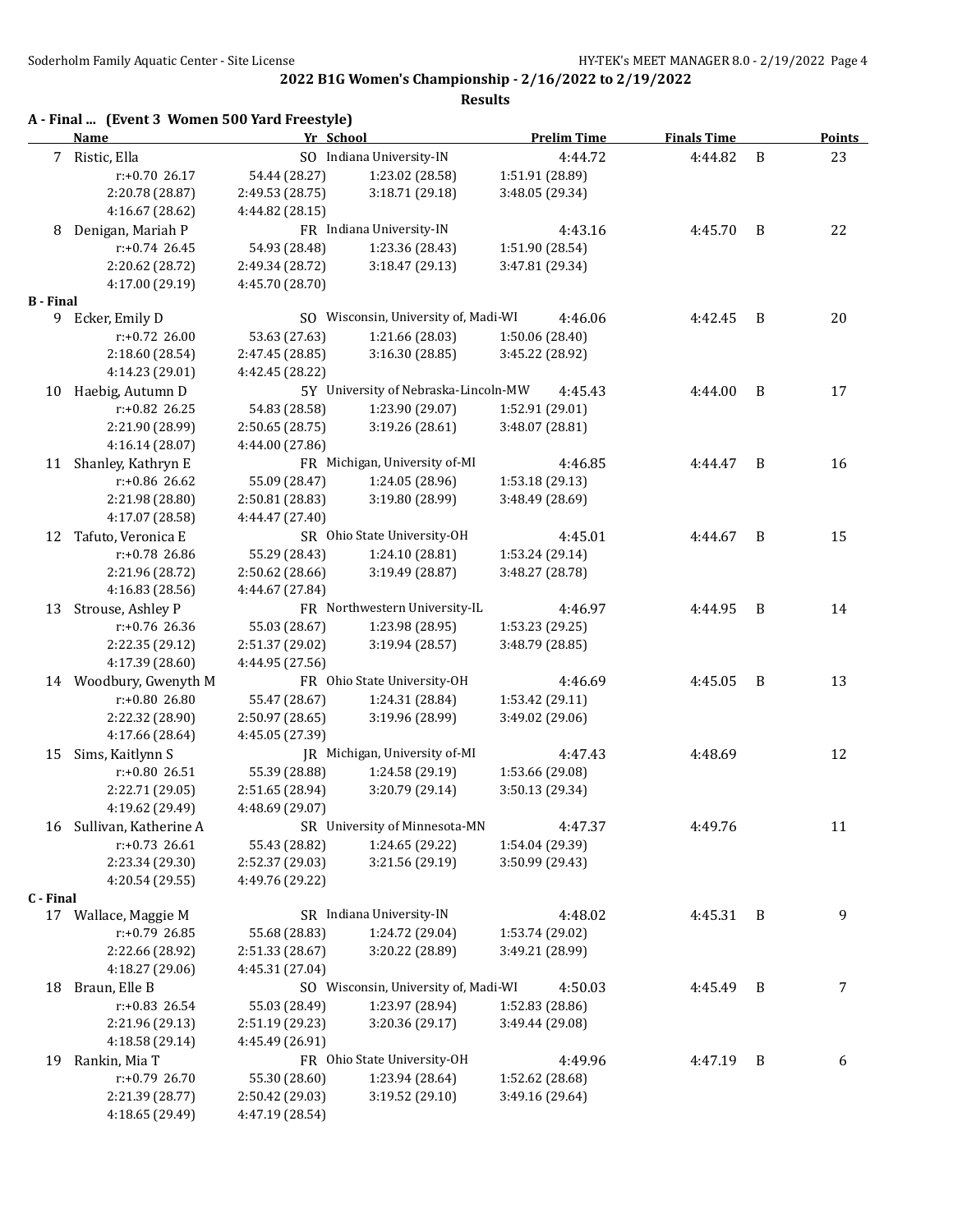## 2022 B1G Women's Championship - 2/16/2022 to 2/19/2022

### Results

**A - Final ... (Event 3 Women 500 Yard Freestyle)**

| | Name | Yr | School | Prelim Time | Finals Time | | Points |
|---|---|---|---|---|---|---|---|
| 7 | Ristic, Ella | SO | Indiana University-IN | 4:44.72 | 4:44.82 | B | 23 |
| | r:+0.70 26.17 | 54.44 (28.27) | 1:23.02 (28.58) | 1:51.91 (28.89) | | | |
| | 2:20.78 (28.87) | 2:49.53 (28.75) | 3:18.71 (29.18) | 3:48.05 (29.34) | | | |
| | 4:16.67 (28.62) | 4:44.82 (28.15) | | | | | |
| 8 | Denigan, Mariah P | FR | Indiana University-IN | 4:43.16 | 4:45.70 | B | 22 |
| | r:+0.74 26.45 | 54.93 (28.48) | 1:23.36 (28.43) | 1:51.90 (28.54) | | | |
| | 2:20.62 (28.72) | 2:49.34 (28.72) | 3:18.47 (29.13) | 3:47.81 (29.34) | | | |
| | 4:17.00 (29.19) | 4:45.70 (28.70) | | | | | |

**B - Final**

| | Name | Yr | School | Prelim Time | Finals Time | | Points |
|---|---|---|---|---|---|---|---|
| 9 | Ecker, Emily D | SO | Wisconsin, University of, Madi-WI | 4:46.06 | 4:42.45 | B | 20 |
| | r:+0.72 26.00 | 53.63 (27.63) | 1:21.66 (28.03) | 1:50.06 (28.40) | | | |
| | 2:18.60 (28.54) | 2:47.45 (28.85) | 3:16.30 (28.85) | 3:45.22 (28.92) | | | |
| | 4:14.23 (29.01) | 4:42.45 (28.22) | | | | | |
| 10 | Haebig, Autumn D | 5Y | University of Nebraska-Lincoln-MW | 4:45.43 | 4:44.00 | B | 17 |
| | r:+0.82 26.25 | 54.83 (28.58) | 1:23.90 (29.07) | 1:52.91 (29.01) | | | |
| | 2:21.90 (28.99) | 2:50.65 (28.75) | 3:19.26 (28.61) | 3:48.07 (28.81) | | | |
| | 4:16.14 (28.07) | 4:44.00 (27.86) | | | | | |
| 11 | Shanley, Kathryn E | FR | Michigan, University of-MI | 4:46.85 | 4:44.47 | B | 16 |
| | r:+0.86 26.62 | 55.09 (28.47) | 1:24.05 (28.96) | 1:53.18 (29.13) | | | |
| | 2:21.98 (28.80) | 2:50.81 (28.83) | 3:19.80 (28.99) | 3:48.49 (28.69) | | | |
| | 4:17.07 (28.58) | 4:44.47 (27.40) | | | | | |
| 12 | Tafuto, Veronica E | SR | Ohio State University-OH | 4:45.01 | 4:44.67 | B | 15 |
| | r:+0.78 26.86 | 55.29 (28.43) | 1:24.10 (28.81) | 1:53.24 (29.14) | | | |
| | 2:21.96 (28.72) | 2:50.62 (28.66) | 3:19.49 (28.87) | 3:48.27 (28.78) | | | |
| | 4:16.83 (28.56) | 4:44.67 (27.84) | | | | | |
| 13 | Strouse, Ashley P | FR | Northwestern University-IL | 4:46.97 | 4:44.95 | B | 14 |
| | r:+0.76 26.36 | 55.03 (28.67) | 1:23.98 (28.95) | 1:53.23 (29.25) | | | |
| | 2:22.35 (29.12) | 2:51.37 (29.02) | 3:19.94 (28.57) | 3:48.79 (28.85) | | | |
| | 4:17.39 (28.60) | 4:44.95 (27.56) | | | | | |
| 14 | Woodbury, Gwenyth M | FR | Ohio State University-OH | 4:46.69 | 4:45.05 | B | 13 |
| | r:+0.80 26.80 | 55.47 (28.67) | 1:24.31 (28.84) | 1:53.42 (29.11) | | | |
| | 2:22.32 (28.90) | 2:50.97 (28.65) | 3:19.96 (28.99) | 3:49.02 (29.06) | | | |
| | 4:17.66 (28.64) | 4:45.05 (27.39) | | | | | |
| 15 | Sims, Kaitlynn S | JR | Michigan, University of-MI | 4:47.43 | 4:48.69 | | 12 |
| | r:+0.80 26.51 | 55.39 (28.88) | 1:24.58 (29.19) | 1:53.66 (29.08) | | | |
| | 2:22.71 (29.05) | 2:51.65 (28.94) | 3:20.79 (29.14) | 3:50.13 (29.34) | | | |
| | 4:19.62 (29.49) | 4:48.69 (29.07) | | | | | |
| 16 | Sullivan, Katherine A | SR | University of Minnesota-MN | 4:47.37 | 4:49.76 | | 11 |
| | r:+0.73 26.61 | 55.43 (28.82) | 1:24.65 (29.22) | 1:54.04 (29.39) | | | |
| | 2:23.34 (29.30) | 2:52.37 (29.03) | 3:21.56 (29.19) | 3:50.99 (29.43) | | | |
| | 4:20.54 (29.55) | 4:49.76 (29.22) | | | | | |

**C - Final**

| | Name | Yr | School | Prelim Time | Finals Time | | Points |
|---|---|---|---|---|---|---|---|
| 17 | Wallace, Maggie M | SR | Indiana University-IN | 4:48.02 | 4:45.31 | B | 9 |
| | r:+0.79 26.85 | 55.68 (28.83) | 1:24.72 (29.04) | 1:53.74 (29.02) | | | |
| | 2:22.66 (28.92) | 2:51.33 (28.67) | 3:20.22 (28.89) | 3:49.21 (28.99) | | | |
| | 4:18.27 (29.06) | 4:45.31 (27.04) | | | | | |
| 18 | Braun, Elle B | SO | Wisconsin, University of, Madi-WI | 4:50.03 | 4:45.49 | B | 7 |
| | r:+0.83 26.54 | 55.03 (28.49) | 1:23.97 (28.94) | 1:52.83 (28.86) | | | |
| | 2:21.96 (29.13) | 2:51.19 (29.23) | 3:20.36 (29.17) | 3:49.44 (29.08) | | | |
| | 4:18.58 (29.14) | 4:45.49 (26.91) | | | | | |
| 19 | Rankin, Mia T | FR | Ohio State University-OH | 4:49.96 | 4:47.19 | B | 6 |
| | r:+0.79 26.70 | 55.30 (28.60) | 1:23.94 (28.64) | 1:52.62 (28.68) | | | |
| | 2:21.39 (28.77) | 2:50.42 (29.03) | 3:19.52 (29.10) | 3:49.16 (29.64) | | | |
| | 4:18.65 (29.49) | 4:47.19 (28.54) | | | | | |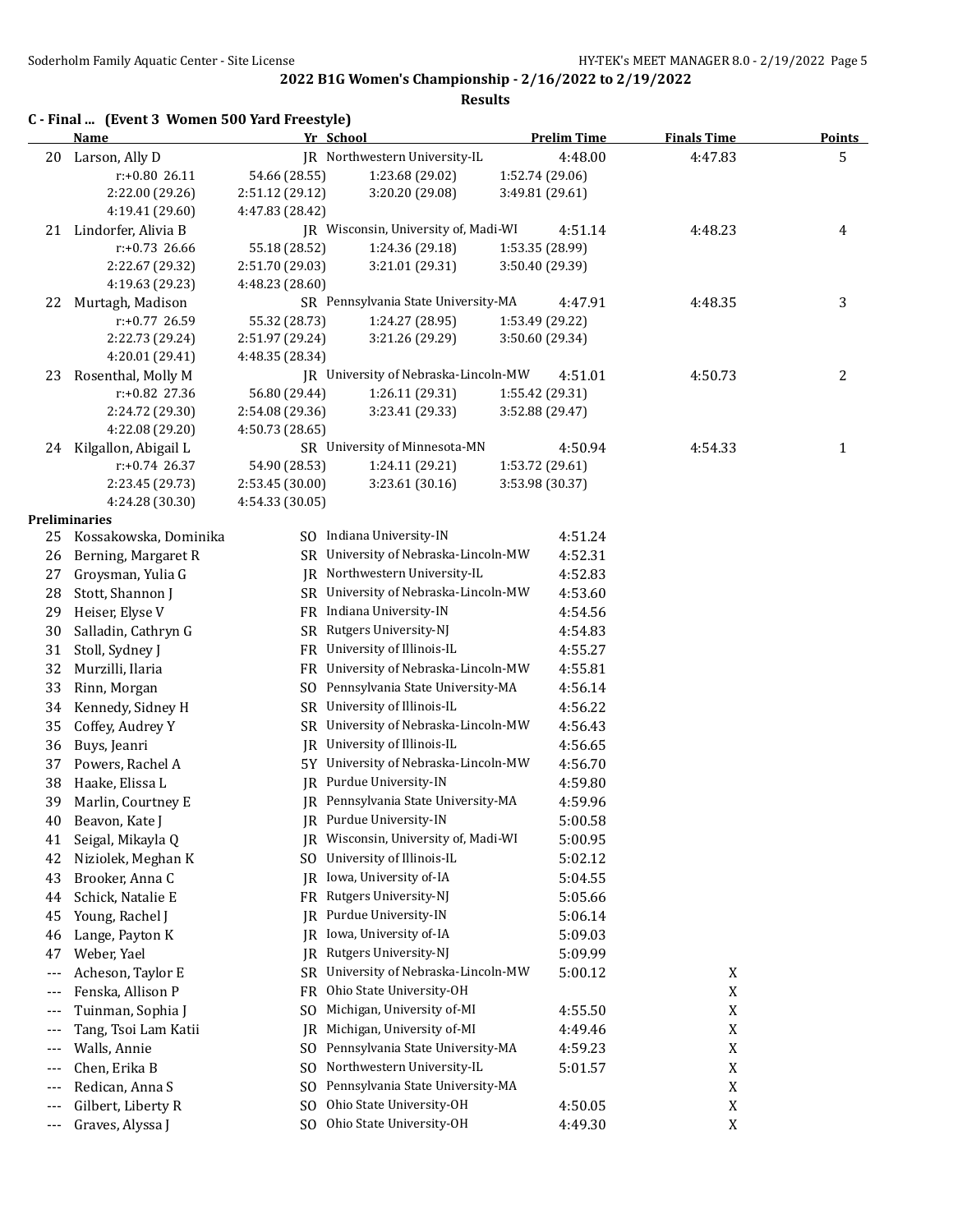## 2022 B1G Women's Championship - 2/16/2022 to 2/19/2022

**Results**

### C - Final ... (Event 3 Women 500 Yard Freestyle)

| | Name | Yr | School | Prelim Time | Finals Time | Points |
|---|---|---|---|---|---|---|
| 20 | Larson, Ally D | JR | Northwestern University-IL | 4:48.00 | 4:47.83 | 5 |
| | r:+0.80 26.11 | 54.66 (28.55) | 1:23.68 (29.02) | 1:52.74 (29.06) | | |
| | 2:22.00 (29.26) | 2:51.12 (29.12) | 3:20.20 (29.08) | 3:49.81 (29.61) | | |
| | 4:19.41 (29.60) | 4:47.83 (28.42) | | | | |
| 21 | Lindorfer, Alivia B | JR | Wisconsin, University of, Madi-WI | 4:51.14 | 4:48.23 | 4 |
| | r:+0.73 26.66 | 55.18 (28.52) | 1:24.36 (29.18) | 1:53.35 (28.99) | | |
| | 2:22.67 (29.32) | 2:51.70 (29.03) | 3:21.01 (29.31) | 3:50.40 (29.39) | | |
| | 4:19.63 (29.23) | 4:48.23 (28.60) | | | | |
| 22 | Murtagh, Madison | SR | Pennsylvania State University-MA | 4:47.91 | 4:48.35 | 3 |
| | r:+0.77 26.59 | 55.32 (28.73) | 1:24.27 (28.95) | 1:53.49 (29.22) | | |
| | 2:22.73 (29.24) | 2:51.97 (29.24) | 3:21.26 (29.29) | 3:50.60 (29.34) | | |
| | 4:20.01 (29.41) | 4:48.35 (28.34) | | | | |
| 23 | Rosenthal, Molly M | JR | University of Nebraska-Lincoln-MW | 4:51.01 | 4:50.73 | 2 |
| | r:+0.82 27.36 | 56.80 (29.44) | 1:26.11 (29.31) | 1:55.42 (29.31) | | |
| | 2:24.72 (29.30) | 2:54.08 (29.36) | 3:23.41 (29.33) | 3:52.88 (29.47) | | |
| | 4:22.08 (29.20) | 4:50.73 (28.65) | | | | |
| 24 | Kilgallon, Abigail L | SR | University of Minnesota-MN | 4:50.94 | 4:54.33 | 1 |
| | r:+0.74 26.37 | 54.90 (28.53) | 1:24.11 (29.21) | 1:53.72 (29.61) | | |
| | 2:23.45 (29.73) | 2:53.45 (30.00) | 3:23.61 (30.16) | 3:53.98 (30.37) | | |
| | 4:24.28 (30.30) | 4:54.33 (30.05) | | | | |

### Preliminaries

| | Name | Yr | School | Prelim Time | Finals Time |
|---|---|---|---|---|---|
| 25 | Kossakowska, Dominika | SO | Indiana University-IN | 4:51.24 | |
| 26 | Berning, Margaret R | SR | University of Nebraska-Lincoln-MW | 4:52.31 | |
| 27 | Groysman, Yulia G | JR | Northwestern University-IL | 4:52.83 | |
| 28 | Stott, Shannon J | SR | University of Nebraska-Lincoln-MW | 4:53.60 | |
| 29 | Heiser, Elyse V | FR | Indiana University-IN | 4:54.56 | |
| 30 | Salladin, Cathryn G | SR | Rutgers University-NJ | 4:54.83 | |
| 31 | Stoll, Sydney J | FR | University of Illinois-IL | 4:55.27 | |
| 32 | Murzilli, Ilaria | FR | University of Nebraska-Lincoln-MW | 4:55.81 | |
| 33 | Rinn, Morgan | SO | Pennsylvania State University-MA | 4:56.14 | |
| 34 | Kennedy, Sidney H | SR | University of Illinois-IL | 4:56.22 | |
| 35 | Coffey, Audrey Y | SR | University of Nebraska-Lincoln-MW | 4:56.43 | |
| 36 | Buys, Jeanri | JR | University of Illinois-IL | 4:56.65 | |
| 37 | Powers, Rachel A | 5Y | University of Nebraska-Lincoln-MW | 4:56.70 | |
| 38 | Haake, Elissa L | JR | Purdue University-IN | 4:59.80 | |
| 39 | Marlin, Courtney E | JR | Pennsylvania State University-MA | 4:59.96 | |
| 40 | Beavon, Kate J | JR | Purdue University-IN | 5:00.58 | |
| 41 | Seigal, Mikayla Q | JR | Wisconsin, University of, Madi-WI | 5:00.95 | |
| 42 | Niziolek, Meghan K | SO | University of Illinois-IL | 5:02.12 | |
| 43 | Brooker, Anna C | JR | Iowa, University of-IA | 5:04.55 | |
| 44 | Schick, Natalie E | FR | Rutgers University-NJ | 5:05.66 | |
| 45 | Young, Rachel J | JR | Purdue University-IN | 5:06.14 | |
| 46 | Lange, Payton K | JR | Iowa, University of-IA | 5:09.03 | |
| 47 | Weber, Yael | JR | Rutgers University-NJ | 5:09.99 | |
| --- | Acheson, Taylor E | SR | University of Nebraska-Lincoln-MW | 5:00.12 | X |
| --- | Fenska, Allison P | FR | Ohio State University-OH | | X |
| --- | Tuinman, Sophia J | SO | Michigan, University of-MI | 4:55.50 | X |
| --- | Tang, Tsoi Lam Katii | JR | Michigan, University of-MI | 4:49.46 | X |
| --- | Walls, Annie | SO | Pennsylvania State University-MA | 4:59.23 | X |
| --- | Chen, Erika B | SO | Northwestern University-IL | 5:01.57 | X |
| --- | Redican, Anna S | SO | Pennsylvania State University-MA | | X |
| --- | Gilbert, Liberty R | SO | Ohio State University-OH | 4:50.05 | X |
| --- | Graves, Alyssa J | SO | Ohio State University-OH | 4:49.30 | X |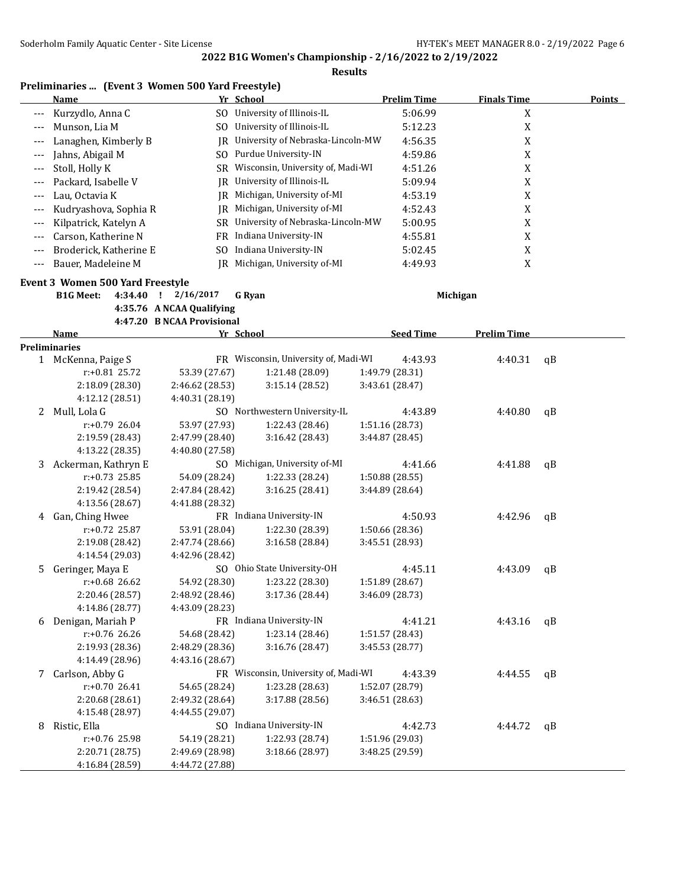## 2022 B1G Women's Championship - 2/16/2022 to 2/19/2022

**Results**

### Preliminaries ... (Event 3 Women 500 Yard Freestyle)

| | Name | Yr | School | Prelim Time | Finals Time | Points |
|---|---|---|---|---|---|---|
| --- | Kurzydlo, Anna C | SO | University of Illinois-IL | 5:06.99 | X | |
| --- | Munson, Lia M | SO | University of Illinois-IL | 5:12.23 | X | |
| --- | Lanaghen, Kimberly B | JR | University of Nebraska-Lincoln-MW | 4:56.35 | X | |
| --- | Jahns, Abigail M | SO | Purdue University-IN | 4:59.86 | X | |
| --- | Stoll, Holly K | SR | Wisconsin, University of, Madi-WI | 4:51.26 | X | |
| --- | Packard, Isabelle V | JR | University of Illinois-IL | 5:09.94 | X | |
| --- | Lau, Octavia K | JR | Michigan, University of-MI | 4:53.19 | X | |
| --- | Kudryashova, Sophia R | JR | Michigan, University of-MI | 4:52.43 | X | |
| --- | Kilpatrick, Katelyn A | SR | University of Nebraska-Lincoln-MW | 5:00.95 | X | |
| --- | Carson, Katherine N | FR | Indiana University-IN | 4:55.81 | X | |
| --- | Broderick, Katherine E | SO | Indiana University-IN | 5:02.45 | X | |
| --- | Bauer, Madeleine M | JR | Michigan, University of-MI | 4:49.93 | X | |

### Event 3 Women 500 Yard Freestyle

**B1G Meet:** 4:34.40 ! 2/16/2017 **G Ryan** **Michigan**

4:35.76 **A NCAA Qualifying**

4:47.20 **B NCAA Provisional**

| | Name | Yr | School | Seed Time | Prelim Time | |
|---|---|---|---|---|---|---|
| **Preliminaries** | | | | | | |
| 1 | McKenna, Paige S | FR | Wisconsin, University of, Madi-WI | 4:43.93 | 4:40.31 | qB |
| | r:+0.81 25.72 | 53.39 (27.67) | 1:21.48 (28.09) | 1:49.79 (28.31) | | |
| | 2:18.09 (28.30) | 2:46.62 (28.53) | 3:15.14 (28.52) | 3:43.61 (28.47) | | |
| | 4:12.12 (28.51) | 4:40.31 (28.19) | | | | |
| 2 | Mull, Lola G | SO | Northwestern University-IL | 4:43.89 | 4:40.80 | qB |
| | r:+0.79 26.04 | 53.97 (27.93) | 1:22.43 (28.46) | 1:51.16 (28.73) | | |
| | 2:19.59 (28.43) | 2:47.99 (28.40) | 3:16.42 (28.43) | 3:44.87 (28.45) | | |
| | 4:13.22 (28.35) | 4:40.80 (27.58) | | | | |
| 3 | Ackerman, Kathryn E | SO | Michigan, University of-MI | 4:41.66 | 4:41.88 | qB |
| | r:+0.73 25.85 | 54.09 (28.24) | 1:22.33 (28.24) | 1:50.88 (28.55) | | |
| | 2:19.42 (28.54) | 2:47.84 (28.42) | 3:16.25 (28.41) | 3:44.89 (28.64) | | |
| | 4:13.56 (28.67) | 4:41.88 (28.32) | | | | |
| 4 | Gan, Ching Hwee | FR | Indiana University-IN | 4:50.93 | 4:42.96 | qB |
| | r:+0.72 25.87 | 53.91 (28.04) | 1:22.30 (28.39) | 1:50.66 (28.36) | | |
| | 2:19.08 (28.42) | 2:47.74 (28.66) | 3:16.58 (28.84) | 3:45.51 (28.93) | | |
| | 4:14.54 (29.03) | 4:42.96 (28.42) | | | | |
| 5 | Geringer, Maya E | SO | Ohio State University-OH | 4:45.11 | 4:43.09 | qB |
| | r:+0.68 26.62 | 54.92 (28.30) | 1:23.22 (28.30) | 1:51.89 (28.67) | | |
| | 2:20.46 (28.57) | 2:48.92 (28.46) | 3:17.36 (28.44) | 3:46.09 (28.73) | | |
| | 4:14.86 (28.77) | 4:43.09 (28.23) | | | | |
| 6 | Denigan, Mariah P | FR | Indiana University-IN | 4:41.21 | 4:43.16 | qB |
| | r:+0.76 26.26 | 54.68 (28.42) | 1:23.14 (28.46) | 1:51.57 (28.43) | | |
| | 2:19.93 (28.36) | 2:48.29 (28.36) | 3:16.76 (28.47) | 3:45.53 (28.77) | | |
| | 4:14.49 (28.96) | 4:43.16 (28.67) | | | | |
| 7 | Carlson, Abby G | FR | Wisconsin, University of, Madi-WI | 4:43.39 | 4:44.55 | qB |
| | r:+0.70 26.41 | 54.65 (28.24) | 1:23.28 (28.63) | 1:52.07 (28.79) | | |
| | 2:20.68 (28.61) | 2:49.32 (28.64) | 3:17.88 (28.56) | 3:46.51 (28.63) | | |
| | 4:15.48 (28.97) | 4:44.55 (29.07) | | | | |
| 8 | Ristic, Ella | SO | Indiana University-IN | 4:42.73 | 4:44.72 | qB |
| | r:+0.76 25.98 | 54.19 (28.21) | 1:22.93 (28.74) | 1:51.96 (29.03) | | |
| | 2:20.71 (28.75) | 2:49.69 (28.98) | 3:18.66 (28.97) | 3:48.25 (29.59) | | |
| | 4:16.84 (28.59) | 4:44.72 (27.88) | | | | |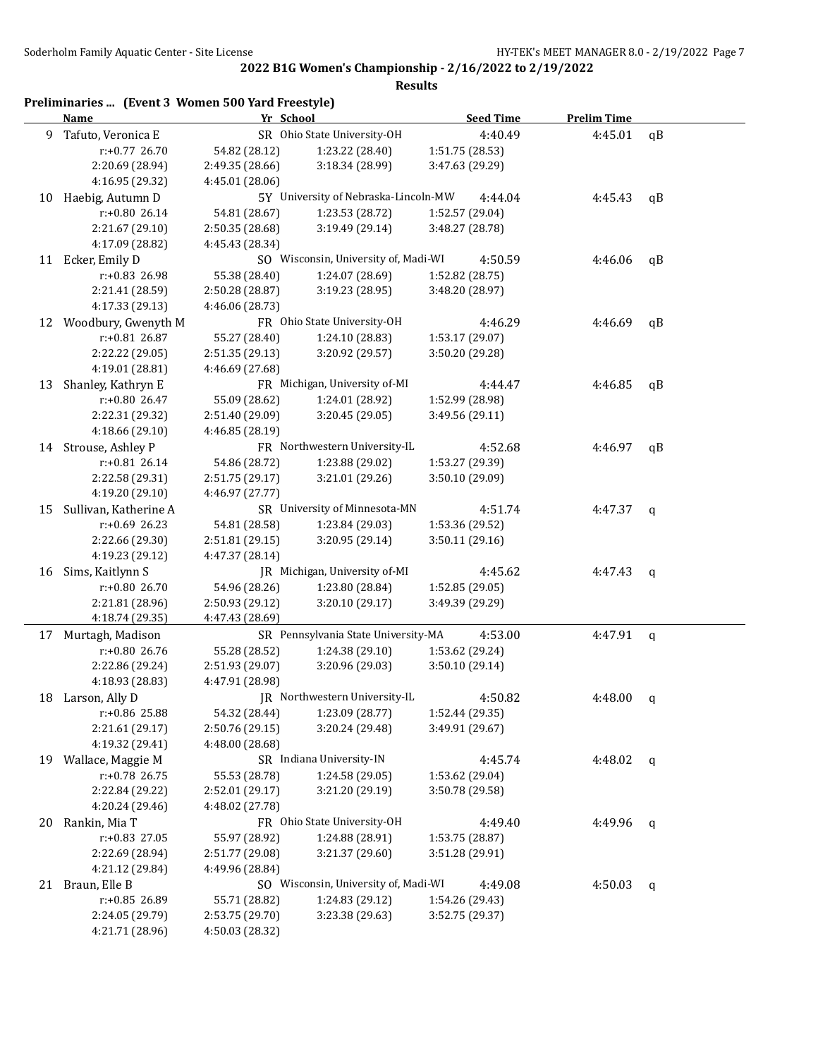## 2022 B1G Women's Championship - 2/16/2022 to 2/19/2022

### Results

**Preliminaries ... (Event 3 Women 500 Yard Freestyle)**

| | Name | Yr | School | Seed Time | Prelim Time | |
|---|---|---|---|---|---|---|
| 9 | Tafuto, Veronica E | SR | Ohio State University-OH | 4:40.49 | 4:45.01 | qB |
| | r:+0.77 26.70 | 54.82 (28.12) | 1:23.22 (28.40) | 1:51.75 (28.53) | | |
| | 2:20.69 (28.94) | 2:49.35 (28.66) | 3:18.34 (28.99) | 3:47.63 (29.29) | | |
| | 4:16.95 (29.32) | 4:45.01 (28.06) | | | | |
| 10 | Haebig, Autumn D | 5Y | University of Nebraska-Lincoln-MW | 4:44.04 | 4:45.43 | qB |
| | r:+0.80 26.14 | 54.81 (28.67) | 1:23.53 (28.72) | 1:52.57 (29.04) | | |
| | 2:21.67 (29.10) | 2:50.35 (28.68) | 3:19.49 (29.14) | 3:48.27 (28.78) | | |
| | 4:17.09 (28.82) | 4:45.43 (28.34) | | | | |
| 11 | Ecker, Emily D | SO | Wisconsin, University of, Madi-WI | 4:50.59 | 4:46.06 | qB |
| | r:+0.83 26.98 | 55.38 (28.40) | 1:24.07 (28.69) | 1:52.82 (28.75) | | |
| | 2:21.41 (28.59) | 2:50.28 (28.87) | 3:19.23 (28.95) | 3:48.20 (28.97) | | |
| | 4:17.33 (29.13) | 4:46.06 (28.73) | | | | |
| 12 | Woodbury, Gwenyth M | FR | Ohio State University-OH | 4:46.29 | 4:46.69 | qB |
| | r:+0.81 26.87 | 55.27 (28.40) | 1:24.10 (28.83) | 1:53.17 (29.07) | | |
| | 2:22.22 (29.05) | 2:51.35 (29.13) | 3:20.92 (29.57) | 3:50.20 (29.28) | | |
| | 4:19.01 (28.81) | 4:46.69 (27.68) | | | | |
| 13 | Shanley, Kathryn E | FR | Michigan, University of-MI | 4:44.47 | 4:46.85 | qB |
| | r:+0.80 26.47 | 55.09 (28.62) | 1:24.01 (28.92) | 1:52.99 (28.98) | | |
| | 2:22.31 (29.32) | 2:51.40 (29.09) | 3:20.45 (29.05) | 3:49.56 (29.11) | | |
| | 4:18.66 (29.10) | 4:46.85 (28.19) | | | | |
| 14 | Strouse, Ashley P | FR | Northwestern University-IL | 4:52.68 | 4:46.97 | qB |
| | r:+0.81 26.14 | 54.86 (28.72) | 1:23.88 (29.02) | 1:53.27 (29.39) | | |
| | 2:22.58 (29.31) | 2:51.75 (29.17) | 3:21.01 (29.26) | 3:50.10 (29.09) | | |
| | 4:19.20 (29.10) | 4:46.97 (27.77) | | | | |
| 15 | Sullivan, Katherine A | SR | University of Minnesota-MN | 4:51.74 | 4:47.37 | q |
| | r:+0.69 26.23 | 54.81 (28.58) | 1:23.84 (29.03) | 1:53.36 (29.52) | | |
| | 2:22.66 (29.30) | 2:51.81 (29.15) | 3:20.95 (29.14) | 3:50.11 (29.16) | | |
| | 4:19.23 (29.12) | 4:47.37 (28.14) | | | | |
| 16 | Sims, Kaitlynn S | JR | Michigan, University of-MI | 4:45.62 | 4:47.43 | q |
| | r:+0.80 26.70 | 54.96 (28.26) | 1:23.80 (28.84) | 1:52.85 (29.05) | | |
| | 2:21.81 (28.96) | 2:50.93 (29.12) | 3:20.10 (29.17) | 3:49.39 (29.29) | | |
| | 4:18.74 (29.35) | 4:47.43 (28.69) | | | | |
| 17 | Murtagh, Madison | SR | Pennsylvania State University-MA | 4:53.00 | 4:47.91 | q |
| | r:+0.80 26.76 | 55.28 (28.52) | 1:24.38 (29.10) | 1:53.62 (29.24) | | |
| | 2:22.86 (29.24) | 2:51.93 (29.07) | 3:20.96 (29.03) | 3:50.10 (29.14) | | |
| | 4:18.93 (28.83) | 4:47.91 (28.98) | | | | |
| 18 | Larson, Ally D | JR | Northwestern University-IL | 4:50.82 | 4:48.00 | q |
| | r:+0.86 25.88 | 54.32 (28.44) | 1:23.09 (28.77) | 1:52.44 (29.35) | | |
| | 2:21.61 (29.17) | 2:50.76 (29.15) | 3:20.24 (29.48) | 3:49.91 (29.67) | | |
| | 4:19.32 (29.41) | 4:48.00 (28.68) | | | | |
| 19 | Wallace, Maggie M | SR | Indiana University-IN | 4:45.74 | 4:48.02 | q |
| | r:+0.78 26.75 | 55.53 (28.78) | 1:24.58 (29.05) | 1:53.62 (29.04) | | |
| | 2:22.84 (29.22) | 2:52.01 (29.17) | 3:21.20 (29.19) | 3:50.78 (29.58) | | |
| | 4:20.24 (29.46) | 4:48.02 (27.78) | | | | |
| 20 | Rankin, Mia T | FR | Ohio State University-OH | 4:49.40 | 4:49.96 | q |
| | r:+0.83 27.05 | 55.97 (28.92) | 1:24.88 (28.91) | 1:53.75 (28.87) | | |
| | 2:22.69 (28.94) | 2:51.77 (29.08) | 3:21.37 (29.60) | 3:51.28 (29.91) | | |
| | 4:21.12 (29.84) | 4:49.96 (28.84) | | | | |
| 21 | Braun, Elle B | SO | Wisconsin, University of, Madi-WI | 4:49.08 | 4:50.03 | q |
| | r:+0.85 26.89 | 55.71 (28.82) | 1:24.83 (29.12) | 1:54.26 (29.43) | | |
| | 2:24.05 (29.79) | 2:53.75 (29.70) | 3:23.38 (29.63) | 3:52.75 (29.37) | | |
| | 4:21.71 (28.96) | 4:50.03 (28.32) | | | | |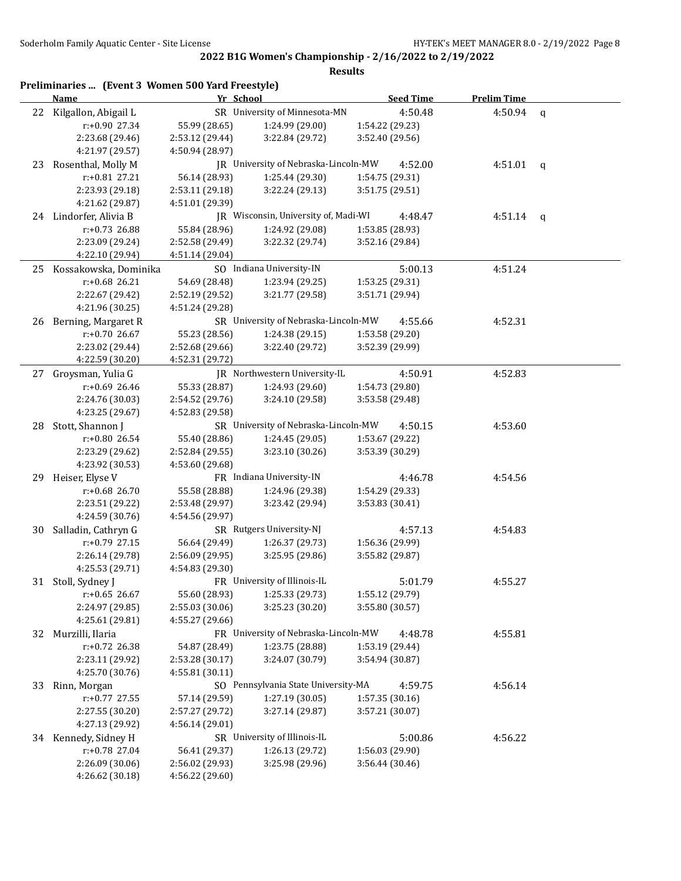# 2022 B1G Women's Championship - 2/16/2022 to 2/19/2022

## Results

### Preliminaries ... (Event 3 Women 500 Yard Freestyle)

| | Name | Yr | School | Seed Time | Prelim Time | |
|---|---|---|---|---|---|---|
| 22 | Kilgallon, Abigail L | SR | University of Minnesota-MN | 4:50.48 | 4:50.94 | q |
| | r:+0.90 27.34 | 55.99 (28.65) | 1:24.99 (29.00) | 1:54.22 (29.23) | | |
| | 2:23.68 (29.46) | 2:53.12 (29.44) | 3:22.84 (29.72) | 3:52.40 (29.56) | | |
| | 4:21.97 (29.57) | 4:50.94 (28.97) | | | | |
| 23 | Rosenthal, Molly M | JR | University of Nebraska-Lincoln-MW | 4:52.00 | 4:51.01 | q |
| | r:+0.81 27.21 | 56.14 (28.93) | 1:25.44 (29.30) | 1:54.75 (29.31) | | |
| | 2:23.93 (29.18) | 2:53.11 (29.18) | 3:22.24 (29.13) | 3:51.75 (29.51) | | |
| | 4:21.62 (29.87) | 4:51.01 (29.39) | | | | |
| 24 | Lindorfer, Alivia B | JR | Wisconsin, University of, Madi-WI | 4:48.47 | 4:51.14 | q |
| | r:+0.73 26.88 | 55.84 (28.96) | 1:24.92 (29.08) | 1:53.85 (28.93) | | |
| | 2:23.09 (29.24) | 2:52.58 (29.49) | 3:22.32 (29.74) | 3:52.16 (29.84) | | |
| | 4:22.10 (29.94) | 4:51.14 (29.04) | | | | |
| 25 | Kossakowska, Dominika | SO | Indiana University-IN | 5:00.13 | 4:51.24 | |
| | r:+0.68 26.21 | 54.69 (28.48) | 1:23.94 (29.25) | 1:53.25 (29.31) | | |
| | 2:22.67 (29.42) | 2:52.19 (29.52) | 3:21.77 (29.58) | 3:51.71 (29.94) | | |
| | 4:21.96 (30.25) | 4:51.24 (29.28) | | | | |
| 26 | Berning, Margaret R | SR | University of Nebraska-Lincoln-MW | 4:55.66 | 4:52.31 | |
| | r:+0.70 26.67 | 55.23 (28.56) | 1:24.38 (29.15) | 1:53.58 (29.20) | | |
| | 2:23.02 (29.44) | 2:52.68 (29.66) | 3:22.40 (29.72) | 3:52.39 (29.99) | | |
| | 4:22.59 (30.20) | 4:52.31 (29.72) | | | | |
| 27 | Groysman, Yulia G | JR | Northwestern University-IL | 4:50.91 | 4:52.83 | |
| | r:+0.69 26.46 | 55.33 (28.87) | 1:24.93 (29.60) | 1:54.73 (29.80) | | |
| | 2:24.76 (30.03) | 2:54.52 (29.76) | 3:24.10 (29.58) | 3:53.58 (29.48) | | |
| | 4:23.25 (29.67) | 4:52.83 (29.58) | | | | |
| 28 | Stott, Shannon J | SR | University of Nebraska-Lincoln-MW | 4:50.15 | 4:53.60 | |
| | r:+0.80 26.54 | 55.40 (28.86) | 1:24.45 (29.05) | 1:53.67 (29.22) | | |
| | 2:23.29 (29.62) | 2:52.84 (29.55) | 3:23.10 (30.26) | 3:53.39 (30.29) | | |
| | 4:23.92 (30.53) | 4:53.60 (29.68) | | | | |
| 29 | Heiser, Elyse V | FR | Indiana University-IN | 4:46.78 | 4:54.56 | |
| | r:+0.68 26.70 | 55.58 (28.88) | 1:24.96 (29.38) | 1:54.29 (29.33) | | |
| | 2:23.51 (29.22) | 2:53.48 (29.97) | 3:23.42 (29.94) | 3:53.83 (30.41) | | |
| | 4:24.59 (30.76) | 4:54.56 (29.97) | | | | |
| 30 | Salladin, Cathryn G | SR | Rutgers University-NJ | 4:57.13 | 4:54.83 | |
| | r:+0.79 27.15 | 56.64 (29.49) | 1:26.37 (29.73) | 1:56.36 (29.99) | | |
| | 2:26.14 (29.78) | 2:56.09 (29.95) | 3:25.95 (29.86) | 3:55.82 (29.87) | | |
| | 4:25.53 (29.71) | 4:54.83 (29.30) | | | | |
| 31 | Stoll, Sydney J | FR | University of Illinois-IL | 5:01.79 | 4:55.27 | |
| | r:+0.65 26.67 | 55.60 (28.93) | 1:25.33 (29.73) | 1:55.12 (29.79) | | |
| | 2:24.97 (29.85) | 2:55.03 (30.06) | 3:25.23 (30.20) | 3:55.80 (30.57) | | |
| | 4:25.61 (29.81) | 4:55.27 (29.66) | | | | |
| 32 | Murzilli, Ilaria | FR | University of Nebraska-Lincoln-MW | 4:48.78 | 4:55.81 | |
| | r:+0.72 26.38 | 54.87 (28.49) | 1:23.75 (28.88) | 1:53.19 (29.44) | | |
| | 2:23.11 (29.92) | 2:53.28 (30.17) | 3:24.07 (30.79) | 3:54.94 (30.87) | | |
| | 4:25.70 (30.76) | 4:55.81 (30.11) | | | | |
| 33 | Rinn, Morgan | SO | Pennsylvania State University-MA | 4:59.75 | 4:56.14 | |
| | r:+0.77 27.55 | 57.14 (29.59) | 1:27.19 (30.05) | 1:57.35 (30.16) | | |
| | 2:27.55 (30.20) | 2:57.27 (29.72) | 3:27.14 (29.87) | 3:57.21 (30.07) | | |
| | 4:27.13 (29.92) | 4:56.14 (29.01) | | | | |
| 34 | Kennedy, Sidney H | SR | University of Illinois-IL | 5:00.86 | 4:56.22 | |
| | r:+0.78 27.04 | 56.41 (29.37) | 1:26.13 (29.72) | 1:56.03 (29.90) | | |
| | 2:26.09 (30.06) | 2:56.02 (29.93) | 3:25.98 (29.96) | 3:56.44 (30.46) | | |
| | 4:26.62 (30.18) | 4:56.22 (29.60) | | | | |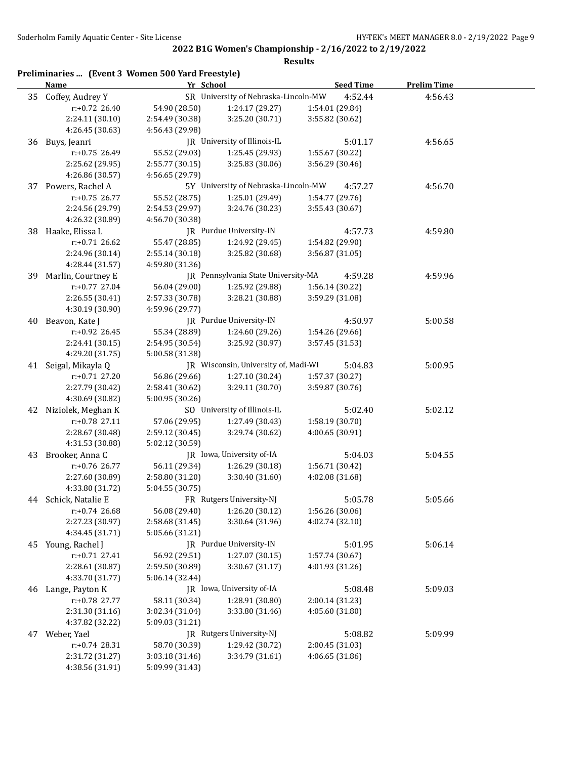## 2022 B1G Women's Championship - 2/16/2022 to 2/19/2022

### Results

**Preliminaries ... (Event 3 Women 500 Yard Freestyle)**

| | Name | Yr | School | Seed Time | Prelim Time |
|---|---|---|---|---|---|
| 35 | Coffey, Audrey Y | SR | University of Nebraska-Lincoln-MW | 4:52.44 | 4:56.43 |
| | r:+0.72 26.40 | 54.90 (28.50) | 1:24.17 (29.27) | 1:54.01 (29.84) | |
| | 2:24.11 (30.10) | 2:54.49 (30.38) | 3:25.20 (30.71) | 3:55.82 (30.62) | |
| | 4:26.45 (30.63) | 4:56.43 (29.98) | | | |
| 36 | Buys, Jeanri | JR | University of Illinois-IL | 5:01.17 | 4:56.65 |
| | r:+0.75 26.49 | 55.52 (29.03) | 1:25.45 (29.93) | 1:55.67 (30.22) | |
| | 2:25.62 (29.95) | 2:55.77 (30.15) | 3:25.83 (30.06) | 3:56.29 (30.46) | |
| | 4:26.86 (30.57) | 4:56.65 (29.79) | | | |
| 37 | Powers, Rachel A | 5Y | University of Nebraska-Lincoln-MW | 4:57.27 | 4:56.70 |
| | r:+0.75 26.77 | 55.52 (28.75) | 1:25.01 (29.49) | 1:54.77 (29.76) | |
| | 2:24.56 (29.79) | 2:54.53 (29.97) | 3:24.76 (30.23) | 3:55.43 (30.67) | |
| | 4:26.32 (30.89) | 4:56.70 (30.38) | | | |
| 38 | Haake, Elissa L | JR | Purdue University-IN | 4:57.73 | 4:59.80 |
| | r:+0.71 26.62 | 55.47 (28.85) | 1:24.92 (29.45) | 1:54.82 (29.90) | |
| | 2:24.96 (30.14) | 2:55.14 (30.18) | 3:25.82 (30.68) | 3:56.87 (31.05) | |
| | 4:28.44 (31.57) | 4:59.80 (31.36) | | | |
| 39 | Marlin, Courtney E | JR | Pennsylvania State University-MA | 4:59.28 | 4:59.96 |
| | r:+0.77 27.04 | 56.04 (29.00) | 1:25.92 (29.88) | 1:56.14 (30.22) | |
| | 2:26.55 (30.41) | 2:57.33 (30.78) | 3:28.21 (30.88) | 3:59.29 (31.08) | |
| | 4:30.19 (30.90) | 4:59.96 (29.77) | | | |
| 40 | Beavon, Kate J | JR | Purdue University-IN | 4:50.97 | 5:00.58 |
| | r:+0.92 26.45 | 55.34 (28.89) | 1:24.60 (29.26) | 1:54.26 (29.66) | |
| | 2:24.41 (30.15) | 2:54.95 (30.54) | 3:25.92 (30.97) | 3:57.45 (31.53) | |
| | 4:29.20 (31.75) | 5:00.58 (31.38) | | | |
| 41 | Seigal, Mikayla Q | JR | Wisconsin, University of, Madi-WI | 5:04.83 | 5:00.95 |
| | r:+0.71 27.20 | 56.86 (29.66) | 1:27.10 (30.24) | 1:57.37 (30.27) | |
| | 2:27.79 (30.42) | 2:58.41 (30.62) | 3:29.11 (30.70) | 3:59.87 (30.76) | |
| | 4:30.69 (30.82) | 5:00.95 (30.26) | | | |
| 42 | Niziolek, Meghan K | SO | University of Illinois-IL | 5:02.40 | 5:02.12 |
| | r:+0.78 27.11 | 57.06 (29.95) | 1:27.49 (30.43) | 1:58.19 (30.70) | |
| | 2:28.67 (30.48) | 2:59.12 (30.45) | 3:29.74 (30.62) | 4:00.65 (30.91) | |
| | 4:31.53 (30.88) | 5:02.12 (30.59) | | | |
| 43 | Brooker, Anna C | JR | Iowa, University of-IA | 5:04.03 | 5:04.55 |
| | r:+0.76 26.77 | 56.11 (29.34) | 1:26.29 (30.18) | 1:56.71 (30.42) | |
| | 2:27.60 (30.89) | 2:58.80 (31.20) | 3:30.40 (31.60) | 4:02.08 (31.68) | |
| | 4:33.80 (31.72) | 5:04.55 (30.75) | | | |
| 44 | Schick, Natalie E | FR | Rutgers University-NJ | 5:05.78 | 5:05.66 |
| | r:+0.74 26.68 | 56.08 (29.40) | 1:26.20 (30.12) | 1:56.26 (30.06) | |
| | 2:27.23 (30.97) | 2:58.68 (31.45) | 3:30.64 (31.96) | 4:02.74 (32.10) | |
| | 4:34.45 (31.71) | 5:05.66 (31.21) | | | |
| 45 | Young, Rachel J | JR | Purdue University-IN | 5:01.95 | 5:06.14 |
| | r:+0.71 27.41 | 56.92 (29.51) | 1:27.07 (30.15) | 1:57.74 (30.67) | |
| | 2:28.61 (30.87) | 2:59.50 (30.89) | 3:30.67 (31.17) | 4:01.93 (31.26) | |
| | 4:33.70 (31.77) | 5:06.14 (32.44) | | | |
| 46 | Lange, Payton K | JR | Iowa, University of-IA | 5:08.48 | 5:09.03 |
| | r:+0.78 27.77 | 58.11 (30.34) | 1:28.91 (30.80) | 2:00.14 (31.23) | |
| | 2:31.30 (31.16) | 3:02.34 (31.04) | 3:33.80 (31.46) | 4:05.60 (31.80) | |
| | 4:37.82 (32.22) | 5:09.03 (31.21) | | | |
| 47 | Weber, Yael | JR | Rutgers University-NJ | 5:08.82 | 5:09.99 |
| | r:+0.74 28.31 | 58.70 (30.39) | 1:29.42 (30.72) | 2:00.45 (31.03) | |
| | 2:31.72 (31.27) | 3:03.18 (31.46) | 3:34.79 (31.61) | 4:06.65 (31.86) | |
| | 4:38.56 (31.91) | 5:09.99 (31.43) | | | |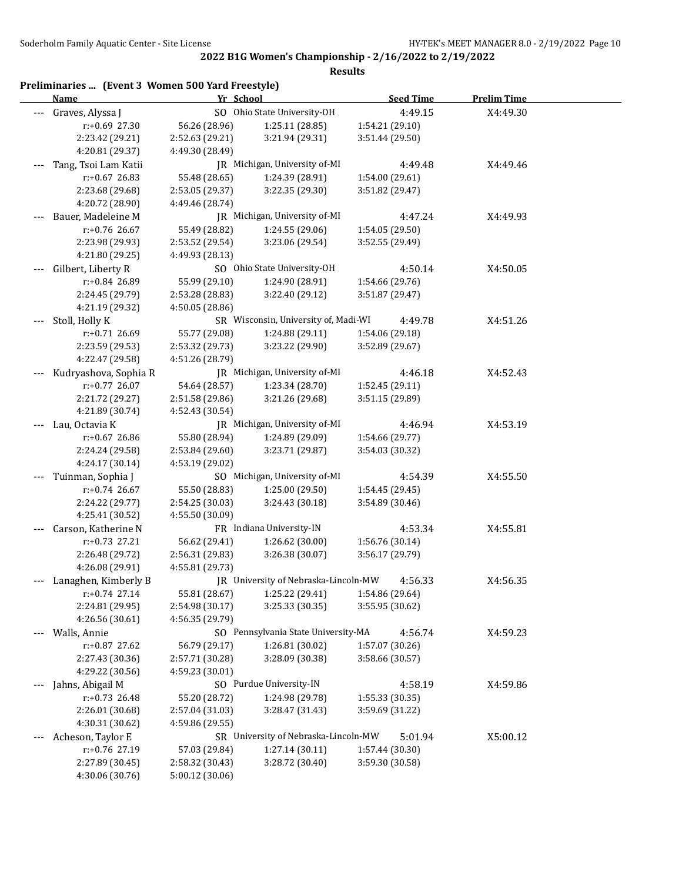## 2022 B1G Women's Championship - 2/16/2022 to 2/19/2022

### Results

**Preliminaries ... (Event 3 Women 500 Yard Freestyle)**

| | Name | Yr | School | Seed Time | Prelim Time |
|---|---|---|---|---|---|
| --- | Graves, Alyssa J | SO | Ohio State University-OH | 4:49.15 | X4:49.30 |
| | r:+0.69 27.30 | 56.26 (28.96) | 1:25.11 (28.85) | 1:54.21 (29.10) | |
| | 2:23.42 (29.21) | 2:52.63 (29.21) | 3:21.94 (29.31) | 3:51.44 (29.50) | |
| | 4:20.81 (29.37) | 4:49.30 (28.49) | | | |
| --- | Tang, Tsoi Lam Katii | JR | Michigan, University of-MI | 4:49.48 | X4:49.46 |
| | r:+0.67 26.83 | 55.48 (28.65) | 1:24.39 (28.91) | 1:54.00 (29.61) | |
| | 2:23.68 (29.68) | 2:53.05 (29.37) | 3:22.35 (29.30) | 3:51.82 (29.47) | |
| | 4:20.72 (28.90) | 4:49.46 (28.74) | | | |
| --- | Bauer, Madeleine M | JR | Michigan, University of-MI | 4:47.24 | X4:49.93 |
| | r:+0.76 26.67 | 55.49 (28.82) | 1:24.55 (29.06) | 1:54.05 (29.50) | |
| | 2:23.98 (29.93) | 2:53.52 (29.54) | 3:23.06 (29.54) | 3:52.55 (29.49) | |
| | 4:21.80 (29.25) | 4:49.93 (28.13) | | | |
| --- | Gilbert, Liberty R | SO | Ohio State University-OH | 4:50.14 | X4:50.05 |
| | r:+0.84 26.89 | 55.99 (29.10) | 1:24.90 (28.91) | 1:54.66 (29.76) | |
| | 2:24.45 (29.79) | 2:53.28 (28.83) | 3:22.40 (29.12) | 3:51.87 (29.47) | |
| | 4:21.19 (29.32) | 4:50.05 (28.86) | | | |
| --- | Stoll, Holly K | SR | Wisconsin, University of, Madi-WI | 4:49.78 | X4:51.26 |
| | r:+0.71 26.69 | 55.77 (29.08) | 1:24.88 (29.11) | 1:54.06 (29.18) | |
| | 2:23.59 (29.53) | 2:53.32 (29.73) | 3:23.22 (29.90) | 3:52.89 (29.67) | |
| | 4:22.47 (29.58) | 4:51.26 (28.79) | | | |
| --- | Kudryashova, Sophia R | JR | Michigan, University of-MI | 4:46.18 | X4:52.43 |
| | r:+0.77 26.07 | 54.64 (28.57) | 1:23.34 (28.70) | 1:52.45 (29.11) | |
| | 2:21.72 (29.27) | 2:51.58 (29.86) | 3:21.26 (29.68) | 3:51.15 (29.89) | |
| | 4:21.89 (30.74) | 4:52.43 (30.54) | | | |
| --- | Lau, Octavia K | JR | Michigan, University of-MI | 4:46.94 | X4:53.19 |
| | r:+0.67 26.86 | 55.80 (28.94) | 1:24.89 (29.09) | 1:54.66 (29.77) | |
| | 2:24.24 (29.58) | 2:53.84 (29.60) | 3:23.71 (29.87) | 3:54.03 (30.32) | |
| | 4:24.17 (30.14) | 4:53.19 (29.02) | | | |
| --- | Tuinman, Sophia J | SO | Michigan, University of-MI | 4:54.39 | X4:55.50 |
| | r:+0.74 26.67 | 55.50 (28.83) | 1:25.00 (29.50) | 1:54.45 (29.45) | |
| | 2:24.22 (29.77) | 2:54.25 (30.03) | 3:24.43 (30.18) | 3:54.89 (30.46) | |
| | 4:25.41 (30.52) | 4:55.50 (30.09) | | | |
| --- | Carson, Katherine N | FR | Indiana University-IN | 4:53.34 | X4:55.81 |
| | r:+0.73 27.21 | 56.62 (29.41) | 1:26.62 (30.00) | 1:56.76 (30.14) | |
| | 2:26.48 (29.72) | 2:56.31 (29.83) | 3:26.38 (30.07) | 3:56.17 (29.79) | |
| | 4:26.08 (29.91) | 4:55.81 (29.73) | | | |
| --- | Lanaghen, Kimberly B | JR | University of Nebraska-Lincoln-MW | 4:56.33 | X4:56.35 |
| | r:+0.74 27.14 | 55.81 (28.67) | 1:25.22 (29.41) | 1:54.86 (29.64) | |
| | 2:24.81 (29.95) | 2:54.98 (30.17) | 3:25.33 (30.35) | 3:55.95 (30.62) | |
| | 4:26.56 (30.61) | 4:56.35 (29.79) | | | |
| --- | Walls, Annie | SO | Pennsylvania State University-MA | 4:56.74 | X4:59.23 |
| | r:+0.87 27.62 | 56.79 (29.17) | 1:26.81 (30.02) | 1:57.07 (30.26) | |
| | 2:27.43 (30.36) | 2:57.71 (30.28) | 3:28.09 (30.38) | 3:58.66 (30.57) | |
| | 4:29.22 (30.56) | 4:59.23 (30.01) | | | |
| --- | Jahns, Abigail M | SO | Purdue University-IN | 4:58.19 | X4:59.86 |
| | r:+0.73 26.48 | 55.20 (28.72) | 1:24.98 (29.78) | 1:55.33 (30.35) | |
| | 2:26.01 (30.68) | 2:57.04 (31.03) | 3:28.47 (31.43) | 3:59.69 (31.22) | |
| | 4:30.31 (30.62) | 4:59.86 (29.55) | | | |
| --- | Acheson, Taylor E | SR | University of Nebraska-Lincoln-MW | 5:01.94 | X5:00.12 |
| | r:+0.76 27.19 | 57.03 (29.84) | 1:27.14 (30.11) | 1:57.44 (30.30) | |
| | 2:27.89 (30.45) | 2:58.32 (30.43) | 3:28.72 (30.40) | 3:59.30 (30.58) | |
| | 4:30.06 (30.76) | 5:00.12 (30.06) | | | |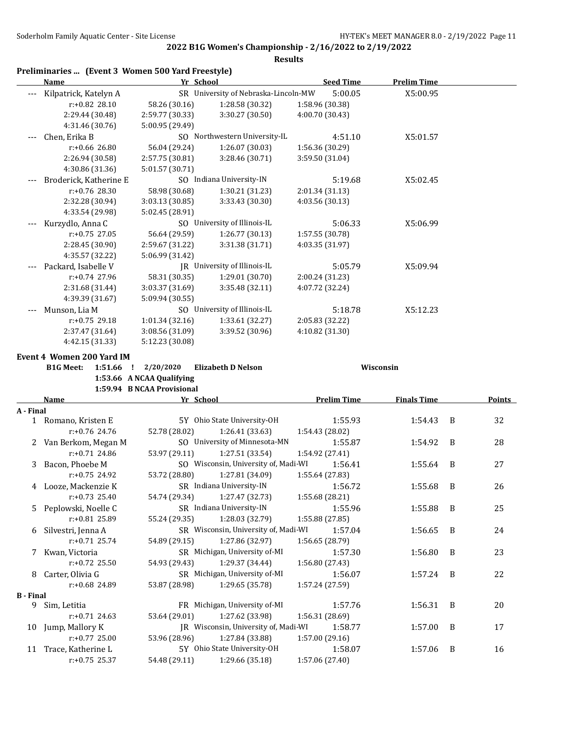## 2022 B1G Women's Championship - 2/16/2022 to 2/19/2022

**Results**

### Preliminaries ... (Event 3 Women 500 Yard Freestyle)

| | Name | Yr | School | Seed Time | Prelim Time |
|---|---|---|---|---|---|
| --- | Kilpatrick, Katelyn A | SR | University of Nebraska-Lincoln-MW | 5:00.05 | X5:00.95 |
| | r:+0.82 28.10 | 58.26 (30.16) | 1:28.58 (30.32) | 1:58.96 (30.38) | |
| | 2:29.44 (30.48) | 2:59.77 (30.33) | 3:30.27 (30.50) | 4:00.70 (30.43) | |
| | 4:31.46 (30.76) | 5:00.95 (29.49) | | | |
| --- | Chen, Erika B | SO | Northwestern University-IL | 4:51.10 | X5:01.57 |
| | r:+0.66 26.80 | 56.04 (29.24) | 1:26.07 (30.03) | 1:56.36 (30.29) | |
| | 2:26.94 (30.58) | 2:57.75 (30.81) | 3:28.46 (30.71) | 3:59.50 (31.04) | |
| | 4:30.86 (31.36) | 5:01.57 (30.71) | | | |
| --- | Broderick, Katherine E | SO | Indiana University-IN | 5:19.68 | X5:02.45 |
| | r:+0.76 28.30 | 58.98 (30.68) | 1:30.21 (31.23) | 2:01.34 (31.13) | |
| | 2:32.28 (30.94) | 3:03.13 (30.85) | 3:33.43 (30.30) | 4:03.56 (30.13) | |
| | 4:33.54 (29.98) | 5:02.45 (28.91) | | | |
| --- | Kurzydlo, Anna C | SO | University of Illinois-IL | 5:06.33 | X5:06.99 |
| | r:+0.75 27.05 | 56.64 (29.59) | 1:26.77 (30.13) | 1:57.55 (30.78) | |
| | 2:28.45 (30.90) | 2:59.67 (31.22) | 3:31.38 (31.71) | 4:03.35 (31.97) | |
| | 4:35.57 (32.22) | 5:06.99 (31.42) | | | |
| --- | Packard, Isabelle V | JR | University of Illinois-IL | 5:05.79 | X5:09.94 |
| | r:+0.74 27.96 | 58.31 (30.35) | 1:29.01 (30.70) | 2:00.24 (31.23) | |
| | 2:31.68 (31.44) | 3:03.37 (31.69) | 3:35.48 (32.11) | 4:07.72 (32.24) | |
| | 4:39.39 (31.67) | 5:09.94 (30.55) | | | |
| --- | Munson, Lia M | SO | University of Illinois-IL | 5:18.78 | X5:12.23 |
| | r:+0.75 29.18 | 1:01.34 (32.16) | 1:33.61 (32.27) | 2:05.83 (32.22) | |
| | 2:37.47 (31.64) | 3:08.56 (31.09) | 3:39.52 (30.96) | 4:10.82 (31.30) | |
| | 4:42.15 (31.33) | 5:12.23 (30.08) | | | |

### Event 4 Women 200 Yard IM

**B1G Meet:** 1:51.66 ! 2/20/2020 **Elizabeth D Nelson** **Wisconsin**
1:53.66 A NCAA Qualifying
1:59.94 B NCAA Provisional

| | Name | Yr | School | Prelim Time | Finals Time | | Points |
|---|---|---|---|---|---|---|---|
| **A - Final** | | | | | | | |
| 1 | Romano, Kristen E | 5Y | Ohio State University-OH | 1:55.93 | 1:54.43 | B | 32 |
| | r:+0.76 24.76 | 52.78 (28.02) | 1:26.41 (33.63) | 1:54.43 (28.02) | | | |
| 2 | Van Berkom, Megan M | SO | University of Minnesota-MN | 1:55.87 | 1:54.92 | B | 28 |
| | r:+0.71 24.86 | 53.97 (29.11) | 1:27.51 (33.54) | 1:54.92 (27.41) | | | |
| 3 | Bacon, Phoebe M | SO | Wisconsin, University of, Madi-WI | 1:56.41 | 1:55.64 | B | 27 |
| | r:+0.75 24.92 | 53.72 (28.80) | 1:27.81 (34.09) | 1:55.64 (27.83) | | | |
| 4 | Looze, Mackenzie K | SR | Indiana University-IN | 1:56.72 | 1:55.68 | B | 26 |
| | r:+0.73 25.40 | 54.74 (29.34) | 1:27.47 (32.73) | 1:55.68 (28.21) | | | |
| 5 | Peplowski, Noelle C | SR | Indiana University-IN | 1:55.96 | 1:55.88 | B | 25 |
| | r:+0.81 25.89 | 55.24 (29.35) | 1:28.03 (32.79) | 1:55.88 (27.85) | | | |
| 6 | Silvestri, Jenna A | SR | Wisconsin, University of, Madi-WI | 1:57.04 | 1:56.65 | B | 24 |
| | r:+0.71 25.74 | 54.89 (29.15) | 1:27.86 (32.97) | 1:56.65 (28.79) | | | |
| 7 | Kwan, Victoria | SR | Michigan, University of-MI | 1:57.30 | 1:56.80 | B | 23 |
| | r:+0.72 25.50 | 54.93 (29.43) | 1:29.37 (34.44) | 1:56.80 (27.43) | | | |
| 8 | Carter, Olivia G | SR | Michigan, University of-MI | 1:56.07 | 1:57.24 | B | 22 |
| | r:+0.68 24.89 | 53.87 (28.98) | 1:29.65 (35.78) | 1:57.24 (27.59) | | | |
| **B - Final** | | | | | | | |
| 9 | Sim, Letitia | FR | Michigan, University of-MI | 1:57.76 | 1:56.31 | B | 20 |
| | r:+0.71 24.63 | 53.64 (29.01) | 1:27.62 (33.98) | 1:56.31 (28.69) | | | |
| 10 | Jump, Mallory K | JR | Wisconsin, University of, Madi-WI | 1:58.77 | 1:57.00 | B | 17 |
| | r:+0.77 25.00 | 53.96 (28.96) | 1:27.84 (33.88) | 1:57.00 (29.16) | | | |
| 11 | Trace, Katherine L | 5Y | Ohio State University-OH | 1:58.07 | 1:57.06 | B | 16 |
| | r:+0.75 25.37 | 54.48 (29.11) | 1:29.66 (35.18) | 1:57.06 (27.40) | | | |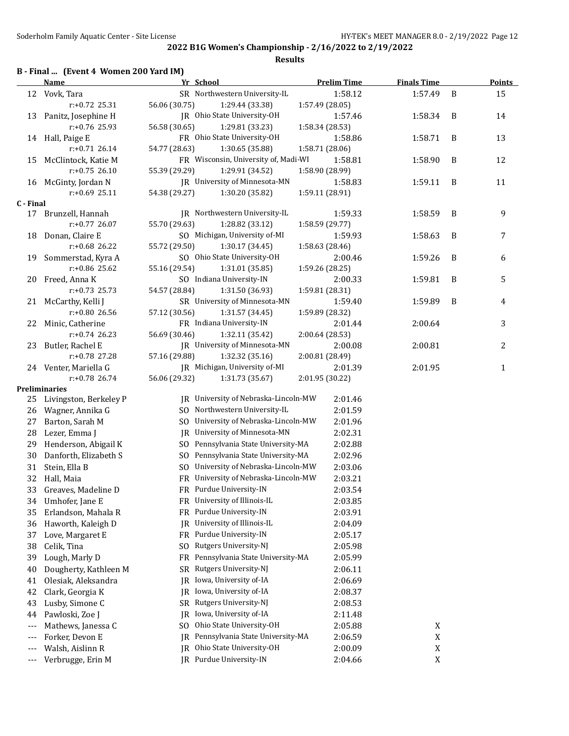## 2022 B1G Women's Championship - 2/16/2022 to 2/19/2022

### Results

**B - Final ... (Event 4 Women 200 Yard IM)**

| | Name | Yr | School | Prelim Time | Finals Time | | Points |
|---|---|---|---|---|---|---|---|
| 12 | Vovk, Tara | SR | Northwestern University-IL | 1:58.12 | 1:57.49 | B | 15 |
| | r:+0.72 25.31 | 56.06 (30.75) | 1:29.44 (33.38) | 1:57.49 (28.05) | | | |
| 13 | Panitz, Josephine H | JR | Ohio State University-OH | 1:57.46 | 1:58.34 | B | 14 |
| | r:+0.76 25.93 | 56.58 (30.65) | 1:29.81 (33.23) | 1:58.34 (28.53) | | | |
| 14 | Hall, Paige E | FR | Ohio State University-OH | 1:58.86 | 1:58.71 | B | 13 |
| | r:+0.71 26.14 | 54.77 (28.63) | 1:30.65 (35.88) | 1:58.71 (28.06) | | | |
| 15 | McClintock, Katie M | FR | Wisconsin, University of, Madi-WI | 1:58.81 | 1:58.90 | B | 12 |
| | r:+0.75 26.10 | 55.39 (29.29) | 1:29.91 (34.52) | 1:58.90 (28.99) | | | |
| 16 | McGinty, Jordan N | JR | University of Minnesota-MN | 1:58.83 | 1:59.11 | B | 11 |
| | r:+0.69 25.11 | 54.38 (29.27) | 1:30.20 (35.82) | 1:59.11 (28.91) | | | |

**C - Final**

| | Name | Yr | School | Prelim Time | Finals Time | | Points |
|---|---|---|---|---|---|---|---|
| 17 | Brunzell, Hannah | JR | Northwestern University-IL | 1:59.33 | 1:58.59 | B | 9 |
| | r:+0.77 26.07 | 55.70 (29.63) | 1:28.82 (33.12) | 1:58.59 (29.77) | | | |
| 18 | Donan, Claire E | SO | Michigan, University of-MI | 1:59.93 | 1:58.63 | B | 7 |
| | r:+0.68 26.22 | 55.72 (29.50) | 1:30.17 (34.45) | 1:58.63 (28.46) | | | |
| 19 | Sommerstad, Kyra A | SO | Ohio State University-OH | 2:00.46 | 1:59.26 | B | 6 |
| | r:+0.86 25.62 | 55.16 (29.54) | 1:31.01 (35.85) | 1:59.26 (28.25) | | | |
| 20 | Freed, Anna K | SO | Indiana University-IN | 2:00.33 | 1:59.81 | B | 5 |
| | r:+0.73 25.73 | 54.57 (28.84) | 1:31.50 (36.93) | 1:59.81 (28.31) | | | |
| 21 | McCarthy, Kelli J | SR | University of Minnesota-MN | 1:59.40 | 1:59.89 | B | 4 |
| | r:+0.80 26.56 | 57.12 (30.56) | 1:31.57 (34.45) | 1:59.89 (28.32) | | | |
| 22 | Minic, Catherine | FR | Indiana University-IN | 2:01.44 | 2:00.64 | | 3 |
| | r:+0.74 26.23 | 56.69 (30.46) | 1:32.11 (35.42) | 2:00.64 (28.53) | | | |
| 23 | Butler, Rachel E | JR | University of Minnesota-MN | 2:00.08 | 2:00.81 | | 2 |
| | r:+0.78 27.28 | 57.16 (29.88) | 1:32.32 (35.16) | 2:00.81 (28.49) | | | |
| 24 | Venter, Mariella G | JR | Michigan, University of-MI | 2:01.39 | 2:01.95 | | 1 |
| | r:+0.78 26.74 | 56.06 (29.32) | 1:31.73 (35.67) | 2:01.95 (30.22) | | | |

**Preliminaries**

| | Name | Yr | School | Prelim Time | Finals Time |
|---|---|---|---|---|---|
| 25 | Livingston, Berkeley P | JR | University of Nebraska-Lincoln-MW | 2:01.46 | |
| 26 | Wagner, Annika G | SO | Northwestern University-IL | 2:01.59 | |
| 27 | Barton, Sarah M | SO | University of Nebraska-Lincoln-MW | 2:01.96 | |
| 28 | Lezer, Emma J | JR | University of Minnesota-MN | 2:02.31 | |
| 29 | Henderson, Abigail K | SO | Pennsylvania State University-MA | 2:02.88 | |
| 30 | Danforth, Elizabeth S | SO | Pennsylvania State University-MA | 2:02.96 | |
| 31 | Stein, Ella B | SO | University of Nebraska-Lincoln-MW | 2:03.06 | |
| 32 | Hall, Maia | FR | University of Nebraska-Lincoln-MW | 2:03.21 | |
| 33 | Greaves, Madeline D | FR | Purdue University-IN | 2:03.54 | |
| 34 | Umhofer, Jane E | FR | University of Illinois-IL | 2:03.85 | |
| 35 | Erlandson, Mahala R | FR | Purdue University-IN | 2:03.91 | |
| 36 | Haworth, Kaleigh D | JR | University of Illinois-IL | 2:04.09 | |
| 37 | Love, Margaret E | FR | Purdue University-IN | 2:05.17 | |
| 38 | Celik, Tina | SO | Rutgers University-NJ | 2:05.98 | |
| 39 | Lough, Marly D | FR | Pennsylvania State University-MA | 2:05.99 | |
| 40 | Dougherty, Kathleen M | SR | Rutgers University-NJ | 2:06.11 | |
| 41 | Olesiak, Aleksandra | JR | Iowa, University of-IA | 2:06.69 | |
| 42 | Clark, Georgia K | JR | Iowa, University of-IA | 2:08.37 | |
| 43 | Lusby, Simone C | SR | Rutgers University-NJ | 2:08.53 | |
| 44 | Pawloski, Zoe J | JR | Iowa, University of-IA | 2:11.48 | |
| --- | Mathews, Janessa C | SO | Ohio State University-OH | 2:05.88 | X |
| --- | Forker, Devon E | JR | Pennsylvania State University-MA | 2:06.59 | X |
| --- | Walsh, Aislinn R | JR | Ohio State University-OH | 2:00.09 | X |
| --- | Verbrugge, Erin M | JR | Purdue University-IN | 2:04.66 | X |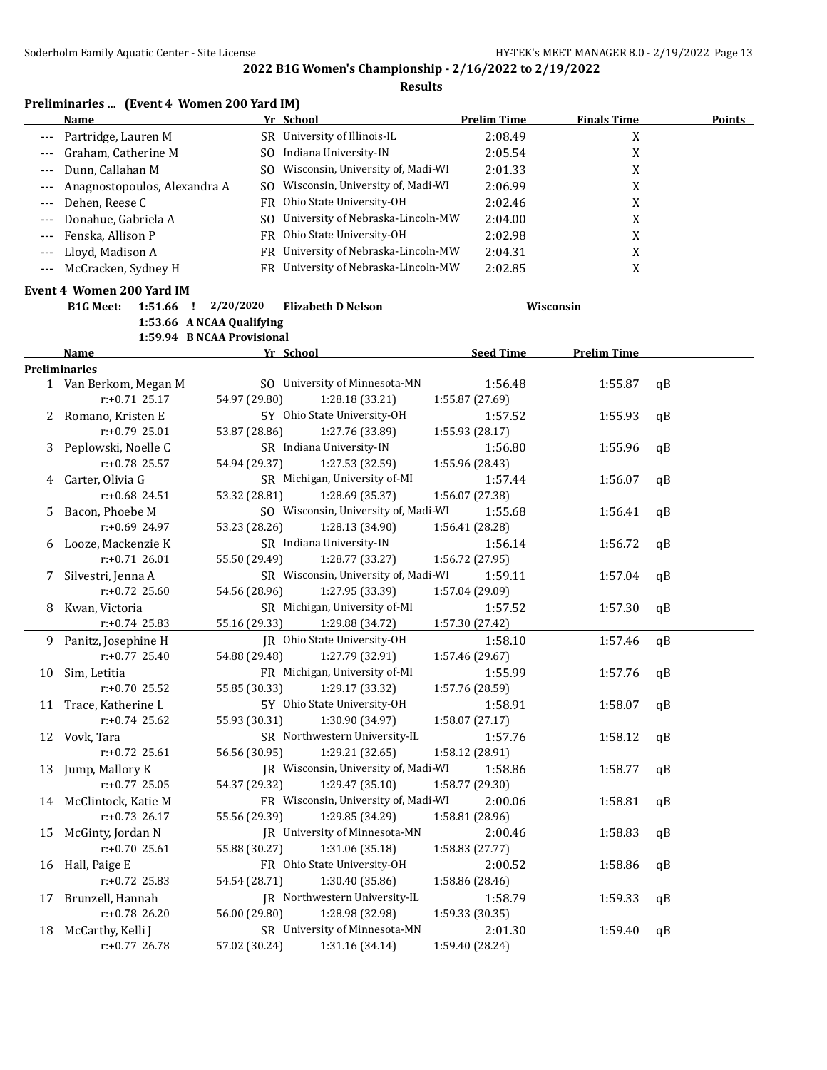## 2022 B1G Women's Championship - 2/16/2022 to 2/19/2022

### Results

**Preliminaries ... (Event 4 Women 200 Yard IM)**

| | Name | Yr | School | Prelim Time | Finals Time | Points |
|---|---|---|---|---|---|---|
| --- | Partridge, Lauren M | SR | University of Illinois-IL | 2:08.49 | X | |
| --- | Graham, Catherine M | SO | Indiana University-IN | 2:05.54 | X | |
| --- | Dunn, Callahan M | SO | Wisconsin, University of, Madi-WI | 2:01.33 | X | |
| --- | Anagnostopoulos, Alexandra A | SO | Wisconsin, University of, Madi-WI | 2:06.99 | X | |
| --- | Dehen, Reese C | FR | Ohio State University-OH | 2:02.46 | X | |
| --- | Donahue, Gabriela A | SO | University of Nebraska-Lincoln-MW | 2:04.00 | X | |
| --- | Fenska, Allison P | FR | Ohio State University-OH | 2:02.98 | X | |
| --- | Lloyd, Madison A | FR | University of Nebraska-Lincoln-MW | 2:04.31 | X | |
| --- | McCracken, Sydney H | FR | University of Nebraska-Lincoln-MW | 2:02.85 | X | |

**Event 4 Women 200 Yard IM**

B1G Meet: 1:51.66 ! 2/20/2020 Elizabeth D Nelson — Wisconsin
1:53.66 A NCAA Qualifying
1:59.94 B NCAA Provisional

| | Name | Yr | School | Seed Time | Prelim Time | |
|---|---|---|---|---|---|---|
| **Preliminaries** | | | | | | |
| 1 | Van Berkom, Megan M | SO | University of Minnesota-MN | 1:56.48 | 1:55.87 | qB |
| | r:+0.71 25.17 | 54.97 (29.80) | 1:28.18 (33.21) | 1:55.87 (27.69) | | |
| 2 | Romano, Kristen E | 5Y | Ohio State University-OH | 1:57.52 | 1:55.93 | qB |
| | r:+0.79 25.01 | 53.87 (28.86) | 1:27.76 (33.89) | 1:55.93 (28.17) | | |
| 3 | Peplowski, Noelle C | SR | Indiana University-IN | 1:56.80 | 1:55.96 | qB |
| | r:+0.78 25.57 | 54.94 (29.37) | 1:27.53 (32.59) | 1:55.96 (28.43) | | |
| 4 | Carter, Olivia G | SR | Michigan, University of-MI | 1:57.44 | 1:56.07 | qB |
| | r:+0.68 24.51 | 53.32 (28.81) | 1:28.69 (35.37) | 1:56.07 (27.38) | | |
| 5 | Bacon, Phoebe M | SO | Wisconsin, University of, Madi-WI | 1:55.68 | 1:56.41 | qB |
| | r:+0.69 24.97 | 53.23 (28.26) | 1:28.13 (34.90) | 1:56.41 (28.28) | | |
| 6 | Looze, Mackenzie K | SR | Indiana University-IN | 1:56.14 | 1:56.72 | qB |
| | r:+0.71 26.01 | 55.50 (29.49) | 1:28.77 (33.27) | 1:56.72 (27.95) | | |
| 7 | Silvestri, Jenna A | SR | Wisconsin, University of, Madi-WI | 1:59.11 | 1:57.04 | qB |
| | r:+0.72 25.60 | 54.56 (28.96) | 1:27.95 (33.39) | 1:57.04 (29.09) | | |
| 8 | Kwan, Victoria | SR | Michigan, University of-MI | 1:57.52 | 1:57.30 | qB |
| | r:+0.74 25.83 | 55.16 (29.33) | 1:29.88 (34.72) | 1:57.30 (27.42) | | |
| 9 | Panitz, Josephine H | JR | Ohio State University-OH | 1:58.10 | 1:57.46 | qB |
| | r:+0.77 25.40 | 54.88 (29.48) | 1:27.79 (32.91) | 1:57.46 (29.67) | | |
| 10 | Sim, Letitia | FR | Michigan, University of-MI | 1:55.99 | 1:57.76 | qB |
| | r:+0.70 25.52 | 55.85 (30.33) | 1:29.17 (33.32) | 1:57.76 (28.59) | | |
| 11 | Trace, Katherine L | 5Y | Ohio State University-OH | 1:58.91 | 1:58.07 | qB |
| | r:+0.74 25.62 | 55.93 (30.31) | 1:30.90 (34.97) | 1:58.07 (27.17) | | |
| 12 | Vovk, Tara | SR | Northwestern University-IL | 1:57.76 | 1:58.12 | qB |
| | r:+0.72 25.61 | 56.56 (30.95) | 1:29.21 (32.65) | 1:58.12 (28.91) | | |
| 13 | Jump, Mallory K | JR | Wisconsin, University of, Madi-WI | 1:58.86 | 1:58.77 | qB |
| | r:+0.77 25.05 | 54.37 (29.32) | 1:29.47 (35.10) | 1:58.77 (29.30) | | |
| 14 | McClintock, Katie M | FR | Wisconsin, University of, Madi-WI | 2:00.06 | 1:58.81 | qB |
| | r:+0.73 26.17 | 55.56 (29.39) | 1:29.85 (34.29) | 1:58.81 (28.96) | | |
| 15 | McGinty, Jordan N | JR | University of Minnesota-MN | 2:00.46 | 1:58.83 | qB |
| | r:+0.70 25.61 | 55.88 (30.27) | 1:31.06 (35.18) | 1:58.83 (27.77) | | |
| 16 | Hall, Paige E | FR | Ohio State University-OH | 2:00.52 | 1:58.86 | qB |
| | r:+0.72 25.83 | 54.54 (28.71) | 1:30.40 (35.86) | 1:58.86 (28.46) | | |
| 17 | Brunzell, Hannah | JR | Northwestern University-IL | 1:58.79 | 1:59.33 | qB |
| | r:+0.78 26.20 | 56.00 (29.80) | 1:28.98 (32.98) | 1:59.33 (30.35) | | |
| 18 | McCarthy, Kelli J | SR | University of Minnesota-MN | 2:01.30 | 1:59.40 | qB |
| | r:+0.77 26.78 | 57.02 (30.24) | 1:31.16 (34.14) | 1:59.40 (28.24) | | |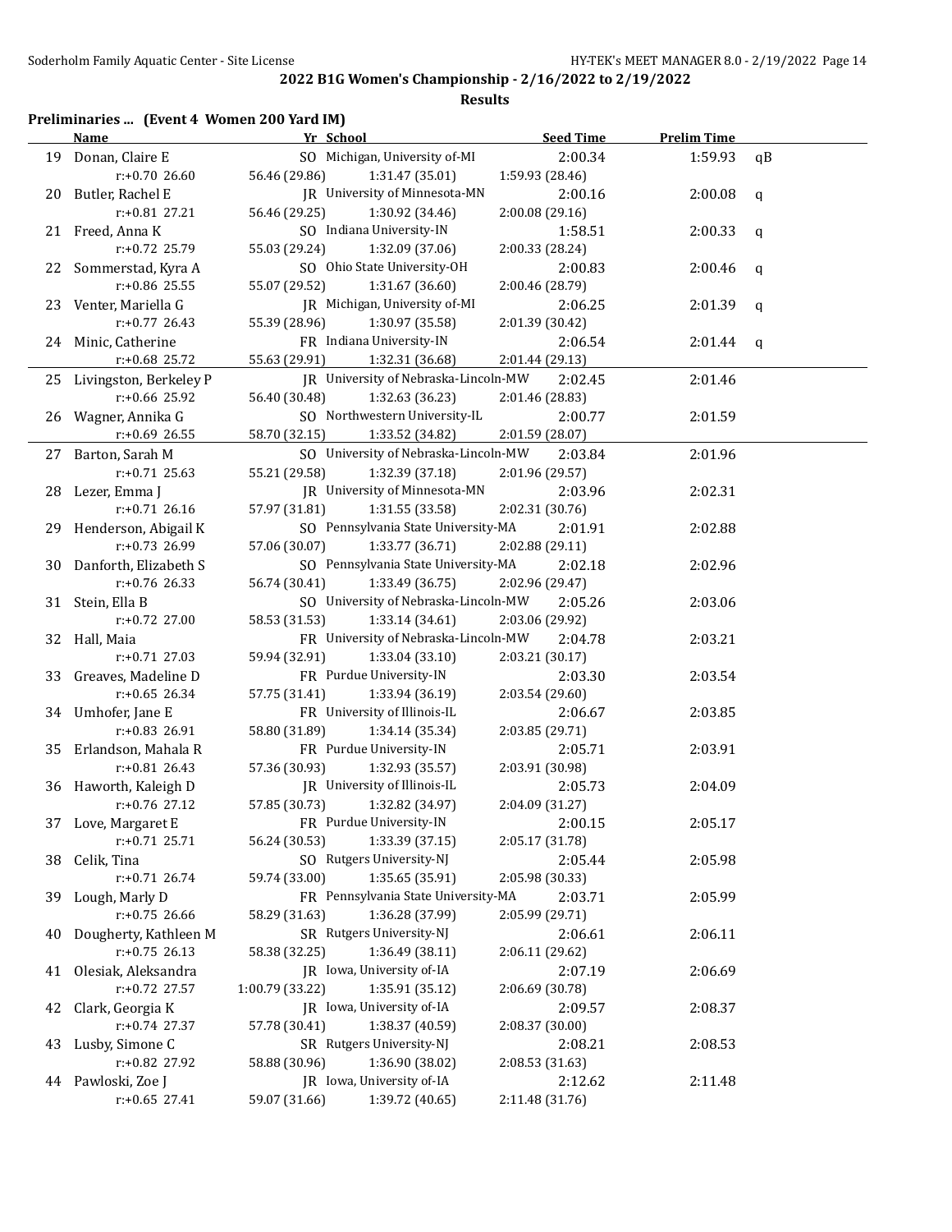## 2022 B1G Women's Championship - 2/16/2022 to 2/19/2022

### Results

**Preliminaries ... (Event 4 Women 200 Yard IM)**

| | Name | Yr | School | Seed Time | Prelim Time | |
|---|---|---|---|---|---|---|
| 19 | Donan, Claire E | SO | Michigan, University of-MI | 2:00.34 | 1:59.93 | qB |
| | r:+0.70 26.60 | 56.46 (29.86) | 1:31.47 (35.01) | 1:59.93 (28.46) | | |
| 20 | Butler, Rachel E | JR | University of Minnesota-MN | 2:00.16 | 2:00.08 | q |
| | r:+0.81 27.21 | 56.46 (29.25) | 1:30.92 (34.46) | 2:00.08 (29.16) | | |
| 21 | Freed, Anna K | SO | Indiana University-IN | 1:58.51 | 2:00.33 | q |
| | r:+0.72 25.79 | 55.03 (29.24) | 1:32.09 (37.06) | 2:00.33 (28.24) | | |
| 22 | Sommerstad, Kyra A | SO | Ohio State University-OH | 2:00.83 | 2:00.46 | q |
| | r:+0.86 25.55 | 55.07 (29.52) | 1:31.67 (36.60) | 2:00.46 (28.79) | | |
| 23 | Venter, Mariella G | JR | Michigan, University of-MI | 2:06.25 | 2:01.39 | q |
| | r:+0.77 26.43 | 55.39 (28.96) | 1:30.97 (35.58) | 2:01.39 (30.42) | | |
| 24 | Minic, Catherine | FR | Indiana University-IN | 2:06.54 | 2:01.44 | q |
| | r:+0.68 25.72 | 55.63 (29.91) | 1:32.31 (36.68) | 2:01.44 (29.13) | | |
| 25 | Livingston, Berkeley P | JR | University of Nebraska-Lincoln-MW | 2:02.45 | 2:01.46 | |
| | r:+0.66 25.92 | 56.40 (30.48) | 1:32.63 (36.23) | 2:01.46 (28.83) | | |
| 26 | Wagner, Annika G | SO | Northwestern University-IL | 2:00.77 | 2:01.59 | |
| | r:+0.69 26.55 | 58.70 (32.15) | 1:33.52 (34.82) | 2:01.59 (28.07) | | |
| 27 | Barton, Sarah M | SO | University of Nebraska-Lincoln-MW | 2:03.84 | 2:01.96 | |
| | r:+0.71 25.63 | 55.21 (29.58) | 1:32.39 (37.18) | 2:01.96 (29.57) | | |
| 28 | Lezer, Emma J | JR | University of Minnesota-MN | 2:03.96 | 2:02.31 | |
| | r:+0.71 26.16 | 57.97 (31.81) | 1:31.55 (33.58) | 2:02.31 (30.76) | | |
| 29 | Henderson, Abigail K | SO | Pennsylvania State University-MA | 2:01.91 | 2:02.88 | |
| | r:+0.73 26.99 | 57.06 (30.07) | 1:33.77 (36.71) | 2:02.88 (29.11) | | |
| 30 | Danforth, Elizabeth S | SO | Pennsylvania State University-MA | 2:02.18 | 2:02.96 | |
| | r:+0.76 26.33 | 56.74 (30.41) | 1:33.49 (36.75) | 2:02.96 (29.47) | | |
| 31 | Stein, Ella B | SO | University of Nebraska-Lincoln-MW | 2:05.26 | 2:03.06 | |
| | r:+0.72 27.00 | 58.53 (31.53) | 1:33.14 (34.61) | 2:03.06 (29.92) | | |
| 32 | Hall, Maia | FR | University of Nebraska-Lincoln-MW | 2:04.78 | 2:03.21 | |
| | r:+0.71 27.03 | 59.94 (32.91) | 1:33.04 (33.10) | 2:03.21 (30.17) | | |
| 33 | Greaves, Madeline D | FR | Purdue University-IN | 2:03.30 | 2:03.54 | |
| | r:+0.65 26.34 | 57.75 (31.41) | 1:33.94 (36.19) | 2:03.54 (29.60) | | |
| 34 | Umhofer, Jane E | FR | University of Illinois-IL | 2:06.67 | 2:03.85 | |
| | r:+0.83 26.91 | 58.80 (31.89) | 1:34.14 (35.34) | 2:03.85 (29.71) | | |
| 35 | Erlandson, Mahala R | FR | Purdue University-IN | 2:05.71 | 2:03.91 | |
| | r:+0.81 26.43 | 57.36 (30.93) | 1:32.93 (35.57) | 2:03.91 (30.98) | | |
| 36 | Haworth, Kaleigh D | JR | University of Illinois-IL | 2:05.73 | 2:04.09 | |
| | r:+0.76 27.12 | 57.85 (30.73) | 1:32.82 (34.97) | 2:04.09 (31.27) | | |
| 37 | Love, Margaret E | FR | Purdue University-IN | 2:00.15 | 2:05.17 | |
| | r:+0.71 25.71 | 56.24 (30.53) | 1:33.39 (37.15) | 2:05.17 (31.78) | | |
| 38 | Celik, Tina | SO | Rutgers University-NJ | 2:05.44 | 2:05.98 | |
| | r:+0.71 26.74 | 59.74 (33.00) | 1:35.65 (35.91) | 2:05.98 (30.33) | | |
| 39 | Lough, Marly D | FR | Pennsylvania State University-MA | 2:03.71 | 2:05.99 | |
| | r:+0.75 26.66 | 58.29 (31.63) | 1:36.28 (37.99) | 2:05.99 (29.71) | | |
| 40 | Dougherty, Kathleen M | SR | Rutgers University-NJ | 2:06.61 | 2:06.11 | |
| | r:+0.75 26.13 | 58.38 (32.25) | 1:36.49 (38.11) | 2:06.11 (29.62) | | |
| 41 | Olesiak, Aleksandra | JR | Iowa, University of-IA | 2:07.19 | 2:06.69 | |
| | r:+0.72 27.57 | 1:00.79 (33.22) | 1:35.91 (35.12) | 2:06.69 (30.78) | | |
| 42 | Clark, Georgia K | JR | Iowa, University of-IA | 2:09.57 | 2:08.37 | |
| | r:+0.74 27.37 | 57.78 (30.41) | 1:38.37 (40.59) | 2:08.37 (30.00) | | |
| 43 | Lusby, Simone C | SR | Rutgers University-NJ | 2:08.21 | 2:08.53 | |
| | r:+0.82 27.92 | 58.88 (30.96) | 1:36.90 (38.02) | 2:08.53 (31.63) | | |
| 44 | Pawloski, Zoe J | JR | Iowa, University of-IA | 2:12.62 | 2:11.48 | |
| | r:+0.65 27.41 | 59.07 (31.66) | 1:39.72 (40.65) | 2:11.48 (31.76) | | |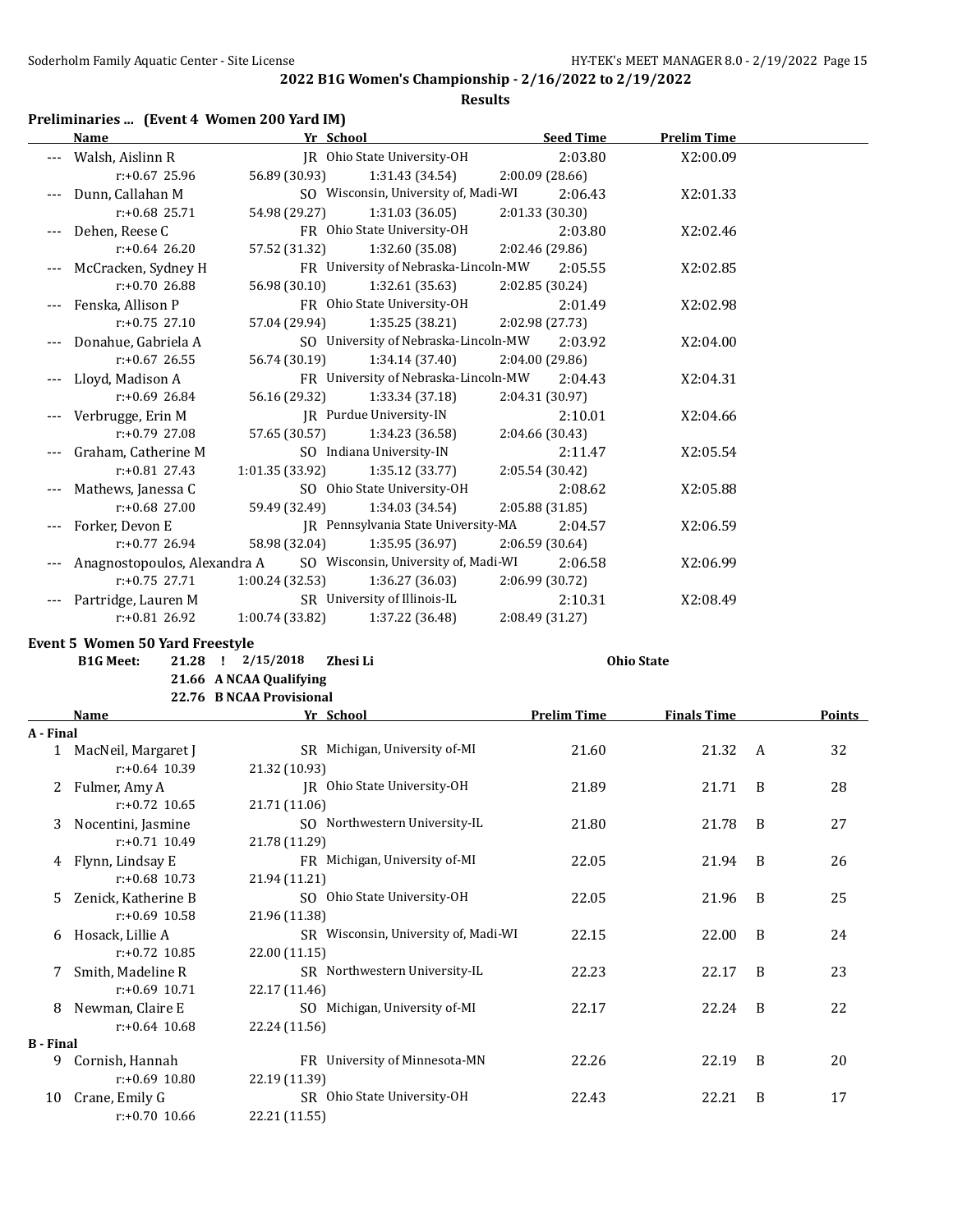## 2022 B1G Women's Championship - 2/16/2022 to 2/19/2022

**Results**

### Preliminaries ... (Event 4 Women 200 Yard IM)

| | Name | Yr | School | Seed Time | Prelim Time |
|---|---|---|---|---|---|
| --- | Walsh, Aislinn R | JR | Ohio State University-OH | 2:03.80 | X2:00.09 |
| | r:+0.67 25.96 | 56.89 (30.93) | 1:31.43 (34.54) | 2:00.09 (28.66) | |
| --- | Dunn, Callahan M | SO | Wisconsin, University of, Madi-WI | 2:06.43 | X2:01.33 |
| | r:+0.68 25.71 | 54.98 (29.27) | 1:31.03 (36.05) | 2:01.33 (30.30) | |
| --- | Dehen, Reese C | FR | Ohio State University-OH | 2:03.80 | X2:02.46 |
| | r:+0.64 26.20 | 57.52 (31.32) | 1:32.60 (35.08) | 2:02.46 (29.86) | |
| --- | McCracken, Sydney H | FR | University of Nebraska-Lincoln-MW | 2:05.55 | X2:02.85 |
| | r:+0.70 26.88 | 56.98 (30.10) | 1:32.61 (35.63) | 2:02.85 (30.24) | |
| --- | Fenska, Allison P | FR | Ohio State University-OH | 2:01.49 | X2:02.98 |
| | r:+0.75 27.10 | 57.04 (29.94) | 1:35.25 (38.21) | 2:02.98 (27.73) | |
| --- | Donahue, Gabriela A | SO | University of Nebraska-Lincoln-MW | 2:03.92 | X2:04.00 |
| | r:+0.67 26.55 | 56.74 (30.19) | 1:34.14 (37.40) | 2:04.00 (29.86) | |
| --- | Lloyd, Madison A | FR | University of Nebraska-Lincoln-MW | 2:04.43 | X2:04.31 |
| | r:+0.69 26.84 | 56.16 (29.32) | 1:33.34 (37.18) | 2:04.31 (30.97) | |
| --- | Verbrugge, Erin M | JR | Purdue University-IN | 2:10.01 | X2:04.66 |
| | r:+0.79 27.08 | 57.65 (30.57) | 1:34.23 (36.58) | 2:04.66 (30.43) | |
| --- | Graham, Catherine M | SO | Indiana University-IN | 2:11.47 | X2:05.54 |
| | r:+0.81 27.43 | 1:01.35 (33.92) | 1:35.12 (33.77) | 2:05.54 (30.42) | |
| --- | Mathews, Janessa C | SO | Ohio State University-OH | 2:08.62 | X2:05.88 |
| | r:+0.68 27.00 | 59.49 (32.49) | 1:34.03 (34.54) | 2:05.88 (31.85) | |
| --- | Forker, Devon E | JR | Pennsylvania State University-MA | 2:04.57 | X2:06.59 |
| | r:+0.77 26.94 | 58.98 (32.04) | 1:35.95 (36.97) | 2:06.59 (30.64) | |
| --- | Anagnostopoulos, Alexandra A | SO | Wisconsin, University of, Madi-WI | 2:06.58 | X2:06.99 |
| | r:+0.75 27.71 | 1:00.24 (32.53) | 1:36.27 (36.03) | 2:06.99 (30.72) | |
| --- | Partridge, Lauren M | SR | University of Illinois-IL | 2:10.31 | X2:08.49 |
| | r:+0.81 26.92 | 1:00.74 (33.82) | 1:37.22 (36.48) | 2:08.49 (31.27) | |

### Event 5 Women 50 Yard Freestyle

**B1G Meet:** 21.28 ! 2/15/2018 **Zhesi Li** **Ohio State**

21.66 A NCAA Qualifying

22.76 B NCAA Provisional

| | Name | Yr | School | Prelim Time | Finals Time | | Points |
|---|---|---|---|---|---|---|---|
| **A - Final** | | | | | | | |
| 1 | MacNeil, Margaret J | SR | Michigan, University of-MI | 21.60 | 21.32 | A | 32 |
| | r:+0.64 10.39 | 21.32 (10.93) | | | | | |
| 2 | Fulmer, Amy A | JR | Ohio State University-OH | 21.89 | 21.71 | B | 28 |
| | r:+0.72 10.65 | 21.71 (11.06) | | | | | |
| 3 | Nocentini, Jasmine | SO | Northwestern University-IL | 21.80 | 21.78 | B | 27 |
| | r:+0.71 10.49 | 21.78 (11.29) | | | | | |
| 4 | Flynn, Lindsay E | FR | Michigan, University of-MI | 22.05 | 21.94 | B | 26 |
| | r:+0.68 10.73 | 21.94 (11.21) | | | | | |
| 5 | Zenick, Katherine B | SO | Ohio State University-OH | 22.05 | 21.96 | B | 25 |
| | r:+0.69 10.58 | 21.96 (11.38) | | | | | |
| 6 | Hosack, Lillie A | SR | Wisconsin, University of, Madi-WI | 22.15 | 22.00 | B | 24 |
| | r:+0.72 10.85 | 22.00 (11.15) | | | | | |
| 7 | Smith, Madeline R | SR | Northwestern University-IL | 22.23 | 22.17 | B | 23 |
| | r:+0.69 10.71 | 22.17 (11.46) | | | | | |
| 8 | Newman, Claire E | SO | Michigan, University of-MI | 22.17 | 22.24 | B | 22 |
| | r:+0.64 10.68 | 22.24 (11.56) | | | | | |
| **B - Final** | | | | | | | |
| 9 | Cornish, Hannah | FR | University of Minnesota-MN | 22.26 | 22.19 | B | 20 |
| | r:+0.69 10.80 | 22.19 (11.39) | | | | | |
| 10 | Crane, Emily G | SR | Ohio State University-OH | 22.43 | 22.21 | B | 17 |
| | r:+0.70 10.66 | 22.21 (11.55) | | | | | |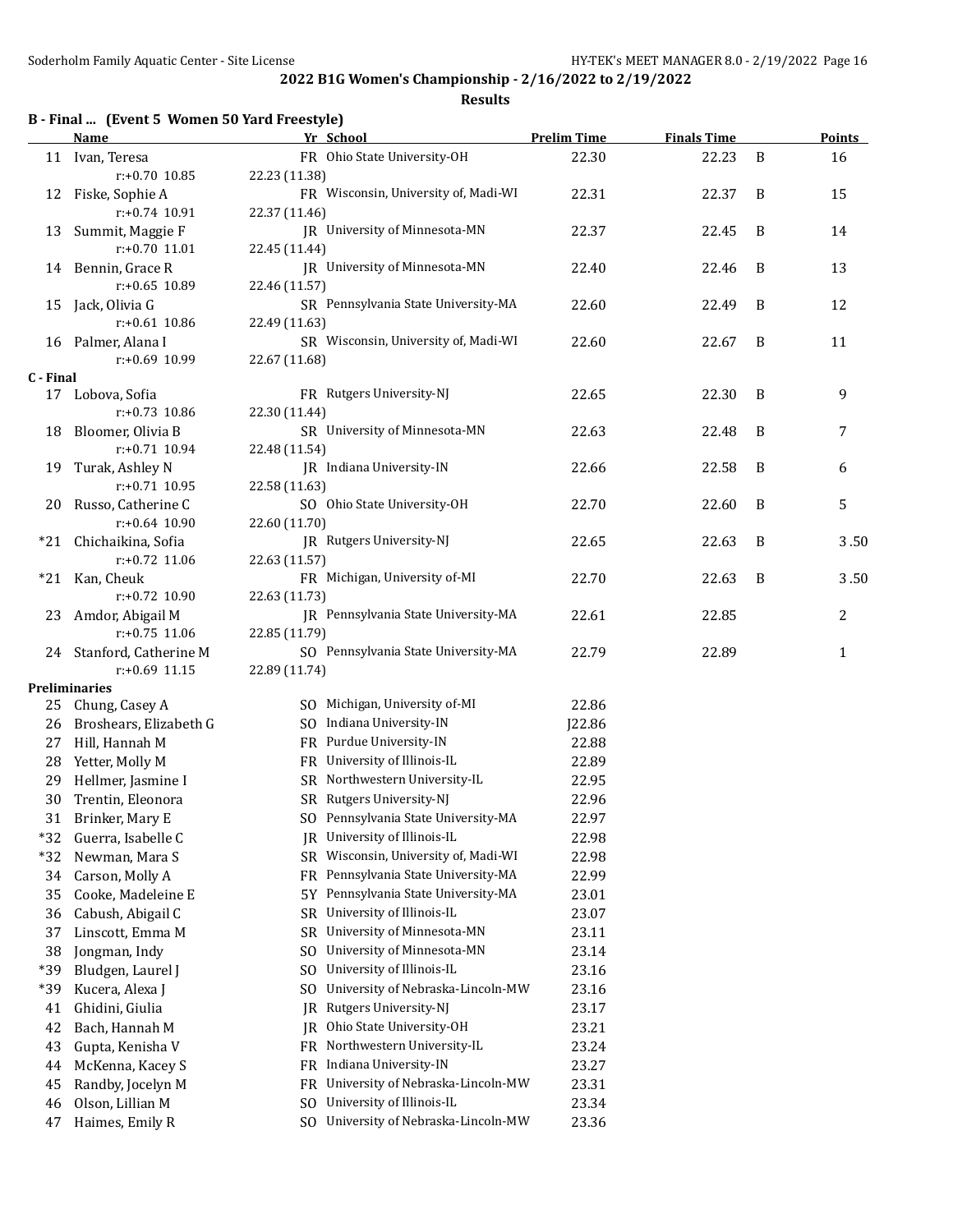## 2022 B1G Women's Championship - 2/16/2022 to 2/19/2022

### Results

**B - Final ... (Event 5 Women 50 Yard Freestyle)**

| | Name | Yr | School | Prelim Time | Finals Time | | Points |
|---|---|---|---|---|---|---|---|
| 11 | Ivan, Teresa | FR | Ohio State University-OH | 22.30 | 22.23 | B | 16 |
| | r:+0.70 10.85 | 22.23 (11.38) | | | | | |
| 12 | Fiske, Sophie A | FR | Wisconsin, University of, Madi-WI | 22.31 | 22.37 | B | 15 |
| | r:+0.74 10.91 | 22.37 (11.46) | | | | | |
| 13 | Summit, Maggie F | JR | University of Minnesota-MN | 22.37 | 22.45 | B | 14 |
| | r:+0.70 11.01 | 22.45 (11.44) | | | | | |
| 14 | Bennin, Grace R | JR | University of Minnesota-MN | 22.40 | 22.46 | B | 13 |
| | r:+0.65 10.89 | 22.46 (11.57) | | | | | |
| 15 | Jack, Olivia G | SR | Pennsylvania State University-MA | 22.60 | 22.49 | B | 12 |
| | r:+0.61 10.86 | 22.49 (11.63) | | | | | |
| 16 | Palmer, Alana I | SR | Wisconsin, University of, Madi-WI | 22.60 | 22.67 | B | 11 |
| | r:+0.69 10.99 | 22.67 (11.68) | | | | | |
| **C - Final** | | | | | | | |
| 17 | Lobova, Sofia | FR | Rutgers University-NJ | 22.65 | 22.30 | B | 9 |
| | r:+0.73 10.86 | 22.30 (11.44) | | | | | |
| 18 | Bloomer, Olivia B | SR | University of Minnesota-MN | 22.63 | 22.48 | B | 7 |
| | r:+0.71 10.94 | 22.48 (11.54) | | | | | |
| 19 | Turak, Ashley N | JR | Indiana University-IN | 22.66 | 22.58 | B | 6 |
| | r:+0.71 10.95 | 22.58 (11.63) | | | | | |
| 20 | Russo, Catherine C | SO | Ohio State University-OH | 22.70 | 22.60 | B | 5 |
| | r:+0.64 10.90 | 22.60 (11.70) | | | | | |
| *21 | Chichaikina, Sofia | JR | Rutgers University-NJ | 22.65 | 22.63 | B | 3.50 |
| | r:+0.72 11.06 | 22.63 (11.57) | | | | | |
| *21 | Kan, Cheuk | FR | Michigan, University of-MI | 22.70 | 22.63 | B | 3.50 |
| | r:+0.72 10.90 | 22.63 (11.73) | | | | | |
| 23 | Amdor, Abigail M | JR | Pennsylvania State University-MA | 22.61 | 22.85 | | 2 |
| | r:+0.75 11.06 | 22.85 (11.79) | | | | | |
| 24 | Stanford, Catherine M | SO | Pennsylvania State University-MA | 22.79 | 22.89 | | 1 |
| | r:+0.69 11.15 | 22.89 (11.74) | | | | | |
| **Preliminaries** | | | | | | | |
| 25 | Chung, Casey A | SO | Michigan, University of-MI | 22.86 | | | |
| 26 | Broshears, Elizabeth G | SO | Indiana University-IN | J22.86 | | | |
| 27 | Hill, Hannah M | FR | Purdue University-IN | 22.88 | | | |
| 28 | Yetter, Molly M | FR | University of Illinois-IL | 22.89 | | | |
| 29 | Hellmer, Jasmine I | SR | Northwestern University-IL | 22.95 | | | |
| 30 | Trentin, Eleonora | SR | Rutgers University-NJ | 22.96 | | | |
| 31 | Brinker, Mary E | SO | Pennsylvania State University-MA | 22.97 | | | |
| *32 | Guerra, Isabelle C | JR | University of Illinois-IL | 22.98 | | | |
| *32 | Newman, Mara S | SR | Wisconsin, University of, Madi-WI | 22.98 | | | |
| 34 | Carson, Molly A | FR | Pennsylvania State University-MA | 22.99 | | | |
| 35 | Cooke, Madeleine E | 5Y | Pennsylvania State University-MA | 23.01 | | | |
| 36 | Cabush, Abigail C | SR | University of Illinois-IL | 23.07 | | | |
| 37 | Linscott, Emma M | SR | University of Minnesota-MN | 23.11 | | | |
| 38 | Jongman, Indy | SO | University of Minnesota-MN | 23.14 | | | |
| *39 | Bludgen, Laurel J | SO | University of Illinois-IL | 23.16 | | | |
| *39 | Kucera, Alexa J | SO | University of Nebraska-Lincoln-MW | 23.16 | | | |
| 41 | Ghidini, Giulia | JR | Rutgers University-NJ | 23.17 | | | |
| 42 | Bach, Hannah M | JR | Ohio State University-OH | 23.21 | | | |
| 43 | Gupta, Kenisha V | FR | Northwestern University-IL | 23.24 | | | |
| 44 | McKenna, Kacey S | FR | Indiana University-IN | 23.27 | | | |
| 45 | Randby, Jocelyn M | FR | University of Nebraska-Lincoln-MW | 23.31 | | | |
| 46 | Olson, Lillian M | SO | University of Illinois-IL | 23.34 | | | |
| 47 | Haimes, Emily R | SO | University of Nebraska-Lincoln-MW | 23.36 | | | |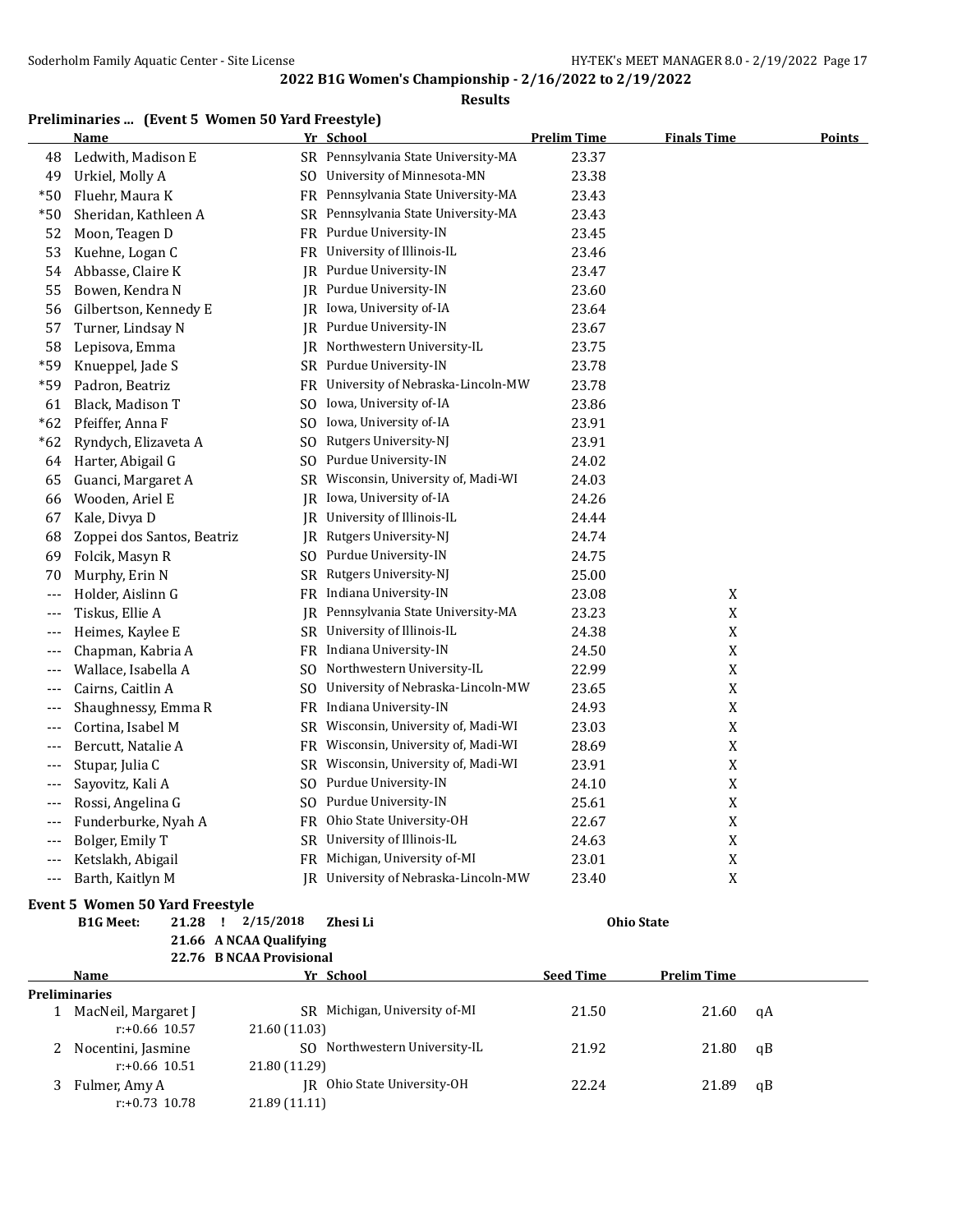**2022 B1G Women's Championship - 2/16/2022 to 2/19/2022**

**Results**

### Preliminaries ... (Event 5 Women 50 Yard Freestyle)

| | Name | Yr | School | Prelim Time | Finals Time | Points |
|---|---|---|---|---|---|---|
| 48 | Ledwith, Madison E | SR | Pennsylvania State University-MA | 23.37 | | |
| 49 | Urkiel, Molly A | SO | University of Minnesota-MN | 23.38 | | |
| *50 | Fluehr, Maura K | FR | Pennsylvania State University-MA | 23.43 | | |
| *50 | Sheridan, Kathleen A | SR | Pennsylvania State University-MA | 23.43 | | |
| 52 | Moon, Teagen D | FR | Purdue University-IN | 23.45 | | |
| 53 | Kuehne, Logan C | FR | University of Illinois-IL | 23.46 | | |
| 54 | Abbasse, Claire K | JR | Purdue University-IN | 23.47 | | |
| 55 | Bowen, Kendra N | JR | Purdue University-IN | 23.60 | | |
| 56 | Gilbertson, Kennedy E | JR | Iowa, University of-IA | 23.64 | | |
| 57 | Turner, Lindsay N | JR | Purdue University-IN | 23.67 | | |
| 58 | Lepisova, Emma | JR | Northwestern University-IL | 23.75 | | |
| *59 | Knueppel, Jade S | SR | Purdue University-IN | 23.78 | | |
| *59 | Padron, Beatriz | FR | University of Nebraska-Lincoln-MW | 23.78 | | |
| 61 | Black, Madison T | SO | Iowa, University of-IA | 23.86 | | |
| *62 | Pfeiffer, Anna F | SO | Iowa, University of-IA | 23.91 | | |
| *62 | Ryndych, Elizaveta A | SO | Rutgers University-NJ | 23.91 | | |
| 64 | Harter, Abigail G | SO | Purdue University-IN | 24.02 | | |
| 65 | Guanci, Margaret A | SR | Wisconsin, University of, Madi-WI | 24.03 | | |
| 66 | Wooden, Ariel E | JR | Iowa, University of-IA | 24.26 | | |
| 67 | Kale, Divya D | JR | University of Illinois-IL | 24.44 | | |
| 68 | Zoppei dos Santos, Beatriz | JR | Rutgers University-NJ | 24.74 | | |
| 69 | Folcik, Masyn R | SO | Purdue University-IN | 24.75 | | |
| 70 | Murphy, Erin N | SR | Rutgers University-NJ | 25.00 | | |
| --- | Holder, Aislinn G | FR | Indiana University-IN | 23.08 | X | |
| --- | Tiskus, Ellie A | JR | Pennsylvania State University-MA | 23.23 | X | |
| --- | Heimes, Kaylee E | SR | University of Illinois-IL | 24.38 | X | |
| --- | Chapman, Kabria A | FR | Indiana University-IN | 24.50 | X | |
| --- | Wallace, Isabella A | SO | Northwestern University-IL | 22.99 | X | |
| --- | Cairns, Caitlin A | SO | University of Nebraska-Lincoln-MW | 23.65 | X | |
| --- | Shaughnessy, Emma R | FR | Indiana University-IN | 24.93 | X | |
| --- | Cortina, Isabel M | SR | Wisconsin, University of, Madi-WI | 23.03 | X | |
| --- | Bercutt, Natalie A | FR | Wisconsin, University of, Madi-WI | 28.69 | X | |
| --- | Stupar, Julia C | SR | Wisconsin, University of, Madi-WI | 23.91 | X | |
| --- | Sayovitz, Kali A | SO | Purdue University-IN | 24.10 | X | |
| --- | Rossi, Angelina G | SO | Purdue University-IN | 25.61 | X | |
| --- | Funderburke, Nyah A | FR | Ohio State University-OH | 22.67 | X | |
| --- | Bolger, Emily T | SR | University of Illinois-IL | 24.63 | X | |
| --- | Ketslakh, Abigail | FR | Michigan, University of-MI | 23.01 | X | |
| --- | Barth, Kaitlyn M | JR | University of Nebraska-Lincoln-MW | 23.40 | X | |

### Event 5 Women 50 Yard Freestyle

**B1G Meet:** 21.28 ! 2/15/2018 **Zhesi Li** **Ohio State**
21.66 **A NCAA Qualifying**
22.76 **B NCAA Provisional**

| | Name | Yr | School | Seed Time | Prelim Time | |
|---|---|---|---|---|---|---|
| **Preliminaries** | | | | | | |
| 1 | MacNeil, Margaret J | SR | Michigan, University of-MI | 21.50 | 21.60 | qA |
| | r:+0.66 10.57 | 21.60 (11.03) | | | | |
| 2 | Nocentini, Jasmine | SO | Northwestern University-IL | 21.92 | 21.80 | qB |
| | r:+0.66 10.51 | 21.80 (11.29) | | | | |
| 3 | Fulmer, Amy A | JR | Ohio State University-OH | 22.24 | 21.89 | qB |
| | r:+0.73 10.78 | 21.89 (11.11) | | | | |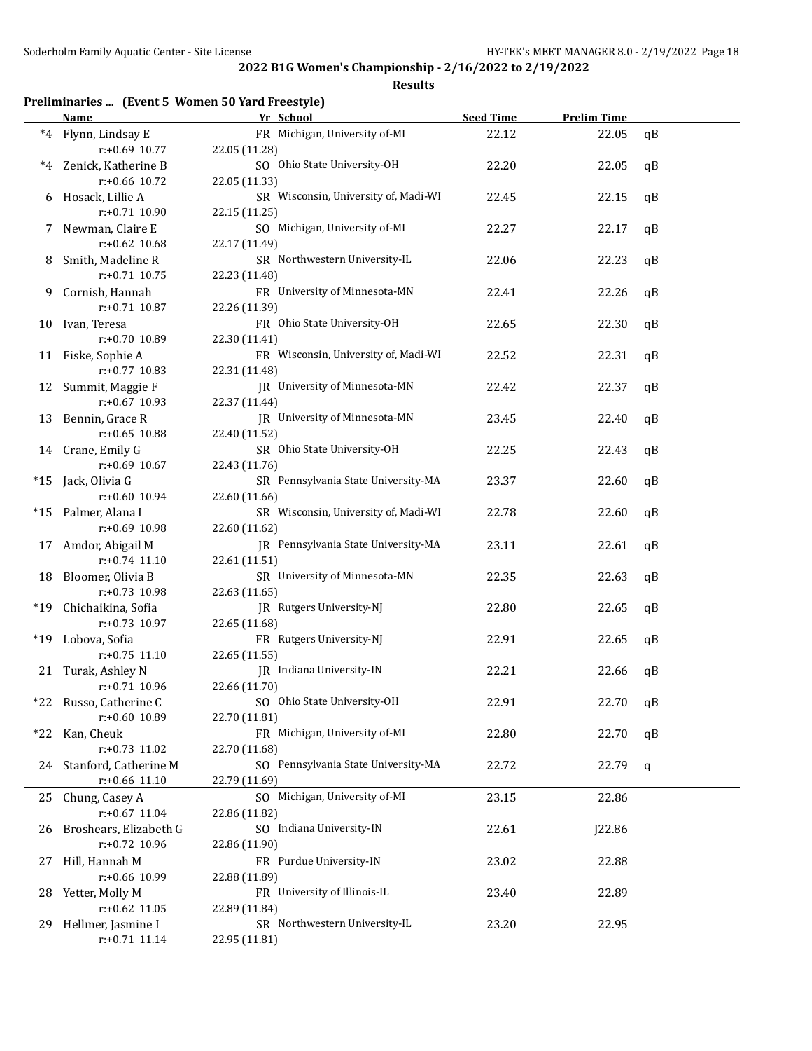**2022 B1G Women's Championship - 2/16/2022 to 2/19/2022**

**Results**

### Preliminaries ... (Event 5 Women 50 Yard Freestyle)

| | Name | Yr | School | Seed Time | Prelim Time | |
|---|---|---|---|---|---|---|
| *4 | Flynn, Lindsay E | FR | Michigan, University of-MI | 22.12 | 22.05 | qB |
| | r:+0.69 10.77 | 22.05 (11.28) | | | | |
| *4 | Zenick, Katherine B | SO | Ohio State University-OH | 22.20 | 22.05 | qB |
| | r:+0.66 10.72 | 22.05 (11.33) | | | | |
| 6 | Hosack, Lillie A | SR | Wisconsin, University of, Madi-WI | 22.45 | 22.15 | qB |
| | r:+0.71 10.90 | 22.15 (11.25) | | | | |
| 7 | Newman, Claire E | SO | Michigan, University of-MI | 22.27 | 22.17 | qB |
| | r:+0.62 10.68 | 22.17 (11.49) | | | | |
| 8 | Smith, Madeline R | SR | Northwestern University-IL | 22.06 | 22.23 | qB |
| | r:+0.71 10.75 | 22.23 (11.48) | | | | |
| 9 | Cornish, Hannah | FR | University of Minnesota-MN | 22.41 | 22.26 | qB |
| | r:+0.71 10.87 | 22.26 (11.39) | | | | |
| 10 | Ivan, Teresa | FR | Ohio State University-OH | 22.65 | 22.30 | qB |
| | r:+0.70 10.89 | 22.30 (11.41) | | | | |
| 11 | Fiske, Sophie A | FR | Wisconsin, University of, Madi-WI | 22.52 | 22.31 | qB |
| | r:+0.77 10.83 | 22.31 (11.48) | | | | |
| 12 | Summit, Maggie F | JR | University of Minnesota-MN | 22.42 | 22.37 | qB |
| | r:+0.67 10.93 | 22.37 (11.44) | | | | |
| 13 | Bennin, Grace R | JR | University of Minnesota-MN | 23.45 | 22.40 | qB |
| | r:+0.65 10.88 | 22.40 (11.52) | | | | |
| 14 | Crane, Emily G | SR | Ohio State University-OH | 22.25 | 22.43 | qB |
| | r:+0.69 10.67 | 22.43 (11.76) | | | | |
| *15 | Jack, Olivia G | SR | Pennsylvania State University-MA | 23.37 | 22.60 | qB |
| | r:+0.60 10.94 | 22.60 (11.66) | | | | |
| *15 | Palmer, Alana I | SR | Wisconsin, University of, Madi-WI | 22.78 | 22.60 | qB |
| | r:+0.69 10.98 | 22.60 (11.62) | | | | |
| 17 | Amdor, Abigail M | JR | Pennsylvania State University-MA | 23.11 | 22.61 | qB |
| | r:+0.74 11.10 | 22.61 (11.51) | | | | |
| 18 | Bloomer, Olivia B | SR | University of Minnesota-MN | 22.35 | 22.63 | qB |
| | r:+0.73 10.98 | 22.63 (11.65) | | | | |
| *19 | Chichaikina, Sofia | JR | Rutgers University-NJ | 22.80 | 22.65 | qB |
| | r:+0.73 10.97 | 22.65 (11.68) | | | | |
| *19 | Lobova, Sofia | FR | Rutgers University-NJ | 22.91 | 22.65 | qB |
| | r:+0.75 11.10 | 22.65 (11.55) | | | | |
| 21 | Turak, Ashley N | JR | Indiana University-IN | 22.21 | 22.66 | qB |
| | r:+0.71 10.96 | 22.66 (11.70) | | | | |
| *22 | Russo, Catherine C | SO | Ohio State University-OH | 22.91 | 22.70 | qB |
| | r:+0.60 10.89 | 22.70 (11.81) | | | | |
| *22 | Kan, Cheuk | FR | Michigan, University of-MI | 22.80 | 22.70 | qB |
| | r:+0.73 11.02 | 22.70 (11.68) | | | | |
| 24 | Stanford, Catherine M | SO | Pennsylvania State University-MA | 22.72 | 22.79 | q |
| | r:+0.66 11.10 | 22.79 (11.69) | | | | |
| 25 | Chung, Casey A | SO | Michigan, University of-MI | 23.15 | 22.86 | |
| | r:+0.67 11.04 | 22.86 (11.82) | | | | |
| 26 | Broshears, Elizabeth G | SO | Indiana University-IN | 22.61 | J22.86 | |
| | r:+0.72 10.96 | 22.86 (11.90) | | | | |
| 27 | Hill, Hannah M | FR | Purdue University-IN | 23.02 | 22.88 | |
| | r:+0.66 10.99 | 22.88 (11.89) | | | | |
| 28 | Yetter, Molly M | FR | University of Illinois-IL | 23.40 | 22.89 | |
| | r:+0.62 11.05 | 22.89 (11.84) | | | | |
| 29 | Hellmer, Jasmine I | SR | Northwestern University-IL | 23.20 | 22.95 | |
| | r:+0.71 11.14 | 22.95 (11.81) | | | | |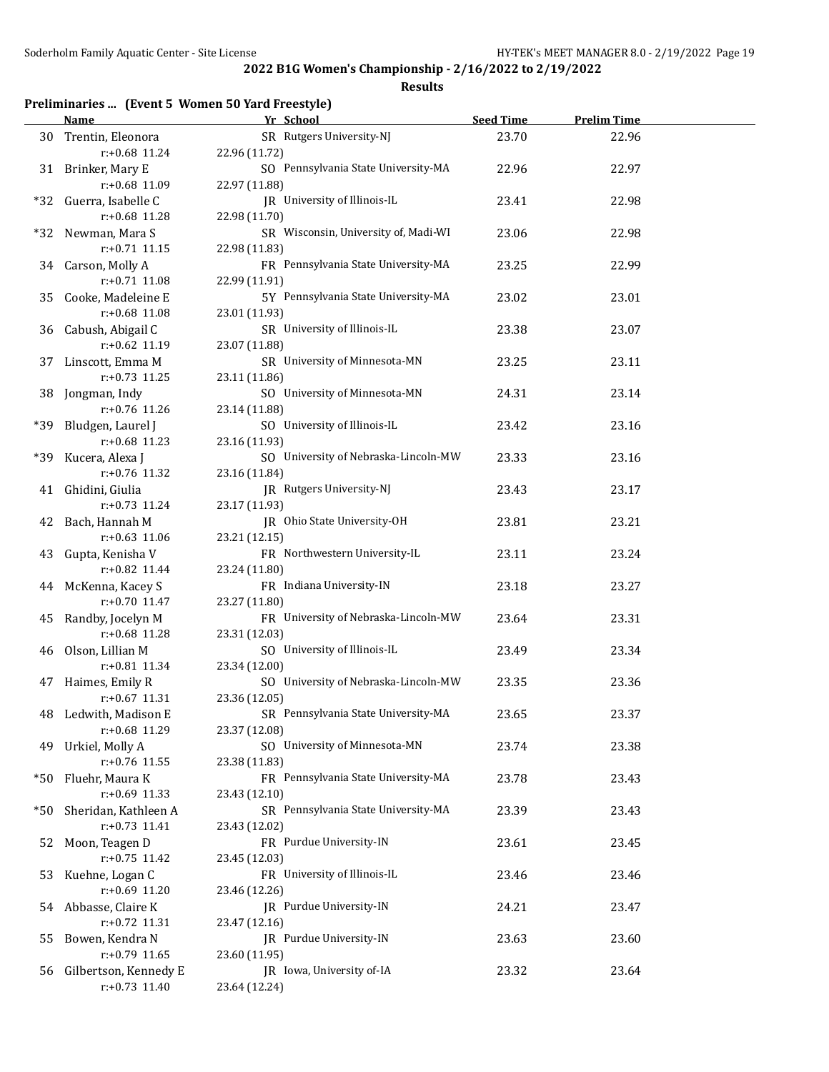**2022 B1G Women's Championship - 2/16/2022 to 2/19/2022**

**Results**

### Preliminaries ... (Event 5 Women 50 Yard Freestyle)

| | Name | Yr | School | Seed Time | Prelim Time |
|---|---|---|---|---|---|
| 30 | Trentin, Eleonora | SR | Rutgers University-NJ | 23.70 | 22.96 |
| | r:+0.68 11.24 | 22.96 (11.72) | | | |
| 31 | Brinker, Mary E | SO | Pennsylvania State University-MA | 22.96 | 22.97 |
| | r:+0.68 11.09 | 22.97 (11.88) | | | |
| *32 | Guerra, Isabelle C | JR | University of Illinois-IL | 23.41 | 22.98 |
| | r:+0.68 11.28 | 22.98 (11.70) | | | |
| *32 | Newman, Mara S | SR | Wisconsin, University of, Madi-WI | 23.06 | 22.98 |
| | r:+0.71 11.15 | 22.98 (11.83) | | | |
| 34 | Carson, Molly A | FR | Pennsylvania State University-MA | 23.25 | 22.99 |
| | r:+0.71 11.08 | 22.99 (11.91) | | | |
| 35 | Cooke, Madeleine E | 5Y | Pennsylvania State University-MA | 23.02 | 23.01 |
| | r:+0.68 11.08 | 23.01 (11.93) | | | |
| 36 | Cabush, Abigail C | SR | University of Illinois-IL | 23.38 | 23.07 |
| | r:+0.62 11.19 | 23.07 (11.88) | | | |
| 37 | Linscott, Emma M | SR | University of Minnesota-MN | 23.25 | 23.11 |
| | r:+0.73 11.25 | 23.11 (11.86) | | | |
| 38 | Jongman, Indy | SO | University of Minnesota-MN | 24.31 | 23.14 |
| | r:+0.76 11.26 | 23.14 (11.88) | | | |
| *39 | Bludgen, Laurel J | SO | University of Illinois-IL | 23.42 | 23.16 |
| | r:+0.68 11.23 | 23.16 (11.93) | | | |
| *39 | Kucera, Alexa J | SO | University of Nebraska-Lincoln-MW | 23.33 | 23.16 |
| | r:+0.76 11.32 | 23.16 (11.84) | | | |
| 41 | Ghidini, Giulia | JR | Rutgers University-NJ | 23.43 | 23.17 |
| | r:+0.73 11.24 | 23.17 (11.93) | | | |
| 42 | Bach, Hannah M | JR | Ohio State University-OH | 23.81 | 23.21 |
| | r:+0.63 11.06 | 23.21 (12.15) | | | |
| 43 | Gupta, Kenisha V | FR | Northwestern University-IL | 23.11 | 23.24 |
| | r:+0.82 11.44 | 23.24 (11.80) | | | |
| 44 | McKenna, Kacey S | FR | Indiana University-IN | 23.18 | 23.27 |
| | r:+0.70 11.47 | 23.27 (11.80) | | | |
| 45 | Randby, Jocelyn M | FR | University of Nebraska-Lincoln-MW | 23.64 | 23.31 |
| | r:+0.68 11.28 | 23.31 (12.03) | | | |
| 46 | Olson, Lillian M | SO | University of Illinois-IL | 23.49 | 23.34 |
| | r:+0.81 11.34 | 23.34 (12.00) | | | |
| 47 | Haimes, Emily R | SO | University of Nebraska-Lincoln-MW | 23.35 | 23.36 |
| | r:+0.67 11.31 | 23.36 (12.05) | | | |
| 48 | Ledwith, Madison E | SR | Pennsylvania State University-MA | 23.65 | 23.37 |
| | r:+0.68 11.29 | 23.37 (12.08) | | | |
| 49 | Urkiel, Molly A | SO | University of Minnesota-MN | 23.74 | 23.38 |
| | r:+0.76 11.55 | 23.38 (11.83) | | | |
| *50 | Fluehr, Maura K | FR | Pennsylvania State University-MA | 23.78 | 23.43 |
| | r:+0.69 11.33 | 23.43 (12.10) | | | |
| *50 | Sheridan, Kathleen A | SR | Pennsylvania State University-MA | 23.39 | 23.43 |
| | r:+0.73 11.41 | 23.43 (12.02) | | | |
| 52 | Moon, Teagen D | FR | Purdue University-IN | 23.61 | 23.45 |
| | r:+0.75 11.42 | 23.45 (12.03) | | | |
| 53 | Kuehne, Logan C | FR | University of Illinois-IL | 23.46 | 23.46 |
| | r:+0.69 11.20 | 23.46 (12.26) | | | |
| 54 | Abbasse, Claire K | JR | Purdue University-IN | 24.21 | 23.47 |
| | r:+0.72 11.31 | 23.47 (12.16) | | | |
| 55 | Bowen, Kendra N | JR | Purdue University-IN | 23.63 | 23.60 |
| | r:+0.79 11.65 | 23.60 (11.95) | | | |
| 56 | Gilbertson, Kennedy E | JR | Iowa, University of-IA | 23.32 | 23.64 |
| | r:+0.73 11.40 | 23.64 (12.24) | | | |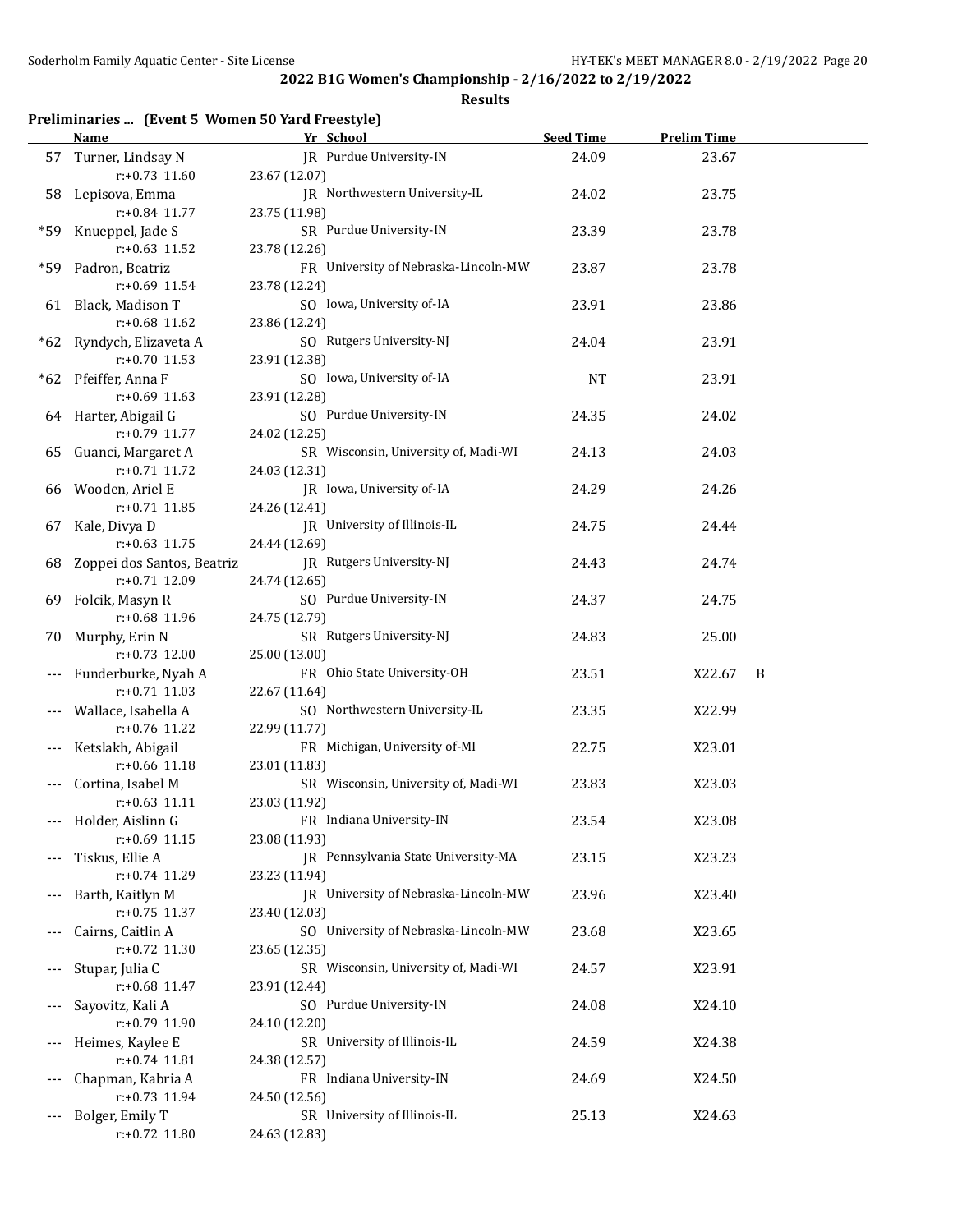## 2022 B1G Women's Championship - 2/16/2022 to 2/19/2022

### Results

**Preliminaries ... (Event 5 Women 50 Yard Freestyle)**

| | Name | Yr | School | Seed Time | Prelim Time | |
|---|---|---|---|---|---|---|
| 57 | Turner, Lindsay N | JR | Purdue University-IN | 24.09 | 23.67 | |
| | r:+0.73 11.60 | | 23.67 (12.07) | | | |
| 58 | Lepisova, Emma | JR | Northwestern University-IL | 24.02 | 23.75 | |
| | r:+0.84 11.77 | | 23.75 (11.98) | | | |
| *59 | Knueppel, Jade S | SR | Purdue University-IN | 23.39 | 23.78 | |
| | r:+0.63 11.52 | | 23.78 (12.26) | | | |
| *59 | Padron, Beatriz | FR | University of Nebraska-Lincoln-MW | 23.87 | 23.78 | |
| | r:+0.69 11.54 | | 23.78 (12.24) | | | |
| 61 | Black, Madison T | SO | Iowa, University of-IA | 23.91 | 23.86 | |
| | r:+0.68 11.62 | | 23.86 (12.24) | | | |
| *62 | Ryndych, Elizaveta A | SO | Rutgers University-NJ | 24.04 | 23.91 | |
| | r:+0.70 11.53 | | 23.91 (12.38) | | | |
| *62 | Pfeiffer, Anna F | SO | Iowa, University of-IA | NT | 23.91 | |
| | r:+0.69 11.63 | | 23.91 (12.28) | | | |
| 64 | Harter, Abigail G | SO | Purdue University-IN | 24.35 | 24.02 | |
| | r:+0.79 11.77 | | 24.02 (12.25) | | | |
| 65 | Guanci, Margaret A | SR | Wisconsin, University of, Madi-WI | 24.13 | 24.03 | |
| | r:+0.71 11.72 | | 24.03 (12.31) | | | |
| 66 | Wooden, Ariel E | JR | Iowa, University of-IA | 24.29 | 24.26 | |
| | r:+0.71 11.85 | | 24.26 (12.41) | | | |
| 67 | Kale, Divya D | JR | University of Illinois-IL | 24.75 | 24.44 | |
| | r:+0.63 11.75 | | 24.44 (12.69) | | | |
| 68 | Zoppei dos Santos, Beatriz | JR | Rutgers University-NJ | 24.43 | 24.74 | |
| | r:+0.71 12.09 | | 24.74 (12.65) | | | |
| 69 | Folcik, Masyn R | SO | Purdue University-IN | 24.37 | 24.75 | |
| | r:+0.68 11.96 | | 24.75 (12.79) | | | |
| 70 | Murphy, Erin N | SR | Rutgers University-NJ | 24.83 | 25.00 | |
| | r:+0.73 12.00 | | 25.00 (13.00) | | | |
| --- | Funderburke, Nyah A | FR | Ohio State University-OH | 23.51 | X22.67 | B |
| | r:+0.71 11.03 | | 22.67 (11.64) | | | |
| --- | Wallace, Isabella A | SO | Northwestern University-IL | 23.35 | X22.99 | |
| | r:+0.76 11.22 | | 22.99 (11.77) | | | |
| --- | Ketslakh, Abigail | FR | Michigan, University of-MI | 22.75 | X23.01 | |
| | r:+0.66 11.18 | | 23.01 (11.83) | | | |
| --- | Cortina, Isabel M | SR | Wisconsin, University of, Madi-WI | 23.83 | X23.03 | |
| | r:+0.63 11.11 | | 23.03 (11.92) | | | |
| --- | Holder, Aislinn G | FR | Indiana University-IN | 23.54 | X23.08 | |
| | r:+0.69 11.15 | | 23.08 (11.93) | | | |
| --- | Tiskus, Ellie A | JR | Pennsylvania State University-MA | 23.15 | X23.23 | |
| | r:+0.74 11.29 | | 23.23 (11.94) | | | |
| --- | Barth, Kaitlyn M | JR | University of Nebraska-Lincoln-MW | 23.96 | X23.40 | |
| | r:+0.75 11.37 | | 23.40 (12.03) | | | |
| --- | Cairns, Caitlin A | SO | University of Nebraska-Lincoln-MW | 23.68 | X23.65 | |
| | r:+0.72 11.30 | | 23.65 (12.35) | | | |
| --- | Stupar, Julia C | SR | Wisconsin, University of, Madi-WI | 24.57 | X23.91 | |
| | r:+0.68 11.47 | | 23.91 (12.44) | | | |
| --- | Sayovitz, Kali A | SO | Purdue University-IN | 24.08 | X24.10 | |
| | r:+0.79 11.90 | | 24.10 (12.20) | | | |
| --- | Heimes, Kaylee E | SR | University of Illinois-IL | 24.59 | X24.38 | |
| | r:+0.74 11.81 | | 24.38 (12.57) | | | |
| --- | Chapman, Kabria A | FR | Indiana University-IN | 24.69 | X24.50 | |
| | r:+0.73 11.94 | | 24.50 (12.56) | | | |
| --- | Bolger, Emily T | SR | University of Illinois-IL | 25.13 | X24.63 | |
| | r:+0.72 11.80 | | 24.63 (12.83) | | | |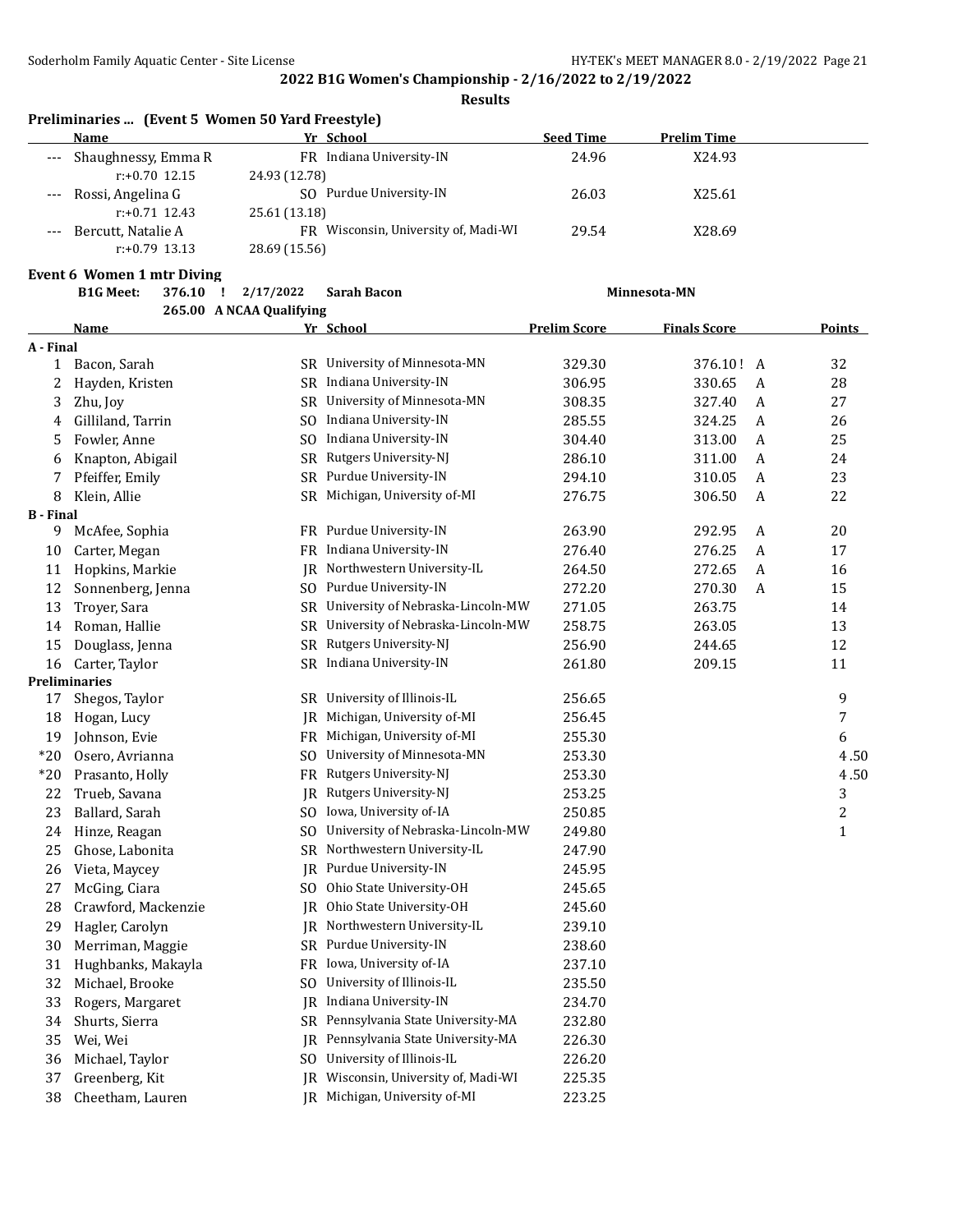**2022 B1G Women's Championship - 2/16/2022 to 2/19/2022**

**Results**

### Preliminaries ... (Event 5 Women 50 Yard Freestyle)

| | Name | Yr | School | Seed Time | Prelim Time |
|---|---|---|---|---|---|
| --- | Shaughnessy, Emma R | FR | Indiana University-IN | 24.96 | X24.93 |
| | r:+0.70 12.15 | 24.93 (12.78) | | | |
| --- | Rossi, Angelina G | SO | Purdue University-IN | 26.03 | X25.61 |
| | r:+0.71 12.43 | 25.61 (13.18) | | | |
| --- | Bercutt, Natalie A | FR | Wisconsin, University of, Madi-WI | 29.54 | X28.69 |
| | r:+0.79 13.13 | 28.69 (15.56) | | | |

### Event 6 Women 1 mtr Diving

**B1G Meet: 376.10 ! 2/17/2022 Sarah Bacon Minnesota-MN**

**265.00 A NCAA Qualifying**

| | Name | Yr | School | Prelim Score | Finals Score | | Points |
|---|---|---|---|---|---|---|---|
| **A - Final** | | | | | | | |
| 1 | Bacon, Sarah | SR | University of Minnesota-MN | 329.30 | 376.10 ! | A | 32 |
| 2 | Hayden, Kristen | SR | Indiana University-IN | 306.95 | 330.65 | A | 28 |
| 3 | Zhu, Joy | SR | University of Minnesota-MN | 308.35 | 327.40 | A | 27 |
| 4 | Gilliland, Tarrin | SO | Indiana University-IN | 285.55 | 324.25 | A | 26 |
| 5 | Fowler, Anne | SO | Indiana University-IN | 304.40 | 313.00 | A | 25 |
| 6 | Knapton, Abigail | SR | Rutgers University-NJ | 286.10 | 311.00 | A | 24 |
| 7 | Pfeiffer, Emily | SR | Purdue University-IN | 294.10 | 310.05 | A | 23 |
| 8 | Klein, Allie | SR | Michigan, University of-MI | 276.75 | 306.50 | A | 22 |
| **B - Final** | | | | | | | |
| 9 | McAfee, Sophia | FR | Purdue University-IN | 263.90 | 292.95 | A | 20 |
| 10 | Carter, Megan | FR | Indiana University-IN | 276.40 | 276.25 | A | 17 |
| 11 | Hopkins, Markie | JR | Northwestern University-IL | 264.50 | 272.65 | A | 16 |
| 12 | Sonnenberg, Jenna | SO | Purdue University-IN | 272.20 | 270.30 | A | 15 |
| 13 | Troyer, Sara | SR | University of Nebraska-Lincoln-MW | 271.05 | 263.75 | | 14 |
| 14 | Roman, Hallie | SR | University of Nebraska-Lincoln-MW | 258.75 | 263.05 | | 13 |
| 15 | Douglass, Jenna | SR | Rutgers University-NJ | 256.90 | 244.65 | | 12 |
| 16 | Carter, Taylor | SR | Indiana University-IN | 261.80 | 209.15 | | 11 |
| **Preliminaries** | | | | | | | |
| 17 | Shegos, Taylor | SR | University of Illinois-IL | 256.65 | | | 9 |
| 18 | Hogan, Lucy | JR | Michigan, University of-MI | 256.45 | | | 7 |
| 19 | Johnson, Evie | FR | Michigan, University of-MI | 255.30 | | | 6 |
| *20 | Osero, Avrianna | SO | University of Minnesota-MN | 253.30 | | | 4.50 |
| *20 | Prasanto, Holly | FR | Rutgers University-NJ | 253.30 | | | 4.50 |
| 22 | Trueb, Savana | JR | Rutgers University-NJ | 253.25 | | | 3 |
| 23 | Ballard, Sarah | SO | Iowa, University of-IA | 250.85 | | | 2 |
| 24 | Hinze, Reagan | SO | University of Nebraska-Lincoln-MW | 249.80 | | | 1 |
| 25 | Ghose, Labonita | SR | Northwestern University-IL | 247.90 | | | |
| 26 | Vieta, Maycey | JR | Purdue University-IN | 245.95 | | | |
| 27 | McGing, Ciara | SO | Ohio State University-OH | 245.65 | | | |
| 28 | Crawford, Mackenzie | JR | Ohio State University-OH | 245.60 | | | |
| 29 | Hagler, Carolyn | JR | Northwestern University-IL | 239.10 | | | |
| 30 | Merriman, Maggie | SR | Purdue University-IN | 238.60 | | | |
| 31 | Hughbanks, Makayla | FR | Iowa, University of-IA | 237.10 | | | |
| 32 | Michael, Brooke | SO | University of Illinois-IL | 235.50 | | | |
| 33 | Rogers, Margaret | JR | Indiana University-IN | 234.70 | | | |
| 34 | Shurts, Sierra | SR | Pennsylvania State University-MA | 232.80 | | | |
| 35 | Wei, Wei | JR | Pennsylvania State University-MA | 226.30 | | | |
| 36 | Michael, Taylor | SO | University of Illinois-IL | 226.20 | | | |
| 37 | Greenberg, Kit | JR | Wisconsin, University of, Madi-WI | 225.35 | | | |
| 38 | Cheetham, Lauren | JR | Michigan, University of-MI | 223.25 | | | |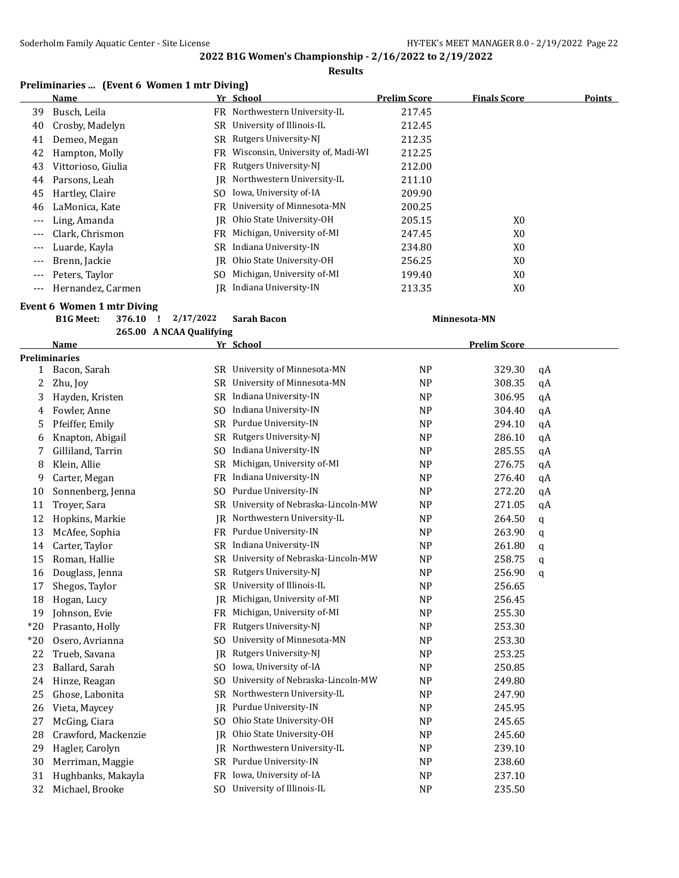**2022 B1G Women's Championship - 2/16/2022 to 2/19/2022**

**Results**

### Preliminaries ... (Event 6 Women 1 mtr Diving)

| | Name | Yr | School | Prelim Score | Finals Score | Points |
|---|---|---|---|---|---|---|
| 39 | Busch, Leila | FR | Northwestern University-IL | 217.45 | | |
| 40 | Crosby, Madelyn | SR | University of Illinois-IL | 212.45 | | |
| 41 | Demeo, Megan | SR | Rutgers University-NJ | 212.35 | | |
| 42 | Hampton, Molly | FR | Wisconsin, University of, Madi-WI | 212.25 | | |
| 43 | Vittorioso, Giulia | FR | Rutgers University-NJ | 212.00 | | |
| 44 | Parsons, Leah | JR | Northwestern University-IL | 211.10 | | |
| 45 | Hartley, Claire | SO | Iowa, University of-IA | 209.90 | | |
| 46 | LaMonica, Kate | FR | University of Minnesota-MN | 200.25 | | |
| --- | Ling, Amanda | JR | Ohio State University-OH | 205.15 | X0 | |
| --- | Clark, Chrismon | FR | Michigan, University of-MI | 247.45 | X0 | |
| --- | Luarde, Kayla | SR | Indiana University-IN | 234.80 | X0 | |
| --- | Brenn, Jackie | JR | Ohio State University-OH | 256.25 | X0 | |
| --- | Peters, Taylor | SO | Michigan, University of-MI | 199.40 | X0 | |
| --- | Hernandez, Carmen | JR | Indiana University-IN | 213.35 | X0 | |

### Event 6 Women 1 mtr Diving

**B1G Meet:** 376.10 ! 2/17/2022 **Sarah Bacon** **Minnesota-MN**

265.00 A NCAA Qualifying

**Preliminaries**

| | Name | Yr | School | | Prelim Score | |
|---|---|---|---|---|---|---|
| 1 | Bacon, Sarah | SR | University of Minnesota-MN | NP | 329.30 | qA |
| 2 | Zhu, Joy | SR | University of Minnesota-MN | NP | 308.35 | qA |
| 3 | Hayden, Kristen | SR | Indiana University-IN | NP | 306.95 | qA |
| 4 | Fowler, Anne | SO | Indiana University-IN | NP | 304.40 | qA |
| 5 | Pfeiffer, Emily | SR | Purdue University-IN | NP | 294.10 | qA |
| 6 | Knapton, Abigail | SR | Rutgers University-NJ | NP | 286.10 | qA |
| 7 | Gilliland, Tarrin | SO | Indiana University-IN | NP | 285.55 | qA |
| 8 | Klein, Allie | SR | Michigan, University of-MI | NP | 276.75 | qA |
| 9 | Carter, Megan | FR | Indiana University-IN | NP | 276.40 | qA |
| 10 | Sonnenberg, Jenna | SO | Purdue University-IN | NP | 272.20 | qA |
| 11 | Troyer, Sara | SR | University of Nebraska-Lincoln-MW | NP | 271.05 | qA |
| 12 | Hopkins, Markie | JR | Northwestern University-IL | NP | 264.50 | q |
| 13 | McAfee, Sophia | FR | Purdue University-IN | NP | 263.90 | q |
| 14 | Carter, Taylor | SR | Indiana University-IN | NP | 261.80 | q |
| 15 | Roman, Hallie | SR | University of Nebraska-Lincoln-MW | NP | 258.75 | q |
| 16 | Douglass, Jenna | SR | Rutgers University-NJ | NP | 256.90 | q |
| 17 | Shegos, Taylor | SR | University of Illinois-IL | NP | 256.65 | |
| 18 | Hogan, Lucy | JR | Michigan, University of-MI | NP | 256.45 | |
| 19 | Johnson, Evie | FR | Michigan, University of-MI | NP | 255.30 | |
| *20 | Prasanto, Holly | FR | Rutgers University-NJ | NP | 253.30 | |
| *20 | Osero, Avrianna | SO | University of Minnesota-MN | NP | 253.30 | |
| 22 | Trueb, Savana | JR | Rutgers University-NJ | NP | 253.25 | |
| 23 | Ballard, Sarah | SO | Iowa, University of-IA | NP | 250.85 | |
| 24 | Hinze, Reagan | SO | University of Nebraska-Lincoln-MW | NP | 249.80 | |
| 25 | Ghose, Labonita | SR | Northwestern University-IL | NP | 247.90 | |
| 26 | Vieta, Maycey | JR | Purdue University-IN | NP | 245.95 | |
| 27 | McGing, Ciara | SO | Ohio State University-OH | NP | 245.65 | |
| 28 | Crawford, Mackenzie | JR | Ohio State University-OH | NP | 245.60 | |
| 29 | Hagler, Carolyn | JR | Northwestern University-IL | NP | 239.10 | |
| 30 | Merriman, Maggie | SR | Purdue University-IN | NP | 238.60 | |
| 31 | Hughbanks, Makayla | FR | Iowa, University of-IA | NP | 237.10 | |
| 32 | Michael, Brooke | SO | University of Illinois-IL | NP | 235.50 | |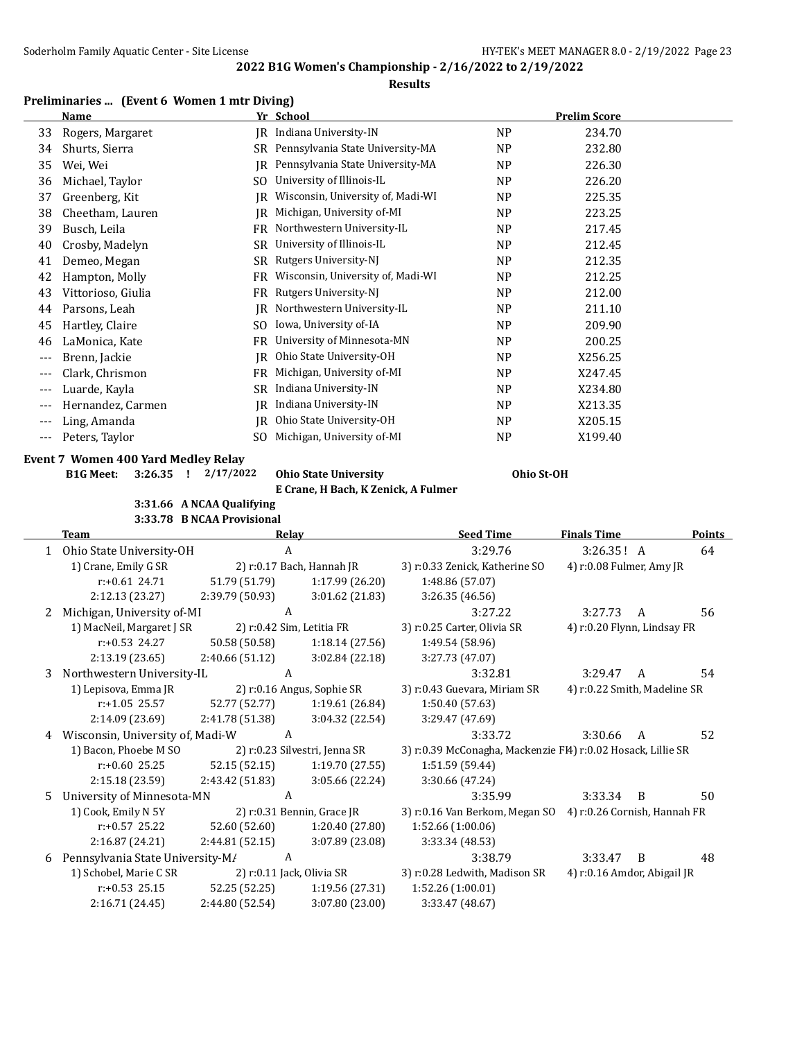**2022 B1G Women's Championship - 2/16/2022 to 2/19/2022**

**Results**

### Preliminaries ... (Event 6 Women 1 mtr Diving)

| | Name | Yr | School | | Prelim Score |
|---|---|---|---|---|---|
| 33 | Rogers, Margaret | JR | Indiana University-IN | NP | 234.70 |
| 34 | Shurts, Sierra | SR | Pennsylvania State University-MA | NP | 232.80 |
| 35 | Wei, Wei | JR | Pennsylvania State University-MA | NP | 226.30 |
| 36 | Michael, Taylor | SO | University of Illinois-IL | NP | 226.20 |
| 37 | Greenberg, Kit | JR | Wisconsin, University of, Madi-WI | NP | 225.35 |
| 38 | Cheetham, Lauren | JR | Michigan, University of-MI | NP | 223.25 |
| 39 | Busch, Leila | FR | Northwestern University-IL | NP | 217.45 |
| 40 | Crosby, Madelyn | SR | University of Illinois-IL | NP | 212.45 |
| 41 | Demeo, Megan | SR | Rutgers University-NJ | NP | 212.35 |
| 42 | Hampton, Molly | FR | Wisconsin, University of, Madi-WI | NP | 212.25 |
| 43 | Vittorioso, Giulia | FR | Rutgers University-NJ | NP | 212.00 |
| 44 | Parsons, Leah | JR | Northwestern University-IL | NP | 211.10 |
| 45 | Hartley, Claire | SO | Iowa, University of-IA | NP | 209.90 |
| 46 | LaMonica, Kate | FR | University of Minnesota-MN | NP | 200.25 |
| --- | Brenn, Jackie | JR | Ohio State University-OH | NP | X256.25 |
| --- | Clark, Chrismon | FR | Michigan, University of-MI | NP | X247.45 |
| --- | Luarde, Kayla | SR | Indiana University-IN | NP | X234.80 |
| --- | Hernandez, Carmen | JR | Indiana University-IN | NP | X213.35 |
| --- | Ling, Amanda | JR | Ohio State University-OH | NP | X205.15 |
| --- | Peters, Taylor | SO | Michigan, University of-MI | NP | X199.40 |

### Event 7 Women 400 Yard Medley Relay

**B1G Meet: 3:26.35 ! 2/17/2022 Ohio State University Ohio St-OH**
**E Crane, H Bach, K Zenick, A Fulmer**

**3:31.66 A NCAA Qualifying**
**3:33.78 B NCAA Provisional**

| | Team | Relay | Seed Time | Finals Time | Points |
|---|---|---|---|---|---|
| 1 | Ohio State University-OH | A | 3:29.76 | 3:26.35 ! A | 64 |
| | 1) Crane, Emily G SR | 2) r:0.17 Bach, Hannah JR | 3) r:0.33 Zenick, Katherine SO | 4) r:0.08 Fulmer, Amy JR | |
| | r:+0.61 24.71 | 51.79 (51.79) | 1:17.99 (26.20) | 1:48.86 (57.07) | |
| | 2:12.13 (23.27) | 2:39.79 (50.93) | 3:01.62 (21.83) | 3:26.35 (46.56) | |
| 2 | Michigan, University of-MI | A | 3:27.22 | 3:27.73 A | 56 |
| | 1) MacNeil, Margaret J SR | 2) r:0.42 Sim, Letitia FR | 3) r:0.25 Carter, Olivia SR | 4) r:0.20 Flynn, Lindsay FR | |
| | r:+0.53 24.27 | 50.58 (50.58) | 1:18.14 (27.56) | 1:49.54 (58.96) | |
| | 2:13.19 (23.65) | 2:40.66 (51.12) | 3:02.84 (22.18) | 3:27.73 (47.07) | |
| 3 | Northwestern University-IL | A | 3:32.81 | 3:29.47 A | 54 |
| | 1) Lepisova, Emma JR | 2) r:0.16 Angus, Sophie SR | 3) r:0.43 Guevara, Miriam SR | 4) r:0.22 Smith, Madeline SR | |
| | r:+1.05 25.57 | 52.77 (52.77) | 1:19.61 (26.84) | 1:50.40 (57.63) | |
| | 2:14.09 (23.69) | 2:41.78 (51.38) | 3:04.32 (22.54) | 3:29.47 (47.69) | |
| 4 | Wisconsin, University of, Madi-W | A | 3:33.72 | 3:30.66 A | 52 |
| | 1) Bacon, Phoebe M SO | 2) r:0.23 Silvestri, Jenna SR | 3) r:0.39 McConagha, Mackenzie FR | 4) r:0.02 Hosack, Lillie SR | |
| | r:+0.60 25.25 | 52.15 (52.15) | 1:19.70 (27.55) | 1:51.59 (59.44) | |
| | 2:15.18 (23.59) | 2:43.42 (51.83) | 3:05.66 (22.24) | 3:30.66 (47.24) | |
| 5 | University of Minnesota-MN | A | 3:35.99 | 3:33.34 B | 50 |
| | 1) Cook, Emily N 5Y | 2) r:0.31 Bennin, Grace JR | 3) r:0.16 Van Berkom, Megan SO | 4) r:0.26 Cornish, Hannah FR | |
| | r:+0.57 25.22 | 52.60 (52.60) | 1:20.40 (27.80) | 1:52.66 (1:00.06) | |
| | 2:16.87 (24.21) | 2:44.81 (52.15) | 3:07.89 (23.08) | 3:33.34 (48.53) | |
| 6 | Pennsylvania State University-MA | A | 3:38.79 | 3:33.47 B | 48 |
| | 1) Schobel, Marie C SR | 2) r:0.11 Jack, Olivia SR | 3) r:0.28 Ledwith, Madison SR | 4) r:0.16 Amdor, Abigail JR | |
| | r:+0.53 25.15 | 52.25 (52.25) | 1:19.56 (27.31) | 1:52.26 (1:00.01) | |
| | 2:16.71 (24.45) | 2:44.80 (52.54) | 3:07.80 (23.00) | 3:33.47 (48.67) | |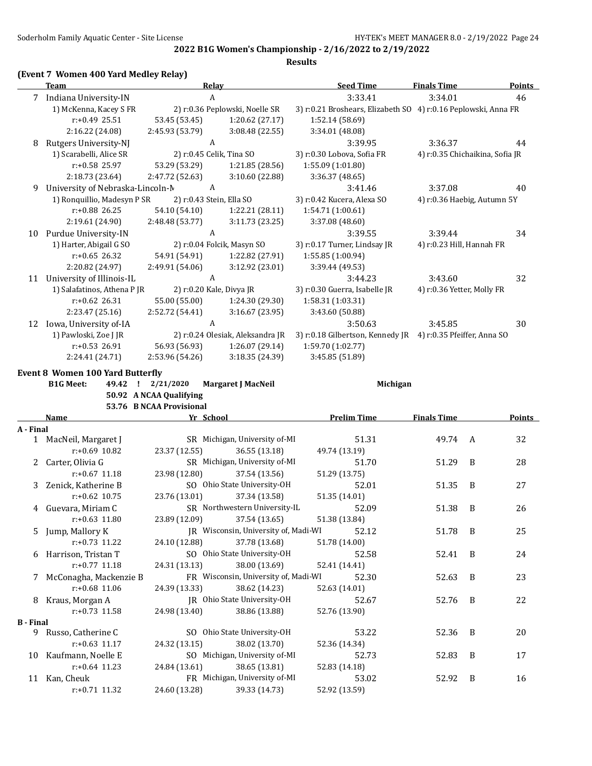## 2022 B1G Women's Championship - 2/16/2022 to 2/19/2022

### Results

### (Event 7 Women 400 Yard Medley Relay)

| | Team | Relay | | Seed Time | Finals Time | Points |
|---|---|---|---|---|---|---|
| 7 | Indiana University-IN | A | | 3:33.41 | 3:34.01 | 46 |
| | 1) McKenna, Kacey S FR | 2) r:0.36 Peplowski, Noelle SR | | 3) r:0.21 Broshears, Elizabeth SO | 4) r:0.16 Peplowski, Anna FR | |
| | r:+0.49 25.51 | 53.45 (53.45) | 1:20.62 (27.17) | 1:52.14 (58.69) | | |
| | 2:16.22 (24.08) | 2:45.93 (53.79) | 3:08.48 (22.55) | 3:34.01 (48.08) | | |
| 8 | Rutgers University-NJ | A | | 3:39.95 | 3:36.37 | 44 |
| | 1) Scarabelli, Alice SR | 2) r:0.45 Celik, Tina SO | | 3) r:0.30 Lobova, Sofia FR | 4) r:0.35 Chichaikina, Sofia JR | |
| | r:+0.58 25.97 | 53.29 (53.29) | 1:21.85 (28.56) | 1:55.09 (1:01.80) | | |
| | 2:18.73 (23.64) | 2:47.72 (52.63) | 3:10.60 (22.88) | 3:36.37 (48.65) | | |
| 9 | University of Nebraska-Lincoln-N | A | | 3:41.46 | 3:37.08 | 40 |
| | 1) Ronquillio, Madesyn P SR | 2) r:0.43 Stein, Ella SO | | 3) r:0.42 Kucera, Alexa SO | 4) r:0.36 Haebig, Autumn 5Y | |
| | r:+0.88 26.25 | 54.10 (54.10) | 1:22.21 (28.11) | 1:54.71 (1:00.61) | | |
| | 2:19.61 (24.90) | 2:48.48 (53.77) | 3:11.73 (23.25) | 3:37.08 (48.60) | | |
| 10 | Purdue University-IN | A | | 3:39.55 | 3:39.44 | 34 |
| | 1) Harter, Abigail G SO | 2) r:0.04 Folcik, Masyn SO | | 3) r:0.17 Turner, Lindsay JR | 4) r:0.23 Hill, Hannah FR | |
| | r:+0.65 26.32 | 54.91 (54.91) | 1:22.82 (27.91) | 1:55.85 (1:00.94) | | |
| | 2:20.82 (24.97) | 2:49.91 (54.06) | 3:12.92 (23.01) | 3:39.44 (49.53) | | |
| 11 | University of Illinois-IL | A | | 3:44.23 | 3:43.60 | 32 |
| | 1) Salafatinos, Athena P JR | 2) r:0.20 Kale, Divya JR | | 3) r:0.30 Guerra, Isabelle JR | 4) r:0.36 Yetter, Molly FR | |
| | r:+0.62 26.31 | 55.00 (55.00) | 1:24.30 (29.30) | 1:58.31 (1:03.31) | | |
| | 2:23.47 (25.16) | 2:52.72 (54.41) | 3:16.67 (23.95) | 3:43.60 (50.88) | | |
| 12 | Iowa, University of-IA | A | | 3:50.63 | 3:45.85 | 30 |
| | 1) Pawloski, Zoe J JR | 2) r:0.24 Olesiak, Aleksandra JR | | 3) r:0.18 Gilbertson, Kennedy JR | 4) r:0.35 Pfeiffer, Anna SO | |
| | r:+0.53 26.91 | 56.93 (56.93) | 1:26.07 (29.14) | 1:59.70 (1:02.77) | | |
| | 2:24.41 (24.71) | 2:53.96 (54.26) | 3:18.35 (24.39) | 3:45.85 (51.89) | | |

### Event 8 Women 100 Yard Butterfly

**B1G Meet:** 49.42 ! 2/21/2020 Margaret J MacNeil Michigan
50.92 A NCAA Qualifying
53.76 B NCAA Provisional

| | Name | Yr School | | Prelim Time | Finals Time | | Points |
|---|---|---|---|---|---|---|---|
| **A - Final** | | | | | | | |
| 1 | MacNeil, Margaret J | SR Michigan, University of-MI | | 51.31 | 49.74 | A | 32 |
| | r:+0.69 10.82 | 23.37 (12.55) | 36.55 (13.18) | 49.74 (13.19) | | | |
| 2 | Carter, Olivia G | SR Michigan, University of-MI | | 51.70 | 51.29 | B | 28 |
| | r:+0.67 11.18 | 23.98 (12.80) | 37.54 (13.56) | 51.29 (13.75) | | | |
| 3 | Zenick, Katherine B | SO Ohio State University-OH | | 52.01 | 51.35 | B | 27 |
| | r:+0.62 10.75 | 23.76 (13.01) | 37.34 (13.58) | 51.35 (14.01) | | | |
| 4 | Guevara, Miriam C | SR Northwestern University-IL | | 52.09 | 51.38 | B | 26 |
| | r:+0.63 11.80 | 23.89 (12.09) | 37.54 (13.65) | 51.38 (13.84) | | | |
| 5 | Jump, Mallory K | JR Wisconsin, University of, Madi-WI | | 52.12 | 51.78 | B | 25 |
| | r:+0.73 11.22 | 24.10 (12.88) | 37.78 (13.68) | 51.78 (14.00) | | | |
| 6 | Harrison, Tristan T | SO Ohio State University-OH | | 52.58 | 52.41 | B | 24 |
| | r:+0.77 11.18 | 24.31 (13.13) | 38.00 (13.69) | 52.41 (14.41) | | | |
| 7 | McConagha, Mackenzie B | FR Wisconsin, University of, Madi-WI | | 52.30 | 52.63 | B | 23 |
| | r:+0.68 11.06 | 24.39 (13.33) | 38.62 (14.23) | 52.63 (14.01) | | | |
| 8 | Kraus, Morgan A | JR Ohio State University-OH | | 52.67 | 52.76 | B | 22 |
| | r:+0.73 11.58 | 24.98 (13.40) | 38.86 (13.88) | 52.76 (13.90) | | | |
| **B - Final** | | | | | | | |
| 9 | Russo, Catherine C | SO Ohio State University-OH | | 53.22 | 52.36 | B | 20 |
| | r:+0.63 11.17 | 24.32 (13.15) | 38.02 (13.70) | 52.36 (14.34) | | | |
| 10 | Kaufmann, Noelle E | SO Michigan, University of-MI | | 52.73 | 52.83 | B | 17 |
| | r:+0.64 11.23 | 24.84 (13.61) | 38.65 (13.81) | 52.83 (14.18) | | | |
| 11 | Kan, Cheuk | FR Michigan, University of-MI | | 53.02 | 52.92 | B | 16 |
| | r:+0.71 11.32 | 24.60 (13.28) | 39.33 (14.73) | 52.92 (13.59) | | | |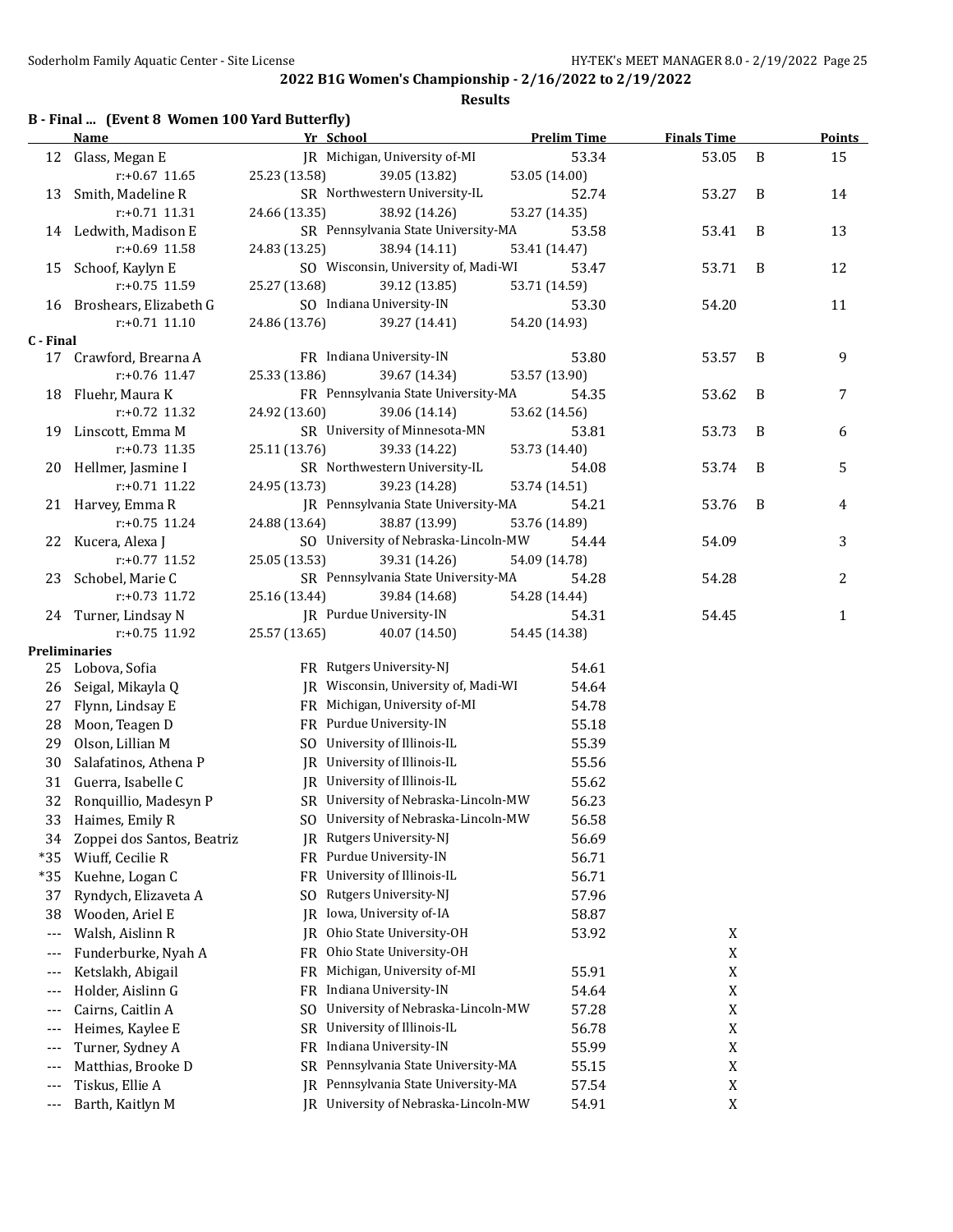## 2022 B1G Women's Championship - 2/16/2022 to 2/19/2022

**Results**

### B - Final ... (Event 8 Women 100 Yard Butterfly)

| | Name | Yr | School | Prelim Time | Finals Time | | Points |
|---|---|---|---|---|---|---|---|
| 12 | Glass, Megan E | JR | Michigan, University of-MI | 53.34 | 53.05 | B | 15 |
| | r:+0.67 11.65 | 25.23 (13.58) | 39.05 (13.82) | 53.05 (14.00) | | | |
| 13 | Smith, Madeline R | SR | Northwestern University-IL | 52.74 | 53.27 | B | 14 |
| | r:+0.71 11.31 | 24.66 (13.35) | 38.92 (14.26) | 53.27 (14.35) | | | |
| 14 | Ledwith, Madison E | SR | Pennsylvania State University-MA | 53.58 | 53.41 | B | 13 |
| | r:+0.69 11.58 | 24.83 (13.25) | 38.94 (14.11) | 53.41 (14.47) | | | |
| 15 | Schoof, Kaylyn E | SO | Wisconsin, University of, Madi-WI | 53.47 | 53.71 | B | 12 |
| | r:+0.75 11.59 | 25.27 (13.68) | 39.12 (13.85) | 53.71 (14.59) | | | |
| 16 | Broshears, Elizabeth G | SO | Indiana University-IN | 53.30 | 54.20 | | 11 |
| | r:+0.71 11.10 | 24.86 (13.76) | 39.27 (14.41) | 54.20 (14.93) | | | |

### C - Final

| | Name | Yr | School | Prelim Time | Finals Time | | Points |
|---|---|---|---|---|---|---|---|
| 17 | Crawford, Brearna A | FR | Indiana University-IN | 53.80 | 53.57 | B | 9 |
| | r:+0.76 11.47 | 25.33 (13.86) | 39.67 (14.34) | 53.57 (13.90) | | | |
| 18 | Fluehr, Maura K | FR | Pennsylvania State University-MA | 54.35 | 53.62 | B | 7 |
| | r:+0.72 11.32 | 24.92 (13.60) | 39.06 (14.14) | 53.62 (14.56) | | | |
| 19 | Linscott, Emma M | SR | University of Minnesota-MN | 53.81 | 53.73 | B | 6 |
| | r:+0.73 11.35 | 25.11 (13.76) | 39.33 (14.22) | 53.73 (14.40) | | | |
| 20 | Hellmer, Jasmine I | SR | Northwestern University-IL | 54.08 | 53.74 | B | 5 |
| | r:+0.71 11.22 | 24.95 (13.73) | 39.23 (14.28) | 53.74 (14.51) | | | |
| 21 | Harvey, Emma R | JR | Pennsylvania State University-MA | 54.21 | 53.76 | B | 4 |
| | r:+0.75 11.24 | 24.88 (13.64) | 38.87 (13.99) | 53.76 (14.89) | | | |
| 22 | Kucera, Alexa J | SO | University of Nebraska-Lincoln-MW | 54.44 | 54.09 | | 3 |
| | r:+0.77 11.52 | 25.05 (13.53) | 39.31 (14.26) | 54.09 (14.78) | | | |
| 23 | Schobel, Marie C | SR | Pennsylvania State University-MA | 54.28 | 54.28 | | 2 |
| | r:+0.73 11.72 | 25.16 (13.44) | 39.84 (14.68) | 54.28 (14.44) | | | |
| 24 | Turner, Lindsay N | JR | Purdue University-IN | 54.31 | 54.45 | | 1 |
| | r:+0.75 11.92 | 25.57 (13.65) | 40.07 (14.50) | 54.45 (14.38) | | | |

### Preliminaries

| | Name | Yr | School | Prelim Time | Finals Time |
|---|---|---|---|---|---|
| 25 | Lobova, Sofia | FR | Rutgers University-NJ | 54.61 | |
| 26 | Seigal, Mikayla Q | JR | Wisconsin, University of, Madi-WI | 54.64 | |
| 27 | Flynn, Lindsay E | FR | Michigan, University of-MI | 54.78 | |
| 28 | Moon, Teagen D | FR | Purdue University-IN | 55.18 | |
| 29 | Olson, Lillian M | SO | University of Illinois-IL | 55.39 | |
| 30 | Salafatinos, Athena P | JR | University of Illinois-IL | 55.56 | |
| 31 | Guerra, Isabelle C | JR | University of Illinois-IL | 55.62 | |
| 32 | Ronquillio, Madesyn P | SR | University of Nebraska-Lincoln-MW | 56.23 | |
| 33 | Haimes, Emily R | SO | University of Nebraska-Lincoln-MW | 56.58 | |
| 34 | Zoppei dos Santos, Beatriz | JR | Rutgers University-NJ | 56.69 | |
| *35 | Wiuff, Cecilie R | FR | Purdue University-IN | 56.71 | |
| *35 | Kuehne, Logan C | FR | University of Illinois-IL | 56.71 | |
| 37 | Ryndych, Elizaveta A | SO | Rutgers University-NJ | 57.96 | |
| 38 | Wooden, Ariel E | JR | Iowa, University of-IA | 58.87 | |
| --- | Walsh, Aislinn R | JR | Ohio State University-OH | 53.92 | X |
| --- | Funderburke, Nyah A | FR | Ohio State University-OH | | X |
| --- | Ketslakh, Abigail | FR | Michigan, University of-MI | 55.91 | X |
| --- | Holder, Aislinn G | FR | Indiana University-IN | 54.64 | X |
| --- | Cairns, Caitlin A | SO | University of Nebraska-Lincoln-MW | 57.28 | X |
| --- | Heimes, Kaylee E | SR | University of Illinois-IL | 56.78 | X |
| --- | Turner, Sydney A | FR | Indiana University-IN | 55.99 | X |
| --- | Matthias, Brooke D | SR | Pennsylvania State University-MA | 55.15 | X |
| --- | Tiskus, Ellie A | JR | Pennsylvania State University-MA | 57.54 | X |
| --- | Barth, Kaitlyn M | JR | University of Nebraska-Lincoln-MW | 54.91 | X |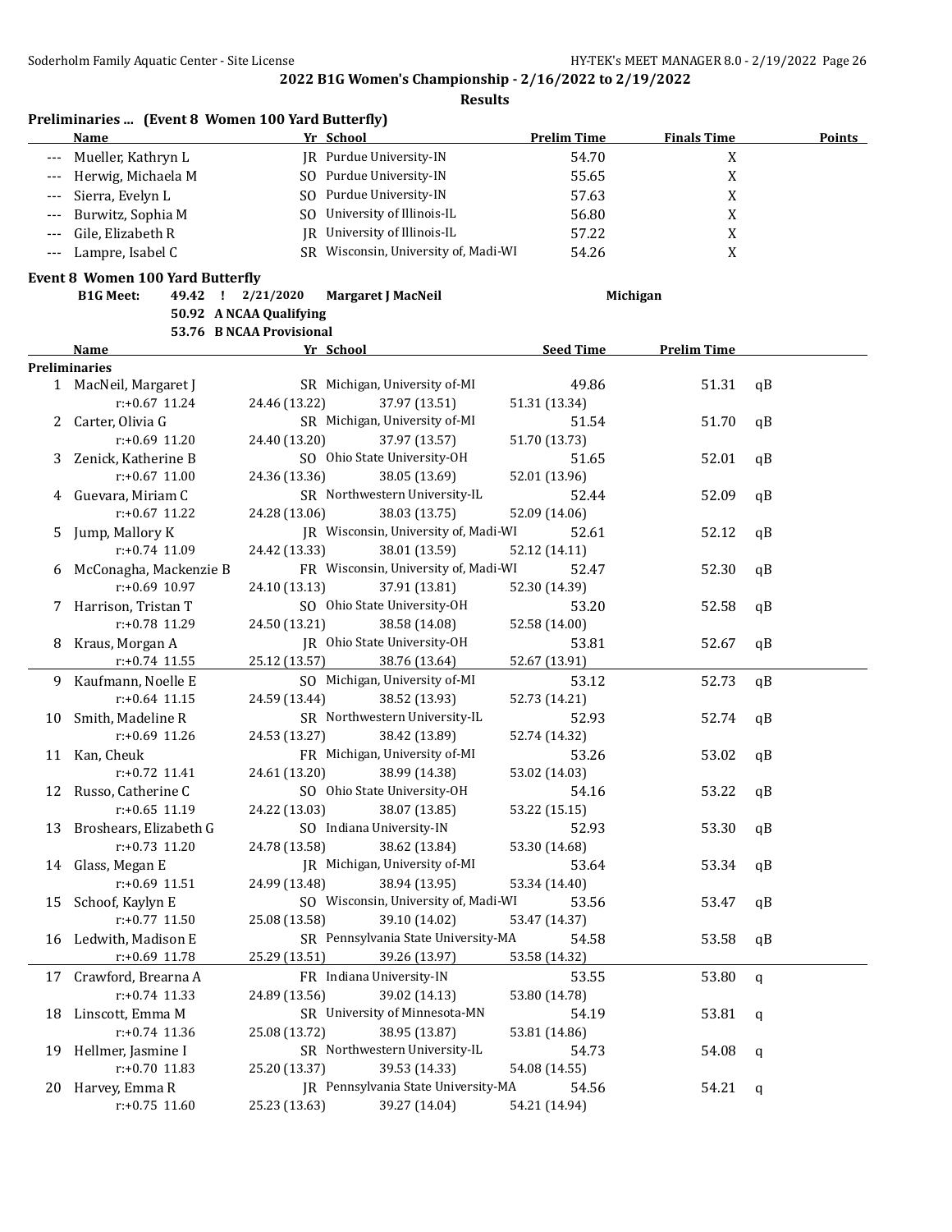**2022 B1G Women's Championship - 2/16/2022 to 2/19/2022**

**Results**

### Preliminaries ... (Event 8 Women 100 Yard Butterfly)

| | Name | Yr | School | Prelim Time | Finals Time | Points |
|---|---|---|---|---|---|---|
| --- | Mueller, Kathryn L | JR | Purdue University-IN | 54.70 | X | |
| --- | Herwig, Michaela M | SO | Purdue University-IN | 55.65 | X | |
| --- | Sierra, Evelyn L | SO | Purdue University-IN | 57.63 | X | |
| --- | Burwitz, Sophia M | SO | University of Illinois-IL | 56.80 | X | |
| --- | Gile, Elizabeth R | JR | University of Illinois-IL | 57.22 | X | |
| --- | Lampre, Isabel C | SR | Wisconsin, University of, Madi-WI | 54.26 | X | |

### Event 8 Women 100 Yard Butterfly

B1G Meet: 49.42 ! 2/21/2020 Margaret J MacNeil — Michigan

50.92 A NCAA Qualifying

53.76 B NCAA Provisional

**Preliminaries**

| | Name | Yr | School | Seed Time | Prelim Time | |
|---|---|---|---|---|---|---|
| 1 | MacNeil, Margaret J | SR | Michigan, University of-MI | 49.86 | 51.31 | qB |
| | r:+0.67 11.24 | 24.46 (13.22) | 37.97 (13.51) | 51.31 (13.34) | | |
| 2 | Carter, Olivia G | SR | Michigan, University of-MI | 51.54 | 51.70 | qB |
| | r:+0.69 11.20 | 24.40 (13.20) | 37.97 (13.57) | 51.70 (13.73) | | |
| 3 | Zenick, Katherine B | SO | Ohio State University-OH | 51.65 | 52.01 | qB |
| | r:+0.67 11.00 | 24.36 (13.36) | 38.05 (13.69) | 52.01 (13.96) | | |
| 4 | Guevara, Miriam C | SR | Northwestern University-IL | 52.44 | 52.09 | qB |
| | r:+0.67 11.22 | 24.28 (13.06) | 38.03 (13.75) | 52.09 (14.06) | | |
| 5 | Jump, Mallory K | JR | Wisconsin, University of, Madi-WI | 52.61 | 52.12 | qB |
| | r:+0.74 11.09 | 24.42 (13.33) | 38.01 (13.59) | 52.12 (14.11) | | |
| 6 | McConagha, Mackenzie B | FR | Wisconsin, University of, Madi-WI | 52.47 | 52.30 | qB |
| | r:+0.69 10.97 | 24.10 (13.13) | 37.91 (13.81) | 52.30 (14.39) | | |
| 7 | Harrison, Tristan T | SO | Ohio State University-OH | 53.20 | 52.58 | qB |
| | r:+0.78 11.29 | 24.50 (13.21) | 38.58 (14.08) | 52.58 (14.00) | | |
| 8 | Kraus, Morgan A | JR | Ohio State University-OH | 53.81 | 52.67 | qB |
| | r:+0.74 11.55 | 25.12 (13.57) | 38.76 (13.64) | 52.67 (13.91) | | |
| 9 | Kaufmann, Noelle E | SO | Michigan, University of-MI | 53.12 | 52.73 | qB |
| | r:+0.64 11.15 | 24.59 (13.44) | 38.52 (13.93) | 52.73 (14.21) | | |
| 10 | Smith, Madeline R | SR | Northwestern University-IL | 52.93 | 52.74 | qB |
| | r:+0.69 11.26 | 24.53 (13.27) | 38.42 (13.89) | 52.74 (14.32) | | |
| 11 | Kan, Cheuk | FR | Michigan, University of-MI | 53.26 | 53.02 | qB |
| | r:+0.72 11.41 | 24.61 (13.20) | 38.99 (14.38) | 53.02 (14.03) | | |
| 12 | Russo, Catherine C | SO | Ohio State University-OH | 54.16 | 53.22 | qB |
| | r:+0.65 11.19 | 24.22 (13.03) | 38.07 (13.85) | 53.22 (15.15) | | |
| 13 | Broshears, Elizabeth G | SO | Indiana University-IN | 52.93 | 53.30 | qB |
| | r:+0.73 11.20 | 24.78 (13.58) | 38.62 (13.84) | 53.30 (14.68) | | |
| 14 | Glass, Megan E | JR | Michigan, University of-MI | 53.64 | 53.34 | qB |
| | r:+0.69 11.51 | 24.99 (13.48) | 38.94 (13.95) | 53.34 (14.40) | | |
| 15 | Schoof, Kaylyn E | SO | Wisconsin, University of, Madi-WI | 53.56 | 53.47 | qB |
| | r:+0.77 11.50 | 25.08 (13.58) | 39.10 (14.02) | 53.47 (14.37) | | |
| 16 | Ledwith, Madison E | SR | Pennsylvania State University-MA | 54.58 | 53.58 | qB |
| | r:+0.69 11.78 | 25.29 (13.51) | 39.26 (13.97) | 53.58 (14.32) | | |
| 17 | Crawford, Brearna A | FR | Indiana University-IN | 53.55 | 53.80 | q |
| | r:+0.74 11.33 | 24.89 (13.56) | 39.02 (14.13) | 53.80 (14.78) | | |
| 18 | Linscott, Emma M | SR | University of Minnesota-MN | 54.19 | 53.81 | q |
| | r:+0.74 11.36 | 25.08 (13.72) | 38.95 (13.87) | 53.81 (14.86) | | |
| 19 | Hellmer, Jasmine I | SR | Northwestern University-IL | 54.73 | 54.08 | q |
| | r:+0.70 11.83 | 25.20 (13.37) | 39.53 (14.33) | 54.08 (14.55) | | |
| 20 | Harvey, Emma R | JR | Pennsylvania State University-MA | 54.56 | 54.21 | q |
| | r:+0.75 11.60 | 25.23 (13.63) | 39.27 (14.04) | 54.21 (14.94) | | |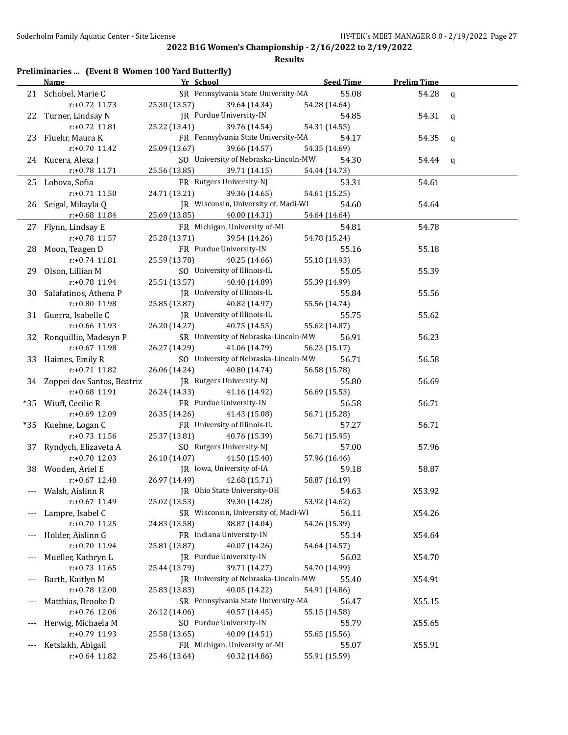**2022 B1G Women's Championship - 2/16/2022 to 2/19/2022**

**Results**

**Preliminaries ... (Event 8 Women 100 Yard Butterfly)**

| | Name | Yr | School | Seed Time | Prelim Time | |
|---|---|---|---|---|---|---|
| 21 | Schobel, Marie C | SR | Pennsylvania State University-MA | 55.08 | 54.28 | q |
| | r:+0.72 11.73 | 25.30 (13.57) | 39.64 (14.34) | 54.28 (14.64) | | |
| 22 | Turner, Lindsay N | JR | Purdue University-IN | 54.85 | 54.31 | q |
| | r:+0.72 11.81 | 25.22 (13.41) | 39.76 (14.54) | 54.31 (14.55) | | |
| 23 | Fluehr, Maura K | FR | Pennsylvania State University-MA | 54.17 | 54.35 | q |
| | r:+0.70 11.42 | 25.09 (13.67) | 39.66 (14.57) | 54.35 (14.69) | | |
| 24 | Kucera, Alexa J | SO | University of Nebraska-Lincoln-MW | 54.30 | 54.44 | q |
| | r:+0.78 11.71 | 25.56 (13.85) | 39.71 (14.15) | 54.44 (14.73) | | |
| 25 | Lobova, Sofia | FR | Rutgers University-NJ | 53.31 | 54.61 | |
| | r:+0.71 11.50 | 24.71 (13.21) | 39.36 (14.65) | 54.61 (15.25) | | |
| 26 | Seigal, Mikayla Q | JR | Wisconsin, University of, Madi-WI | 54.60 | 54.64 | |
| | r:+0.68 11.84 | 25.69 (13.85) | 40.00 (14.31) | 54.64 (14.64) | | |
| 27 | Flynn, Lindsay E | FR | Michigan, University of-MI | 54.81 | 54.78 | |
| | r:+0.78 11.57 | 25.28 (13.71) | 39.54 (14.26) | 54.78 (15.24) | | |
| 28 | Moon, Teagen D | FR | Purdue University-IN | 55.16 | 55.18 | |
| | r:+0.74 11.81 | 25.59 (13.78) | 40.25 (14.66) | 55.18 (14.93) | | |
| 29 | Olson, Lillian M | SO | University of Illinois-IL | 55.05 | 55.39 | |
| | r:+0.78 11.94 | 25.51 (13.57) | 40.40 (14.89) | 55.39 (14.99) | | |
| 30 | Salafatinos, Athena P | JR | University of Illinois-IL | 55.84 | 55.56 | |
| | r:+0.80 11.98 | 25.85 (13.87) | 40.82 (14.97) | 55.56 (14.74) | | |
| 31 | Guerra, Isabelle C | JR | University of Illinois-IL | 55.75 | 55.62 | |
| | r:+0.66 11.93 | 26.20 (14.27) | 40.75 (14.55) | 55.62 (14.87) | | |
| 32 | Ronquillio, Madesyn P | SR | University of Nebraska-Lincoln-MW | 56.91 | 56.23 | |
| | r:+0.67 11.98 | 26.27 (14.29) | 41.06 (14.79) | 56.23 (15.17) | | |
| 33 | Haimes, Emily R | SO | University of Nebraska-Lincoln-MW | 56.71 | 56.58 | |
| | r:+0.71 11.82 | 26.06 (14.24) | 40.80 (14.74) | 56.58 (15.78) | | |
| 34 | Zoppei dos Santos, Beatriz | JR | Rutgers University-NJ | 55.80 | 56.69 | |
| | r:+0.68 11.91 | 26.24 (14.33) | 41.16 (14.92) | 56.69 (15.53) | | |
| *35 | Wiuff, Cecilie R | FR | Purdue University-IN | 56.58 | 56.71 | |
| | r:+0.69 12.09 | 26.35 (14.26) | 41.43 (15.08) | 56.71 (15.28) | | |
| *35 | Kuehne, Logan C | FR | University of Illinois-IL | 57.27 | 56.71 | |
| | r:+0.73 11.56 | 25.37 (13.81) | 40.76 (15.39) | 56.71 (15.95) | | |
| 37 | Ryndych, Elizaveta A | SO | Rutgers University-NJ | 57.00 | 57.96 | |
| | r:+0.70 12.03 | 26.10 (14.07) | 41.50 (15.40) | 57.96 (16.46) | | |
| 38 | Wooden, Ariel E | JR | Iowa, University of-IA | 59.18 | 58.87 | |
| | r:+0.67 12.48 | 26.97 (14.49) | 42.68 (15.71) | 58.87 (16.19) | | |
| --- | Walsh, Aislinn R | JR | Ohio State University-OH | 54.63 | X53.92 | |
| | r:+0.67 11.49 | 25.02 (13.53) | 39.30 (14.28) | 53.92 (14.62) | | |
| --- | Lampre, Isabel C | SR | Wisconsin, University of, Madi-WI | 56.11 | X54.26 | |
| | r:+0.70 11.25 | 24.83 (13.58) | 38.87 (14.04) | 54.26 (15.39) | | |
| --- | Holder, Aislinn G | FR | Indiana University-IN | 55.14 | X54.64 | |
| | r:+0.70 11.94 | 25.81 (13.87) | 40.07 (14.26) | 54.64 (14.57) | | |
| --- | Mueller, Kathryn L | JR | Purdue University-IN | 56.02 | X54.70 | |
| | r:+0.73 11.65 | 25.44 (13.79) | 39.71 (14.27) | 54.70 (14.99) | | |
| --- | Barth, Kaitlyn M | JR | University of Nebraska-Lincoln-MW | 55.40 | X54.91 | |
| | r:+0.78 12.00 | 25.83 (13.83) | 40.05 (14.22) | 54.91 (14.86) | | |
| --- | Matthias, Brooke D | SR | Pennsylvania State University-MA | 56.47 | X55.15 | |
| | r:+0.76 12.06 | 26.12 (14.06) | 40.57 (14.45) | 55.15 (14.58) | | |
| --- | Herwig, Michaela M | SO | Purdue University-IN | 55.79 | X55.65 | |
| | r:+0.79 11.93 | 25.58 (13.65) | 40.09 (14.51) | 55.65 (15.56) | | |
| --- | Ketslakh, Abigail | FR | Michigan, University of-MI | 55.07 | X55.91 | |
| | r:+0.64 11.82 | 25.46 (13.64) | 40.32 (14.86) | 55.91 (15.59) | | |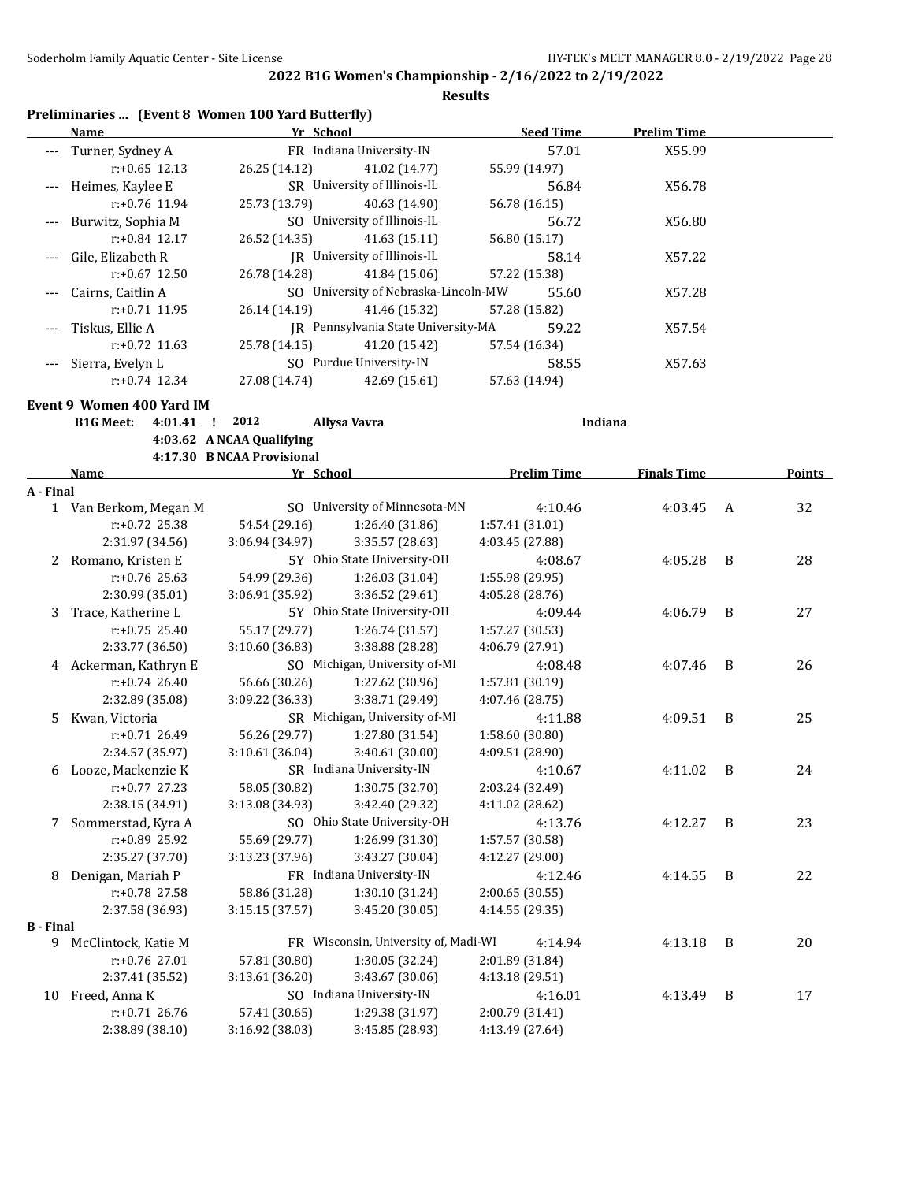**2022 B1G Women's Championship - 2/16/2022 to 2/19/2022**

**Results**

### Preliminaries ... (Event 8 Women 100 Yard Butterfly)

| | Name | Yr | School | Seed Time | Prelim Time |
|---|---|---|---|---|---|
| --- | Turner, Sydney A | FR | Indiana University-IN | 57.01 | X55.99 |
| | r:+0.65 12.13 | 26.25 (14.12) | 41.02 (14.77) | 55.99 (14.97) | |
| --- | Heimes, Kaylee E | SR | University of Illinois-IL | 56.84 | X56.78 |
| | r:+0.76 11.94 | 25.73 (13.79) | 40.63 (14.90) | 56.78 (16.15) | |
| --- | Burwitz, Sophia M | SO | University of Illinois-IL | 56.72 | X56.80 |
| | r:+0.84 12.17 | 26.52 (14.35) | 41.63 (15.11) | 56.80 (15.17) | |
| --- | Gile, Elizabeth R | JR | University of Illinois-IL | 58.14 | X57.22 |
| | r:+0.67 12.50 | 26.78 (14.28) | 41.84 (15.06) | 57.22 (15.38) | |
| --- | Cairns, Caitlin A | SO | University of Nebraska-Lincoln-MW | 55.60 | X57.28 |
| | r:+0.71 11.95 | 26.14 (14.19) | 41.46 (15.32) | 57.28 (15.82) | |
| --- | Tiskus, Ellie A | JR | Pennsylvania State University-MA | 59.22 | X57.54 |
| | r:+0.72 11.63 | 25.78 (14.15) | 41.20 (15.42) | 57.54 (16.34) | |
| --- | Sierra, Evelyn L | SO | Purdue University-IN | 58.55 | X57.63 |
| | r:+0.74 12.34 | 27.08 (14.74) | 42.69 (15.61) | 57.63 (14.94) | |

### Event 9 Women 400 Yard IM

**B1G Meet:** 4:01.41 ! 2012 **Allysa Vavra** Indiana

4:03.62 A NCAA Qualifying

4:17.30 B NCAA Provisional

| | Name | Yr | School | Prelim Time | Finals Time | | Points |
|---|---|---|---|---|---|---|---|
| **A - Final** | | | | | | | |
| 1 | Van Berkom, Megan M | SO | University of Minnesota-MN | 4:10.46 | 4:03.45 | A | 32 |
| | r:+0.72 25.38 | 54.54 (29.16) | 1:26.40 (31.86) | 1:57.41 (31.01) | | | |
| | 2:31.97 (34.56) | 3:06.94 (34.97) | 3:35.57 (28.63) | 4:03.45 (27.88) | | | |
| 2 | Romano, Kristen E | 5Y | Ohio State University-OH | 4:08.67 | 4:05.28 | B | 28 |
| | r:+0.76 25.63 | 54.99 (29.36) | 1:26.03 (31.04) | 1:55.98 (29.95) | | | |
| | 2:30.99 (35.01) | 3:06.91 (35.92) | 3:36.52 (29.61) | 4:05.28 (28.76) | | | |
| 3 | Trace, Katherine L | 5Y | Ohio State University-OH | 4:09.44 | 4:06.79 | B | 27 |
| | r:+0.75 25.40 | 55.17 (29.77) | 1:26.74 (31.57) | 1:57.27 (30.53) | | | |
| | 2:33.77 (36.50) | 3:10.60 (36.83) | 3:38.88 (28.28) | 4:06.79 (27.91) | | | |
| 4 | Ackerman, Kathryn E | SO | Michigan, University of-MI | 4:08.48 | 4:07.46 | B | 26 |
| | r:+0.74 26.40 | 56.66 (30.26) | 1:27.62 (30.96) | 1:57.81 (30.19) | | | |
| | 2:32.89 (35.08) | 3:09.22 (36.33) | 3:38.71 (29.49) | 4:07.46 (28.75) | | | |
| 5 | Kwan, Victoria | SR | Michigan, University of-MI | 4:11.88 | 4:09.51 | B | 25 |
| | r:+0.71 26.49 | 56.26 (29.77) | 1:27.80 (31.54) | 1:58.60 (30.80) | | | |
| | 2:34.57 (35.97) | 3:10.61 (36.04) | 3:40.61 (30.00) | 4:09.51 (28.90) | | | |
| 6 | Looze, Mackenzie K | SR | Indiana University-IN | 4:10.67 | 4:11.02 | B | 24 |
| | r:+0.77 27.23 | 58.05 (30.82) | 1:30.75 (32.70) | 2:03.24 (32.49) | | | |
| | 2:38.15 (34.91) | 3:13.08 (34.93) | 3:42.40 (29.32) | 4:11.02 (28.62) | | | |
| 7 | Sommerstad, Kyra A | SO | Ohio State University-OH | 4:13.76 | 4:12.27 | B | 23 |
| | r:+0.89 25.92 | 55.69 (29.77) | 1:26.99 (31.30) | 1:57.57 (30.58) | | | |
| | 2:35.27 (37.70) | 3:13.23 (37.96) | 3:43.27 (30.04) | 4:12.27 (29.00) | | | |
| 8 | Denigan, Mariah P | FR | Indiana University-IN | 4:12.46 | 4:14.55 | B | 22 |
| | r:+0.78 27.58 | 58.86 (31.28) | 1:30.10 (31.24) | 2:00.65 (30.55) | | | |
| | 2:37.58 (36.93) | 3:15.15 (37.57) | 3:45.20 (30.05) | 4:14.55 (29.35) | | | |
| **B - Final** | | | | | | | |
| 9 | McClintock, Katie M | FR | Wisconsin, University of, Madi-WI | 4:14.94 | 4:13.18 | B | 20 |
| | r:+0.76 27.01 | 57.81 (30.80) | 1:30.05 (32.24) | 2:01.89 (31.84) | | | |
| | 2:37.41 (35.52) | 3:13.61 (36.20) | 3:43.67 (30.06) | 4:13.18 (29.51) | | | |
| 10 | Freed, Anna K | SO | Indiana University-IN | 4:16.01 | 4:13.49 | B | 17 |
| | r:+0.71 26.76 | 57.41 (30.65) | 1:29.38 (31.97) | 2:00.79 (31.41) | | | |
| | 2:38.89 (38.10) | 3:16.92 (38.03) | 3:45.85 (28.93) | 4:13.49 (27.64) | | | |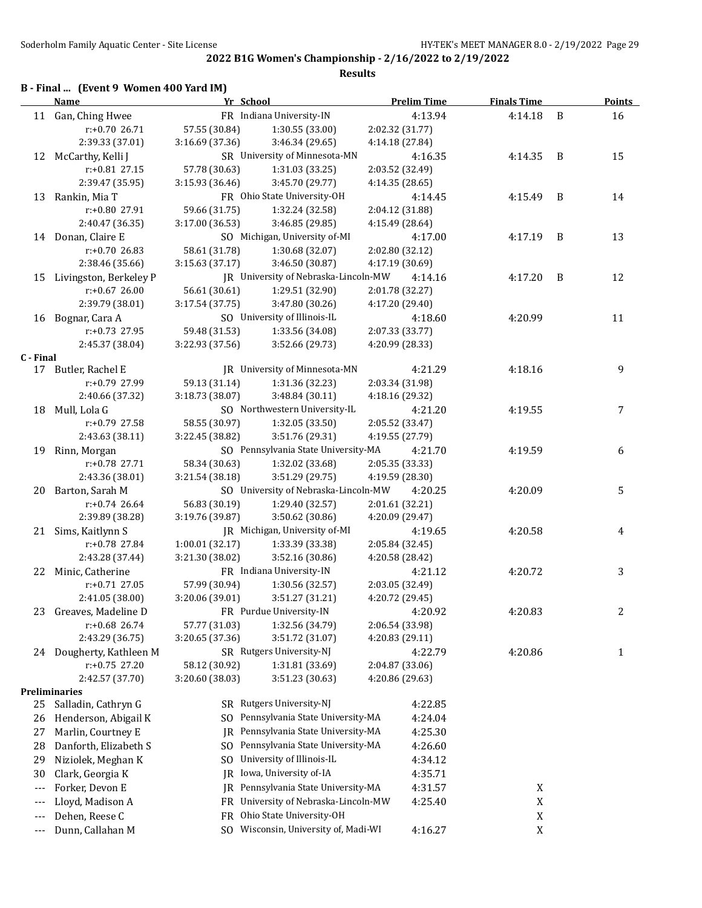## 2022 B1G Women's Championship - 2/16/2022 to 2/19/2022

**Results**

### B - Final ... (Event 9 Women 400 Yard IM)

| | Name | Yr | School | Prelim Time | Finals Time | | Points |
|---|---|---|---|---|---|---|---|
| 11 | Gan, Ching Hwee | FR | Indiana University-IN | 4:13.94 | 4:14.18 | B | 16 |
| | r:+0.70 26.71 | 57.55 (30.84) | 1:30.55 (33.00) | 2:02.32 (31.77) | | | |
| | 2:39.33 (37.01) | 3:16.69 (37.36) | 3:46.34 (29.65) | 4:14.18 (27.84) | | | |
| 12 | McCarthy, Kelli J | SR | University of Minnesota-MN | 4:16.35 | 4:14.35 | B | 15 |
| | r:+0.81 27.15 | 57.78 (30.63) | 1:31.03 (33.25) | 2:03.52 (32.49) | | | |
| | 2:39.47 (35.95) | 3:15.93 (36.46) | 3:45.70 (29.77) | 4:14.35 (28.65) | | | |
| 13 | Rankin, Mia T | FR | Ohio State University-OH | 4:14.45 | 4:15.49 | B | 14 |
| | r:+0.80 27.91 | 59.66 (31.75) | 1:32.24 (32.58) | 2:04.12 (31.88) | | | |
| | 2:40.47 (36.35) | 3:17.00 (36.53) | 3:46.85 (29.85) | 4:15.49 (28.64) | | | |
| 14 | Donan, Claire E | SO | Michigan, University of-MI | 4:17.00 | 4:17.19 | B | 13 |
| | r:+0.70 26.83 | 58.61 (31.78) | 1:30.68 (32.07) | 2:02.80 (32.12) | | | |
| | 2:38.46 (35.66) | 3:15.63 (37.17) | 3:46.50 (30.87) | 4:17.19 (30.69) | | | |
| 15 | Livingston, Berkeley P | JR | University of Nebraska-Lincoln-MW | 4:14.16 | 4:17.20 | B | 12 |
| | r:+0.67 26.00 | 56.61 (30.61) | 1:29.51 (32.90) | 2:01.78 (32.27) | | | |
| | 2:39.79 (38.01) | 3:17.54 (37.75) | 3:47.80 (30.26) | 4:17.20 (29.40) | | | |
| 16 | Bognar, Cara A | SO | University of Illinois-IL | 4:18.60 | 4:20.99 | | 11 |
| | r:+0.73 27.95 | 59.48 (31.53) | 1:33.56 (34.08) | 2:07.33 (33.77) | | | |
| | 2:45.37 (38.04) | 3:22.93 (37.56) | 3:52.66 (29.73) | 4:20.99 (28.33) | | | |

### C - Final

| | Name | Yr | School | Prelim Time | Finals Time | | Points |
|---|---|---|---|---|---|---|---|
| 17 | Butler, Rachel E | JR | University of Minnesota-MN | 4:21.29 | 4:18.16 | | 9 |
| | r:+0.79 27.99 | 59.13 (31.14) | 1:31.36 (32.23) | 2:03.34 (31.98) | | | |
| | 2:40.66 (37.32) | 3:18.73 (38.07) | 3:48.84 (30.11) | 4:18.16 (29.32) | | | |
| 18 | Mull, Lola G | SO | Northwestern University-IL | 4:21.20 | 4:19.55 | | 7 |
| | r:+0.79 27.58 | 58.55 (30.97) | 1:32.05 (33.50) | 2:05.52 (33.47) | | | |
| | 2:43.63 (38.11) | 3:22.45 (38.82) | 3:51.76 (29.31) | 4:19.55 (27.79) | | | |
| 19 | Rinn, Morgan | SO | Pennsylvania State University-MA | 4:21.70 | 4:19.59 | | 6 |
| | r:+0.78 27.71 | 58.34 (30.63) | 1:32.02 (33.68) | 2:05.35 (33.33) | | | |
| | 2:43.36 (38.01) | 3:21.54 (38.18) | 3:51.29 (29.75) | 4:19.59 (28.30) | | | |
| 20 | Barton, Sarah M | SO | University of Nebraska-Lincoln-MW | 4:20.25 | 4:20.09 | | 5 |
| | r:+0.74 26.64 | 56.83 (30.19) | 1:29.40 (32.57) | 2:01.61 (32.21) | | | |
| | 2:39.89 (38.28) | 3:19.76 (39.87) | 3:50.62 (30.86) | 4:20.09 (29.47) | | | |
| 21 | Sims, Kaitlynn S | JR | Michigan, University of-MI | 4:19.65 | 4:20.58 | | 4 |
| | r:+0.78 27.84 | 1:00.01 (32.17) | 1:33.39 (33.38) | 2:05.84 (32.45) | | | |
| | 2:43.28 (37.44) | 3:21.30 (38.02) | 3:52.16 (30.86) | 4:20.58 (28.42) | | | |
| 22 | Minic, Catherine | FR | Indiana University-IN | 4:21.12 | 4:20.72 | | 3 |
| | r:+0.71 27.05 | 57.99 (30.94) | 1:30.56 (32.57) | 2:03.05 (32.49) | | | |
| | 2:41.05 (38.00) | 3:20.06 (39.01) | 3:51.27 (31.21) | 4:20.72 (29.45) | | | |
| 23 | Greaves, Madeline D | FR | Purdue University-IN | 4:20.92 | 4:20.83 | | 2 |
| | r:+0.68 26.74 | 57.77 (31.03) | 1:32.56 (34.79) | 2:06.54 (33.98) | | | |
| | 2:43.29 (36.75) | 3:20.65 (37.36) | 3:51.72 (31.07) | 4:20.83 (29.11) | | | |
| 24 | Dougherty, Kathleen M | SR | Rutgers University-NJ | 4:22.79 | 4:20.86 | | 1 |
| | r:+0.75 27.20 | 58.12 (30.92) | 1:31.81 (33.69) | 2:04.87 (33.06) | | | |
| | 2:42.57 (37.70) | 3:20.60 (38.03) | 3:51.23 (30.63) | 4:20.86 (29.63) | | | |

### Preliminaries

| | Name | Yr | School | Prelim Time | Finals Time |
|---|---|---|---|---|---|
| 25 | Salladin, Cathryn G | SR | Rutgers University-NJ | 4:22.85 | |
| 26 | Henderson, Abigail K | SO | Pennsylvania State University-MA | 4:24.04 | |
| 27 | Marlin, Courtney E | JR | Pennsylvania State University-MA | 4:25.30 | |
| 28 | Danforth, Elizabeth S | SO | Pennsylvania State University-MA | 4:26.60 | |
| 29 | Niziolek, Meghan K | SO | University of Illinois-IL | 4:34.12 | |
| 30 | Clark, Georgia K | JR | Iowa, University of-IA | 4:35.71 | |
| --- | Forker, Devon E | JR | Pennsylvania State University-MA | 4:31.57 | X |
| --- | Lloyd, Madison A | FR | University of Nebraska-Lincoln-MW | 4:25.40 | X |
| --- | Dehen, Reese C | FR | Ohio State University-OH | | X |
| --- | Dunn, Callahan M | SO | Wisconsin, University of, Madi-WI | 4:16.27 | X |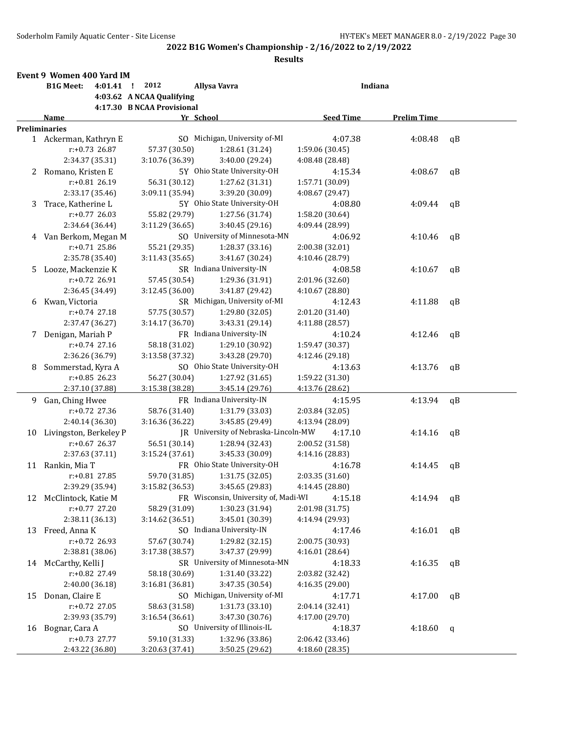## 2022 B1G Women's Championship - 2/16/2022 to 2/19/2022

### Results

**Event 9 Women 400 Yard IM**

| | | | | |
|---|---|---|---|---|
| B1G Meet: | 4:01.41 ! | 2012 | Allysa Vavra | Indiana |
| | 4:03.62 | A NCAA Qualifying | | |
| | 4:17.30 | B NCAA Provisional | | |

| | Name | Yr | School | Seed Time | Prelim Time | |
|---|---|---|---|---|---|---|
| **Preliminaries** | | | | | | |
| 1 | Ackerman, Kathryn E | SO | Michigan, University of-MI | 4:07.38 | 4:08.48 | qB |
| | r:+0.73 26.87 / 57.37 (30.50) / 1:28.61 (31.24) / 1:59.06 (30.45) | | | | | |
| | 2:34.37 (35.31) / 3:10.76 (36.39) / 3:40.00 (29.24) / 4:08.48 (28.48) | | | | | |
| 2 | Romano, Kristen E | 5Y | Ohio State University-OH | 4:15.34 | 4:08.67 | qB |
| | r:+0.81 26.19 / 56.31 (30.12) / 1:27.62 (31.31) / 1:57.71 (30.09) | | | | | |
| | 2:33.17 (35.46) / 3:09.11 (35.94) / 3:39.20 (30.09) / 4:08.67 (29.47) | | | | | |
| 3 | Trace, Katherine L | 5Y | Ohio State University-OH | 4:08.80 | 4:09.44 | qB |
| | r:+0.77 26.03 / 55.82 (29.79) / 1:27.56 (31.74) / 1:58.20 (30.64) | | | | | |
| | 2:34.64 (36.44) / 3:11.29 (36.65) / 3:40.45 (29.16) / 4:09.44 (28.99) | | | | | |
| 4 | Van Berkom, Megan M | SO | University of Minnesota-MN | 4:06.92 | 4:10.46 | qB |
| | r:+0.71 25.86 / 55.21 (29.35) / 1:28.37 (33.16) / 2:00.38 (32.01) | | | | | |
| | 2:35.78 (35.40) / 3:11.43 (35.65) / 3:41.67 (30.24) / 4:10.46 (28.79) | | | | | |
| 5 | Looze, Mackenzie K | SR | Indiana University-IN | 4:08.58 | 4:10.67 | qB |
| | r:+0.72 26.91 / 57.45 (30.54) / 1:29.36 (31.91) / 2:01.96 (32.60) | | | | | |
| | 2:36.45 (34.49) / 3:12.45 (36.00) / 3:41.87 (29.42) / 4:10.67 (28.80) | | | | | |
| 6 | Kwan, Victoria | SR | Michigan, University of-MI | 4:12.43 | 4:11.88 | qB |
| | r:+0.74 27.18 / 57.75 (30.57) / 1:29.80 (32.05) / 2:01.20 (31.40) | | | | | |
| | 2:37.47 (36.27) / 3:14.17 (36.70) / 3:43.31 (29.14) / 4:11.88 (28.57) | | | | | |
| 7 | Denigan, Mariah P | FR | Indiana University-IN | 4:10.24 | 4:12.46 | qB |
| | r:+0.74 27.16 / 58.18 (31.02) / 1:29.10 (30.92) / 1:59.47 (30.37) | | | | | |
| | 2:36.26 (36.79) / 3:13.58 (37.32) / 3:43.28 (29.70) / 4:12.46 (29.18) | | | | | |
| 8 | Sommerstad, Kyra A | SO | Ohio State University-OH | 4:13.63 | 4:13.76 | qB |
| | r:+0.85 26.23 / 56.27 (30.04) / 1:27.92 (31.65) / 1:59.22 (31.30) | | | | | |
| | 2:37.10 (37.88) / 3:15.38 (38.28) / 3:45.14 (29.76) / 4:13.76 (28.62) | | | | | |
| 9 | Gan, Ching Hwee | FR | Indiana University-IN | 4:15.95 | 4:13.94 | qB |
| | r:+0.72 27.36 / 58.76 (31.40) / 1:31.79 (33.03) / 2:03.84 (32.05) | | | | | |
| | 2:40.14 (36.30) / 3:16.36 (36.22) / 3:45.85 (29.49) / 4:13.94 (28.09) | | | | | |
| 10 | Livingston, Berkeley P | JR | University of Nebraska-Lincoln-MW | 4:17.10 | 4:14.16 | qB |
| | r:+0.67 26.37 / 56.51 (30.14) / 1:28.94 (32.43) / 2:00.52 (31.58) | | | | | |
| | 2:37.63 (37.11) / 3:15.24 (37.61) / 3:45.33 (30.09) / 4:14.16 (28.83) | | | | | |
| 11 | Rankin, Mia T | FR | Ohio State University-OH | 4:16.78 | 4:14.45 | qB |
| | r:+0.81 27.85 / 59.70 (31.85) / 1:31.75 (32.05) / 2:03.35 (31.60) | | | | | |
| | 2:39.29 (35.94) / 3:15.82 (36.53) / 3:45.65 (29.83) / 4:14.45 (28.80) | | | | | |
| 12 | McClintock, Katie M | FR | Wisconsin, University of, Madi-WI | 4:15.18 | 4:14.94 | qB |
| | r:+0.77 27.20 / 58.29 (31.09) / 1:30.23 (31.94) / 2:01.98 (31.75) | | | | | |
| | 2:38.11 (36.13) / 3:14.62 (36.51) / 3:45.01 (30.39) / 4:14.94 (29.93) | | | | | |
| 13 | Freed, Anna K | SO | Indiana University-IN | 4:17.46 | 4:16.01 | qB |
| | r:+0.72 26.93 / 57.67 (30.74) / 1:29.82 (32.15) / 2:00.75 (30.93) | | | | | |
| | 2:38.81 (38.06) / 3:17.38 (38.57) / 3:47.37 (29.99) / 4:16.01 (28.64) | | | | | |
| 14 | McCarthy, Kelli J | SR | University of Minnesota-MN | 4:18.33 | 4:16.35 | qB |
| | r:+0.82 27.49 / 58.18 (30.69) / 1:31.40 (33.22) / 2:03.82 (32.42) | | | | | |
| | 2:40.00 (36.18) / 3:16.81 (36.81) / 3:47.35 (30.54) / 4:16.35 (29.00) | | | | | |
| 15 | Donan, Claire E | SO | Michigan, University of-MI | 4:17.71 | 4:17.00 | qB |
| | r:+0.72 27.05 / 58.63 (31.58) / 1:31.73 (33.10) / 2:04.14 (32.41) | | | | | |
| | 2:39.93 (35.79) / 3:16.54 (36.61) / 3:47.30 (30.76) / 4:17.00 (29.70) | | | | | |
| 16 | Bognar, Cara A | SO | University of Illinois-IL | 4:18.37 | 4:18.60 | q |
| | r:+0.73 27.77 / 59.10 (31.33) / 1:32.96 (33.86) / 2:06.42 (33.46) | | | | | |
| | 2:43.22 (36.80) / 3:20.63 (37.41) / 3:50.25 (29.62) / 4:18.60 (28.35) | | | | | |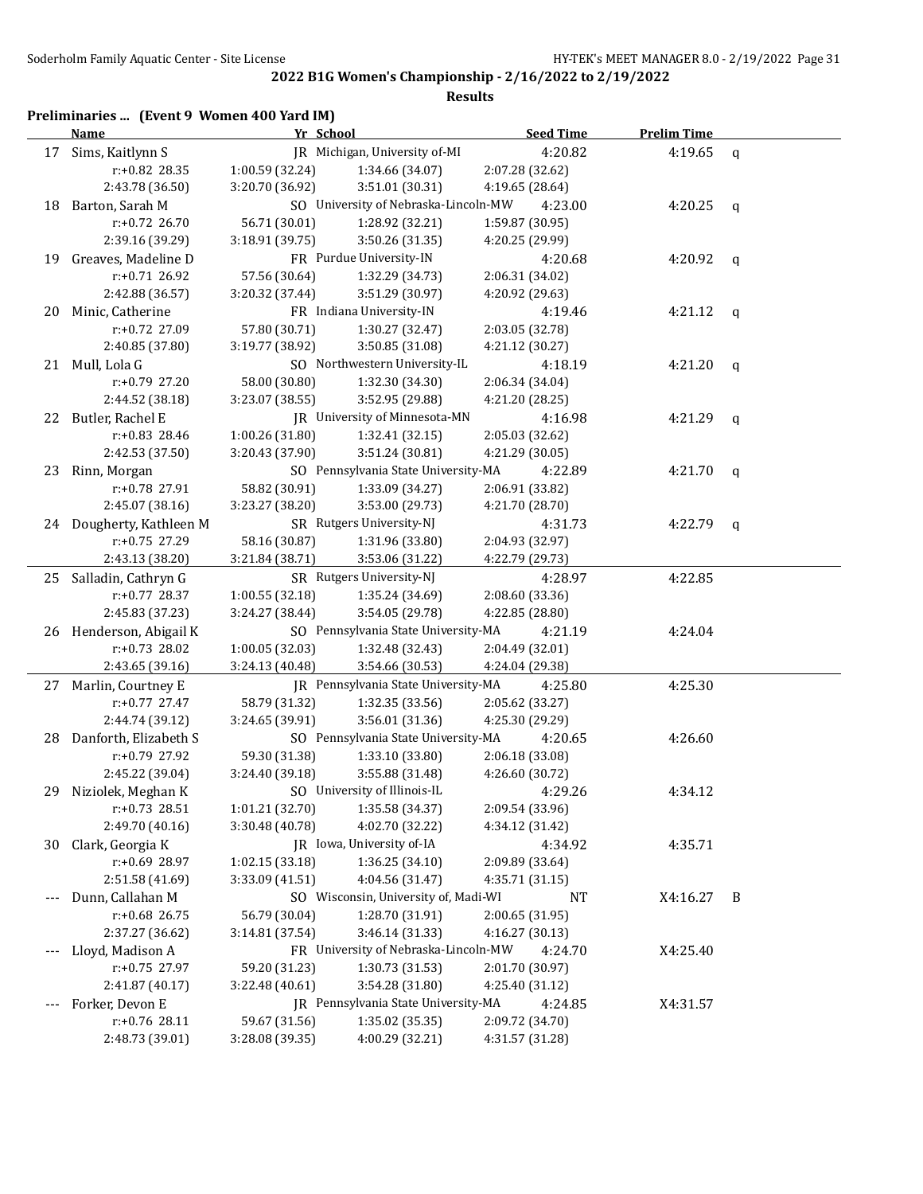## 2022 B1G Women's Championship - 2/16/2022 to 2/19/2022

### Results

### Preliminaries ... (Event 9 Women 400 Yard IM)

| | Name | Yr | School | Seed Time | Prelim Time | |
|---|---|---|---|---|---|---|
| 17 | Sims, Kaitlynn S | JR | Michigan, University of-MI | 4:20.82 | 4:19.65 | q |
| | r:+0.82 28.35 | 1:00.59 (32.24) | 1:34.66 (34.07) | 2:07.28 (32.62) | | |
| | 2:43.78 (36.50) | 3:20.70 (36.92) | 3:51.01 (30.31) | 4:19.65 (28.64) | | |
| 18 | Barton, Sarah M | SO | University of Nebraska-Lincoln-MW | 4:23.00 | 4:20.25 | q |
| | r:+0.72 26.70 | 56.71 (30.01) | 1:28.92 (32.21) | 1:59.87 (30.95) | | |
| | 2:39.16 (39.29) | 3:18.91 (39.75) | 3:50.26 (31.35) | 4:20.25 (29.99) | | |
| 19 | Greaves, Madeline D | FR | Purdue University-IN | 4:20.68 | 4:20.92 | q |
| | r:+0.71 26.92 | 57.56 (30.64) | 1:32.29 (34.73) | 2:06.31 (34.02) | | |
| | 2:42.88 (36.57) | 3:20.32 (37.44) | 3:51.29 (30.97) | 4:20.92 (29.63) | | |
| 20 | Minic, Catherine | FR | Indiana University-IN | 4:19.46 | 4:21.12 | q |
| | r:+0.72 27.09 | 57.80 (30.71) | 1:30.27 (32.47) | 2:03.05 (32.78) | | |
| | 2:40.85 (37.80) | 3:19.77 (38.92) | 3:50.85 (31.08) | 4:21.12 (30.27) | | |
| 21 | Mull, Lola G | SO | Northwestern University-IL | 4:18.19 | 4:21.20 | q |
| | r:+0.79 27.20 | 58.00 (30.80) | 1:32.30 (34.30) | 2:06.34 (34.04) | | |
| | 2:44.52 (38.18) | 3:23.07 (38.55) | 3:52.95 (29.88) | 4:21.20 (28.25) | | |
| 22 | Butler, Rachel E | JR | University of Minnesota-MN | 4:16.98 | 4:21.29 | q |
| | r:+0.83 28.46 | 1:00.26 (31.80) | 1:32.41 (32.15) | 2:05.03 (32.62) | | |
| | 2:42.53 (37.50) | 3:20.43 (37.90) | 3:51.24 (30.81) | 4:21.29 (30.05) | | |
| 23 | Rinn, Morgan | SO | Pennsylvania State University-MA | 4:22.89 | 4:21.70 | q |
| | r:+0.78 27.91 | 58.82 (30.91) | 1:33.09 (34.27) | 2:06.91 (33.82) | | |
| | 2:45.07 (38.16) | 3:23.27 (38.20) | 3:53.00 (29.73) | 4:21.70 (28.70) | | |
| 24 | Dougherty, Kathleen M | SR | Rutgers University-NJ | 4:31.73 | 4:22.79 | q |
| | r:+0.75 27.29 | 58.16 (30.87) | 1:31.96 (33.80) | 2:04.93 (32.97) | | |
| | 2:43.13 (38.20) | 3:21.84 (38.71) | 3:53.06 (31.22) | 4:22.79 (29.73) | | |
| 25 | Salladin, Cathryn G | SR | Rutgers University-NJ | 4:28.97 | 4:22.85 | |
| | r:+0.77 28.37 | 1:00.55 (32.18) | 1:35.24 (34.69) | 2:08.60 (33.36) | | |
| | 2:45.83 (37.23) | 3:24.27 (38.44) | 3:54.05 (29.78) | 4:22.85 (28.80) | | |
| 26 | Henderson, Abigail K | SO | Pennsylvania State University-MA | 4:21.19 | 4:24.04 | |
| | r:+0.73 28.02 | 1:00.05 (32.03) | 1:32.48 (32.43) | 2:04.49 (32.01) | | |
| | 2:43.65 (39.16) | 3:24.13 (40.48) | 3:54.66 (30.53) | 4:24.04 (29.38) | | |
| 27 | Marlin, Courtney E | JR | Pennsylvania State University-MA | 4:25.80 | 4:25.30 | |
| | r:+0.77 27.47 | 58.79 (31.32) | 1:32.35 (33.56) | 2:05.62 (33.27) | | |
| | 2:44.74 (39.12) | 3:24.65 (39.91) | 3:56.01 (31.36) | 4:25.30 (29.29) | | |
| 28 | Danforth, Elizabeth S | SO | Pennsylvania State University-MA | 4:20.65 | 4:26.60 | |
| | r:+0.79 27.92 | 59.30 (31.38) | 1:33.10 (33.80) | 2:06.18 (33.08) | | |
| | 2:45.22 (39.04) | 3:24.40 (39.18) | 3:55.88 (31.48) | 4:26.60 (30.72) | | |
| 29 | Niziolek, Meghan K | SO | University of Illinois-IL | 4:29.26 | 4:34.12 | |
| | r:+0.73 28.51 | 1:01.21 (32.70) | 1:35.58 (34.37) | 2:09.54 (33.96) | | |
| | 2:49.70 (40.16) | 3:30.48 (40.78) | 4:02.70 (32.22) | 4:34.12 (31.42) | | |
| 30 | Clark, Georgia K | JR | Iowa, University of-IA | 4:34.92 | 4:35.71 | |
| | r:+0.69 28.97 | 1:02.15 (33.18) | 1:36.25 (34.10) | 2:09.89 (33.64) | | |
| | 2:51.58 (41.69) | 3:33.09 (41.51) | 4:04.56 (31.47) | 4:35.71 (31.15) | | |
| --- | Dunn, Callahan M | SO | Wisconsin, University of, Madi-WI | NT | X4:16.27 | B |
| | r:+0.68 26.75 | 56.79 (30.04) | 1:28.70 (31.91) | 2:00.65 (31.95) | | |
| | 2:37.27 (36.62) | 3:14.81 (37.54) | 3:46.14 (31.33) | 4:16.27 (30.13) | | |
| --- | Lloyd, Madison A | FR | University of Nebraska-Lincoln-MW | 4:24.70 | X4:25.40 | |
| | r:+0.75 27.97 | 59.20 (31.23) | 1:30.73 (31.53) | 2:01.70 (30.97) | | |
| | 2:41.87 (40.17) | 3:22.48 (40.61) | 3:54.28 (31.80) | 4:25.40 (31.12) | | |
| --- | Forker, Devon E | JR | Pennsylvania State University-MA | 4:24.85 | X4:31.57 | |
| | r:+0.76 28.11 | 59.67 (31.56) | 1:35.02 (35.35) | 2:09.72 (34.70) | | |
| | 2:48.73 (39.01) | 3:28.08 (39.35) | 4:00.29 (32.21) | 4:31.57 (31.28) | | |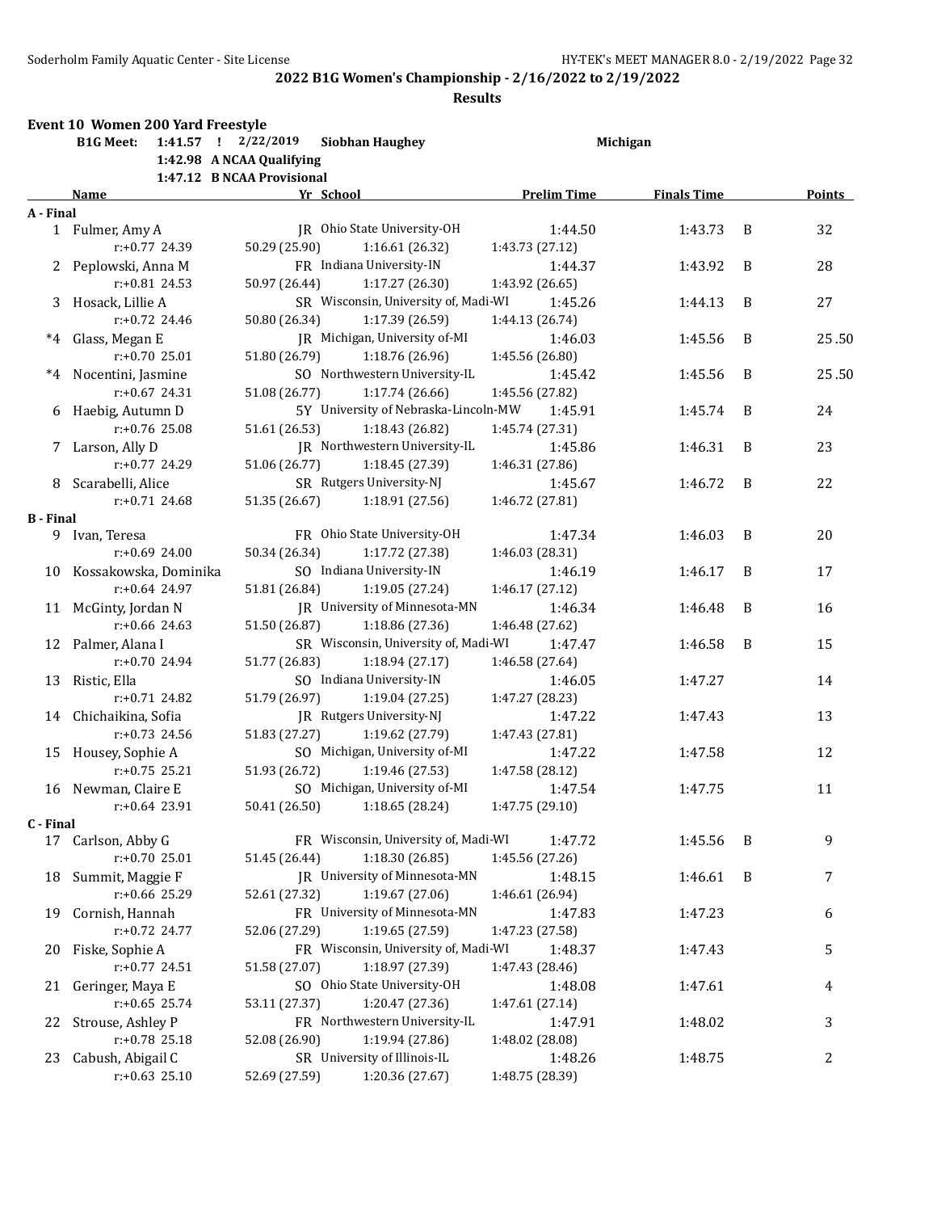## 2022 B1G Women's Championship - 2/16/2022 to 2/19/2022

### Results

**Event 10 Women 200 Yard Freestyle**

| | | | | |
|---|---|---|---|---|
| B1G Meet: | 1:41.57 ! | 2/22/2019 | Siobhan Haughey | Michigan |
| | 1:42.98 | A NCAA Qualifying | | |
| | 1:47.12 | B NCAA Provisional | | |

| | Name | Yr | School | Prelim Time | Finals Time | | Points |
|---|---|---|---|---|---|---|---|
| **A - Final** | | | | | | | |
| 1 | Fulmer, Amy A | JR | Ohio State University-OH | 1:44.50 | 1:43.73 | B | 32 |
| | r:+0.77 24.39 | 50.29 (25.90) | 1:16.61 (26.32) | 1:43.73 (27.12) | | | |
| 2 | Peplowski, Anna M | FR | Indiana University-IN | 1:44.37 | 1:43.92 | B | 28 |
| | r:+0.81 24.53 | 50.97 (26.44) | 1:17.27 (26.30) | 1:43.92 (26.65) | | | |
| 3 | Hosack, Lillie A | SR | Wisconsin, University of, Madi-WI | 1:45.26 | 1:44.13 | B | 27 |
| | r:+0.72 24.46 | 50.80 (26.34) | 1:17.39 (26.59) | 1:44.13 (26.74) | | | |
| *4 | Glass, Megan E | JR | Michigan, University of-MI | 1:46.03 | 1:45.56 | B | 25.50 |
| | r:+0.70 25.01 | 51.80 (26.79) | 1:18.76 (26.96) | 1:45.56 (26.80) | | | |
| *4 | Nocentini, Jasmine | SO | Northwestern University-IL | 1:45.42 | 1:45.56 | B | 25.50 |
| | r:+0.67 24.31 | 51.08 (26.77) | 1:17.74 (26.66) | 1:45.56 (27.82) | | | |
| 6 | Haebig, Autumn D | 5Y | University of Nebraska-Lincoln-MW | 1:45.91 | 1:45.74 | B | 24 |
| | r:+0.76 25.08 | 51.61 (26.53) | 1:18.43 (26.82) | 1:45.74 (27.31) | | | |
| 7 | Larson, Ally D | JR | Northwestern University-IL | 1:45.86 | 1:46.31 | B | 23 |
| | r:+0.77 24.29 | 51.06 (26.77) | 1:18.45 (27.39) | 1:46.31 (27.86) | | | |
| 8 | Scarabelli, Alice | SR | Rutgers University-NJ | 1:45.67 | 1:46.72 | B | 22 |
| | r:+0.71 24.68 | 51.35 (26.67) | 1:18.91 (27.56) | 1:46.72 (27.81) | | | |
| **B - Final** | | | | | | | |
| 9 | Ivan, Teresa | FR | Ohio State University-OH | 1:47.34 | 1:46.03 | B | 20 |
| | r:+0.69 24.00 | 50.34 (26.34) | 1:17.72 (27.38) | 1:46.03 (28.31) | | | |
| 10 | Kossakowska, Dominika | SO | Indiana University-IN | 1:46.19 | 1:46.17 | B | 17 |
| | r:+0.64 24.97 | 51.81 (26.84) | 1:19.05 (27.24) | 1:46.17 (27.12) | | | |
| 11 | McGinty, Jordan N | JR | University of Minnesota-MN | 1:46.34 | 1:46.48 | B | 16 |
| | r:+0.66 24.63 | 51.50 (26.87) | 1:18.86 (27.36) | 1:46.48 (27.62) | | | |
| 12 | Palmer, Alana I | SR | Wisconsin, University of, Madi-WI | 1:47.47 | 1:46.58 | B | 15 |
| | r:+0.70 24.94 | 51.77 (26.83) | 1:18.94 (27.17) | 1:46.58 (27.64) | | | |
| 13 | Ristic, Ella | SO | Indiana University-IN | 1:46.05 | 1:47.27 | | 14 |
| | r:+0.71 24.82 | 51.79 (26.97) | 1:19.04 (27.25) | 1:47.27 (28.23) | | | |
| 14 | Chichaikina, Sofia | JR | Rutgers University-NJ | 1:47.22 | 1:47.43 | | 13 |
| | r:+0.73 24.56 | 51.83 (27.27) | 1:19.62 (27.79) | 1:47.43 (27.81) | | | |
| 15 | Housey, Sophie A | SO | Michigan, University of-MI | 1:47.22 | 1:47.58 | | 12 |
| | r:+0.75 25.21 | 51.93 (26.72) | 1:19.46 (27.53) | 1:47.58 (28.12) | | | |
| 16 | Newman, Claire E | SO | Michigan, University of-MI | 1:47.54 | 1:47.75 | | 11 |
| | r:+0.64 23.91 | 50.41 (26.50) | 1:18.65 (28.24) | 1:47.75 (29.10) | | | |
| **C - Final** | | | | | | | |
| 17 | Carlson, Abby G | FR | Wisconsin, University of, Madi-WI | 1:47.72 | 1:45.56 | B | 9 |
| | r:+0.70 25.01 | 51.45 (26.44) | 1:18.30 (26.85) | 1:45.56 (27.26) | | | |
| 18 | Summit, Maggie F | JR | University of Minnesota-MN | 1:48.15 | 1:46.61 | B | 7 |
| | r:+0.66 25.29 | 52.61 (27.32) | 1:19.67 (27.06) | 1:46.61 (26.94) | | | |
| 19 | Cornish, Hannah | FR | University of Minnesota-MN | 1:47.83 | 1:47.23 | | 6 |
| | r:+0.72 24.77 | 52.06 (27.29) | 1:19.65 (27.59) | 1:47.23 (27.58) | | | |
| 20 | Fiske, Sophie A | FR | Wisconsin, University of, Madi-WI | 1:48.37 | 1:47.43 | | 5 |
| | r:+0.77 24.51 | 51.58 (27.07) | 1:18.97 (27.39) | 1:47.43 (28.46) | | | |
| 21 | Geringer, Maya E | SO | Ohio State University-OH | 1:48.08 | 1:47.61 | | 4 |
| | r:+0.65 25.74 | 53.11 (27.37) | 1:20.47 (27.36) | 1:47.61 (27.14) | | | |
| 22 | Strouse, Ashley P | FR | Northwestern University-IL | 1:47.91 | 1:48.02 | | 3 |
| | r:+0.78 25.18 | 52.08 (26.90) | 1:19.94 (27.86) | 1:48.02 (28.08) | | | |
| 23 | Cabush, Abigail C | SR | University of Illinois-IL | 1:48.26 | 1:48.75 | | 2 |
| | r:+0.63 25.10 | 52.69 (27.59) | 1:20.36 (27.67) | 1:48.75 (28.39) | | | |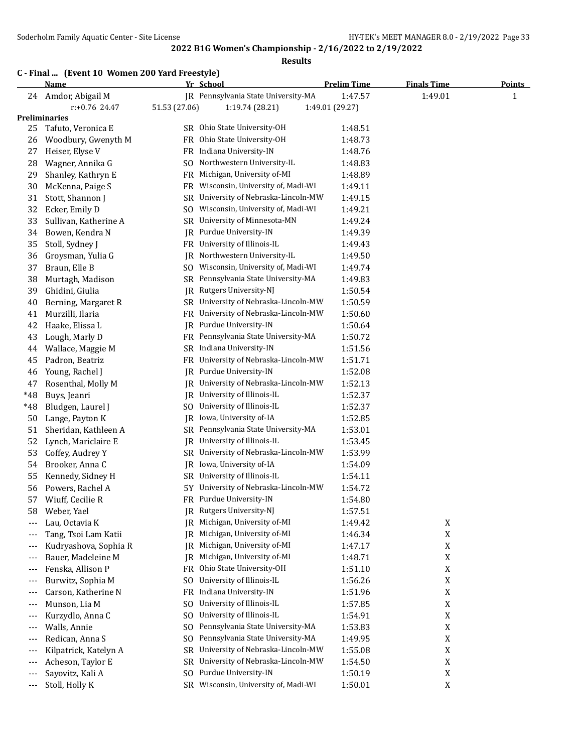## 2022 B1G Women's Championship - 2/16/2022 to 2/19/2022

### Results

#### C - Final ... (Event 10 Women 200 Yard Freestyle)

| | Name | Yr | School | Prelim Time | Finals Time | Points |
|---|---|---|---|---|---|---|
| 24 | Amdor, Abigail M | JR | Pennsylvania State University-MA | 1:47.57 | 1:49.01 | 1 |
| | r:+0.76 24.47 | 51.53 (27.06) | 1:19.74 (28.21) | 1:49.01 (29.27) | | |
| **Preliminaries** | | | | | | |
| 25 | Tafuto, Veronica E | SR | Ohio State University-OH | 1:48.51 | | |
| 26 | Woodbury, Gwenyth M | FR | Ohio State University-OH | 1:48.73 | | |
| 27 | Heiser, Elyse V | FR | Indiana University-IN | 1:48.76 | | |
| 28 | Wagner, Annika G | SO | Northwestern University-IL | 1:48.83 | | |
| 29 | Shanley, Kathryn E | FR | Michigan, University of-MI | 1:48.89 | | |
| 30 | McKenna, Paige S | FR | Wisconsin, University of, Madi-WI | 1:49.11 | | |
| 31 | Stott, Shannon J | SR | University of Nebraska-Lincoln-MW | 1:49.15 | | |
| 32 | Ecker, Emily D | SO | Wisconsin, University of, Madi-WI | 1:49.21 | | |
| 33 | Sullivan, Katherine A | SR | University of Minnesota-MN | 1:49.24 | | |
| 34 | Bowen, Kendra N | JR | Purdue University-IN | 1:49.39 | | |
| 35 | Stoll, Sydney J | FR | University of Illinois-IL | 1:49.43 | | |
| 36 | Groysman, Yulia G | JR | Northwestern University-IL | 1:49.50 | | |
| 37 | Braun, Elle B | SO | Wisconsin, University of, Madi-WI | 1:49.74 | | |
| 38 | Murtagh, Madison | SR | Pennsylvania State University-MA | 1:49.83 | | |
| 39 | Ghidini, Giulia | JR | Rutgers University-NJ | 1:50.54 | | |
| 40 | Berning, Margaret R | SR | University of Nebraska-Lincoln-MW | 1:50.59 | | |
| 41 | Murzilli, Ilaria | FR | University of Nebraska-Lincoln-MW | 1:50.60 | | |
| 42 | Haake, Elissa L | JR | Purdue University-IN | 1:50.64 | | |
| 43 | Lough, Marly D | FR | Pennsylvania State University-MA | 1:50.72 | | |
| 44 | Wallace, Maggie M | SR | Indiana University-IN | 1:51.56 | | |
| 45 | Padron, Beatriz | FR | University of Nebraska-Lincoln-MW | 1:51.71 | | |
| 46 | Young, Rachel J | JR | Purdue University-IN | 1:52.08 | | |
| 47 | Rosenthal, Molly M | JR | University of Nebraska-Lincoln-MW | 1:52.13 | | |
| *48 | Buys, Jeanri | JR | University of Illinois-IL | 1:52.37 | | |
| *48 | Bludgen, Laurel J | SO | University of Illinois-IL | 1:52.37 | | |
| 50 | Lange, Payton K | JR | Iowa, University of-IA | 1:52.85 | | |
| 51 | Sheridan, Kathleen A | SR | Pennsylvania State University-MA | 1:53.01 | | |
| 52 | Lynch, Mariclaire E | JR | University of Illinois-IL | 1:53.45 | | |
| 53 | Coffey, Audrey Y | SR | University of Nebraska-Lincoln-MW | 1:53.99 | | |
| 54 | Brooker, Anna C | JR | Iowa, University of-IA | 1:54.09 | | |
| 55 | Kennedy, Sidney H | SR | University of Illinois-IL | 1:54.11 | | |
| 56 | Powers, Rachel A | 5Y | University of Nebraska-Lincoln-MW | 1:54.72 | | |
| 57 | Wiuff, Cecilie R | FR | Purdue University-IN | 1:54.80 | | |
| 58 | Weber, Yael | JR | Rutgers University-NJ | 1:57.51 | | |
| --- | Lau, Octavia K | JR | Michigan, University of-MI | 1:49.42 | X | |
| --- | Tang, Tsoi Lam Katii | JR | Michigan, University of-MI | 1:46.34 | X | |
| --- | Kudryashova, Sophia R | JR | Michigan, University of-MI | 1:47.17 | X | |
| --- | Bauer, Madeleine M | JR | Michigan, University of-MI | 1:48.71 | X | |
| --- | Fenska, Allison P | FR | Ohio State University-OH | 1:51.10 | X | |
| --- | Burwitz, Sophia M | SO | University of Illinois-IL | 1:56.26 | X | |
| --- | Carson, Katherine N | FR | Indiana University-IN | 1:51.96 | X | |
| --- | Munson, Lia M | SO | University of Illinois-IL | 1:57.85 | X | |
| --- | Kurzydlo, Anna C | SO | University of Illinois-IL | 1:54.91 | X | |
| --- | Walls, Annie | SO | Pennsylvania State University-MA | 1:53.83 | X | |
| --- | Redican, Anna S | SO | Pennsylvania State University-MA | 1:49.95 | X | |
| --- | Kilpatrick, Katelyn A | SR | University of Nebraska-Lincoln-MW | 1:55.08 | X | |
| --- | Acheson, Taylor E | SR | University of Nebraska-Lincoln-MW | 1:54.50 | X | |
| --- | Sayovitz, Kali A | SO | Purdue University-IN | 1:50.19 | X | |
| --- | Stoll, Holly K | SR | Wisconsin, University of, Madi-WI | 1:50.01 | X | |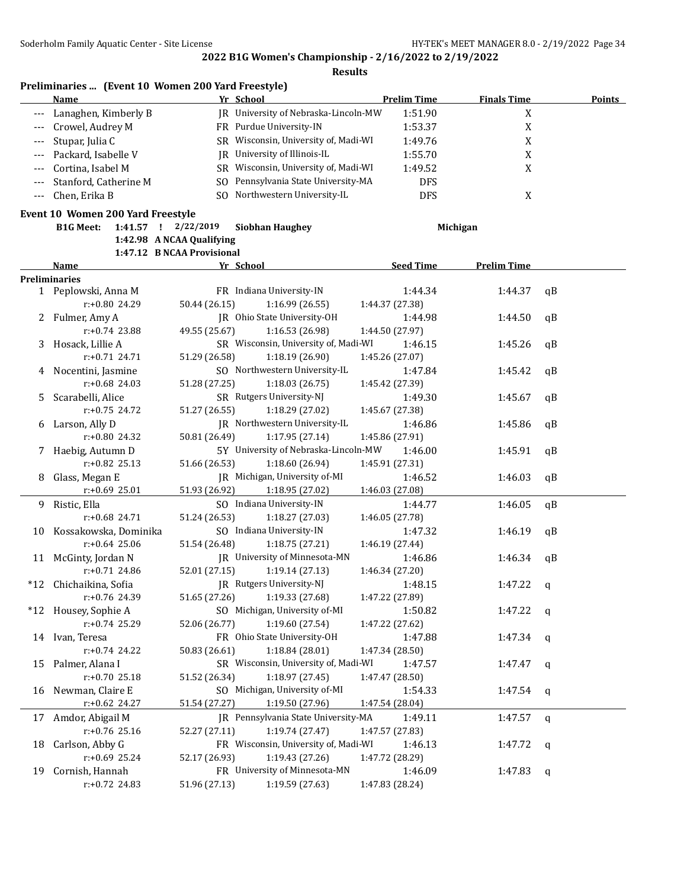## 2022 B1G Women's Championship - 2/16/2022 to 2/19/2022

**Results**

### Preliminaries ... (Event 10 Women 200 Yard Freestyle)

| | Name | Yr | School | Prelim Time | Finals Time | Points |
|---|---|---|---|---|---|---|
| --- | Lanaghen, Kimberly B | JR | University of Nebraska-Lincoln-MW | 1:51.90 | X | |
| --- | Crowel, Audrey M | FR | Purdue University-IN | 1:53.37 | X | |
| --- | Stupar, Julia C | SR | Wisconsin, University of, Madi-WI | 1:49.76 | X | |
| --- | Packard, Isabelle V | JR | University of Illinois-IL | 1:55.70 | X | |
| --- | Cortina, Isabel M | SR | Wisconsin, University of, Madi-WI | 1:49.52 | X | |
| --- | Stanford, Catherine M | SO | Pennsylvania State University-MA | DFS | | |
| --- | Chen, Erika B | SO | Northwestern University-IL | DFS | X | |

### Event 10 Women 200 Yard Freestyle

B1G Meet: 1:41.57 ! 2/22/2019 **Siobhan Haughey** **Michigan**
1:42.98 A NCAA Qualifying
1:47.12 B NCAA Provisional

| | Name | Yr | School | Seed Time | Prelim Time | |
|---|---|---|---|---|---|---|
| **Preliminaries** | | | | | | |
| 1 | Peplowski, Anna M | FR | Indiana University-IN | 1:44.34 | 1:44.37 | qB |
| | r:+0.80 24.29 | 50.44 (26.15) | 1:16.99 (26.55) | 1:44.37 (27.38) | | |
| 2 | Fulmer, Amy A | JR | Ohio State University-OH | 1:44.98 | 1:44.50 | qB |
| | r:+0.74 23.88 | 49.55 (25.67) | 1:16.53 (26.98) | 1:44.50 (27.97) | | |
| 3 | Hosack, Lillie A | SR | Wisconsin, University of, Madi-WI | 1:46.15 | 1:45.26 | qB |
| | r:+0.71 24.71 | 51.29 (26.58) | 1:18.19 (26.90) | 1:45.26 (27.07) | | |
| 4 | Nocentini, Jasmine | SO | Northwestern University-IL | 1:47.84 | 1:45.42 | qB |
| | r:+0.68 24.03 | 51.28 (27.25) | 1:18.03 (26.75) | 1:45.42 (27.39) | | |
| 5 | Scarabelli, Alice | SR | Rutgers University-NJ | 1:49.30 | 1:45.67 | qB |
| | r:+0.75 24.72 | 51.27 (26.55) | 1:18.29 (27.02) | 1:45.67 (27.38) | | |
| 6 | Larson, Ally D | JR | Northwestern University-IL | 1:46.86 | 1:45.86 | qB |
| | r:+0.80 24.32 | 50.81 (26.49) | 1:17.95 (27.14) | 1:45.86 (27.91) | | |
| 7 | Haebig, Autumn D | 5Y | University of Nebraska-Lincoln-MW | 1:46.00 | 1:45.91 | qB |
| | r:+0.82 25.13 | 51.66 (26.53) | 1:18.60 (26.94) | 1:45.91 (27.31) | | |
| 8 | Glass, Megan E | JR | Michigan, University of-MI | 1:46.52 | 1:46.03 | qB |
| | r:+0.69 25.01 | 51.93 (26.92) | 1:18.95 (27.02) | 1:46.03 (27.08) | | |
| 9 | Ristic, Ella | SO | Indiana University-IN | 1:44.77 | 1:46.05 | qB |
| | r:+0.68 24.71 | 51.24 (26.53) | 1:18.27 (27.03) | 1:46.05 (27.78) | | |
| 10 | Kossakowska, Dominika | SO | Indiana University-IN | 1:47.32 | 1:46.19 | qB |
| | r:+0.64 25.06 | 51.54 (26.48) | 1:18.75 (27.21) | 1:46.19 (27.44) | | |
| 11 | McGinty, Jordan N | JR | University of Minnesota-MN | 1:46.86 | 1:46.34 | qB |
| | r:+0.71 24.86 | 52.01 (27.15) | 1:19.14 (27.13) | 1:46.34 (27.20) | | |
| *12 | Chichaikina, Sofia | JR | Rutgers University-NJ | 1:48.15 | 1:47.22 | q |
| | r:+0.76 24.39 | 51.65 (27.26) | 1:19.33 (27.68) | 1:47.22 (27.89) | | |
| *12 | Housey, Sophie A | SO | Michigan, University of-MI | 1:50.82 | 1:47.22 | q |
| | r:+0.74 25.29 | 52.06 (26.77) | 1:19.60 (27.54) | 1:47.22 (27.62) | | |
| 14 | Ivan, Teresa | FR | Ohio State University-OH | 1:47.88 | 1:47.34 | q |
| | r:+0.74 24.22 | 50.83 (26.61) | 1:18.84 (28.01) | 1:47.34 (28.50) | | |
| 15 | Palmer, Alana I | SR | Wisconsin, University of, Madi-WI | 1:47.57 | 1:47.47 | q |
| | r:+0.70 25.18 | 51.52 (26.34) | 1:18.97 (27.45) | 1:47.47 (28.50) | | |
| 16 | Newman, Claire E | SO | Michigan, University of-MI | 1:54.33 | 1:47.54 | q |
| | r:+0.62 24.27 | 51.54 (27.27) | 1:19.50 (27.96) | 1:47.54 (28.04) | | |
| 17 | Amdor, Abigail M | JR | Pennsylvania State University-MA | 1:49.11 | 1:47.57 | q |
| | r:+0.76 25.16 | 52.27 (27.11) | 1:19.74 (27.47) | 1:47.57 (27.83) | | |
| 18 | Carlson, Abby G | FR | Wisconsin, University of, Madi-WI | 1:46.13 | 1:47.72 | q |
| | r:+0.69 25.24 | 52.17 (26.93) | 1:19.43 (27.26) | 1:47.72 (28.29) | | |
| 19 | Cornish, Hannah | FR | University of Minnesota-MN | 1:46.09 | 1:47.83 | q |
| | r:+0.72 24.83 | 51.96 (27.13) | 1:19.59 (27.63) | 1:47.83 (28.24) | | |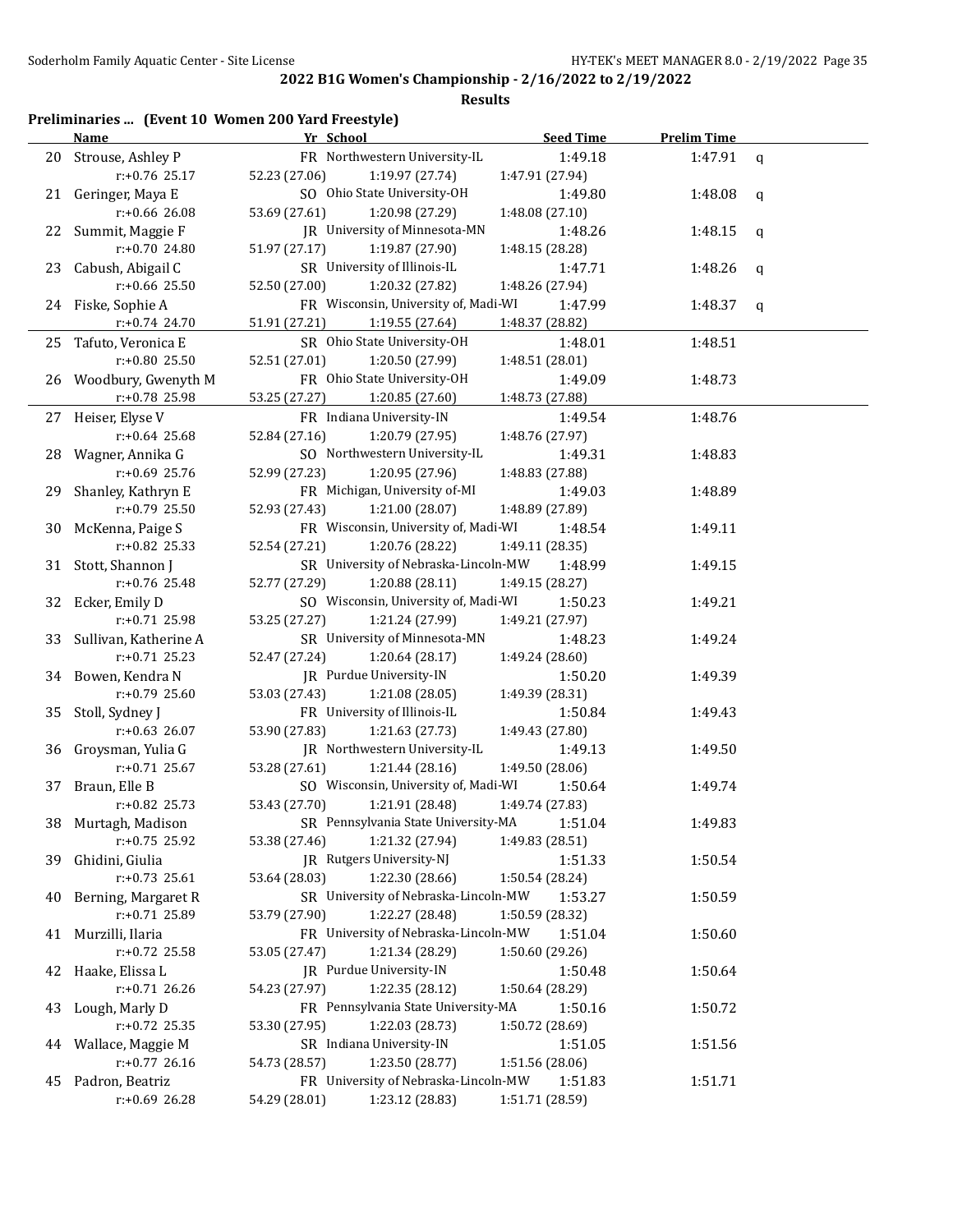## 2022 B1G Women's Championship - 2/16/2022 to 2/19/2022

### Results

**Preliminaries ... (Event 10 Women 200 Yard Freestyle)**

| | Name | Yr | School | Seed Time | Prelim Time | |
|---|---|---|---|---|---|---|
| 20 | Strouse, Ashley P | FR | Northwestern University-IL | 1:49.18 | 1:47.91 | q |
| | r:+0.76 25.17 | 52.23 (27.06) | 1:19.97 (27.74) | 1:47.91 (27.94) | | |
| 21 | Geringer, Maya E | SO | Ohio State University-OH | 1:49.80 | 1:48.08 | q |
| | r:+0.66 26.08 | 53.69 (27.61) | 1:20.98 (27.29) | 1:48.08 (27.10) | | |
| 22 | Summit, Maggie F | JR | University of Minnesota-MN | 1:48.26 | 1:48.15 | q |
| | r:+0.70 24.80 | 51.97 (27.17) | 1:19.87 (27.90) | 1:48.15 (28.28) | | |
| 23 | Cabush, Abigail C | SR | University of Illinois-IL | 1:47.71 | 1:48.26 | q |
| | r:+0.66 25.50 | 52.50 (27.00) | 1:20.32 (27.82) | 1:48.26 (27.94) | | |
| 24 | Fiske, Sophie A | FR | Wisconsin, University of, Madi-WI | 1:47.99 | 1:48.37 | q |
| | r:+0.74 24.70 | 51.91 (27.21) | 1:19.55 (27.64) | 1:48.37 (28.82) | | |
| 25 | Tafuto, Veronica E | SR | Ohio State University-OH | 1:48.01 | 1:48.51 | |
| | r:+0.80 25.50 | 52.51 (27.01) | 1:20.50 (27.99) | 1:48.51 (28.01) | | |
| 26 | Woodbury, Gwenyth M | FR | Ohio State University-OH | 1:49.09 | 1:48.73 | |
| | r:+0.78 25.98 | 53.25 (27.27) | 1:20.85 (27.60) | 1:48.73 (27.88) | | |
| 27 | Heiser, Elyse V | FR | Indiana University-IN | 1:49.54 | 1:48.76 | |
| | r:+0.64 25.68 | 52.84 (27.16) | 1:20.79 (27.95) | 1:48.76 (27.97) | | |
| 28 | Wagner, Annika G | SO | Northwestern University-IL | 1:49.31 | 1:48.83 | |
| | r:+0.69 25.76 | 52.99 (27.23) | 1:20.95 (27.96) | 1:48.83 (27.88) | | |
| 29 | Shanley, Kathryn E | FR | Michigan, University of-MI | 1:49.03 | 1:48.89 | |
| | r:+0.79 25.50 | 52.93 (27.43) | 1:21.00 (28.07) | 1:48.89 (27.89) | | |
| 30 | McKenna, Paige S | FR | Wisconsin, University of, Madi-WI | 1:48.54 | 1:49.11 | |
| | r:+0.82 25.33 | 52.54 (27.21) | 1:20.76 (28.22) | 1:49.11 (28.35) | | |
| 31 | Stott, Shannon J | SR | University of Nebraska-Lincoln-MW | 1:48.99 | 1:49.15 | |
| | r:+0.76 25.48 | 52.77 (27.29) | 1:20.88 (28.11) | 1:49.15 (28.27) | | |
| 32 | Ecker, Emily D | SO | Wisconsin, University of, Madi-WI | 1:50.23 | 1:49.21 | |
| | r:+0.71 25.98 | 53.25 (27.27) | 1:21.24 (27.99) | 1:49.21 (27.97) | | |
| 33 | Sullivan, Katherine A | SR | University of Minnesota-MN | 1:48.23 | 1:49.24 | |
| | r:+0.71 25.23 | 52.47 (27.24) | 1:20.64 (28.17) | 1:49.24 (28.60) | | |
| 34 | Bowen, Kendra N | JR | Purdue University-IN | 1:50.20 | 1:49.39 | |
| | r:+0.79 25.60 | 53.03 (27.43) | 1:21.08 (28.05) | 1:49.39 (28.31) | | |
| 35 | Stoll, Sydney J | FR | University of Illinois-IL | 1:50.84 | 1:49.43 | |
| | r:+0.63 26.07 | 53.90 (27.83) | 1:21.63 (27.73) | 1:49.43 (27.80) | | |
| 36 | Groysman, Yulia G | JR | Northwestern University-IL | 1:49.13 | 1:49.50 | |
| | r:+0.71 25.67 | 53.28 (27.61) | 1:21.44 (28.16) | 1:49.50 (28.06) | | |
| 37 | Braun, Elle B | SO | Wisconsin, University of, Madi-WI | 1:50.64 | 1:49.74 | |
| | r:+0.82 25.73 | 53.43 (27.70) | 1:21.91 (28.48) | 1:49.74 (27.83) | | |
| 38 | Murtagh, Madison | SR | Pennsylvania State University-MA | 1:51.04 | 1:49.83 | |
| | r:+0.75 25.92 | 53.38 (27.46) | 1:21.32 (27.94) | 1:49.83 (28.51) | | |
| 39 | Ghidini, Giulia | JR | Rutgers University-NJ | 1:51.33 | 1:50.54 | |
| | r:+0.73 25.61 | 53.64 (28.03) | 1:22.30 (28.66) | 1:50.54 (28.24) | | |
| 40 | Berning, Margaret R | SR | University of Nebraska-Lincoln-MW | 1:53.27 | 1:50.59 | |
| | r:+0.71 25.89 | 53.79 (27.90) | 1:22.27 (28.48) | 1:50.59 (28.32) | | |
| 41 | Murzilli, Ilaria | FR | University of Nebraska-Lincoln-MW | 1:51.04 | 1:50.60 | |
| | r:+0.72 25.58 | 53.05 (27.47) | 1:21.34 (28.29) | 1:50.60 (29.26) | | |
| 42 | Haake, Elissa L | JR | Purdue University-IN | 1:50.48 | 1:50.64 | |
| | r:+0.71 26.26 | 54.23 (27.97) | 1:22.35 (28.12) | 1:50.64 (28.29) | | |
| 43 | Lough, Marly D | FR | Pennsylvania State University-MA | 1:50.16 | 1:50.72 | |
| | r:+0.72 25.35 | 53.30 (27.95) | 1:22.03 (28.73) | 1:50.72 (28.69) | | |
| 44 | Wallace, Maggie M | SR | Indiana University-IN | 1:51.05 | 1:51.56 | |
| | r:+0.77 26.16 | 54.73 (28.57) | 1:23.50 (28.77) | 1:51.56 (28.06) | | |
| 45 | Padron, Beatriz | FR | University of Nebraska-Lincoln-MW | 1:51.83 | 1:51.71 | |
| | r:+0.69 26.28 | 54.29 (28.01) | 1:23.12 (28.83) | 1:51.71 (28.59) | | |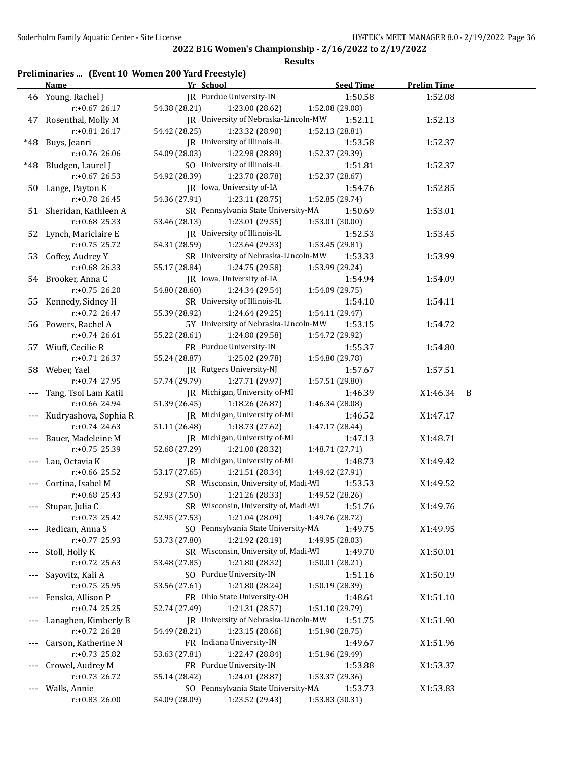## 2022 B1G Women's Championship - 2/16/2022 to 2/19/2022

### Results

**Preliminaries ... (Event 10 Women 200 Yard Freestyle)**

| | Name | Yr | School | Seed Time | Prelim Time | |
|---|---|---|---|---|---|---|
| 46 | Young, Rachel J | JR | Purdue University-IN | 1:50.58 | 1:52.08 | |
| | r:+0.67 26.17 | 54.38 (28.21) | 1:23.00 (28.62) | 1:52.08 (29.08) | | |
| 47 | Rosenthal, Molly M | JR | University of Nebraska-Lincoln-MW | 1:52.11 | 1:52.13 | |
| | r:+0.81 26.17 | 54.42 (28.25) | 1:23.32 (28.90) | 1:52.13 (28.81) | | |
| *48 | Buys, Jeanri | JR | University of Illinois-IL | 1:53.58 | 1:52.37 | |
| | r:+0.76 26.06 | 54.09 (28.03) | 1:22.98 (28.89) | 1:52.37 (29.39) | | |
| *48 | Bludgen, Laurel J | SO | University of Illinois-IL | 1:51.81 | 1:52.37 | |
| | r:+0.67 26.53 | 54.92 (28.39) | 1:23.70 (28.78) | 1:52.37 (28.67) | | |
| 50 | Lange, Payton K | JR | Iowa, University of-IA | 1:54.76 | 1:52.85 | |
| | r:+0.78 26.45 | 54.36 (27.91) | 1:23.11 (28.75) | 1:52.85 (29.74) | | |
| 51 | Sheridan, Kathleen A | SR | Pennsylvania State University-MA | 1:50.69 | 1:53.01 | |
| | r:+0.68 25.33 | 53.46 (28.13) | 1:23.01 (29.55) | 1:53.01 (30.00) | | |
| 52 | Lynch, Mariclaire E | JR | University of Illinois-IL | 1:52.53 | 1:53.45 | |
| | r:+0.75 25.72 | 54.31 (28.59) | 1:23.64 (29.33) | 1:53.45 (29.81) | | |
| 53 | Coffey, Audrey Y | SR | University of Nebraska-Lincoln-MW | 1:53.33 | 1:53.99 | |
| | r:+0.68 26.33 | 55.17 (28.84) | 1:24.75 (29.58) | 1:53.99 (29.24) | | |
| 54 | Brooker, Anna C | JR | Iowa, University of-IA | 1:54.94 | 1:54.09 | |
| | r:+0.75 26.20 | 54.80 (28.60) | 1:24.34 (29.54) | 1:54.09 (29.75) | | |
| 55 | Kennedy, Sidney H | SR | University of Illinois-IL | 1:54.10 | 1:54.11 | |
| | r:+0.72 26.47 | 55.39 (28.92) | 1:24.64 (29.25) | 1:54.11 (29.47) | | |
| 56 | Powers, Rachel A | 5Y | University of Nebraska-Lincoln-MW | 1:53.15 | 1:54.72 | |
| | r:+0.74 26.61 | 55.22 (28.61) | 1:24.80 (29.58) | 1:54.72 (29.92) | | |
| 57 | Wiuff, Cecilie R | FR | Purdue University-IN | 1:55.37 | 1:54.80 | |
| | r:+0.71 26.37 | 55.24 (28.87) | 1:25.02 (29.78) | 1:54.80 (29.78) | | |
| 58 | Weber, Yael | JR | Rutgers University-NJ | 1:57.67 | 1:57.51 | |
| | r:+0.74 27.95 | 57.74 (29.79) | 1:27.71 (29.97) | 1:57.51 (29.80) | | |
| --- | Tang, Tsoi Lam Katii | JR | Michigan, University of-MI | 1:46.39 | X1:46.34 | B |
| | r:+0.66 24.94 | 51.39 (26.45) | 1:18.26 (26.87) | 1:46.34 (28.08) | | |
| --- | Kudryashova, Sophia R | JR | Michigan, University of-MI | 1:46.52 | X1:47.17 | |
| | r:+0.74 24.63 | 51.11 (26.48) | 1:18.73 (27.62) | 1:47.17 (28.44) | | |
| --- | Bauer, Madeleine M | JR | Michigan, University of-MI | 1:47.13 | X1:48.71 | |
| | r:+0.75 25.39 | 52.68 (27.29) | 1:21.00 (28.32) | 1:48.71 (27.71) | | |
| --- | Lau, Octavia K | JR | Michigan, University of-MI | 1:48.73 | X1:49.42 | |
| | r:+0.66 25.52 | 53.17 (27.65) | 1:21.51 (28.34) | 1:49.42 (27.91) | | |
| --- | Cortina, Isabel M | SR | Wisconsin, University of, Madi-WI | 1:53.53 | X1:49.52 | |
| | r:+0.68 25.43 | 52.93 (27.50) | 1:21.26 (28.33) | 1:49.52 (28.26) | | |
| --- | Stupar, Julia C | SR | Wisconsin, University of, Madi-WI | 1:51.76 | X1:49.76 | |
| | r:+0.73 25.42 | 52.95 (27.53) | 1:21.04 (28.09) | 1:49.76 (28.72) | | |
| --- | Redican, Anna S | SO | Pennsylvania State University-MA | 1:49.75 | X1:49.95 | |
| | r:+0.77 25.93 | 53.73 (27.80) | 1:21.92 (28.19) | 1:49.95 (28.03) | | |
| --- | Stoll, Holly K | SR | Wisconsin, University of, Madi-WI | 1:49.70 | X1:50.01 | |
| | r:+0.72 25.63 | 53.48 (27.85) | 1:21.80 (28.32) | 1:50.01 (28.21) | | |
| --- | Sayovitz, Kali A | SO | Purdue University-IN | 1:51.16 | X1:50.19 | |
| | r:+0.75 25.95 | 53.56 (27.61) | 1:21.80 (28.24) | 1:50.19 (28.39) | | |
| --- | Fenska, Allison P | FR | Ohio State University-OH | 1:48.61 | X1:51.10 | |
| | r:+0.74 25.25 | 52.74 (27.49) | 1:21.31 (28.57) | 1:51.10 (29.79) | | |
| --- | Lanaghen, Kimberly B | JR | University of Nebraska-Lincoln-MW | 1:51.75 | X1:51.90 | |
| | r:+0.72 26.28 | 54.49 (28.21) | 1:23.15 (28.66) | 1:51.90 (28.75) | | |
| --- | Carson, Katherine N | FR | Indiana University-IN | 1:49.67 | X1:51.96 | |
| | r:+0.73 25.82 | 53.63 (27.81) | 1:22.47 (28.84) | 1:51.96 (29.49) | | |
| --- | Crowel, Audrey M | FR | Purdue University-IN | 1:53.88 | X1:53.37 | |
| | r:+0.73 26.72 | 55.14 (28.42) | 1:24.01 (28.87) | 1:53.37 (29.36) | | |
| --- | Walls, Annie | SO | Pennsylvania State University-MA | 1:53.73 | X1:53.83 | |
| | r:+0.83 26.00 | 54.09 (28.09) | 1:23.52 (29.43) | 1:53.83 (30.31) | | |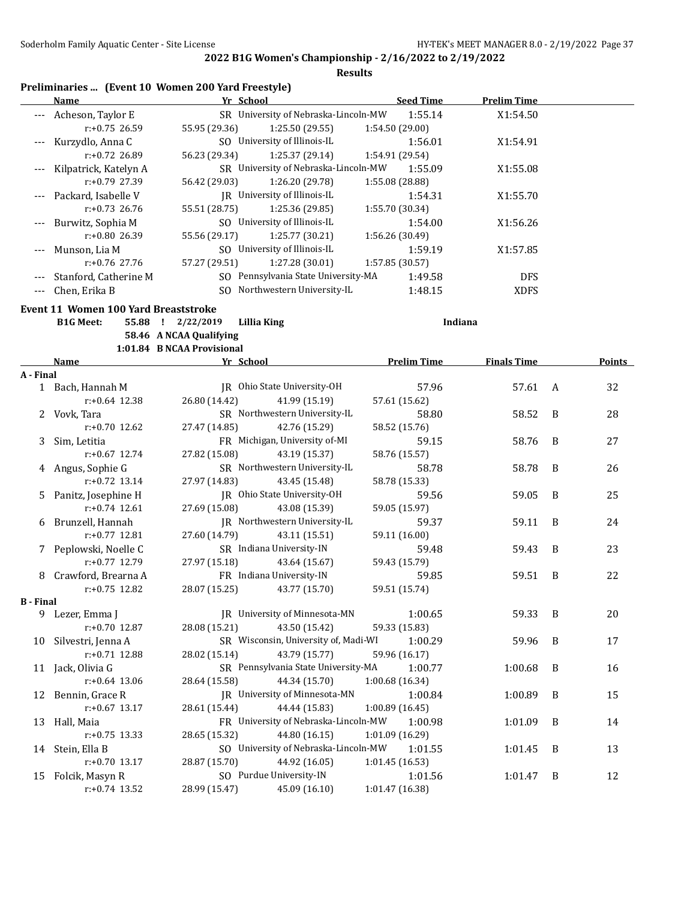**2022 B1G Women's Championship - 2/16/2022 to 2/19/2022**

**Results**

### Preliminaries ... (Event 10 Women 200 Yard Freestyle)

| | Name | Yr | School | Seed Time | Prelim Time |
|---|---|---|---|---|---|
| --- | Acheson, Taylor E | SR | University of Nebraska-Lincoln-MW | 1:55.14 | X1:54.50 |
| | r:+0.75 26.59 | 55.95 (29.36) | 1:25.50 (29.55) | 1:54.50 (29.00) | |
| --- | Kurzydlo, Anna C | SO | University of Illinois-IL | 1:56.01 | X1:54.91 |
| | r:+0.72 26.89 | 56.23 (29.34) | 1:25.37 (29.14) | 1:54.91 (29.54) | |
| --- | Kilpatrick, Katelyn A | SR | University of Nebraska-Lincoln-MW | 1:55.09 | X1:55.08 |
| | r:+0.79 27.39 | 56.42 (29.03) | 1:26.20 (29.78) | 1:55.08 (28.88) | |
| --- | Packard, Isabelle V | JR | University of Illinois-IL | 1:54.31 | X1:55.70 |
| | r:+0.73 26.76 | 55.51 (28.75) | 1:25.36 (29.85) | 1:55.70 (30.34) | |
| --- | Burwitz, Sophia M | SO | University of Illinois-IL | 1:54.00 | X1:56.26 |
| | r:+0.80 26.39 | 55.56 (29.17) | 1:25.77 (30.21) | 1:56.26 (30.49) | |
| --- | Munson, Lia M | SO | University of Illinois-IL | 1:59.19 | X1:57.85 |
| | r:+0.76 27.76 | 57.27 (29.51) | 1:27.28 (30.01) | 1:57.85 (30.57) | |
| --- | Stanford, Catherine M | SO | Pennsylvania State University-MA | 1:49.58 | DFS |
| --- | Chen, Erika B | SO | Northwestern University-IL | 1:48.15 | XDFS |

### Event 11 Women 100 Yard Breaststroke

**B1G Meet:** 55.88 ! 2/22/2019 **Lillia King** **Indiana**
**58.46 A NCAA Qualifying**
**1:01.84 B NCAA Provisional**

| | Name | Yr | School | Prelim Time | Finals Time | | Points |
|---|---|---|---|---|---|---|---|
| **A - Final** | | | | | | | |
| 1 | Bach, Hannah M | JR | Ohio State University-OH | 57.96 | 57.61 | A | 32 |
| | r:+0.64 12.38 | 26.80 (14.42) | 41.99 (15.19) | 57.61 (15.62) | | | |
| 2 | Vovk, Tara | SR | Northwestern University-IL | 58.80 | 58.52 | B | 28 |
| | r:+0.70 12.62 | 27.47 (14.85) | 42.76 (15.29) | 58.52 (15.76) | | | |
| 3 | Sim, Letitia | FR | Michigan, University of-MI | 59.15 | 58.76 | B | 27 |
| | r:+0.67 12.74 | 27.82 (15.08) | 43.19 (15.37) | 58.76 (15.57) | | | |
| 4 | Angus, Sophie G | SR | Northwestern University-IL | 58.78 | 58.78 | B | 26 |
| | r:+0.72 13.14 | 27.97 (14.83) | 43.45 (15.48) | 58.78 (15.33) | | | |
| 5 | Panitz, Josephine H | JR | Ohio State University-OH | 59.56 | 59.05 | B | 25 |
| | r:+0.74 12.61 | 27.69 (15.08) | 43.08 (15.39) | 59.05 (15.97) | | | |
| 6 | Brunzell, Hannah | JR | Northwestern University-IL | 59.37 | 59.11 | B | 24 |
| | r:+0.77 12.81 | 27.60 (14.79) | 43.11 (15.51) | 59.11 (16.00) | | | |
| 7 | Peplowski, Noelle C | SR | Indiana University-IN | 59.48 | 59.43 | B | 23 |
| | r:+0.77 12.79 | 27.97 (15.18) | 43.64 (15.67) | 59.43 (15.79) | | | |
| 8 | Crawford, Brearna A | FR | Indiana University-IN | 59.85 | 59.51 | B | 22 |
| | r:+0.75 12.82 | 28.07 (15.25) | 43.77 (15.70) | 59.51 (15.74) | | | |
| **B - Final** | | | | | | | |
| 9 | Lezer, Emma J | JR | University of Minnesota-MN | 1:00.65 | 59.33 | B | 20 |
| | r:+0.70 12.87 | 28.08 (15.21) | 43.50 (15.42) | 59.33 (15.83) | | | |
| 10 | Silvestri, Jenna A | SR | Wisconsin, University of, Madi-WI | 1:00.29 | 59.96 | B | 17 |
| | r:+0.71 12.88 | 28.02 (15.14) | 43.79 (15.77) | 59.96 (16.17) | | | |
| 11 | Jack, Olivia G | SR | Pennsylvania State University-MA | 1:00.77 | 1:00.68 | B | 16 |
| | r:+0.64 13.06 | 28.64 (15.58) | 44.34 (15.70) | 1:00.68 (16.34) | | | |
| 12 | Bennin, Grace R | JR | University of Minnesota-MN | 1:00.84 | 1:00.89 | B | 15 |
| | r:+0.67 13.17 | 28.61 (15.44) | 44.44 (15.83) | 1:00.89 (16.45) | | | |
| 13 | Hall, Maia | FR | University of Nebraska-Lincoln-MW | 1:00.98 | 1:01.09 | B | 14 |
| | r:+0.75 13.33 | 28.65 (15.32) | 44.80 (16.15) | 1:01.09 (16.29) | | | |
| 14 | Stein, Ella B | SO | University of Nebraska-Lincoln-MW | 1:01.55 | 1:01.45 | B | 13 |
| | r:+0.70 13.17 | 28.87 (15.70) | 44.92 (16.05) | 1:01.45 (16.53) | | | |
| 15 | Folcik, Masyn R | SO | Purdue University-IN | 1:01.56 | 1:01.47 | B | 12 |
| | r:+0.74 13.52 | 28.99 (15.47) | 45.09 (16.10) | 1:01.47 (16.38) | | | |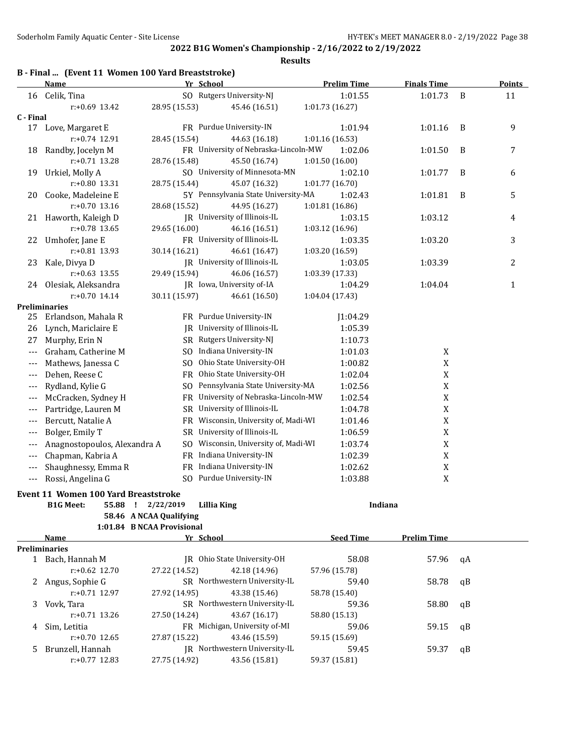## 2022 B1G Women's Championship - 2/16/2022 to 2/19/2022

**Results**

### B - Final ... (Event 11 Women 100 Yard Breaststroke)

| | Name | Yr | School | Prelim Time | Finals Time | | Points |
|---|---|---|---|---|---|---|---|
| 16 | Celik, Tina | SO | Rutgers University-NJ | 1:01.55 | 1:01.73 | B | 11 |
| | r:+0.69 13.42 | 28.95 (15.53) | 45.46 (16.51) | 1:01.73 (16.27) | | | |
| **C - Final** | | | | | | | |
| 17 | Love, Margaret E | FR | Purdue University-IN | 1:01.94 | 1:01.16 | B | 9 |
| | r:+0.74 12.91 | 28.45 (15.54) | 44.63 (16.18) | 1:01.16 (16.53) | | | |
| 18 | Randby, Jocelyn M | FR | University of Nebraska-Lincoln-MW | 1:02.06 | 1:01.50 | B | 7 |
| | r:+0.71 13.28 | 28.76 (15.48) | 45.50 (16.74) | 1:01.50 (16.00) | | | |
| 19 | Urkiel, Molly A | SO | University of Minnesota-MN | 1:02.10 | 1:01.77 | B | 6 |
| | r:+0.80 13.31 | 28.75 (15.44) | 45.07 (16.32) | 1:01.77 (16.70) | | | |
| 20 | Cooke, Madeleine E | 5Y | Pennsylvania State University-MA | 1:02.43 | 1:01.81 | B | 5 |
| | r:+0.70 13.16 | 28.68 (15.52) | 44.95 (16.27) | 1:01.81 (16.86) | | | |
| 21 | Haworth, Kaleigh D | JR | University of Illinois-IL | 1:03.15 | 1:03.12 | | 4 |
| | r:+0.78 13.65 | 29.65 (16.00) | 46.16 (16.51) | 1:03.12 (16.96) | | | |
| 22 | Umhofer, Jane E | FR | University of Illinois-IL | 1:03.35 | 1:03.20 | | 3 |
| | r:+0.81 13.93 | 30.14 (16.21) | 46.61 (16.47) | 1:03.20 (16.59) | | | |
| 23 | Kale, Divya D | JR | University of Illinois-IL | 1:03.05 | 1:03.39 | | 2 |
| | r:+0.63 13.55 | 29.49 (15.94) | 46.06 (16.57) | 1:03.39 (17.33) | | | |
| 24 | Olesiak, Aleksandra | JR | Iowa, University of-IA | 1:04.29 | 1:04.04 | | 1 |
| | r:+0.70 14.14 | 30.11 (15.97) | 46.61 (16.50) | 1:04.04 (17.43) | | | |
| **Preliminaries** | | | | | | | |
| 25 | Erlandson, Mahala R | FR | Purdue University-IN | J1:04.29 | | | |
| 26 | Lynch, Mariclaire E | JR | University of Illinois-IL | 1:05.39 | | | |
| 27 | Murphy, Erin N | SR | Rutgers University-NJ | 1:10.73 | | | |
| --- | Graham, Catherine M | SO | Indiana University-IN | 1:01.03 | X | | |
| --- | Mathews, Janessa C | SO | Ohio State University-OH | 1:00.82 | X | | |
| --- | Dehen, Reese C | FR | Ohio State University-OH | 1:02.04 | X | | |
| --- | Rydland, Kylie G | SO | Pennsylvania State University-MA | 1:02.56 | X | | |
| --- | McCracken, Sydney H | FR | University of Nebraska-Lincoln-MW | 1:02.54 | X | | |
| --- | Partridge, Lauren M | SR | University of Illinois-IL | 1:04.78 | X | | |
| --- | Bercutt, Natalie A | FR | Wisconsin, University of, Madi-WI | 1:01.46 | X | | |
| --- | Bolger, Emily T | SR | University of Illinois-IL | 1:06.59 | X | | |
| --- | Anagnostopoulos, Alexandra A | SO | Wisconsin, University of, Madi-WI | 1:03.74 | X | | |
| --- | Chapman, Kabria A | FR | Indiana University-IN | 1:02.39 | X | | |
| --- | Shaughnessy, Emma R | FR | Indiana University-IN | 1:02.62 | X | | |
| --- | Rossi, Angelina G | SO | Purdue University-IN | 1:03.88 | X | | |

### Event 11 Women 100 Yard Breaststroke

B1G Meet: 55.88 ! 2/22/2019 Lillia King Indiana
58.46 A NCAA Qualifying
1:01.84 B NCAA Provisional

| | Name | Yr | School | Seed Time | Prelim Time | |
|---|---|---|---|---|---|---|
| **Preliminaries** | | | | | | |
| 1 | Bach, Hannah M | JR | Ohio State University-OH | 58.08 | 57.96 | qA |
| | r:+0.62 12.70 | 27.22 (14.52) | 42.18 (14.96) | 57.96 (15.78) | | |
| 2 | Angus, Sophie G | SR | Northwestern University-IL | 59.40 | 58.78 | qB |
| | r:+0.71 12.97 | 27.92 (14.95) | 43.38 (15.46) | 58.78 (15.40) | | |
| 3 | Vovk, Tara | SR | Northwestern University-IL | 59.36 | 58.80 | qB |
| | r:+0.71 13.26 | 27.50 (14.24) | 43.67 (16.17) | 58.80 (15.13) | | |
| 4 | Sim, Letitia | FR | Michigan, University of-MI | 59.06 | 59.15 | qB |
| | r:+0.70 12.65 | 27.87 (15.22) | 43.46 (15.59) | 59.15 (15.69) | | |
| 5 | Brunzell, Hannah | JR | Northwestern University-IL | 59.45 | 59.37 | qB |
| | r:+0.77 12.83 | 27.75 (14.92) | 43.56 (15.81) | 59.37 (15.81) | | |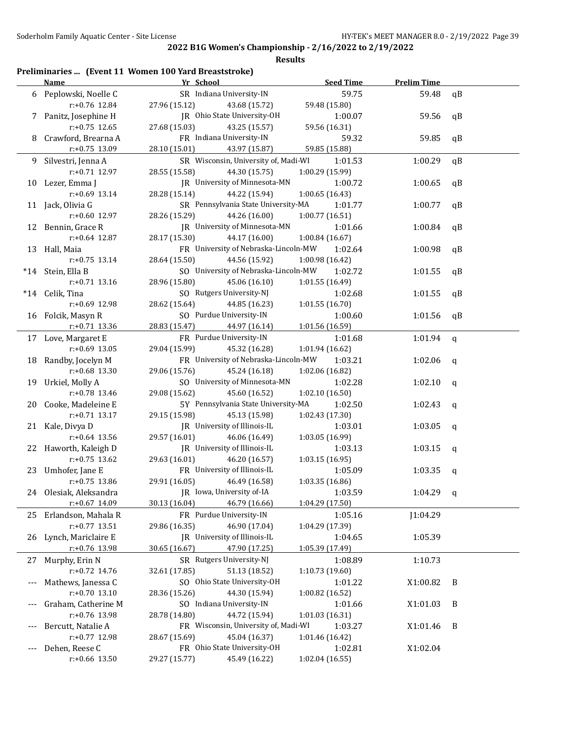## 2022 B1G Women's Championship - 2/16/2022 to 2/19/2022

### Results

**Preliminaries ... (Event 11 Women 100 Yard Breaststroke)**

| | Name | Yr | School | Seed Time | Prelim Time | |
|---|---|---|---|---|---|---|
| 6 | Peplowski, Noelle C | SR | Indiana University-IN | 59.75 | 59.48 | qB |
| | r:+0.76 12.84 | 27.96 (15.12) | 43.68 (15.72) | 59.48 (15.80) | | |
| 7 | Panitz, Josephine H | JR | Ohio State University-OH | 1:00.07 | 59.56 | qB |
| | r:+0.75 12.65 | 27.68 (15.03) | 43.25 (15.57) | 59.56 (16.31) | | |
| 8 | Crawford, Brearna A | FR | Indiana University-IN | 59.32 | 59.85 | qB |
| | r:+0.75 13.09 | 28.10 (15.01) | 43.97 (15.87) | 59.85 (15.88) | | |
| 9 | Silvestri, Jenna A | SR | Wisconsin, University of, Madi-WI | 1:01.53 | 1:00.29 | qB |
| | r:+0.71 12.97 | 28.55 (15.58) | 44.30 (15.75) | 1:00.29 (15.99) | | |
| 10 | Lezer, Emma J | JR | University of Minnesota-MN | 1:00.72 | 1:00.65 | qB |
| | r:+0.69 13.14 | 28.28 (15.14) | 44.22 (15.94) | 1:00.65 (16.43) | | |
| 11 | Jack, Olivia G | SR | Pennsylvania State University-MA | 1:01.77 | 1:00.77 | qB |
| | r:+0.60 12.97 | 28.26 (15.29) | 44.26 (16.00) | 1:00.77 (16.51) | | |
| 12 | Bennin, Grace R | JR | University of Minnesota-MN | 1:01.66 | 1:00.84 | qB |
| | r:+0.64 12.87 | 28.17 (15.30) | 44.17 (16.00) | 1:00.84 (16.67) | | |
| 13 | Hall, Maia | FR | University of Nebraska-Lincoln-MW | 1:02.64 | 1:00.98 | qB |
| | r:+0.75 13.14 | 28.64 (15.50) | 44.56 (15.92) | 1:00.98 (16.42) | | |
| *14 | Stein, Ella B | SO | University of Nebraska-Lincoln-MW | 1:02.72 | 1:01.55 | qB |
| | r:+0.71 13.16 | 28.96 (15.80) | 45.06 (16.10) | 1:01.55 (16.49) | | |
| *14 | Celik, Tina | SO | Rutgers University-NJ | 1:02.68 | 1:01.55 | qB |
| | r:+0.69 12.98 | 28.62 (15.64) | 44.85 (16.23) | 1:01.55 (16.70) | | |
| 16 | Folcik, Masyn R | SO | Purdue University-IN | 1:00.60 | 1:01.56 | qB |
| | r:+0.71 13.36 | 28.83 (15.47) | 44.97 (16.14) | 1:01.56 (16.59) | | |
| 17 | Love, Margaret E | FR | Purdue University-IN | 1:01.68 | 1:01.94 | q |
| | r:+0.69 13.05 | 29.04 (15.99) | 45.32 (16.28) | 1:01.94 (16.62) | | |
| 18 | Randby, Jocelyn M | FR | University of Nebraska-Lincoln-MW | 1:03.21 | 1:02.06 | q |
| | r:+0.68 13.30 | 29.06 (15.76) | 45.24 (16.18) | 1:02.06 (16.82) | | |
| 19 | Urkiel, Molly A | SO | University of Minnesota-MN | 1:02.28 | 1:02.10 | q |
| | r:+0.78 13.46 | 29.08 (15.62) | 45.60 (16.52) | 1:02.10 (16.50) | | |
| 20 | Cooke, Madeleine E | 5Y | Pennsylvania State University-MA | 1:02.50 | 1:02.43 | q |
| | r:+0.71 13.17 | 29.15 (15.98) | 45.13 (15.98) | 1:02.43 (17.30) | | |
| 21 | Kale, Divya D | JR | University of Illinois-IL | 1:03.01 | 1:03.05 | q |
| | r:+0.64 13.56 | 29.57 (16.01) | 46.06 (16.49) | 1:03.05 (16.99) | | |
| 22 | Haworth, Kaleigh D | JR | University of Illinois-IL | 1:03.13 | 1:03.15 | q |
| | r:+0.75 13.62 | 29.63 (16.01) | 46.20 (16.57) | 1:03.15 (16.95) | | |
| 23 | Umhofer, Jane E | FR | University of Illinois-IL | 1:05.09 | 1:03.35 | q |
| | r:+0.75 13.86 | 29.91 (16.05) | 46.49 (16.58) | 1:03.35 (16.86) | | |
| 24 | Olesiak, Aleksandra | JR | Iowa, University of-IA | 1:03.59 | 1:04.29 | q |
| | r:+0.67 14.09 | 30.13 (16.04) | 46.79 (16.66) | 1:04.29 (17.50) | | |
| 25 | Erlandson, Mahala R | FR | Purdue University-IN | 1:05.16 | J1:04.29 | |
| | r:+0.77 13.51 | 29.86 (16.35) | 46.90 (17.04) | 1:04.29 (17.39) | | |
| 26 | Lynch, Mariclaire E | JR | University of Illinois-IL | 1:04.65 | 1:05.39 | |
| | r:+0.76 13.98 | 30.65 (16.67) | 47.90 (17.25) | 1:05.39 (17.49) | | |
| 27 | Murphy, Erin N | SR | Rutgers University-NJ | 1:08.89 | 1:10.73 | |
| | r:+0.72 14.76 | 32.61 (17.85) | 51.13 (18.52) | 1:10.73 (19.60) | | |
| --- | Mathews, Janessa C | SO | Ohio State University-OH | 1:01.22 | X1:00.82 | B |
| | r:+0.70 13.10 | 28.36 (15.26) | 44.30 (15.94) | 1:00.82 (16.52) | | |
| --- | Graham, Catherine M | SO | Indiana University-IN | 1:01.66 | X1:01.03 | B |
| | r:+0.76 13.98 | 28.78 (14.80) | 44.72 (15.94) | 1:01.03 (16.31) | | |
| --- | Bercutt, Natalie A | FR | Wisconsin, University of, Madi-WI | 1:03.27 | X1:01.46 | B |
| | r:+0.77 12.98 | 28.67 (15.69) | 45.04 (16.37) | 1:01.46 (16.42) | | |
| --- | Dehen, Reese C | FR | Ohio State University-OH | 1:02.81 | X1:02.04 | |
| | r:+0.66 13.50 | 29.27 (15.77) | 45.49 (16.22) | 1:02.04 (16.55) | | |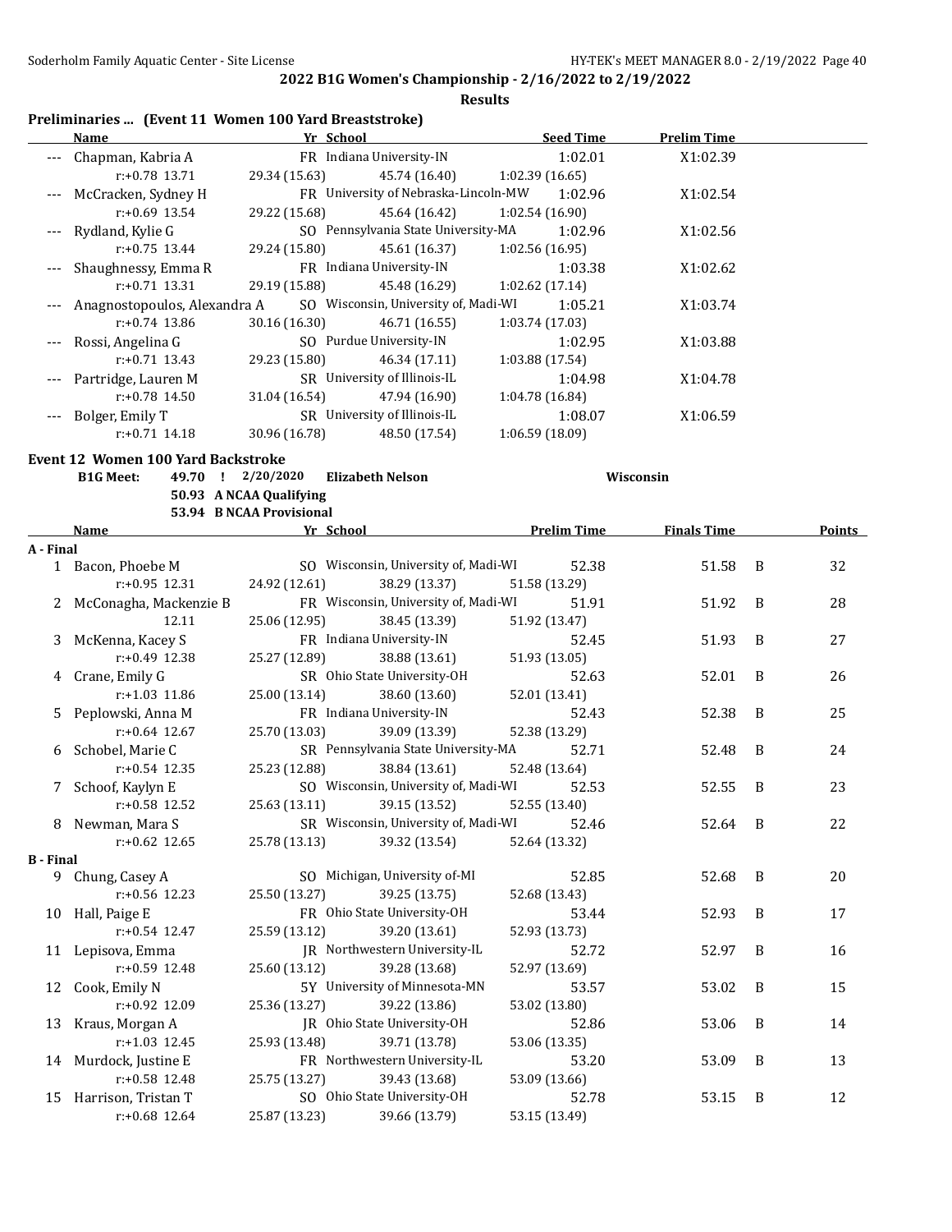**2022 B1G Women's Championship - 2/16/2022 to 2/19/2022**

**Results**

### Preliminaries ... (Event 11 Women 100 Yard Breaststroke)

| | Name | Yr | School | Seed Time | Prelim Time |
|---|---|---|---|---|---|
| --- | Chapman, Kabria A | FR | Indiana University-IN | 1:02.01 | X1:02.39 |
| | r:+0.78 13.71 | 29.34 (15.63) | 45.74 (16.40) | 1:02.39 (16.65) | |
| --- | McCracken, Sydney H | FR | University of Nebraska-Lincoln-MW | 1:02.96 | X1:02.54 |
| | r:+0.69 13.54 | 29.22 (15.68) | 45.64 (16.42) | 1:02.54 (16.90) | |
| --- | Rydland, Kylie G | SO | Pennsylvania State University-MA | 1:02.96 | X1:02.56 |
| | r:+0.75 13.44 | 29.24 (15.80) | 45.61 (16.37) | 1:02.56 (16.95) | |
| --- | Shaughnessy, Emma R | FR | Indiana University-IN | 1:03.38 | X1:02.62 |
| | r:+0.71 13.31 | 29.19 (15.88) | 45.48 (16.29) | 1:02.62 (17.14) | |
| --- | Anagnostopoulos, Alexandra A | SO | Wisconsin, University of, Madi-WI | 1:05.21 | X1:03.74 |
| | r:+0.74 13.86 | 30.16 (16.30) | 46.71 (16.55) | 1:03.74 (17.03) | |
| --- | Rossi, Angelina G | SO | Purdue University-IN | 1:02.95 | X1:03.88 |
| | r:+0.71 13.43 | 29.23 (15.80) | 46.34 (17.11) | 1:03.88 (17.54) | |
| --- | Partridge, Lauren M | SR | University of Illinois-IL | 1:04.98 | X1:04.78 |
| | r:+0.78 14.50 | 31.04 (16.54) | 47.94 (16.90) | 1:04.78 (16.84) | |
| --- | Bolger, Emily T | SR | University of Illinois-IL | 1:08.07 | X1:06.59 |
| | r:+0.71 14.18 | 30.96 (16.78) | 48.50 (17.54) | 1:06.59 (18.09) | |

### Event 12 Women 100 Yard Backstroke

B1G Meet: 49.70 ! 2/20/2020 Elizabeth Nelson Wisconsin
50.93 A NCAA Qualifying
53.94 B NCAA Provisional

| | Name | Yr | School | Prelim Time | Finals Time | | Points |
|---|---|---|---|---|---|---|---|
| **A - Final** | | | | | | | |
| 1 | Bacon, Phoebe M | SO | Wisconsin, University of, Madi-WI | 52.38 | 51.58 | B | 32 |
| | r:+0.95 12.31 | 24.92 (12.61) | 38.29 (13.37) | 51.58 (13.29) | | | |
| 2 | McConagha, Mackenzie B | FR | Wisconsin, University of, Madi-WI | 51.91 | 51.92 | B | 28 |
| | 12.11 | 25.06 (12.95) | 38.45 (13.39) | 51.92 (13.47) | | | |
| 3 | McKenna, Kacey S | FR | Indiana University-IN | 52.45 | 51.93 | B | 27 |
| | r:+0.49 12.38 | 25.27 (12.89) | 38.88 (13.61) | 51.93 (13.05) | | | |
| 4 | Crane, Emily G | SR | Ohio State University-OH | 52.63 | 52.01 | B | 26 |
| | r:+1.03 11.86 | 25.00 (13.14) | 38.60 (13.60) | 52.01 (13.41) | | | |
| 5 | Peplowski, Anna M | FR | Indiana University-IN | 52.43 | 52.38 | B | 25 |
| | r:+0.64 12.67 | 25.70 (13.03) | 39.09 (13.39) | 52.38 (13.29) | | | |
| 6 | Schobel, Marie C | SR | Pennsylvania State University-MA | 52.71 | 52.48 | B | 24 |
| | r:+0.54 12.35 | 25.23 (12.88) | 38.84 (13.61) | 52.48 (13.64) | | | |
| 7 | Schoof, Kaylyn E | SO | Wisconsin, University of, Madi-WI | 52.53 | 52.55 | B | 23 |
| | r:+0.58 12.52 | 25.63 (13.11) | 39.15 (13.52) | 52.55 (13.40) | | | |
| 8 | Newman, Mara S | SR | Wisconsin, University of, Madi-WI | 52.46 | 52.64 | B | 22 |
| | r:+0.62 12.65 | 25.78 (13.13) | 39.32 (13.54) | 52.64 (13.32) | | | |
| **B - Final** | | | | | | | |
| 9 | Chung, Casey A | SO | Michigan, University of-MI | 52.85 | 52.68 | B | 20 |
| | r:+0.56 12.23 | 25.50 (13.27) | 39.25 (13.75) | 52.68 (13.43) | | | |
| 10 | Hall, Paige E | FR | Ohio State University-OH | 53.44 | 52.93 | B | 17 |
| | r:+0.54 12.47 | 25.59 (13.12) | 39.20 (13.61) | 52.93 (13.73) | | | |
| 11 | Lepisova, Emma | JR | Northwestern University-IL | 52.72 | 52.97 | B | 16 |
| | r:+0.59 12.48 | 25.60 (13.12) | 39.28 (13.68) | 52.97 (13.69) | | | |
| 12 | Cook, Emily N | 5Y | University of Minnesota-MN | 53.57 | 53.02 | B | 15 |
| | r:+0.92 12.09 | 25.36 (13.27) | 39.22 (13.86) | 53.02 (13.80) | | | |
| 13 | Kraus, Morgan A | JR | Ohio State University-OH | 52.86 | 53.06 | B | 14 |
| | r:+1.03 12.45 | 25.93 (13.48) | 39.71 (13.78) | 53.06 (13.35) | | | |
| 14 | Murdock, Justine E | FR | Northwestern University-IL | 53.20 | 53.09 | B | 13 |
| | r:+0.58 12.48 | 25.75 (13.27) | 39.43 (13.68) | 53.09 (13.66) | | | |
| 15 | Harrison, Tristan T | SO | Ohio State University-OH | 52.78 | 53.15 | B | 12 |
| | r:+0.68 12.64 | 25.87 (13.23) | 39.66 (13.79) | 53.15 (13.49) | | | |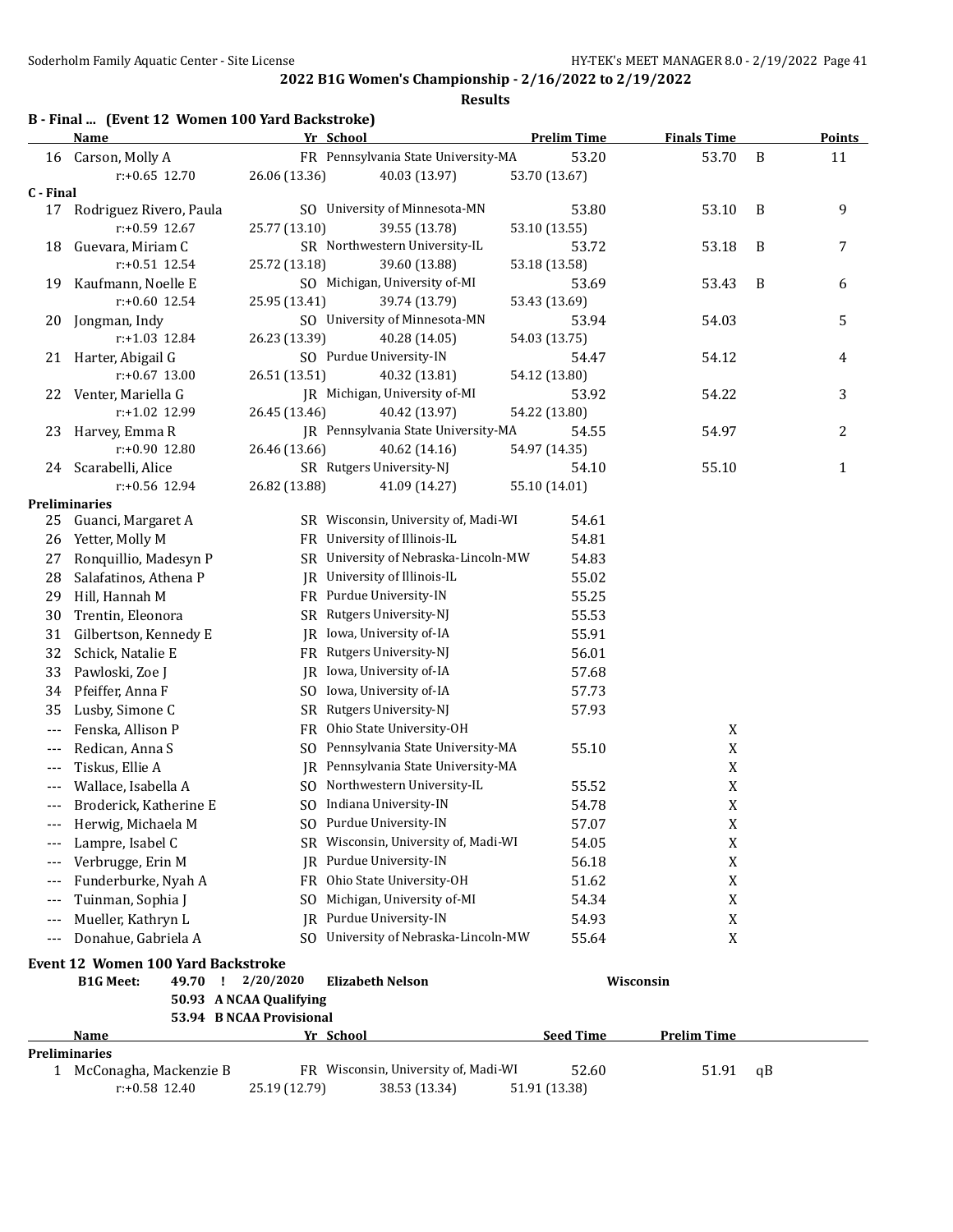## 2022 B1G Women's Championship - 2/16/2022 to 2/19/2022

### Results

**B - Final ... (Event 12 Women 100 Yard Backstroke)**

| | Name | Yr | School | Prelim Time | Finals Time | | Points |
|---|---|---|---|---|---|---|---|
| 16 | Carson, Molly A | FR | Pennsylvania State University-MA | 53.20 | 53.70 | B | 11 |
| | r:+0.65 12.70 | 26.06 (13.36) | 40.03 (13.97) | 53.70 (13.67) | | | |
| **C - Final** | | | | | | | |
| 17 | Rodriguez Rivero, Paula | SO | University of Minnesota-MN | 53.80 | 53.10 | B | 9 |
| | r:+0.59 12.67 | 25.77 (13.10) | 39.55 (13.78) | 53.10 (13.55) | | | |
| 18 | Guevara, Miriam C | SR | Northwestern University-IL | 53.72 | 53.18 | B | 7 |
| | r:+0.51 12.54 | 25.72 (13.18) | 39.60 (13.88) | 53.18 (13.58) | | | |
| 19 | Kaufmann, Noelle E | SO | Michigan, University of-MI | 53.69 | 53.43 | B | 6 |
| | r:+0.60 12.54 | 25.95 (13.41) | 39.74 (13.79) | 53.43 (13.69) | | | |
| 20 | Jongman, Indy | SO | University of Minnesota-MN | 53.94 | 54.03 | | 5 |
| | r:+1.03 12.84 | 26.23 (13.39) | 40.28 (14.05) | 54.03 (13.75) | | | |
| 21 | Harter, Abigail G | SO | Purdue University-IN | 54.47 | 54.12 | | 4 |
| | r:+0.67 13.00 | 26.51 (13.51) | 40.32 (13.81) | 54.12 (13.80) | | | |
| 22 | Venter, Mariella G | JR | Michigan, University of-MI | 53.92 | 54.22 | | 3 |
| | r:+1.02 12.99 | 26.45 (13.46) | 40.42 (13.97) | 54.22 (13.80) | | | |
| 23 | Harvey, Emma R | JR | Pennsylvania State University-MA | 54.55 | 54.97 | | 2 |
| | r:+0.90 12.80 | 26.46 (13.66) | 40.62 (14.16) | 54.97 (14.35) | | | |
| 24 | Scarabelli, Alice | SR | Rutgers University-NJ | 54.10 | 55.10 | | 1 |
| | r:+0.56 12.94 | 26.82 (13.88) | 41.09 (14.27) | 55.10 (14.01) | | | |
| **Preliminaries** | | | | | | | |
| 25 | Guanci, Margaret A | SR | Wisconsin, University of, Madi-WI | 54.61 | | | |
| 26 | Yetter, Molly M | FR | University of Illinois-IL | 54.81 | | | |
| 27 | Ronquillio, Madesyn P | SR | University of Nebraska-Lincoln-MW | 54.83 | | | |
| 28 | Salafatinos, Athena P | JR | University of Illinois-IL | 55.02 | | | |
| 29 | Hill, Hannah M | FR | Purdue University-IN | 55.25 | | | |
| 30 | Trentin, Eleonora | SR | Rutgers University-NJ | 55.53 | | | |
| 31 | Gilbertson, Kennedy E | JR | Iowa, University of-IA | 55.91 | | | |
| 32 | Schick, Natalie E | FR | Rutgers University-NJ | 56.01 | | | |
| 33 | Pawloski, Zoe J | JR | Iowa, University of-IA | 57.68 | | | |
| 34 | Pfeiffer, Anna F | SO | Iowa, University of-IA | 57.73 | | | |
| 35 | Lusby, Simone C | SR | Rutgers University-NJ | 57.93 | | | |
| --- | Fenska, Allison P | FR | Ohio State University-OH | | X | | |
| --- | Redican, Anna S | SO | Pennsylvania State University-MA | 55.10 | X | | |
| --- | Tiskus, Ellie A | JR | Pennsylvania State University-MA | | X | | |
| --- | Wallace, Isabella A | SO | Northwestern University-IL | 55.52 | X | | |
| --- | Broderick, Katherine E | SO | Indiana University-IN | 54.78 | X | | |
| --- | Herwig, Michaela M | SO | Purdue University-IN | 57.07 | X | | |
| --- | Lampre, Isabel C | SR | Wisconsin, University of, Madi-WI | 54.05 | X | | |
| --- | Verbrugge, Erin M | JR | Purdue University-IN | 56.18 | X | | |
| --- | Funderburke, Nyah A | FR | Ohio State University-OH | 51.62 | X | | |
| --- | Tuinman, Sophia J | SO | Michigan, University of-MI | 54.34 | X | | |
| --- | Mueller, Kathryn L | JR | Purdue University-IN | 54.93 | X | | |
| --- | Donahue, Gabriela A | SO | University of Nebraska-Lincoln-MW | 55.64 | X | | |

**Event 12 Women 100 Yard Backstroke**

**B1G Meet:** 49.70 ! 2/20/2020 **Elizabeth Nelson** **Wisconsin**
**50.93 A NCAA Qualifying**
**53.94 B NCAA Provisional**

| | Name | Yr | School | Seed Time | Prelim Time | |
|---|---|---|---|---|---|---|
| **Preliminaries** | | | | | | |
| 1 | McConagha, Mackenzie B | FR | Wisconsin, University of, Madi-WI | 52.60 | 51.91 | qB |
| | r:+0.58 12.40 | 25.19 (12.79) | 38.53 (13.34) | 51.91 (13.38) | | |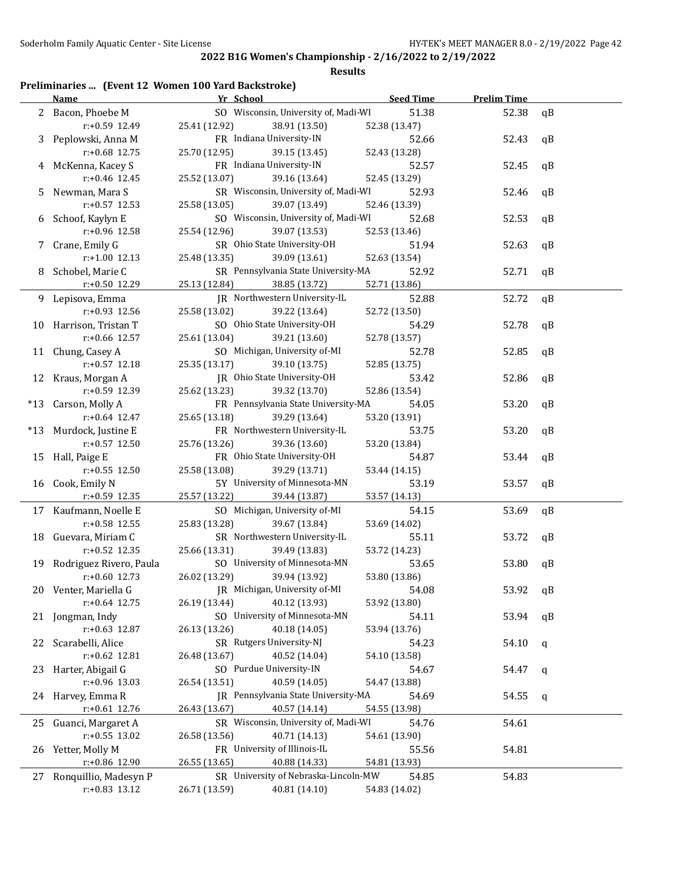**2022 B1G Women's Championship - 2/16/2022 to 2/19/2022**

**Results**

### Preliminaries ... (Event 12 Women 100 Yard Backstroke)

| | Name | Yr | School | Seed Time | Prelim Time | |
|---|---|---|---|---|---|---|
| 2 | Bacon, Phoebe M | SO | Wisconsin, University of, Madi-WI | 51.38 | 52.38 | qB |
| | r:+0.59 12.49 | 25.41 (12.92) | 38.91 (13.50) | 52.38 (13.47) | | |
| 3 | Peplowski, Anna M | FR | Indiana University-IN | 52.66 | 52.43 | qB |
| | r:+0.68 12.75 | 25.70 (12.95) | 39.15 (13.45) | 52.43 (13.28) | | |
| 4 | McKenna, Kacey S | FR | Indiana University-IN | 52.57 | 52.45 | qB |
| | r:+0.46 12.45 | 25.52 (13.07) | 39.16 (13.64) | 52.45 (13.29) | | |
| 5 | Newman, Mara S | SR | Wisconsin, University of, Madi-WI | 52.93 | 52.46 | qB |
| | r:+0.57 12.53 | 25.58 (13.05) | 39.07 (13.49) | 52.46 (13.39) | | |
| 6 | Schoof, Kaylyn E | SO | Wisconsin, University of, Madi-WI | 52.68 | 52.53 | qB |
| | r:+0.96 12.58 | 25.54 (12.96) | 39.07 (13.53) | 52.53 (13.46) | | |
| 7 | Crane, Emily G | SR | Ohio State University-OH | 51.94 | 52.63 | qB |
| | r:+1.00 12.13 | 25.48 (13.35) | 39.09 (13.61) | 52.63 (13.54) | | |
| 8 | Schobel, Marie C | SR | Pennsylvania State University-MA | 52.92 | 52.71 | qB |
| | r:+0.50 12.29 | 25.13 (12.84) | 38.85 (13.72) | 52.71 (13.86) | | |
| 9 | Lepisova, Emma | JR | Northwestern University-IL | 52.88 | 52.72 | qB |
| | r:+0.93 12.56 | 25.58 (13.02) | 39.22 (13.64) | 52.72 (13.50) | | |
| 10 | Harrison, Tristan T | SO | Ohio State University-OH | 54.29 | 52.78 | qB |
| | r:+0.66 12.57 | 25.61 (13.04) | 39.21 (13.60) | 52.78 (13.57) | | |
| 11 | Chung, Casey A | SO | Michigan, University of-MI | 52.78 | 52.85 | qB |
| | r:+0.57 12.18 | 25.35 (13.17) | 39.10 (13.75) | 52.85 (13.75) | | |
| 12 | Kraus, Morgan A | JR | Ohio State University-OH | 53.42 | 52.86 | qB |
| | r:+0.59 12.39 | 25.62 (13.23) | 39.32 (13.70) | 52.86 (13.54) | | |
| *13 | Carson, Molly A | FR | Pennsylvania State University-MA | 54.05 | 53.20 | qB |
| | r:+0.64 12.47 | 25.65 (13.18) | 39.29 (13.64) | 53.20 (13.91) | | |
| *13 | Murdock, Justine E | FR | Northwestern University-IL | 53.75 | 53.20 | qB |
| | r:+0.57 12.50 | 25.76 (13.26) | 39.36 (13.60) | 53.20 (13.84) | | |
| 15 | Hall, Paige E | FR | Ohio State University-OH | 54.87 | 53.44 | qB |
| | r:+0.55 12.50 | 25.58 (13.08) | 39.29 (13.71) | 53.44 (14.15) | | |
| 16 | Cook, Emily N | 5Y | University of Minnesota-MN | 53.19 | 53.57 | qB |
| | r:+0.59 12.35 | 25.57 (13.22) | 39.44 (13.87) | 53.57 (14.13) | | |
| 17 | Kaufmann, Noelle E | SO | Michigan, University of-MI | 54.15 | 53.69 | qB |
| | r:+0.58 12.55 | 25.83 (13.28) | 39.67 (13.84) | 53.69 (14.02) | | |
| 18 | Guevara, Miriam C | SR | Northwestern University-IL | 55.11 | 53.72 | qB |
| | r:+0.52 12.35 | 25.66 (13.31) | 39.49 (13.83) | 53.72 (14.23) | | |
| 19 | Rodriguez Rivero, Paula | SO | University of Minnesota-MN | 53.65 | 53.80 | qB |
| | r:+0.60 12.73 | 26.02 (13.29) | 39.94 (13.92) | 53.80 (13.86) | | |
| 20 | Venter, Mariella G | JR | Michigan, University of-MI | 54.08 | 53.92 | qB |
| | r:+0.64 12.75 | 26.19 (13.44) | 40.12 (13.93) | 53.92 (13.80) | | |
| 21 | Jongman, Indy | SO | University of Minnesota-MN | 54.11 | 53.94 | qB |
| | r:+0.63 12.87 | 26.13 (13.26) | 40.18 (14.05) | 53.94 (13.76) | | |
| 22 | Scarabelli, Alice | SR | Rutgers University-NJ | 54.23 | 54.10 | q |
| | r:+0.62 12.81 | 26.48 (13.67) | 40.52 (14.04) | 54.10 (13.58) | | |
| 23 | Harter, Abigail G | SO | Purdue University-IN | 54.67 | 54.47 | q |
| | r:+0.96 13.03 | 26.54 (13.51) | 40.59 (14.05) | 54.47 (13.88) | | |
| 24 | Harvey, Emma R | JR | Pennsylvania State University-MA | 54.69 | 54.55 | q |
| | r:+0.61 12.76 | 26.43 (13.67) | 40.57 (14.14) | 54.55 (13.98) | | |
| 25 | Guanci, Margaret A | SR | Wisconsin, University of, Madi-WI | 54.76 | 54.61 | |
| | r:+0.55 13.02 | 26.58 (13.56) | 40.71 (14.13) | 54.61 (13.90) | | |
| 26 | Yetter, Molly M | FR | University of Illinois-IL | 55.56 | 54.81 | |
| | r:+0.86 12.90 | 26.55 (13.65) | 40.88 (14.33) | 54.81 (13.93) | | |
| 27 | Ronquillio, Madesyn P | SR | University of Nebraska-Lincoln-MW | 54.85 | 54.83 | |
| | r:+0.83 13.12 | 26.71 (13.59) | 40.81 (14.10) | 54.83 (14.02) | | |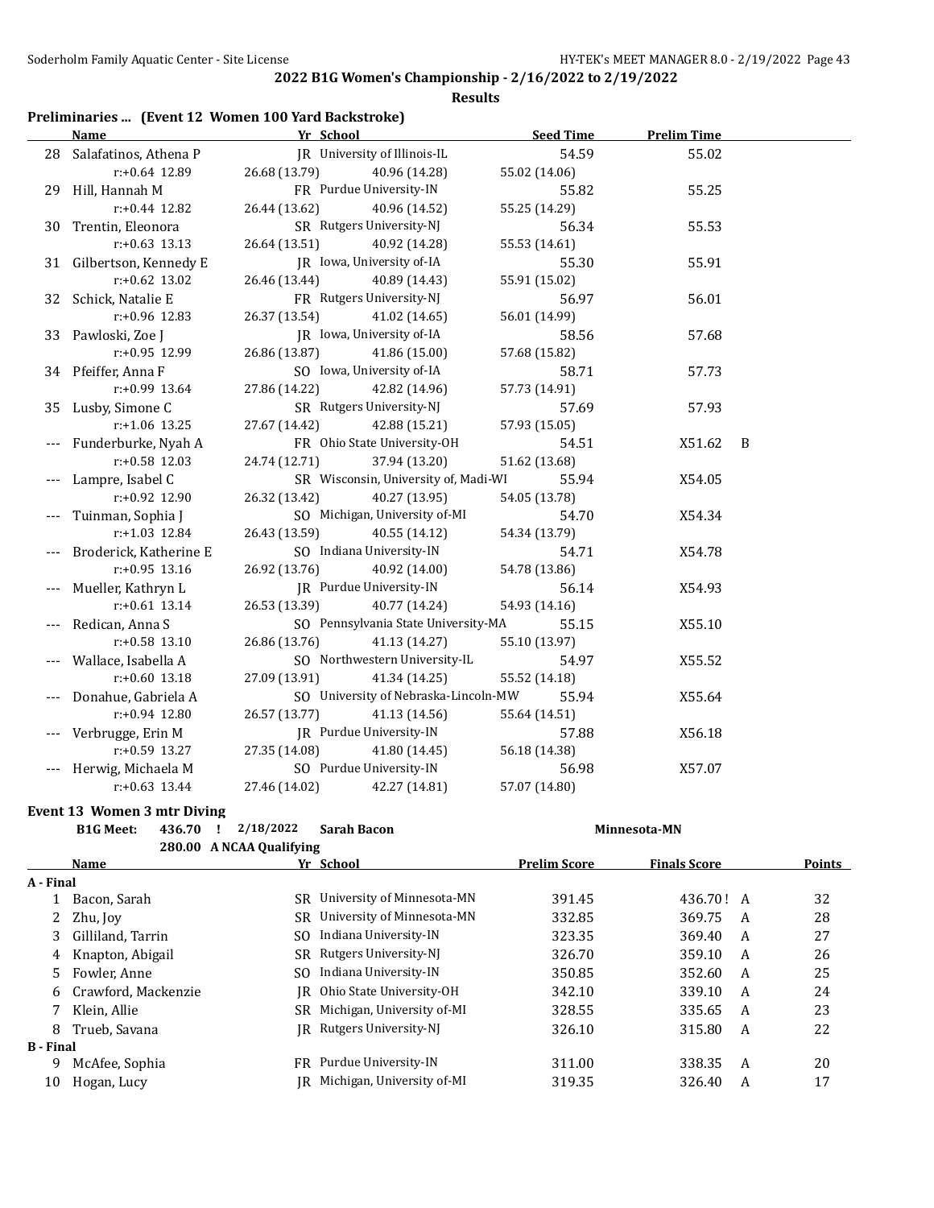## 2022 B1G Women's Championship - 2/16/2022 to 2/19/2022

### Results

### Preliminaries ... (Event 12 Women 100 Yard Backstroke)

| | Name | Yr | School | Seed Time | Prelim Time | |
|---|---|---|---|---|---|---|
| 28 | Salafatinos, Athena P | JR | University of Illinois-IL | 54.59 | 55.02 | |
| | r:+0.64 12.89 | 26.68 (13.79) | 40.96 (14.28) | 55.02 (14.06) | | |
| 29 | Hill, Hannah M | FR | Purdue University-IN | 55.82 | 55.25 | |
| | r:+0.44 12.82 | 26.44 (13.62) | 40.96 (14.52) | 55.25 (14.29) | | |
| 30 | Trentin, Eleonora | SR | Rutgers University-NJ | 56.34 | 55.53 | |
| | r:+0.63 13.13 | 26.64 (13.51) | 40.92 (14.28) | 55.53 (14.61) | | |
| 31 | Gilbertson, Kennedy E | JR | Iowa, University of-IA | 55.30 | 55.91 | |
| | r:+0.62 13.02 | 26.46 (13.44) | 40.89 (14.43) | 55.91 (15.02) | | |
| 32 | Schick, Natalie E | FR | Rutgers University-NJ | 56.97 | 56.01 | |
| | r:+0.96 12.83 | 26.37 (13.54) | 41.02 (14.65) | 56.01 (14.99) | | |
| 33 | Pawloski, Zoe J | JR | Iowa, University of-IA | 58.56 | 57.68 | |
| | r:+0.95 12.99 | 26.86 (13.87) | 41.86 (15.00) | 57.68 (15.82) | | |
| 34 | Pfeiffer, Anna F | SO | Iowa, University of-IA | 58.71 | 57.73 | |
| | r:+0.99 13.64 | 27.86 (14.22) | 42.82 (14.96) | 57.73 (14.91) | | |
| 35 | Lusby, Simone C | SR | Rutgers University-NJ | 57.69 | 57.93 | |
| | r:+1.06 13.25 | 27.67 (14.42) | 42.88 (15.21) | 57.93 (15.05) | | |
| --- | Funderburke, Nyah A | FR | Ohio State University-OH | 54.51 | X51.62 | B |
| | r:+0.58 12.03 | 24.74 (12.71) | 37.94 (13.20) | 51.62 (13.68) | | |
| --- | Lampre, Isabel C | SR | Wisconsin, University of, Madi-WI | 55.94 | X54.05 | |
| | r:+0.92 12.90 | 26.32 (13.42) | 40.27 (13.95) | 54.05 (13.78) | | |
| --- | Tuinman, Sophia J | SO | Michigan, University of-MI | 54.70 | X54.34 | |
| | r:+1.03 12.84 | 26.43 (13.59) | 40.55 (14.12) | 54.34 (13.79) | | |
| --- | Broderick, Katherine E | SO | Indiana University-IN | 54.71 | X54.78 | |
| | r:+0.95 13.16 | 26.92 (13.76) | 40.92 (14.00) | 54.78 (13.86) | | |
| --- | Mueller, Kathryn L | JR | Purdue University-IN | 56.14 | X54.93 | |
| | r:+0.61 13.14 | 26.53 (13.39) | 40.77 (14.24) | 54.93 (14.16) | | |
| --- | Redican, Anna S | SO | Pennsylvania State University-MA | 55.15 | X55.10 | |
| | r:+0.58 13.10 | 26.86 (13.76) | 41.13 (14.27) | 55.10 (13.97) | | |
| --- | Wallace, Isabella A | SO | Northwestern University-IL | 54.97 | X55.52 | |
| | r:+0.60 13.18 | 27.09 (13.91) | 41.34 (14.25) | 55.52 (14.18) | | |
| --- | Donahue, Gabriela A | SO | University of Nebraska-Lincoln-MW | 55.94 | X55.64 | |
| | r:+0.94 12.80 | 26.57 (13.77) | 41.13 (14.56) | 55.64 (14.51) | | |
| --- | Verbrugge, Erin M | JR | Purdue University-IN | 57.88 | X56.18 | |
| | r:+0.59 13.27 | 27.35 (14.08) | 41.80 (14.45) | 56.18 (14.38) | | |
| --- | Herwig, Michaela M | SO | Purdue University-IN | 56.98 | X57.07 | |
| | r:+0.63 13.44 | 27.46 (14.02) | 42.27 (14.81) | 57.07 (14.80) | | |

### Event 13 Women 3 mtr Diving

**B1G Meet:** 436.70 ! 2/18/2022 **Sarah Bacon** Minnesota-MN

280.00 A NCAA Qualifying

| | Name | Yr | School | Prelim Score | Finals Score | | Points |
|---|---|---|---|---|---|---|---|
| **A - Final** | | | | | | | |
| 1 | Bacon, Sarah | SR | University of Minnesota-MN | 391.45 | 436.70 ! | A | 32 |
| 2 | Zhu, Joy | SR | University of Minnesota-MN | 332.85 | 369.75 | A | 28 |
| 3 | Gilliland, Tarrin | SO | Indiana University-IN | 323.35 | 369.40 | A | 27 |
| 4 | Knapton, Abigail | SR | Rutgers University-NJ | 326.70 | 359.10 | A | 26 |
| 5 | Fowler, Anne | SO | Indiana University-IN | 350.85 | 352.60 | A | 25 |
| 6 | Crawford, Mackenzie | JR | Ohio State University-OH | 342.10 | 339.10 | A | 24 |
| 7 | Klein, Allie | SR | Michigan, University of-MI | 328.55 | 335.65 | A | 23 |
| 8 | Trueb, Savana | JR | Rutgers University-NJ | 326.10 | 315.80 | A | 22 |
| **B - Final** | | | | | | | |
| 9 | McAfee, Sophia | FR | Purdue University-IN | 311.00 | 338.35 | A | 20 |
| 10 | Hogan, Lucy | JR | Michigan, University of-MI | 319.35 | 326.40 | A | 17 |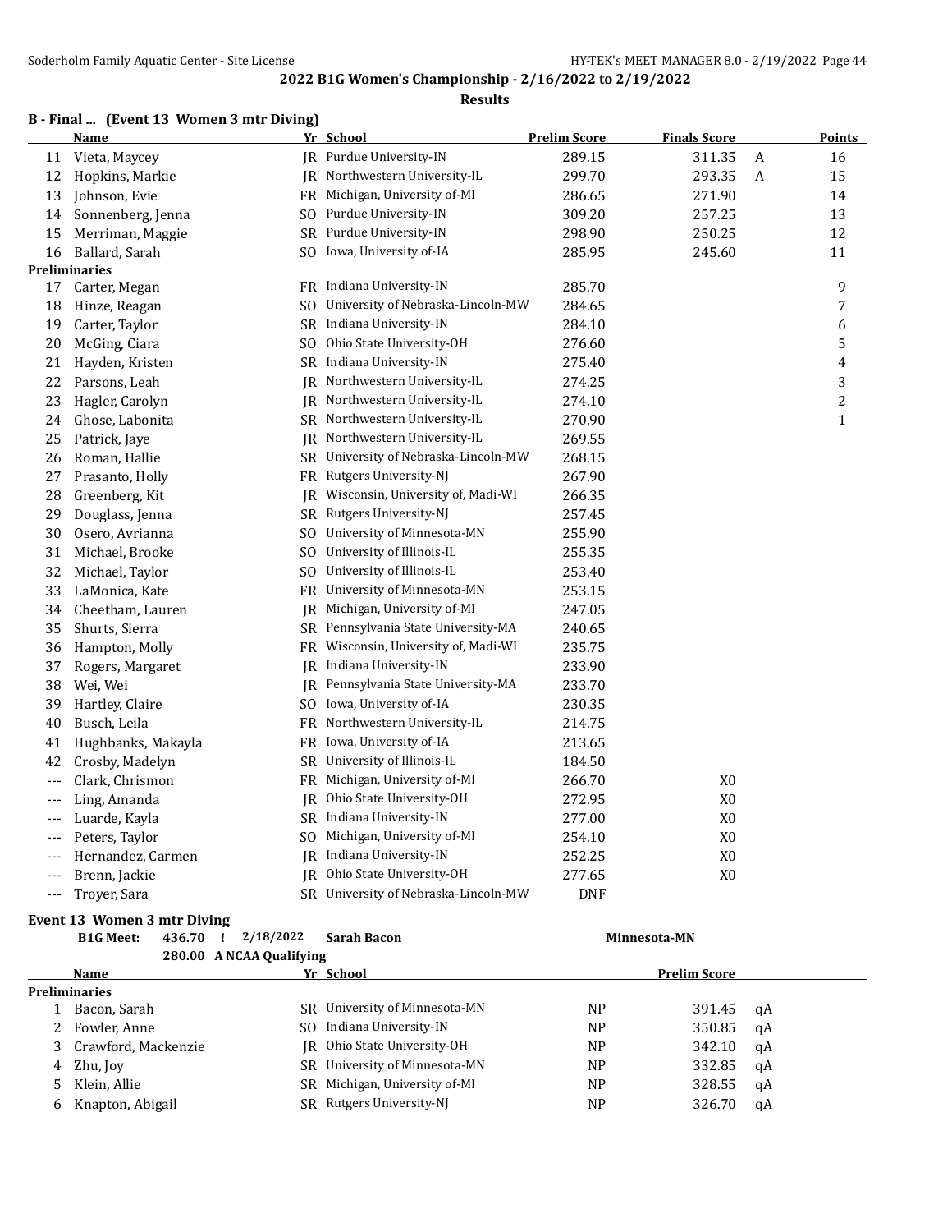## 2022 B1G Women's Championship - 2/16/2022 to 2/19/2022

**Results**

### B - Final ... (Event 13 Women 3 mtr Diving)

| | Name | Yr | School | Prelim Score | Finals Score | | Points |
|---|---|---|---|---|---|---|---|
| 11 | Vieta, Maycey | JR | Purdue University-IN | 289.15 | 311.35 | A | 16 |
| 12 | Hopkins, Markie | JR | Northwestern University-IL | 299.70 | 293.35 | A | 15 |
| 13 | Johnson, Evie | FR | Michigan, University of-MI | 286.65 | 271.90 | | 14 |
| 14 | Sonnenberg, Jenna | SO | Purdue University-IN | 309.20 | 257.25 | | 13 |
| 15 | Merriman, Maggie | SR | Purdue University-IN | 298.90 | 250.25 | | 12 |
| 16 | Ballard, Sarah | SO | Iowa, University of-IA | 285.95 | 245.60 | | 11 |
| **Preliminaries** | | | | | | | |
| 17 | Carter, Megan | FR | Indiana University-IN | 285.70 | | | 9 |
| 18 | Hinze, Reagan | SO | University of Nebraska-Lincoln-MW | 284.65 | | | 7 |
| 19 | Carter, Taylor | SR | Indiana University-IN | 284.10 | | | 6 |
| 20 | McGing, Ciara | SO | Ohio State University-OH | 276.60 | | | 5 |
| 21 | Hayden, Kristen | SR | Indiana University-IN | 275.40 | | | 4 |
| 22 | Parsons, Leah | JR | Northwestern University-IL | 274.25 | | | 3 |
| 23 | Hagler, Carolyn | JR | Northwestern University-IL | 274.10 | | | 2 |
| 24 | Ghose, Labonita | SR | Northwestern University-IL | 270.90 | | | 1 |
| 25 | Patrick, Jaye | JR | Northwestern University-IL | 269.55 | | | |
| 26 | Roman, Hallie | SR | University of Nebraska-Lincoln-MW | 268.15 | | | |
| 27 | Prasanto, Holly | FR | Rutgers University-NJ | 267.90 | | | |
| 28 | Greenberg, Kit | JR | Wisconsin, University of, Madi-WI | 266.35 | | | |
| 29 | Douglass, Jenna | SR | Rutgers University-NJ | 257.45 | | | |
| 30 | Osero, Avrianna | SO | University of Minnesota-MN | 255.90 | | | |
| 31 | Michael, Brooke | SO | University of Illinois-IL | 255.35 | | | |
| 32 | Michael, Taylor | SO | University of Illinois-IL | 253.40 | | | |
| 33 | LaMonica, Kate | FR | University of Minnesota-MN | 253.15 | | | |
| 34 | Cheetham, Lauren | JR | Michigan, University of-MI | 247.05 | | | |
| 35 | Shurts, Sierra | SR | Pennsylvania State University-MA | 240.65 | | | |
| 36 | Hampton, Molly | FR | Wisconsin, University of, Madi-WI | 235.75 | | | |
| 37 | Rogers, Margaret | JR | Indiana University-IN | 233.90 | | | |
| 38 | Wei, Wei | JR | Pennsylvania State University-MA | 233.70 | | | |
| 39 | Hartley, Claire | SO | Iowa, University of-IA | 230.35 | | | |
| 40 | Busch, Leila | FR | Northwestern University-IL | 214.75 | | | |
| 41 | Hughbanks, Makayla | FR | Iowa, University of-IA | 213.65 | | | |
| 42 | Crosby, Madelyn | SR | University of Illinois-IL | 184.50 | | | |
| --- | Clark, Chrismon | FR | Michigan, University of-MI | 266.70 | X0 | | |
| --- | Ling, Amanda | JR | Ohio State University-OH | 272.95 | X0 | | |
| --- | Luarde, Kayla | SR | Indiana University-IN | 277.00 | X0 | | |
| --- | Peters, Taylor | SO | Michigan, University of-MI | 254.10 | X0 | | |
| --- | Hernandez, Carmen | JR | Indiana University-IN | 252.25 | X0 | | |
| --- | Brenn, Jackie | JR | Ohio State University-OH | 277.65 | X0 | | |
| --- | Troyer, Sara | SR | University of Nebraska-Lincoln-MW | DNF | | | |

### Event 13 Women 3 mtr Diving

**B1G Meet:** 436.70 ! 2/18/2022 **Sarah Bacon** **Minnesota-MN**

**280.00 A NCAA Qualifying**

| | Name | Yr | School | | Prelim Score | |
|---|---|---|---|---|---|---|
| **Preliminaries** | | | | | | |
| 1 | Bacon, Sarah | SR | University of Minnesota-MN | NP | 391.45 | qA |
| 2 | Fowler, Anne | SO | Indiana University-IN | NP | 350.85 | qA |
| 3 | Crawford, Mackenzie | JR | Ohio State University-OH | NP | 342.10 | qA |
| 4 | Zhu, Joy | SR | University of Minnesota-MN | NP | 332.85 | qA |
| 5 | Klein, Allie | SR | Michigan, University of-MI | NP | 328.55 | qA |
| 6 | Knapton, Abigail | SR | Rutgers University-NJ | NP | 326.70 | qA |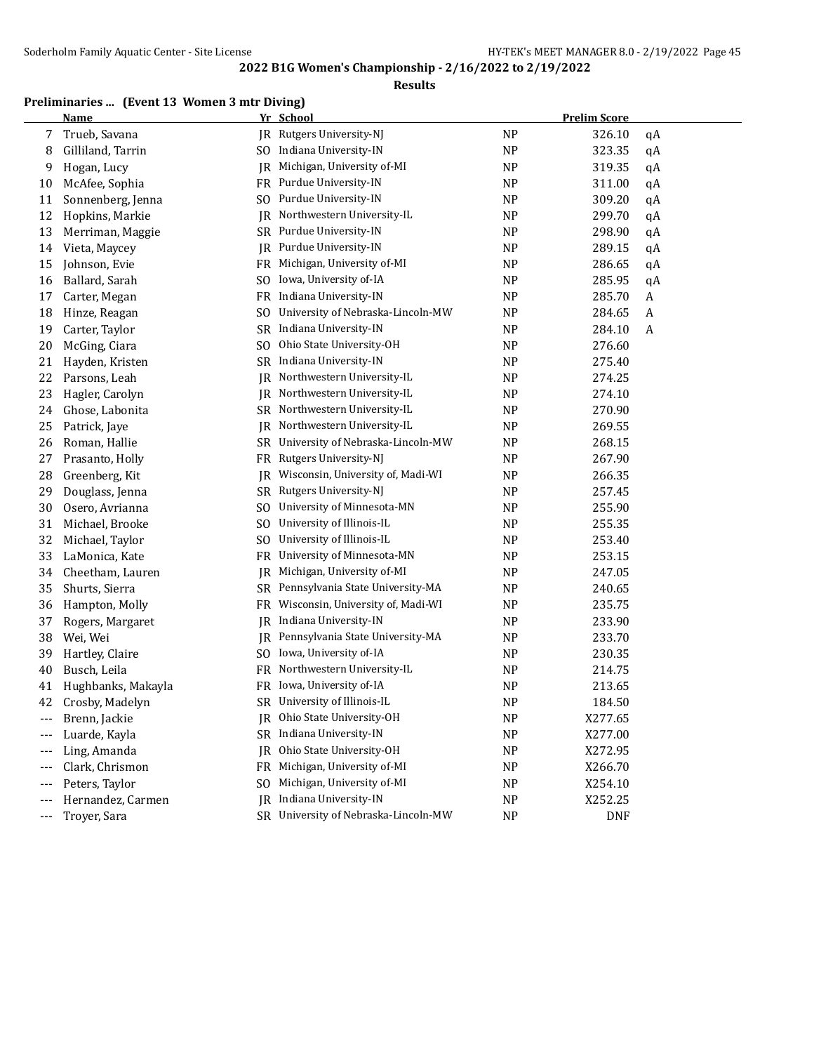## 2022 B1G Women's Championship - 2/16/2022 to 2/19/2022

### Results

**Preliminaries ... (Event 13 Women 3 mtr Diving)**

| | Name | Yr | School | | Prelim Score | |
|---|---|---|---|---|---|---|
| 7 | Trueb, Savana | JR | Rutgers University-NJ | NP | 326.10 | qA |
| 8 | Gilliland, Tarrin | SO | Indiana University-IN | NP | 323.35 | qA |
| 9 | Hogan, Lucy | JR | Michigan, University of-MI | NP | 319.35 | qA |
| 10 | McAfee, Sophia | FR | Purdue University-IN | NP | 311.00 | qA |
| 11 | Sonnenberg, Jenna | SO | Purdue University-IN | NP | 309.20 | qA |
| 12 | Hopkins, Markie | JR | Northwestern University-IL | NP | 299.70 | qA |
| 13 | Merriman, Maggie | SR | Purdue University-IN | NP | 298.90 | qA |
| 14 | Vieta, Maycey | JR | Purdue University-IN | NP | 289.15 | qA |
| 15 | Johnson, Evie | FR | Michigan, University of-MI | NP | 286.65 | qA |
| 16 | Ballard, Sarah | SO | Iowa, University of-IA | NP | 285.95 | qA |
| 17 | Carter, Megan | FR | Indiana University-IN | NP | 285.70 | A |
| 18 | Hinze, Reagan | SO | University of Nebraska-Lincoln-MW | NP | 284.65 | A |
| 19 | Carter, Taylor | SR | Indiana University-IN | NP | 284.10 | A |
| 20 | McGing, Ciara | SO | Ohio State University-OH | NP | 276.60 | |
| 21 | Hayden, Kristen | SR | Indiana University-IN | NP | 275.40 | |
| 22 | Parsons, Leah | JR | Northwestern University-IL | NP | 274.25 | |
| 23 | Hagler, Carolyn | JR | Northwestern University-IL | NP | 274.10 | |
| 24 | Ghose, Labonita | SR | Northwestern University-IL | NP | 270.90 | |
| 25 | Patrick, Jaye | JR | Northwestern University-IL | NP | 269.55 | |
| 26 | Roman, Hallie | SR | University of Nebraska-Lincoln-MW | NP | 268.15 | |
| 27 | Prasanto, Holly | FR | Rutgers University-NJ | NP | 267.90 | |
| 28 | Greenberg, Kit | JR | Wisconsin, University of, Madi-WI | NP | 266.35 | |
| 29 | Douglass, Jenna | SR | Rutgers University-NJ | NP | 257.45 | |
| 30 | Osero, Avrianna | SO | University of Minnesota-MN | NP | 255.90 | |
| 31 | Michael, Brooke | SO | University of Illinois-IL | NP | 255.35 | |
| 32 | Michael, Taylor | SO | University of Illinois-IL | NP | 253.40 | |
| 33 | LaMonica, Kate | FR | University of Minnesota-MN | NP | 253.15 | |
| 34 | Cheetham, Lauren | JR | Michigan, University of-MI | NP | 247.05 | |
| 35 | Shurts, Sierra | SR | Pennsylvania State University-MA | NP | 240.65 | |
| 36 | Hampton, Molly | FR | Wisconsin, University of, Madi-WI | NP | 235.75 | |
| 37 | Rogers, Margaret | JR | Indiana University-IN | NP | 233.90 | |
| 38 | Wei, Wei | JR | Pennsylvania State University-MA | NP | 233.70 | |
| 39 | Hartley, Claire | SO | Iowa, University of-IA | NP | 230.35 | |
| 40 | Busch, Leila | FR | Northwestern University-IL | NP | 214.75 | |
| 41 | Hughbanks, Makayla | FR | Iowa, University of-IA | NP | 213.65 | |
| 42 | Crosby, Madelyn | SR | University of Illinois-IL | NP | 184.50 | |
| --- | Brenn, Jackie | JR | Ohio State University-OH | NP | X277.65 | |
| --- | Luarde, Kayla | SR | Indiana University-IN | NP | X277.00 | |
| --- | Ling, Amanda | JR | Ohio State University-OH | NP | X272.95 | |
| --- | Clark, Chrismon | FR | Michigan, University of-MI | NP | X266.70 | |
| --- | Peters, Taylor | SO | Michigan, University of-MI | NP | X254.10 | |
| --- | Hernandez, Carmen | JR | Indiana University-IN | NP | X252.25 | |
| --- | Troyer, Sara | SR | University of Nebraska-Lincoln-MW | NP | DNF | |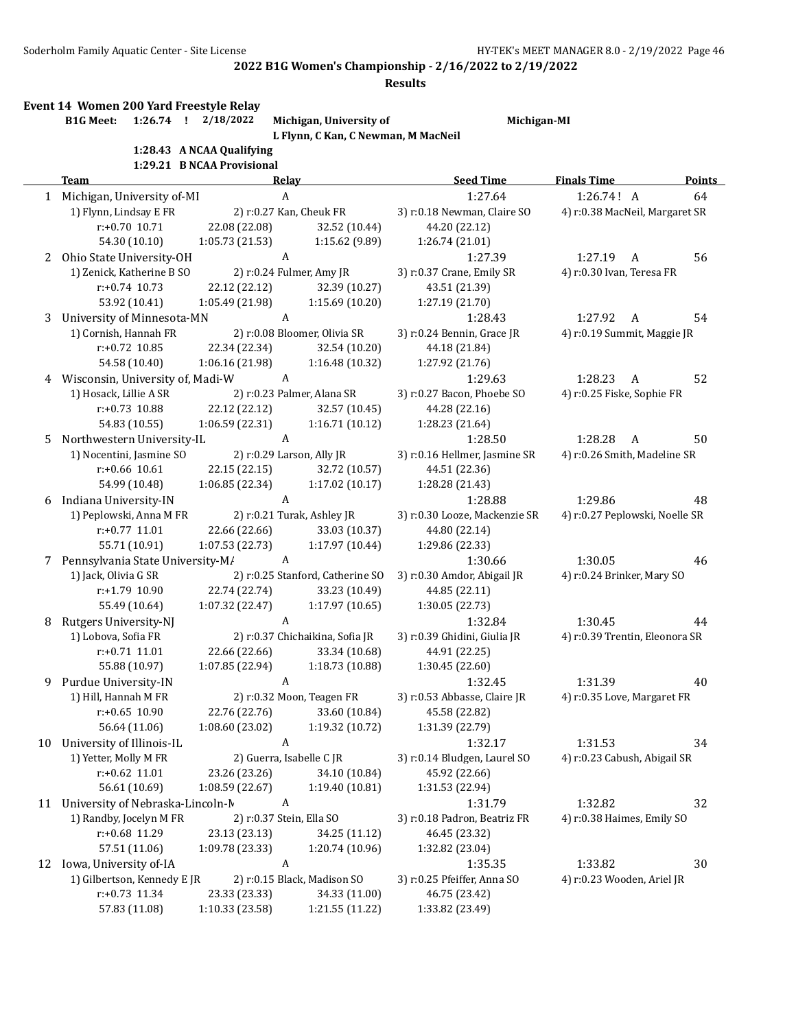## 2022 B1G Women's Championship - 2/16/2022 to 2/19/2022

### Results

**Event 14 Women 200 Yard Freestyle Relay**

B1G Meet: 1:26.74 ! 2/18/2022 Michigan, University of Michigan-MI
L Flynn, C Kan, C Newman, M MacNeil

1:28.43 A NCAA Qualifying
1:29.21 B NCAA Provisional

| | Team | Relay | Seed Time | Finals Time | Points |
|---|---|---|---|---|---|
| 1 | Michigan, University of-MI | A | 1:27.64 | 1:26.74 ! A | 64 |
| | 1) Flynn, Lindsay E FR | 2) r:0.27 Kan, Cheuk FR | 3) r:0.18 Newman, Claire SO | 4) r:0.38 MacNeil, Margaret SR | |
| | r:+0.70 10.71 | 22.08 (22.08) | 32.52 (10.44) | 44.20 (22.12) | |
| | 54.30 (10.10) | 1:05.73 (21.53) | 1:15.62 (9.89) | 1:26.74 (21.01) | |
| 2 | Ohio State University-OH | A | 1:27.39 | 1:27.19 A | 56 |
| | 1) Zenick, Katherine B SO | 2) r:0.24 Fulmer, Amy JR | 3) r:0.37 Crane, Emily SR | 4) r:0.30 Ivan, Teresa FR | |
| | r:+0.74 10.73 | 22.12 (22.12) | 32.39 (10.27) | 43.51 (21.39) | |
| | 53.92 (10.41) | 1:05.49 (21.98) | 1:15.69 (10.20) | 1:27.19 (21.70) | |
| 3 | University of Minnesota-MN | A | 1:28.43 | 1:27.92 A | 54 |
| | 1) Cornish, Hannah FR | 2) r:0.08 Bloomer, Olivia SR | 3) r:0.24 Bennin, Grace JR | 4) r:0.19 Summit, Maggie JR | |
| | r:+0.72 10.85 | 22.34 (22.34) | 32.54 (10.20) | 44.18 (21.84) | |
| | 54.58 (10.40) | 1:06.16 (21.98) | 1:16.48 (10.32) | 1:27.92 (21.76) | |
| 4 | Wisconsin, University of, Madi-W | A | 1:29.63 | 1:28.23 A | 52 |
| | 1) Hosack, Lillie A SR | 2) r:0.23 Palmer, Alana SR | 3) r:0.27 Bacon, Phoebe SO | 4) r:0.25 Fiske, Sophie FR | |
| | r:+0.73 10.88 | 22.12 (22.12) | 32.57 (10.45) | 44.28 (22.16) | |
| | 54.83 (10.55) | 1:06.59 (22.31) | 1:16.71 (10.12) | 1:28.23 (21.64) | |
| 5 | Northwestern University-IL | A | 1:28.50 | 1:28.28 A | 50 |
| | 1) Nocentini, Jasmine SO | 2) r:0.29 Larson, Ally JR | 3) r:0.16 Hellmer, Jasmine SR | 4) r:0.26 Smith, Madeline SR | |
| | r:+0.66 10.61 | 22.15 (22.15) | 32.72 (10.57) | 44.51 (22.36) | |
| | 54.99 (10.48) | 1:06.85 (22.34) | 1:17.02 (10.17) | 1:28.28 (21.43) | |
| 6 | Indiana University-IN | A | 1:28.88 | 1:29.86 | 48 |
| | 1) Peplowski, Anna M FR | 2) r:0.21 Turak, Ashley JR | 3) r:0.30 Looze, Mackenzie SR | 4) r:0.27 Peplowski, Noelle SR | |
| | r:+0.77 11.01 | 22.66 (22.66) | 33.03 (10.37) | 44.80 (22.14) | |
| | 55.71 (10.91) | 1:07.53 (22.73) | 1:17.97 (10.44) | 1:29.86 (22.33) | |
| 7 | Pennsylvania State University-MA | A | 1:30.66 | 1:30.05 | 46 |
| | 1) Jack, Olivia G SR | 2) r:0.25 Stanford, Catherine SO | 3) r:0.30 Amdor, Abigail JR | 4) r:0.24 Brinker, Mary SO | |
| | r:+1.79 10.90 | 22.74 (22.74) | 33.23 (10.49) | 44.85 (22.11) | |
| | 55.49 (10.64) | 1:07.32 (22.47) | 1:17.97 (10.65) | 1:30.05 (22.73) | |
| 8 | Rutgers University-NJ | A | 1:32.84 | 1:30.45 | 44 |
| | 1) Lobova, Sofia FR | 2) r:0.37 Chichaikina, Sofia JR | 3) r:0.39 Ghidini, Giulia JR | 4) r:0.39 Trentin, Eleonora SR | |
| | r:+0.71 11.01 | 22.66 (22.66) | 33.34 (10.68) | 44.91 (22.25) | |
| | 55.88 (10.97) | 1:07.85 (22.94) | 1:18.73 (10.88) | 1:30.45 (22.60) | |
| 9 | Purdue University-IN | A | 1:32.45 | 1:31.39 | 40 |
| | 1) Hill, Hannah M FR | 2) r:0.32 Moon, Teagen FR | 3) r:0.53 Abbasse, Claire JR | 4) r:0.35 Love, Margaret FR | |
| | r:+0.65 10.90 | 22.76 (22.76) | 33.60 (10.84) | 45.58 (22.82) | |
| | 56.64 (11.06) | 1:08.60 (23.02) | 1:19.32 (10.72) | 1:31.39 (22.79) | |
| 10 | University of Illinois-IL | A | 1:32.17 | 1:31.53 | 34 |
| | 1) Yetter, Molly M FR | 2) Guerra, Isabelle C JR | 3) r:0.14 Bludgen, Laurel SO | 4) r:0.23 Cabush, Abigail SR | |
| | r:+0.62 11.01 | 23.26 (23.26) | 34.10 (10.84) | 45.92 (22.66) | |
| | 56.61 (10.69) | 1:08.59 (22.67) | 1:19.40 (10.81) | 1:31.53 (22.94) | |
| 11 | University of Nebraska-Lincoln-N | A | 1:31.79 | 1:32.82 | 32 |
| | 1) Randby, Jocelyn M FR | 2) r:0.37 Stein, Ella SO | 3) r:0.18 Padron, Beatriz FR | 4) r:0.38 Haimes, Emily SO | |
| | r:+0.68 11.29 | 23.13 (23.13) | 34.25 (11.12) | 46.45 (23.32) | |
| | 57.51 (11.06) | 1:09.78 (23.33) | 1:20.74 (10.96) | 1:32.82 (23.04) | |
| 12 | Iowa, University of-IA | A | 1:35.35 | 1:33.82 | 30 |
| | 1) Gilbertson, Kennedy E JR | 2) r:0.15 Black, Madison SO | 3) r:0.25 Pfeiffer, Anna SO | 4) r:0.23 Wooden, Ariel JR | |
| | r:+0.73 11.34 | 23.33 (23.33) | 34.33 (11.00) | 46.75 (23.42) | |
| | 57.83 (11.08) | 1:10.33 (23.58) | 1:21.55 (11.22) | 1:33.82 (23.49) | |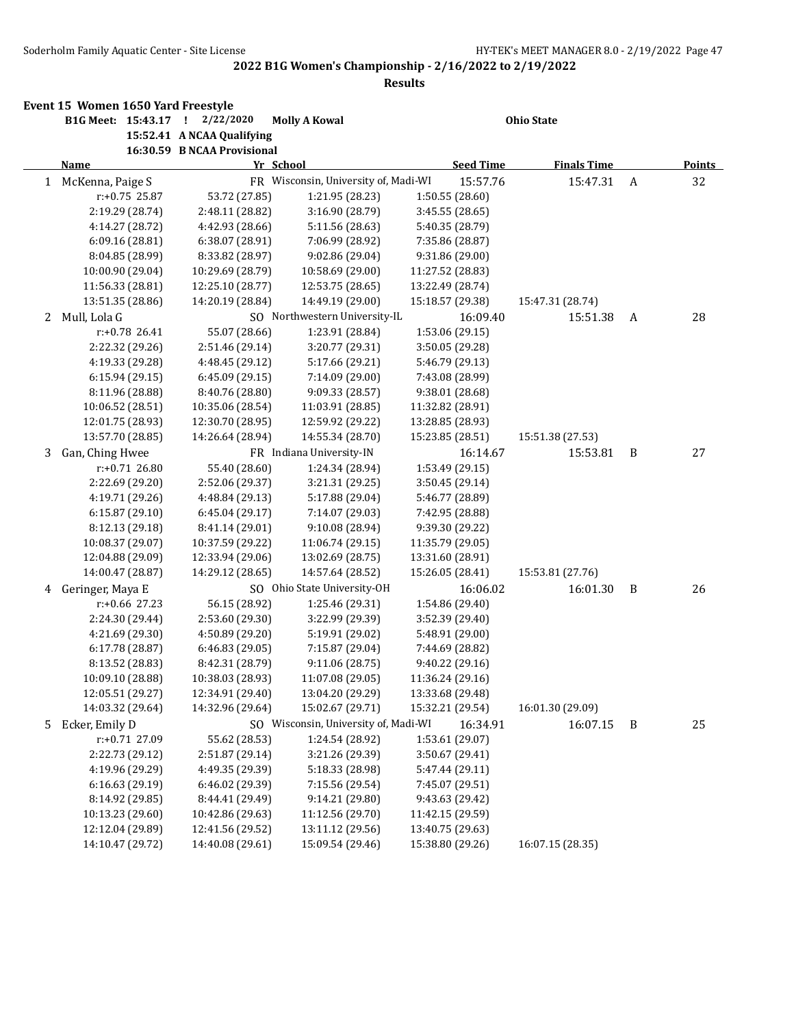**2022 B1G Women's Championship - 2/16/2022 to 2/19/2022**

**Results**

## Event 15 Women 1650 Yard Freestyle

| | | | |
|---|---|---|---|
| B1G Meet: | 15:43.17 ! | 2/22/2020 | Molly A Kowal | Ohio State |
| | 15:52.41 | A NCAA Qualifying | |
| | 16:30.59 | B NCAA Provisional | |

| | Name | Yr | School | Seed Time | Finals Time | | Points |
|---|---|---|---|---|---|---|---|
| 1 | McKenna, Paige S | FR | Wisconsin, University of, Madi-WI | 15:57.76 | 15:47.31 | A | 32 |
| | r:+0.75 25.87 | 53.72 (27.85) | 1:21.95 (28.23) | 1:50.55 (28.60) | | | |
| | 2:19.29 (28.74) | 2:48.11 (28.82) | 3:16.90 (28.79) | 3:45.55 (28.65) | | | |
| | 4:14.27 (28.72) | 4:42.93 (28.66) | 5:11.56 (28.63) | 5:40.35 (28.79) | | | |
| | 6:09.16 (28.81) | 6:38.07 (28.91) | 7:06.99 (28.92) | 7:35.86 (28.87) | | | |
| | 8:04.85 (28.99) | 8:33.82 (28.97) | 9:02.86 (29.04) | 9:31.86 (29.00) | | | |
| | 10:00.90 (29.04) | 10:29.69 (28.79) | 10:58.69 (29.00) | 11:27.52 (28.83) | | | |
| | 11:56.33 (28.81) | 12:25.10 (28.77) | 12:53.75 (28.65) | 13:22.49 (28.74) | | | |
| | 13:51.35 (28.86) | 14:20.19 (28.84) | 14:49.19 (29.00) | 15:18.57 (29.38) | 15:47.31 (28.74) | | |
| 2 | Mull, Lola G | SO | Northwestern University-IL | 16:09.40 | 15:51.38 | A | 28 |
| | r:+0.78 26.41 | 55.07 (28.66) | 1:23.91 (28.84) | 1:53.06 (29.15) | | | |
| | 2:22.32 (29.26) | 2:51.46 (29.14) | 3:20.77 (29.31) | 3:50.05 (29.28) | | | |
| | 4:19.33 (29.28) | 4:48.45 (29.12) | 5:17.66 (29.21) | 5:46.79 (29.13) | | | |
| | 6:15.94 (29.15) | 6:45.09 (29.15) | 7:14.09 (29.00) | 7:43.08 (28.99) | | | |
| | 8:11.96 (28.88) | 8:40.76 (28.80) | 9:09.33 (28.57) | 9:38.01 (28.68) | | | |
| | 10:06.52 (28.51) | 10:35.06 (28.54) | 11:03.91 (28.85) | 11:32.82 (28.91) | | | |
| | 12:01.75 (28.93) | 12:30.70 (28.95) | 12:59.92 (29.22) | 13:28.85 (28.93) | | | |
| | 13:57.70 (28.85) | 14:26.64 (28.94) | 14:55.34 (28.70) | 15:23.85 (28.51) | 15:51.38 (27.53) | | |
| 3 | Gan, Ching Hwee | FR | Indiana University-IN | 16:14.67 | 15:53.81 | B | 27 |
| | r:+0.71 26.80 | 55.40 (28.60) | 1:24.34 (28.94) | 1:53.49 (29.15) | | | |
| | 2:22.69 (29.20) | 2:52.06 (29.37) | 3:21.31 (29.25) | 3:50.45 (29.14) | | | |
| | 4:19.71 (29.26) | 4:48.84 (29.13) | 5:17.88 (29.04) | 5:46.77 (28.89) | | | |
| | 6:15.87 (29.10) | 6:45.04 (29.17) | 7:14.07 (29.03) | 7:42.95 (28.88) | | | |
| | 8:12.13 (29.18) | 8:41.14 (29.01) | 9:10.08 (28.94) | 9:39.30 (29.22) | | | |
| | 10:08.37 (29.07) | 10:37.59 (29.22) | 11:06.74 (29.15) | 11:35.79 (29.05) | | | |
| | 12:04.88 (29.09) | 12:33.94 (29.06) | 13:02.69 (28.75) | 13:31.60 (28.91) | | | |
| | 14:00.47 (28.87) | 14:29.12 (28.65) | 14:57.64 (28.52) | 15:26.05 (28.41) | 15:53.81 (27.76) | | |
| 4 | Geringer, Maya E | SO | Ohio State University-OH | 16:06.02 | 16:01.30 | B | 26 |
| | r:+0.66 27.23 | 56.15 (28.92) | 1:25.46 (29.31) | 1:54.86 (29.40) | | | |
| | 2:24.30 (29.44) | 2:53.60 (29.30) | 3:22.99 (29.39) | 3:52.39 (29.40) | | | |
| | 4:21.69 (29.30) | 4:50.89 (29.20) | 5:19.91 (29.02) | 5:48.91 (29.00) | | | |
| | 6:17.78 (28.87) | 6:46.83 (29.05) | 7:15.87 (29.04) | 7:44.69 (28.82) | | | |
| | 8:13.52 (28.83) | 8:42.31 (28.79) | 9:11.06 (28.75) | 9:40.22 (29.16) | | | |
| | 10:09.10 (28.88) | 10:38.03 (28.93) | 11:07.08 (29.05) | 11:36.24 (29.16) | | | |
| | 12:05.51 (29.27) | 12:34.91 (29.40) | 13:04.20 (29.29) | 13:33.68 (29.48) | | | |
| | 14:03.32 (29.64) | 14:32.96 (29.64) | 15:02.67 (29.71) | 15:32.21 (29.54) | 16:01.30 (29.09) | | |
| 5 | Ecker, Emily D | SO | Wisconsin, University of, Madi-WI | 16:34.91 | 16:07.15 | B | 25 |
| | r:+0.71 27.09 | 55.62 (28.53) | 1:24.54 (28.92) | 1:53.61 (29.07) | | | |
| | 2:22.73 (29.12) | 2:51.87 (29.14) | 3:21.26 (29.39) | 3:50.67 (29.41) | | | |
| | 4:19.96 (29.29) | 4:49.35 (29.39) | 5:18.33 (28.98) | 5:47.44 (29.11) | | | |
| | 6:16.63 (29.19) | 6:46.02 (29.39) | 7:15.56 (29.54) | 7:45.07 (29.51) | | | |
| | 8:14.92 (29.85) | 8:44.41 (29.49) | 9:14.21 (29.80) | 9:43.63 (29.42) | | | |
| | 10:13.23 (29.60) | 10:42.86 (29.63) | 11:12.56 (29.70) | 11:42.15 (29.59) | | | |
| | 12:12.04 (29.89) | 12:41.56 (29.52) | 13:11.12 (29.56) | 13:40.75 (29.63) | | | |
| | 14:10.47 (29.72) | 14:40.08 (29.61) | 15:09.54 (29.46) | 15:38.80 (29.26) | 16:07.15 (28.35) | | |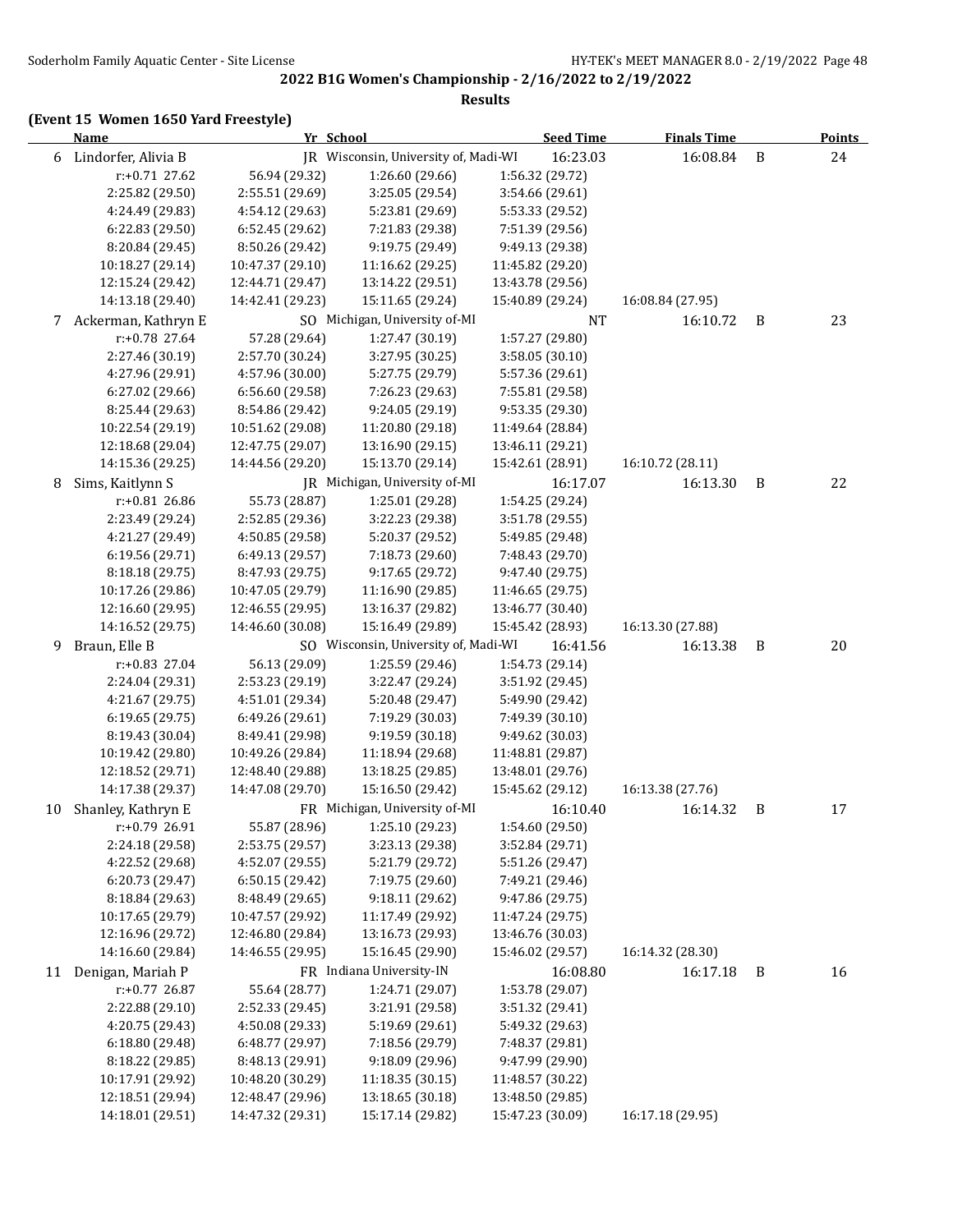## 2022 B1G Women's Championship - 2/16/2022 to 2/19/2022

### Results

**(Event 15 Women 1650 Yard Freestyle)**

| | Name | Yr | School | Seed Time | Finals Time | | Points |
|---|---|---|---|---|---|---|---|
| 6 | Lindorfer, Alivia B | JR | Wisconsin, University of, Madi-WI | 16:23.03 | 16:08.84 | B | 24 |
| | r:+0.71 27.62 | 56.94 (29.32) | 1:26.60 (29.66) | 1:56.32 (29.72) | | | |
| | 2:25.82 (29.50) | 2:55.51 (29.69) | 3:25.05 (29.54) | 3:54.66 (29.61) | | | |
| | 4:24.49 (29.83) | 4:54.12 (29.63) | 5:23.81 (29.69) | 5:53.33 (29.52) | | | |
| | 6:22.83 (29.50) | 6:52.45 (29.62) | 7:21.83 (29.38) | 7:51.39 (29.56) | | | |
| | 8:20.84 (29.45) | 8:50.26 (29.42) | 9:19.75 (29.49) | 9:49.13 (29.38) | | | |
| | 10:18.27 (29.14) | 10:47.37 (29.10) | 11:16.62 (29.25) | 11:45.82 (29.20) | | | |
| | 12:15.24 (29.42) | 12:44.71 (29.47) | 13:14.22 (29.51) | 13:43.78 (29.56) | | | |
| | 14:13.18 (29.40) | 14:42.41 (29.23) | 15:11.65 (29.24) | 15:40.89 (29.24) | 16:08.84 (27.95) | | |
| 7 | Ackerman, Kathryn E | SO | Michigan, University of-MI | NT | 16:10.72 | B | 23 |
| | r:+0.78 27.64 | 57.28 (29.64) | 1:27.47 (30.19) | 1:57.27 (29.80) | | | |
| | 2:27.46 (30.19) | 2:57.70 (30.24) | 3:27.95 (30.25) | 3:58.05 (30.10) | | | |
| | 4:27.96 (29.91) | 4:57.96 (30.00) | 5:27.75 (29.79) | 5:57.36 (29.61) | | | |
| | 6:27.02 (29.66) | 6:56.60 (29.58) | 7:26.23 (29.63) | 7:55.81 (29.58) | | | |
| | 8:25.44 (29.63) | 8:54.86 (29.42) | 9:24.05 (29.19) | 9:53.35 (29.30) | | | |
| | 10:22.54 (29.19) | 10:51.62 (29.08) | 11:20.80 (29.18) | 11:49.64 (28.84) | | | |
| | 12:18.68 (29.04) | 12:47.75 (29.07) | 13:16.90 (29.15) | 13:46.11 (29.21) | | | |
| | 14:15.36 (29.25) | 14:44.56 (29.20) | 15:13.70 (29.14) | 15:42.61 (28.91) | 16:10.72 (28.11) | | |
| 8 | Sims, Kaitlynn S | JR | Michigan, University of-MI | 16:17.07 | 16:13.30 | B | 22 |
| | r:+0.81 26.86 | 55.73 (28.87) | 1:25.01 (29.28) | 1:54.25 (29.24) | | | |
| | 2:23.49 (29.24) | 2:52.85 (29.36) | 3:22.23 (29.38) | 3:51.78 (29.55) | | | |
| | 4:21.27 (29.49) | 4:50.85 (29.58) | 5:20.37 (29.52) | 5:49.85 (29.48) | | | |
| | 6:19.56 (29.71) | 6:49.13 (29.57) | 7:18.73 (29.60) | 7:48.43 (29.70) | | | |
| | 8:18.18 (29.75) | 8:47.93 (29.75) | 9:17.65 (29.72) | 9:47.40 (29.75) | | | |
| | 10:17.26 (29.86) | 10:47.05 (29.79) | 11:16.90 (29.85) | 11:46.65 (29.75) | | | |
| | 12:16.60 (29.95) | 12:46.55 (29.95) | 13:16.37 (29.82) | 13:46.77 (30.40) | | | |
| | 14:16.52 (29.75) | 14:46.60 (30.08) | 15:16.49 (29.89) | 15:45.42 (28.93) | 16:13.30 (27.88) | | |
| 9 | Braun, Elle B | SO | Wisconsin, University of, Madi-WI | 16:41.56 | 16:13.38 | B | 20 |
| | r:+0.83 27.04 | 56.13 (29.09) | 1:25.59 (29.46) | 1:54.73 (29.14) | | | |
| | 2:24.04 (29.31) | 2:53.23 (29.19) | 3:22.47 (29.24) | 3:51.92 (29.45) | | | |
| | 4:21.67 (29.75) | 4:51.01 (29.34) | 5:20.48 (29.47) | 5:49.90 (29.42) | | | |
| | 6:19.65 (29.75) | 6:49.26 (29.61) | 7:19.29 (30.03) | 7:49.39 (30.10) | | | |
| | 8:19.43 (30.04) | 8:49.41 (29.98) | 9:19.59 (30.18) | 9:49.62 (30.03) | | | |
| | 10:19.42 (29.80) | 10:49.26 (29.84) | 11:18.94 (29.68) | 11:48.81 (29.87) | | | |
| | 12:18.52 (29.71) | 12:48.40 (29.88) | 13:18.25 (29.85) | 13:48.01 (29.76) | | | |
| | 14:17.38 (29.37) | 14:47.08 (29.70) | 15:16.50 (29.42) | 15:45.62 (29.12) | 16:13.38 (27.76) | | |
| 10 | Shanley, Kathryn E | FR | Michigan, University of-MI | 16:10.40 | 16:14.32 | B | 17 |
| | r:+0.79 26.91 | 55.87 (28.96) | 1:25.10 (29.23) | 1:54.60 (29.50) | | | |
| | 2:24.18 (29.58) | 2:53.75 (29.57) | 3:23.13 (29.38) | 3:52.84 (29.71) | | | |
| | 4:22.52 (29.68) | 4:52.07 (29.55) | 5:21.79 (29.72) | 5:51.26 (29.47) | | | |
| | 6:20.73 (29.47) | 6:50.15 (29.42) | 7:19.75 (29.60) | 7:49.21 (29.46) | | | |
| | 8:18.84 (29.63) | 8:48.49 (29.65) | 9:18.11 (29.62) | 9:47.86 (29.75) | | | |
| | 10:17.65 (29.79) | 10:47.57 (29.92) | 11:17.49 (29.92) | 11:47.24 (29.75) | | | |
| | 12:16.96 (29.72) | 12:46.80 (29.84) | 13:16.73 (29.93) | 13:46.76 (30.03) | | | |
| | 14:16.60 (29.84) | 14:46.55 (29.95) | 15:16.45 (29.90) | 15:46.02 (29.57) | 16:14.32 (28.30) | | |
| 11 | Denigan, Mariah P | FR | Indiana University-IN | 16:08.80 | 16:17.18 | B | 16 |
| | r:+0.77 26.87 | 55.64 (28.77) | 1:24.71 (29.07) | 1:53.78 (29.07) | | | |
| | 2:22.88 (29.10) | 2:52.33 (29.45) | 3:21.91 (29.58) | 3:51.32 (29.41) | | | |
| | 4:20.75 (29.43) | 4:50.08 (29.33) | 5:19.69 (29.61) | 5:49.32 (29.63) | | | |
| | 6:18.80 (29.48) | 6:48.77 (29.97) | 7:18.56 (29.79) | 7:48.37 (29.81) | | | |
| | 8:18.22 (29.85) | 8:48.13 (29.91) | 9:18.09 (29.96) | 9:47.99 (29.90) | | | |
| | 10:17.91 (29.92) | 10:48.20 (30.29) | 11:18.35 (30.15) | 11:48.57 (30.22) | | | |
| | 12:18.51 (29.94) | 12:48.47 (29.96) | 13:18.65 (30.18) | 13:48.50 (29.85) | | | |
| | 14:18.01 (29.51) | 14:47.32 (29.31) | 15:17.14 (29.82) | 15:47.23 (30.09) | 16:17.18 (29.95) | | |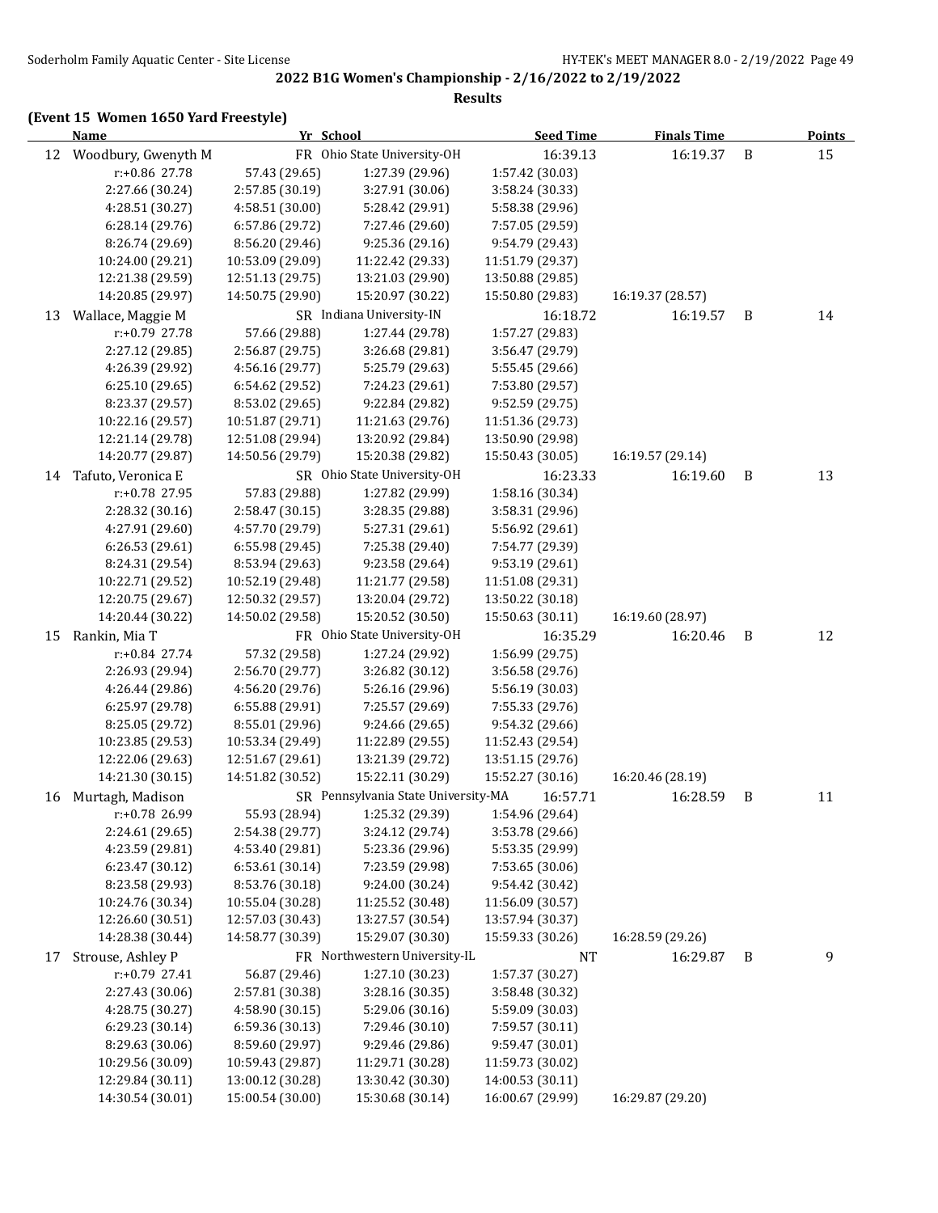## 2022 B1G Women's Championship - 2/16/2022 to 2/19/2022

**Results**

### (Event 15 Women 1650 Yard Freestyle)

| | Name | Yr | School | Seed Time | Finals Time | | Points |
|---|---|---|---|---|---|---|---|
| 12 | Woodbury, Gwenyth M | FR | Ohio State University-OH | 16:39.13 | 16:19.37 | B | 15 |
| | r:+0.86 27.78 | 57.43 (29.65) | 1:27.39 (29.96) | 1:57.42 (30.03) | | | |
| | 2:27.66 (30.24) | 2:57.85 (30.19) | 3:27.91 (30.06) | 3:58.24 (30.33) | | | |
| | 4:28.51 (30.27) | 4:58.51 (30.00) | 5:28.42 (29.91) | 5:58.38 (29.96) | | | |
| | 6:28.14 (29.76) | 6:57.86 (29.72) | 7:27.46 (29.60) | 7:57.05 (29.59) | | | |
| | 8:26.74 (29.69) | 8:56.20 (29.46) | 9:25.36 (29.16) | 9:54.79 (29.43) | | | |
| | 10:24.00 (29.21) | 10:53.09 (29.09) | 11:22.42 (29.33) | 11:51.79 (29.37) | | | |
| | 12:21.38 (29.59) | 12:51.13 (29.75) | 13:21.03 (29.90) | 13:50.88 (29.85) | | | |
| | 14:20.85 (29.97) | 14:50.75 (29.90) | 15:20.97 (30.22) | 15:50.80 (29.83) | 16:19.37 (28.57) | | |
| 13 | Wallace, Maggie M | SR | Indiana University-IN | 16:18.72 | 16:19.57 | B | 14 |
| | r:+0.79 27.78 | 57.66 (29.88) | 1:27.44 (29.78) | 1:57.27 (29.83) | | | |
| | 2:27.12 (29.85) | 2:56.87 (29.75) | 3:26.68 (29.81) | 3:56.47 (29.79) | | | |
| | 4:26.39 (29.92) | 4:56.16 (29.77) | 5:25.79 (29.63) | 5:55.45 (29.66) | | | |
| | 6:25.10 (29.65) | 6:54.62 (29.52) | 7:24.23 (29.61) | 7:53.80 (29.57) | | | |
| | 8:23.37 (29.57) | 8:53.02 (29.65) | 9:22.84 (29.82) | 9:52.59 (29.75) | | | |
| | 10:22.16 (29.57) | 10:51.87 (29.71) | 11:21.63 (29.76) | 11:51.36 (29.73) | | | |
| | 12:21.14 (29.78) | 12:51.08 (29.94) | 13:20.92 (29.84) | 13:50.90 (29.98) | | | |
| | 14:20.77 (29.87) | 14:50.56 (29.79) | 15:20.38 (29.82) | 15:50.43 (30.05) | 16:19.57 (29.14) | | |
| 14 | Tafuto, Veronica E | SR | Ohio State University-OH | 16:23.33 | 16:19.60 | B | 13 |
| | r:+0.78 27.95 | 57.83 (29.88) | 1:27.82 (29.99) | 1:58.16 (30.34) | | | |
| | 2:28.32 (30.16) | 2:58.47 (30.15) | 3:28.35 (29.88) | 3:58.31 (29.96) | | | |
| | 4:27.91 (29.60) | 4:57.70 (29.79) | 5:27.31 (29.61) | 5:56.92 (29.61) | | | |
| | 6:26.53 (29.61) | 6:55.98 (29.45) | 7:25.38 (29.40) | 7:54.77 (29.39) | | | |
| | 8:24.31 (29.54) | 8:53.94 (29.63) | 9:23.58 (29.64) | 9:53.19 (29.61) | | | |
| | 10:22.71 (29.52) | 10:52.19 (29.48) | 11:21.77 (29.58) | 11:51.08 (29.31) | | | |
| | 12:20.75 (29.67) | 12:50.32 (29.57) | 13:20.04 (29.72) | 13:50.22 (30.18) | | | |
| | 14:20.44 (30.22) | 14:50.02 (29.58) | 15:20.52 (30.50) | 15:50.63 (30.11) | 16:19.60 (28.97) | | |
| 15 | Rankin, Mia T | FR | Ohio State University-OH | 16:35.29 | 16:20.46 | B | 12 |
| | r:+0.84 27.74 | 57.32 (29.58) | 1:27.24 (29.92) | 1:56.99 (29.75) | | | |
| | 2:26.93 (29.94) | 2:56.70 (29.77) | 3:26.82 (30.12) | 3:56.58 (29.76) | | | |
| | 4:26.44 (29.86) | 4:56.20 (29.76) | 5:26.16 (29.96) | 5:56.19 (30.03) | | | |
| | 6:25.97 (29.78) | 6:55.88 (29.91) | 7:25.57 (29.69) | 7:55.33 (29.76) | | | |
| | 8:25.05 (29.72) | 8:55.01 (29.96) | 9:24.66 (29.65) | 9:54.32 (29.66) | | | |
| | 10:23.85 (29.53) | 10:53.34 (29.49) | 11:22.89 (29.55) | 11:52.43 (29.54) | | | |
| | 12:22.06 (29.63) | 12:51.67 (29.61) | 13:21.39 (29.72) | 13:51.15 (29.76) | | | |
| | 14:21.30 (30.15) | 14:51.82 (30.52) | 15:22.11 (30.29) | 15:52.27 (30.16) | 16:20.46 (28.19) | | |
| 16 | Murtagh, Madison | SR | Pennsylvania State University-MA | 16:57.71 | 16:28.59 | B | 11 |
| | r:+0.78 26.99 | 55.93 (28.94) | 1:25.32 (29.39) | 1:54.96 (29.64) | | | |
| | 2:24.61 (29.65) | 2:54.38 (29.77) | 3:24.12 (29.74) | 3:53.78 (29.66) | | | |
| | 4:23.59 (29.81) | 4:53.40 (29.81) | 5:23.36 (29.96) | 5:53.35 (29.99) | | | |
| | 6:23.47 (30.12) | 6:53.61 (30.14) | 7:23.59 (29.98) | 7:53.65 (30.06) | | | |
| | 8:23.58 (29.93) | 8:53.76 (30.18) | 9:24.00 (30.24) | 9:54.42 (30.42) | | | |
| | 10:24.76 (30.34) | 10:55.04 (30.28) | 11:25.52 (30.48) | 11:56.09 (30.57) | | | |
| | 12:26.60 (30.51) | 12:57.03 (30.43) | 13:27.57 (30.54) | 13:57.94 (30.37) | | | |
| | 14:28.38 (30.44) | 14:58.77 (30.39) | 15:29.07 (30.30) | 15:59.33 (30.26) | 16:28.59 (29.26) | | |
| 17 | Strouse, Ashley P | FR | Northwestern University-IL | NT | 16:29.87 | B | 9 |
| | r:+0.79 27.41 | 56.87 (29.46) | 1:27.10 (30.23) | 1:57.37 (30.27) | | | |
| | 2:27.43 (30.06) | 2:57.81 (30.38) | 3:28.16 (30.35) | 3:58.48 (30.32) | | | |
| | 4:28.75 (30.27) | 4:58.90 (30.15) | 5:29.06 (30.16) | 5:59.09 (30.03) | | | |
| | 6:29.23 (30.14) | 6:59.36 (30.13) | 7:29.46 (30.10) | 7:59.57 (30.11) | | | |
| | 8:29.63 (30.06) | 8:59.60 (29.97) | 9:29.46 (29.86) | 9:59.47 (30.01) | | | |
| | 10:29.56 (30.09) | 10:59.43 (29.87) | 11:29.71 (30.28) | 11:59.73 (30.02) | | | |
| | 12:29.84 (30.11) | 13:00.12 (30.28) | 13:30.42 (30.30) | 14:00.53 (30.11) | | | |
| | 14:30.54 (30.01) | 15:00.54 (30.00) | 15:30.68 (30.14) | 16:00.67 (29.99) | 16:29.87 (29.20) | | |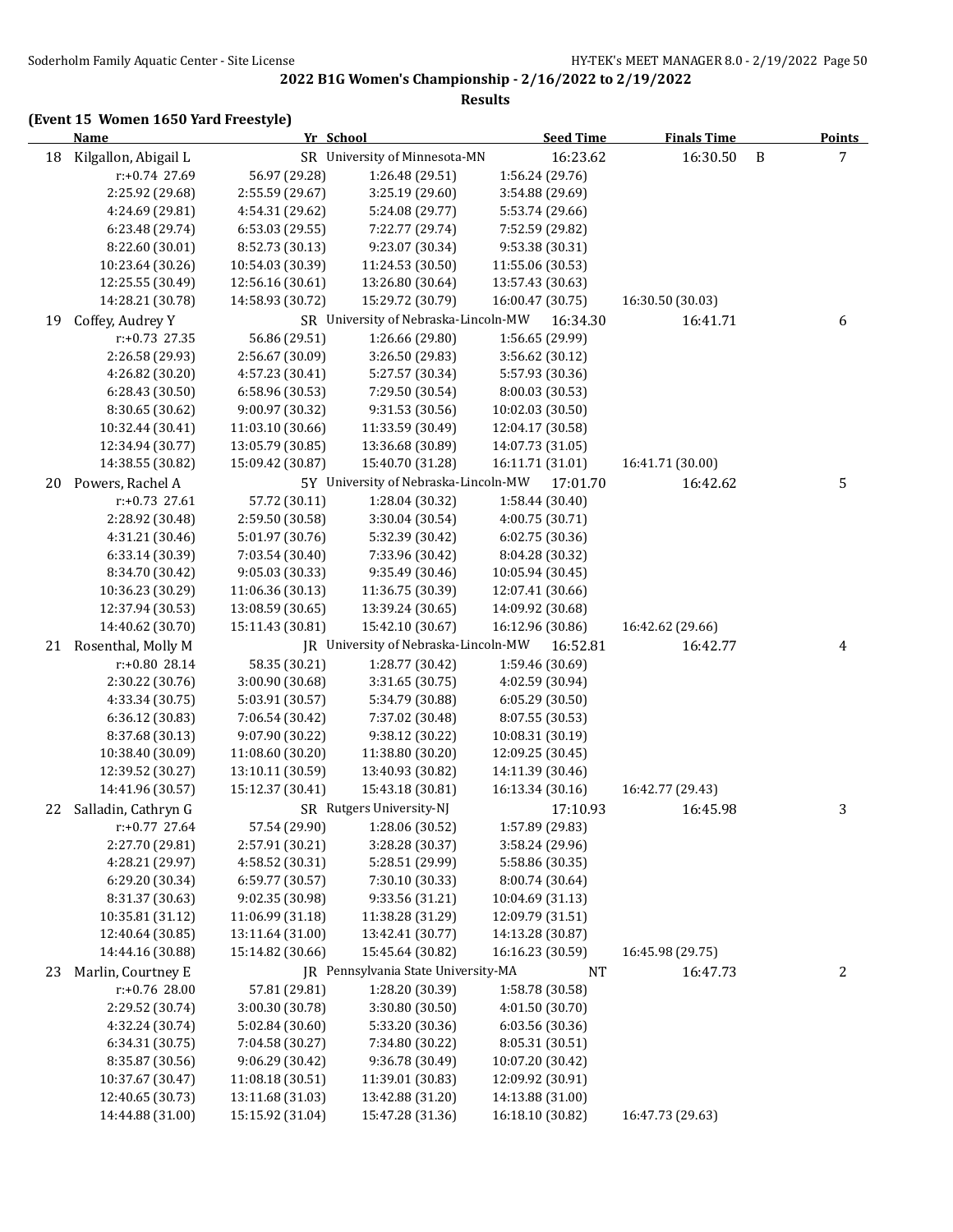## 2022 B1G Women's Championship - 2/16/2022 to 2/19/2022

### Results

#### (Event 15 Women 1650 Yard Freestyle)

| | Name | Yr | School | Seed Time | Finals Time | | Points |
|---|---|---|---|---|---|---|---|
| 18 | Kilgallon, Abigail L | SR | University of Minnesota-MN | 16:23.62 | 16:30.50 | B | 7 |
| | r:+0.74 27.69 | 56.97 (29.28) | 1:26.48 (29.51) | 1:56.24 (29.76) | | | |
| | 2:25.92 (29.68) | 2:55.59 (29.67) | 3:25.19 (29.60) | 3:54.88 (29.69) | | | |
| | 4:24.69 (29.81) | 4:54.31 (29.62) | 5:24.08 (29.77) | 5:53.74 (29.66) | | | |
| | 6:23.48 (29.74) | 6:53.03 (29.55) | 7:22.77 (29.74) | 7:52.59 (29.82) | | | |
| | 8:22.60 (30.01) | 8:52.73 (30.13) | 9:23.07 (30.34) | 9:53.38 (30.31) | | | |
| | 10:23.64 (30.26) | 10:54.03 (30.39) | 11:24.53 (30.50) | 11:55.06 (30.53) | | | |
| | 12:25.55 (30.49) | 12:56.16 (30.61) | 13:26.80 (30.64) | 13:57.43 (30.63) | | | |
| | 14:28.21 (30.78) | 14:58.93 (30.72) | 15:29.72 (30.79) | 16:00.47 (30.75) | 16:30.50 (30.03) | | |
| 19 | Coffey, Audrey Y | SR | University of Nebraska-Lincoln-MW | 16:34.30 | 16:41.71 | | 6 |
| | r:+0.73 27.35 | 56.86 (29.51) | 1:26.66 (29.80) | 1:56.65 (29.99) | | | |
| | 2:26.58 (29.93) | 2:56.67 (30.09) | 3:26.50 (29.83) | 3:56.62 (30.12) | | | |
| | 4:26.82 (30.20) | 4:57.23 (30.41) | 5:27.57 (30.34) | 5:57.93 (30.36) | | | |
| | 6:28.43 (30.50) | 6:58.96 (30.53) | 7:29.50 (30.54) | 8:00.03 (30.53) | | | |
| | 8:30.65 (30.62) | 9:00.97 (30.32) | 9:31.53 (30.56) | 10:02.03 (30.50) | | | |
| | 10:32.44 (30.41) | 11:03.10 (30.66) | 11:33.59 (30.49) | 12:04.17 (30.58) | | | |
| | 12:34.94 (30.77) | 13:05.79 (30.85) | 13:36.68 (30.89) | 14:07.73 (31.05) | | | |
| | 14:38.55 (30.82) | 15:09.42 (30.87) | 15:40.70 (31.28) | 16:11.71 (31.01) | 16:41.71 (30.00) | | |
| 20 | Powers, Rachel A | 5Y | University of Nebraska-Lincoln-MW | 17:01.70 | 16:42.62 | | 5 |
| | r:+0.73 27.61 | 57.72 (30.11) | 1:28.04 (30.32) | 1:58.44 (30.40) | | | |
| | 2:28.92 (30.48) | 2:59.50 (30.58) | 3:30.04 (30.54) | 4:00.75 (30.71) | | | |
| | 4:31.21 (30.46) | 5:01.97 (30.76) | 5:32.39 (30.42) | 6:02.75 (30.36) | | | |
| | 6:33.14 (30.39) | 7:03.54 (30.40) | 7:33.96 (30.42) | 8:04.28 (30.32) | | | |
| | 8:34.70 (30.42) | 9:05.03 (30.33) | 9:35.49 (30.46) | 10:05.94 (30.45) | | | |
| | 10:36.23 (30.29) | 11:06.36 (30.13) | 11:36.75 (30.39) | 12:07.41 (30.66) | | | |
| | 12:37.94 (30.53) | 13:08.59 (30.65) | 13:39.24 (30.65) | 14:09.92 (30.68) | | | |
| | 14:40.62 (30.70) | 15:11.43 (30.81) | 15:42.10 (30.67) | 16:12.96 (30.86) | 16:42.62 (29.66) | | |
| 21 | Rosenthal, Molly M | JR | University of Nebraska-Lincoln-MW | 16:52.81 | 16:42.77 | | 4 |
| | r:+0.80 28.14 | 58.35 (30.21) | 1:28.77 (30.42) | 1:59.46 (30.69) | | | |
| | 2:30.22 (30.76) | 3:00.90 (30.68) | 3:31.65 (30.75) | 4:02.59 (30.94) | | | |
| | 4:33.34 (30.75) | 5:03.91 (30.57) | 5:34.79 (30.88) | 6:05.29 (30.50) | | | |
| | 6:36.12 (30.83) | 7:06.54 (30.42) | 7:37.02 (30.48) | 8:07.55 (30.53) | | | |
| | 8:37.68 (30.13) | 9:07.90 (30.22) | 9:38.12 (30.22) | 10:08.31 (30.19) | | | |
| | 10:38.40 (30.09) | 11:08.60 (30.20) | 11:38.80 (30.20) | 12:09.25 (30.45) | | | |
| | 12:39.52 (30.27) | 13:10.11 (30.59) | 13:40.93 (30.82) | 14:11.39 (30.46) | | | |
| | 14:41.96 (30.57) | 15:12.37 (30.41) | 15:43.18 (30.81) | 16:13.34 (30.16) | 16:42.77 (29.43) | | |
| 22 | Salladin, Cathryn G | SR | Rutgers University-NJ | 17:10.93 | 16:45.98 | | 3 |
| | r:+0.77 27.64 | 57.54 (29.90) | 1:28.06 (30.52) | 1:57.89 (29.83) | | | |
| | 2:27.70 (29.81) | 2:57.91 (30.21) | 3:28.28 (30.37) | 3:58.24 (29.96) | | | |
| | 4:28.21 (29.97) | 4:58.52 (30.31) | 5:28.51 (29.99) | 5:58.86 (30.35) | | | |
| | 6:29.20 (30.34) | 6:59.77 (30.57) | 7:30.10 (30.33) | 8:00.74 (30.64) | | | |
| | 8:31.37 (30.63) | 9:02.35 (30.98) | 9:33.56 (31.21) | 10:04.69 (31.13) | | | |
| | 10:35.81 (31.12) | 11:06.99 (31.18) | 11:38.28 (31.29) | 12:09.79 (31.51) | | | |
| | 12:40.64 (30.85) | 13:11.64 (31.00) | 13:42.41 (30.77) | 14:13.28 (30.87) | | | |
| | 14:44.16 (30.88) | 15:14.82 (30.66) | 15:45.64 (30.82) | 16:16.23 (30.59) | 16:45.98 (29.75) | | |
| 23 | Marlin, Courtney E | JR | Pennsylvania State University-MA | NT | 16:47.73 | | 2 |
| | r:+0.76 28.00 | 57.81 (29.81) | 1:28.20 (30.39) | 1:58.78 (30.58) | | | |
| | 2:29.52 (30.74) | 3:00.30 (30.78) | 3:30.80 (30.50) | 4:01.50 (30.70) | | | |
| | 4:32.24 (30.74) | 5:02.84 (30.60) | 5:33.20 (30.36) | 6:03.56 (30.36) | | | |
| | 6:34.31 (30.75) | 7:04.58 (30.27) | 7:34.80 (30.22) | 8:05.31 (30.51) | | | |
| | 8:35.87 (30.56) | 9:06.29 (30.42) | 9:36.78 (30.49) | 10:07.20 (30.42) | | | |
| | 10:37.67 (30.47) | 11:08.18 (30.51) | 11:39.01 (30.83) | 12:09.92 (30.91) | | | |
| | 12:40.65 (30.73) | 13:11.68 (31.03) | 13:42.88 (31.20) | 14:13.88 (31.00) | | | |
| | 14:44.88 (31.00) | 15:15.92 (31.04) | 15:47.28 (31.36) | 16:18.10 (30.82) | 16:47.73 (29.63) | | |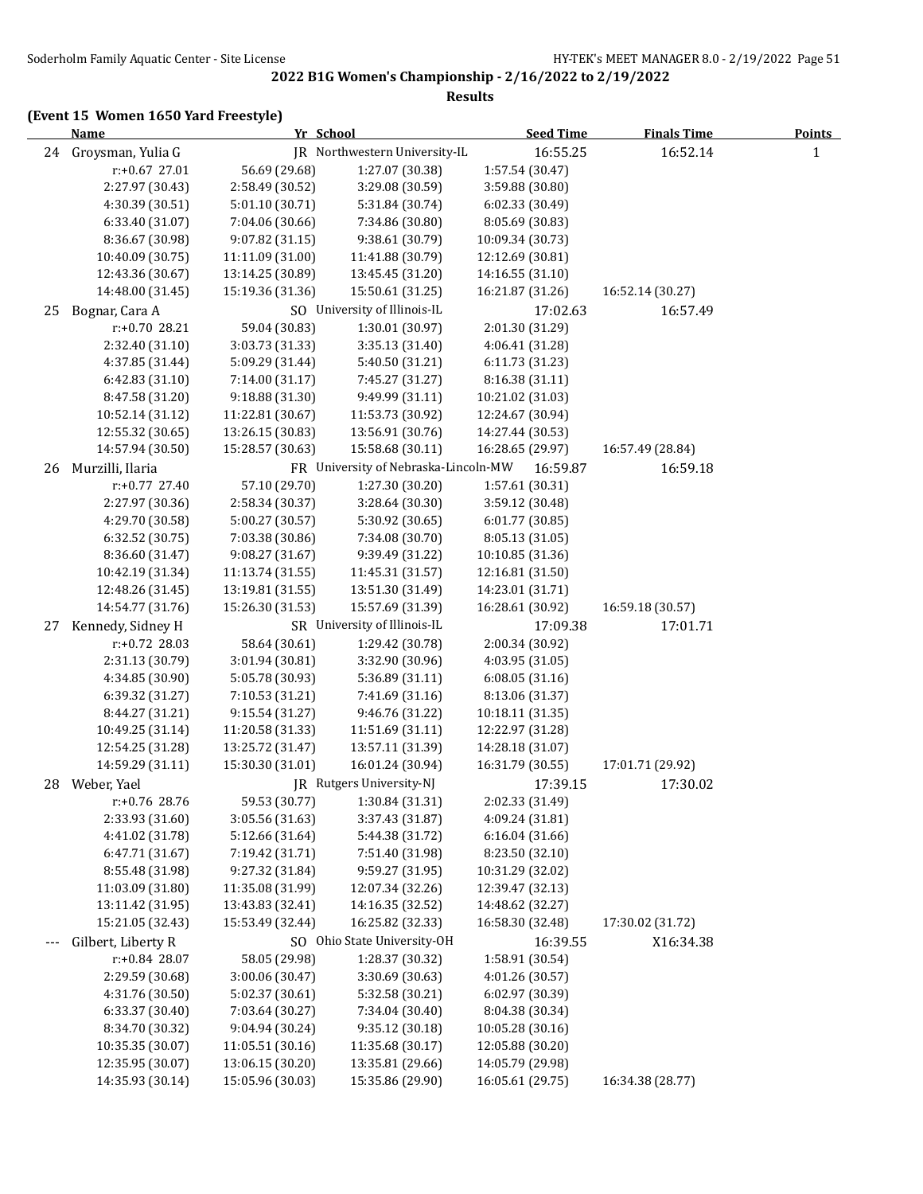**2022 B1G Women's Championship - 2/16/2022 to 2/19/2022**

**Results**

### (Event 15 Women 1650 Yard Freestyle)

| | Name | Yr | School | Seed Time | Finals Time | Points |
|---|---|---|---|---|---|---|
| 24 | Groysman, Yulia G | JR | Northwestern University-IL | 16:55.25 | 16:52.14 | 1 |
| | r:+0.67 27.01 | 56.69 (29.68) | 1:27.07 (30.38) | 1:57.54 (30.47) | | |
| | 2:27.97 (30.43) | 2:58.49 (30.52) | 3:29.08 (30.59) | 3:59.88 (30.80) | | |
| | 4:30.39 (30.51) | 5:01.10 (30.71) | 5:31.84 (30.74) | 6:02.33 (30.49) | | |
| | 6:33.40 (31.07) | 7:04.06 (30.66) | 7:34.86 (30.80) | 8:05.69 (30.83) | | |
| | 8:36.67 (30.98) | 9:07.82 (31.15) | 9:38.61 (30.79) | 10:09.34 (30.73) | | |
| | 10:40.09 (30.75) | 11:11.09 (31.00) | 11:41.88 (30.79) | 12:12.69 (30.81) | | |
| | 12:43.36 (30.67) | 13:14.25 (30.89) | 13:45.45 (31.20) | 14:16.55 (31.10) | | |
| | 14:48.00 (31.45) | 15:19.36 (31.36) | 15:50.61 (31.25) | 16:21.87 (31.26) | 16:52.14 (30.27) | |
| 25 | Bognar, Cara A | SO | University of Illinois-IL | 17:02.63 | 16:57.49 | |
| | r:+0.70 28.21 | 59.04 (30.83) | 1:30.01 (30.97) | 2:01.30 (31.29) | | |
| | 2:32.40 (31.10) | 3:03.73 (31.33) | 3:35.13 (31.40) | 4:06.41 (31.28) | | |
| | 4:37.85 (31.44) | 5:09.29 (31.44) | 5:40.50 (31.21) | 6:11.73 (31.23) | | |
| | 6:42.83 (31.10) | 7:14.00 (31.17) | 7:45.27 (31.27) | 8:16.38 (31.11) | | |
| | 8:47.58 (31.20) | 9:18.88 (31.30) | 9:49.99 (31.11) | 10:21.02 (31.03) | | |
| | 10:52.14 (31.12) | 11:22.81 (30.67) | 11:53.73 (30.92) | 12:24.67 (30.94) | | |
| | 12:55.32 (30.65) | 13:26.15 (30.83) | 13:56.91 (30.76) | 14:27.44 (30.53) | | |
| | 14:57.94 (30.50) | 15:28.57 (30.63) | 15:58.68 (30.11) | 16:28.65 (29.97) | 16:57.49 (28.84) | |
| 26 | Murzilli, Ilaria | FR | University of Nebraska-Lincoln-MW | 16:59.87 | 16:59.18 | |
| | r:+0.77 27.40 | 57.10 (29.70) | 1:27.30 (30.20) | 1:57.61 (30.31) | | |
| | 2:27.97 (30.36) | 2:58.34 (30.37) | 3:28.64 (30.30) | 3:59.12 (30.48) | | |
| | 4:29.70 (30.58) | 5:00.27 (30.57) | 5:30.92 (30.65) | 6:01.77 (30.85) | | |
| | 6:32.52 (30.75) | 7:03.38 (30.86) | 7:34.08 (30.70) | 8:05.13 (31.05) | | |
| | 8:36.60 (31.47) | 9:08.27 (31.67) | 9:39.49 (31.22) | 10:10.85 (31.36) | | |
| | 10:42.19 (31.34) | 11:13.74 (31.55) | 11:45.31 (31.57) | 12:16.81 (31.50) | | |
| | 12:48.26 (31.45) | 13:19.81 (31.55) | 13:51.30 (31.49) | 14:23.01 (31.71) | | |
| | 14:54.77 (31.76) | 15:26.30 (31.53) | 15:57.69 (31.39) | 16:28.61 (30.92) | 16:59.18 (30.57) | |
| 27 | Kennedy, Sidney H | SR | University of Illinois-IL | 17:09.38 | 17:01.71 | |
| | r:+0.72 28.03 | 58.64 (30.61) | 1:29.42 (30.78) | 2:00.34 (30.92) | | |
| | 2:31.13 (30.79) | 3:01.94 (30.81) | 3:32.90 (30.96) | 4:03.95 (31.05) | | |
| | 4:34.85 (30.90) | 5:05.78 (30.93) | 5:36.89 (31.11) | 6:08.05 (31.16) | | |
| | 6:39.32 (31.27) | 7:10.53 (31.21) | 7:41.69 (31.16) | 8:13.06 (31.37) | | |
| | 8:44.27 (31.21) | 9:15.54 (31.27) | 9:46.76 (31.22) | 10:18.11 (31.35) | | |
| | 10:49.25 (31.14) | 11:20.58 (31.33) | 11:51.69 (31.11) | 12:22.97 (31.28) | | |
| | 12:54.25 (31.28) | 13:25.72 (31.47) | 13:57.11 (31.39) | 14:28.18 (31.07) | | |
| | 14:59.29 (31.11) | 15:30.30 (31.01) | 16:01.24 (30.94) | 16:31.79 (30.55) | 17:01.71 (29.92) | |
| 28 | Weber, Yael | JR | Rutgers University-NJ | 17:39.15 | 17:30.02 | |
| | r:+0.76 28.76 | 59.53 (30.77) | 1:30.84 (31.31) | 2:02.33 (31.49) | | |
| | 2:33.93 (31.60) | 3:05.56 (31.63) | 3:37.43 (31.87) | 4:09.24 (31.81) | | |
| | 4:41.02 (31.78) | 5:12.66 (31.64) | 5:44.38 (31.72) | 6:16.04 (31.66) | | |
| | 6:47.71 (31.67) | 7:19.42 (31.71) | 7:51.40 (31.98) | 8:23.50 (32.10) | | |
| | 8:55.48 (31.98) | 9:27.32 (31.84) | 9:59.27 (31.95) | 10:31.29 (32.02) | | |
| | 11:03.09 (31.80) | 11:35.08 (31.99) | 12:07.34 (32.26) | 12:39.47 (32.13) | | |
| | 13:11.42 (31.95) | 13:43.83 (32.41) | 14:16.35 (32.52) | 14:48.62 (32.27) | | |
| | 15:21.05 (32.43) | 15:53.49 (32.44) | 16:25.82 (32.33) | 16:58.30 (32.48) | 17:30.02 (31.72) | |
| --- | Gilbert, Liberty R | SO | Ohio State University-OH | 16:39.55 | X16:34.38 | |
| | r:+0.84 28.07 | 58.05 (29.98) | 1:28.37 (30.32) | 1:58.91 (30.54) | | |
| | 2:29.59 (30.68) | 3:00.06 (30.47) | 3:30.69 (30.63) | 4:01.26 (30.57) | | |
| | 4:31.76 (30.50) | 5:02.37 (30.61) | 5:32.58 (30.21) | 6:02.97 (30.39) | | |
| | 6:33.37 (30.40) | 7:03.64 (30.27) | 7:34.04 (30.40) | 8:04.38 (30.34) | | |
| | 8:34.70 (30.32) | 9:04.94 (30.24) | 9:35.12 (30.18) | 10:05.28 (30.16) | | |
| | 10:35.35 (30.07) | 11:05.51 (30.16) | 11:35.68 (30.17) | 12:05.88 (30.20) | | |
| | 12:35.95 (30.07) | 13:06.15 (30.20) | 13:35.81 (29.66) | 14:05.79 (29.98) | | |
| | 14:35.93 (30.14) | 15:05.96 (30.03) | 15:35.86 (29.90) | 16:05.61 (29.75) | 16:34.38 (28.77) | |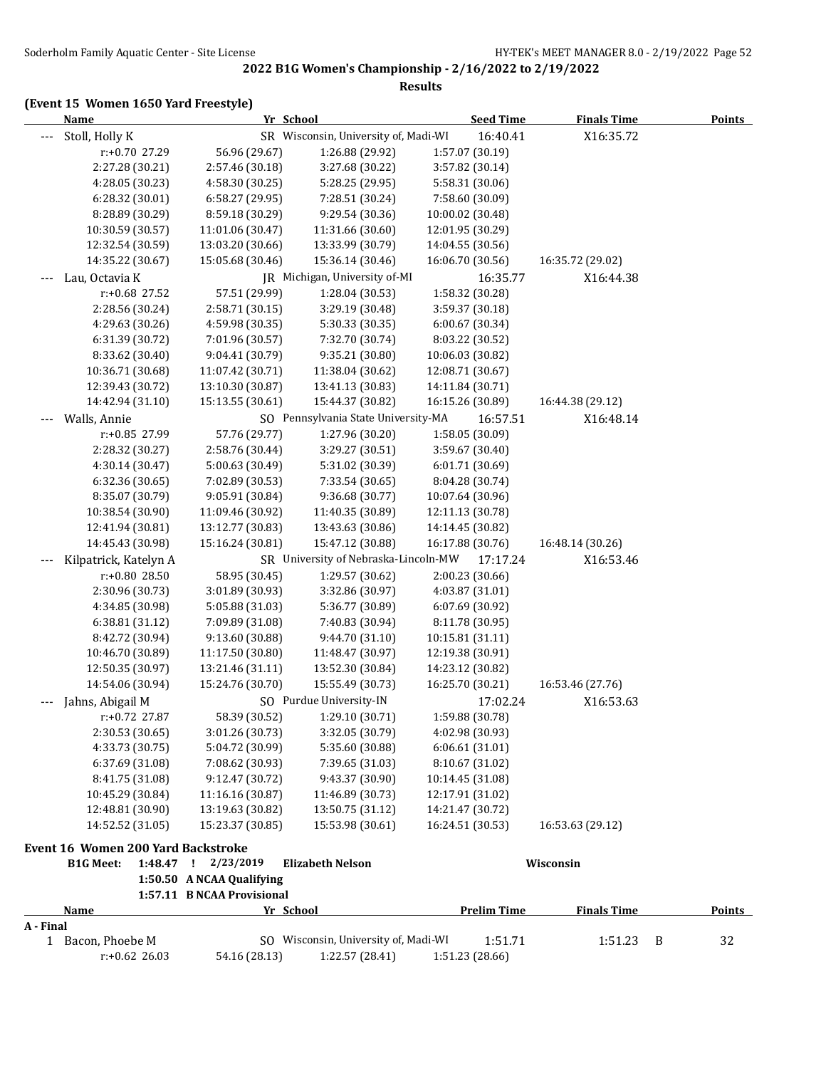**2022 B1G Women's Championship - 2/16/2022 to 2/19/2022**

**Results**

### (Event 15 Women 1650 Yard Freestyle)

| | Name | Yr | School | Seed Time | Finals Time | Points |
|---|---|---|---|---|---|---|
| --- | Stoll, Holly K | SR | Wisconsin, University of, Madi-WI | 16:40.41 | X16:35.72 | |

| | | | | |
|---|---|---|---|---|
| r:+0.70 27.29 | 56.96 (29.67) | 1:26.88 (29.92) | 1:57.07 (30.19) | |
| 2:27.28 (30.21) | 2:57.46 (30.18) | 3:27.68 (30.22) | 3:57.82 (30.14) | |
| 4:28.05 (30.23) | 4:58.30 (30.25) | 5:28.25 (29.95) | 5:58.31 (30.06) | |
| 6:28.32 (30.01) | 6:58.27 (29.95) | 7:28.51 (30.24) | 7:58.60 (30.09) | |
| 8:28.89 (30.29) | 8:59.18 (30.29) | 9:29.54 (30.36) | 10:00.02 (30.48) | |
| 10:30.59 (30.57) | 11:01.06 (30.47) | 11:31.66 (30.60) | 12:01.95 (30.29) | |
| 12:32.54 (30.59) | 13:03.20 (30.66) | 13:33.99 (30.79) | 14:04.55 (30.56) | |
| 14:35.22 (30.67) | 15:05.68 (30.46) | 15:36.14 (30.46) | 16:06.70 (30.56) | 16:35.72 (29.02) |

| | Name | Yr | School | Seed Time | Finals Time | Points |
|---|---|---|---|---|---|---|
| --- | Lau, Octavia K | JR | Michigan, University of-MI | 16:35.77 | X16:44.38 | |

| | | | | |
|---|---|---|---|---|
| r:+0.68 27.52 | 57.51 (29.99) | 1:28.04 (30.53) | 1:58.32 (30.28) | |
| 2:28.56 (30.24) | 2:58.71 (30.15) | 3:29.19 (30.48) | 3:59.37 (30.18) | |
| 4:29.63 (30.26) | 4:59.98 (30.35) | 5:30.33 (30.35) | 6:00.67 (30.34) | |
| 6:31.39 (30.72) | 7:01.96 (30.57) | 7:32.70 (30.74) | 8:03.22 (30.52) | |
| 8:33.62 (30.40) | 9:04.41 (30.79) | 9:35.21 (30.80) | 10:06.03 (30.82) | |
| 10:36.71 (30.68) | 11:07.42 (30.71) | 11:38.04 (30.62) | 12:08.71 (30.67) | |
| 12:39.43 (30.72) | 13:10.30 (30.87) | 13:41.13 (30.83) | 14:11.84 (30.71) | |
| 14:42.94 (31.10) | 15:13.55 (30.61) | 15:44.37 (30.82) | 16:15.26 (30.89) | 16:44.38 (29.12) |

| | Name | Yr | School | Seed Time | Finals Time | Points |
|---|---|---|---|---|---|---|
| --- | Walls, Annie | SO | Pennsylvania State University-MA | 16:57.51 | X16:48.14 | |

| | | | | |
|---|---|---|---|---|
| r:+0.85 27.99 | 57.76 (29.77) | 1:27.96 (30.20) | 1:58.05 (30.09) | |
| 2:28.32 (30.27) | 2:58.76 (30.44) | 3:29.27 (30.51) | 3:59.67 (30.40) | |
| 4:30.14 (30.47) | 5:00.63 (30.49) | 5:31.02 (30.39) | 6:01.71 (30.69) | |
| 6:32.36 (30.65) | 7:02.89 (30.53) | 7:33.54 (30.65) | 8:04.28 (30.74) | |
| 8:35.07 (30.79) | 9:05.91 (30.84) | 9:36.68 (30.77) | 10:07.64 (30.96) | |
| 10:38.54 (30.90) | 11:09.46 (30.92) | 11:40.35 (30.89) | 12:11.13 (30.78) | |
| 12:41.94 (30.81) | 13:12.77 (30.83) | 13:43.63 (30.86) | 14:14.45 (30.82) | |
| 14:45.43 (30.98) | 15:16.24 (30.81) | 15:47.12 (30.88) | 16:17.88 (30.76) | 16:48.14 (30.26) |

| | Name | Yr | School | Seed Time | Finals Time | Points |
|---|---|---|---|---|---|---|
| --- | Kilpatrick, Katelyn A | SR | University of Nebraska-Lincoln-MW | 17:17.24 | X16:53.46 | |

| | | | | |
|---|---|---|---|---|
| r:+0.80 28.50 | 58.95 (30.45) | 1:29.57 (30.62) | 2:00.23 (30.66) | |
| 2:30.96 (30.73) | 3:01.89 (30.93) | 3:32.86 (30.97) | 4:03.87 (31.01) | |
| 4:34.85 (30.98) | 5:05.88 (31.03) | 5:36.77 (30.89) | 6:07.69 (30.92) | |
| 6:38.81 (31.12) | 7:09.89 (31.08) | 7:40.83 (30.94) | 8:11.78 (30.95) | |
| 8:42.72 (30.94) | 9:13.60 (30.88) | 9:44.70 (31.10) | 10:15.81 (31.11) | |
| 10:46.70 (30.89) | 11:17.50 (30.80) | 11:48.47 (30.97) | 12:19.38 (30.91) | |
| 12:50.35 (30.97) | 13:21.46 (31.11) | 13:52.30 (30.84) | 14:23.12 (30.82) | |
| 14:54.06 (30.94) | 15:24.76 (30.70) | 15:55.49 (30.73) | 16:25.70 (30.21) | 16:53.46 (27.76) |

| | Name | Yr | School | Seed Time | Finals Time | Points |
|---|---|---|---|---|---|---|
| --- | Jahns, Abigail M | SO | Purdue University-IN | 17:02.24 | X16:53.63 | |

| | | | | |
|---|---|---|---|---|
| r:+0.72 27.87 | 58.39 (30.52) | 1:29.10 (30.71) | 1:59.88 (30.78) | |
| 2:30.53 (30.65) | 3:01.26 (30.73) | 3:32.05 (30.79) | 4:02.98 (30.93) | |
| 4:33.73 (30.75) | 5:04.72 (30.99) | 5:35.60 (30.88) | 6:06.61 (31.01) | |
| 6:37.69 (31.08) | 7:08.62 (30.93) | 7:39.65 (31.03) | 8:10.67 (31.02) | |
| 8:41.75 (31.08) | 9:12.47 (30.72) | 9:43.37 (30.90) | 10:14.45 (31.08) | |
| 10:45.29 (30.84) | 11:16.16 (30.87) | 11:46.89 (30.73) | 12:17.91 (31.02) | |
| 12:48.81 (30.90) | 13:19.63 (30.82) | 13:50.75 (31.12) | 14:21.47 (30.72) | |
| 14:52.52 (31.05) | 15:23.37 (30.85) | 15:53.98 (30.61) | 16:24.51 (30.53) | 16:53.63 (29.12) |

### Event 16 Women 200 Yard Backstroke

**B1G Meet: 1:48.47 ! 2/23/2019 Elizabeth Nelson Wisconsin**

**1:50.50 A NCAA Qualifying**

**1:57.11 B NCAA Provisional**

| | Name | Yr | School | Prelim Time | Finals Time | | Points |
|---|---|---|---|---|---|---|---|
| **A - Final** | | | | | | | |
| 1 | Bacon, Phoebe M | SO | Wisconsin, University of, Madi-WI | 1:51.71 | 1:51.23 | B | 32 |

| | | | |
|---|---|---|---|
| r:+0.62 26.03 | 54.16 (28.13) | 1:22.57 (28.41) | 1:51.23 (28.66) |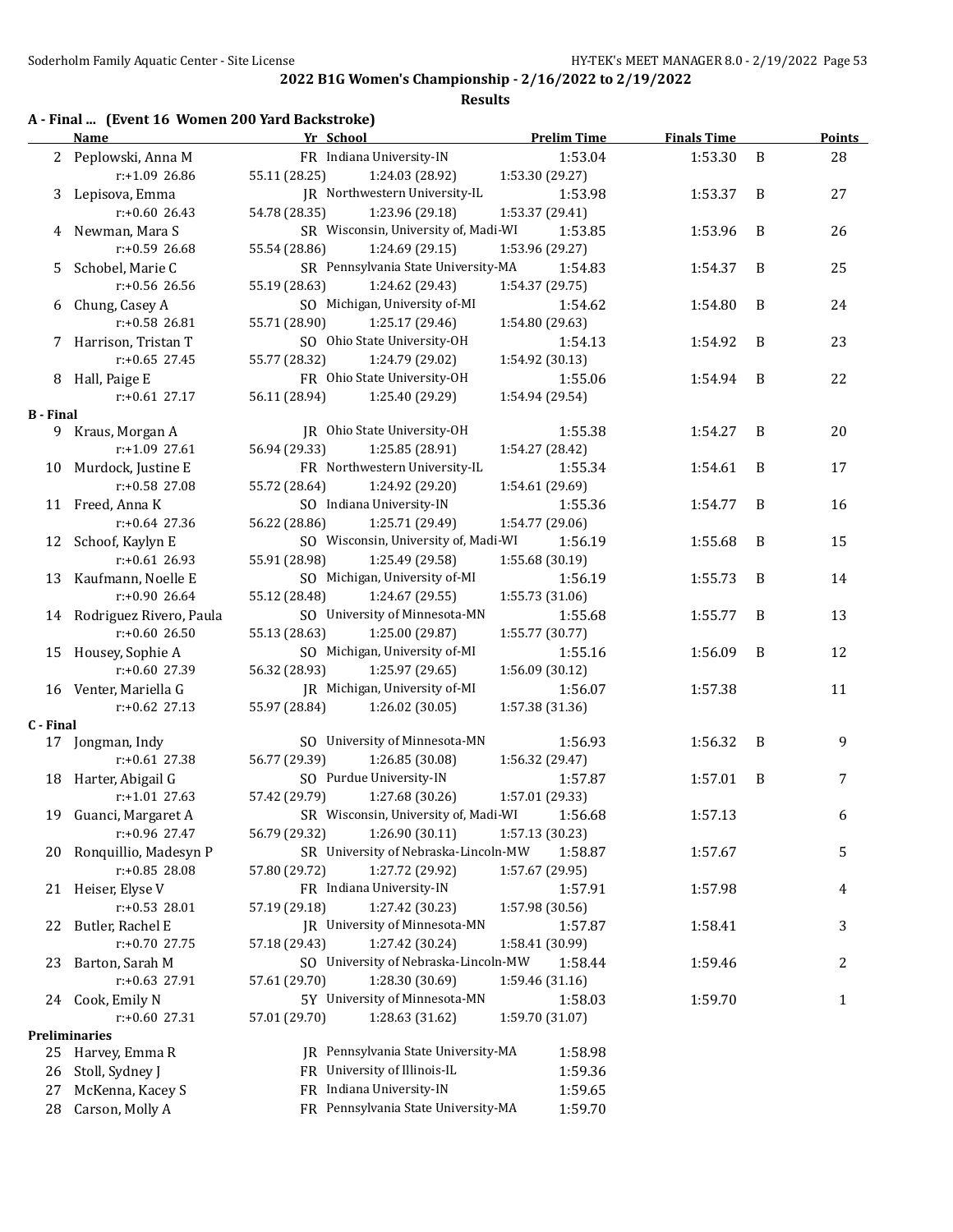## 2022 B1G Women's Championship - 2/16/2022 to 2/19/2022

### Results

**A - Final ... (Event 16 Women 200 Yard Backstroke)**

| | Name | Yr | School | Prelim Time | Finals Time | | Points |
|---|---|---|---|---|---|---|---|
| 2 | Peplowski, Anna M | FR | Indiana University-IN | 1:53.04 | 1:53.30 | B | 28 |
| | r:+1.09 26.86 | 55.11 (28.25) | 1:24.03 (28.92) | 1:53.30 (29.27) | | | |
| 3 | Lepisova, Emma | JR | Northwestern University-IL | 1:53.98 | 1:53.37 | B | 27 |
| | r:+0.60 26.43 | 54.78 (28.35) | 1:23.96 (29.18) | 1:53.37 (29.41) | | | |
| 4 | Newman, Mara S | SR | Wisconsin, University of, Madi-WI | 1:53.85 | 1:53.96 | B | 26 |
| | r:+0.59 26.68 | 55.54 (28.86) | 1:24.69 (29.15) | 1:53.96 (29.27) | | | |
| 5 | Schobel, Marie C | SR | Pennsylvania State University-MA | 1:54.83 | 1:54.37 | B | 25 |
| | r:+0.56 26.56 | 55.19 (28.63) | 1:24.62 (29.43) | 1:54.37 (29.75) | | | |
| 6 | Chung, Casey A | SO | Michigan, University of-MI | 1:54.62 | 1:54.80 | B | 24 |
| | r:+0.58 26.81 | 55.71 (28.90) | 1:25.17 (29.46) | 1:54.80 (29.63) | | | |
| 7 | Harrison, Tristan T | SO | Ohio State University-OH | 1:54.13 | 1:54.92 | B | 23 |
| | r:+0.65 27.45 | 55.77 (28.32) | 1:24.79 (29.02) | 1:54.92 (30.13) | | | |
| 8 | Hall, Paige E | FR | Ohio State University-OH | 1:55.06 | 1:54.94 | B | 22 |
| | r:+0.61 27.17 | 56.11 (28.94) | 1:25.40 (29.29) | 1:54.94 (29.54) | | | |
| **B - Final** | | | | | | | |
| 9 | Kraus, Morgan A | JR | Ohio State University-OH | 1:55.38 | 1:54.27 | B | 20 |
| | r:+1.09 27.61 | 56.94 (29.33) | 1:25.85 (28.91) | 1:54.27 (28.42) | | | |
| 10 | Murdock, Justine E | FR | Northwestern University-IL | 1:55.34 | 1:54.61 | B | 17 |
| | r:+0.58 27.08 | 55.72 (28.64) | 1:24.92 (29.20) | 1:54.61 (29.69) | | | |
| 11 | Freed, Anna K | SO | Indiana University-IN | 1:55.36 | 1:54.77 | B | 16 |
| | r:+0.64 27.36 | 56.22 (28.86) | 1:25.71 (29.49) | 1:54.77 (29.06) | | | |
| 12 | Schoof, Kaylyn E | SO | Wisconsin, University of, Madi-WI | 1:56.19 | 1:55.68 | B | 15 |
| | r:+0.61 26.93 | 55.91 (28.98) | 1:25.49 (29.58) | 1:55.68 (30.19) | | | |
| 13 | Kaufmann, Noelle E | SO | Michigan, University of-MI | 1:56.19 | 1:55.73 | B | 14 |
| | r:+0.90 26.64 | 55.12 (28.48) | 1:24.67 (29.55) | 1:55.73 (31.06) | | | |
| 14 | Rodriguez Rivero, Paula | SO | University of Minnesota-MN | 1:55.68 | 1:55.77 | B | 13 |
| | r:+0.60 26.50 | 55.13 (28.63) | 1:25.00 (29.87) | 1:55.77 (30.77) | | | |
| 15 | Housey, Sophie A | SO | Michigan, University of-MI | 1:55.16 | 1:56.09 | B | 12 |
| | r:+0.60 27.39 | 56.32 (28.93) | 1:25.97 (29.65) | 1:56.09 (30.12) | | | |
| 16 | Venter, Mariella G | JR | Michigan, University of-MI | 1:56.07 | 1:57.38 | | 11 |
| | r:+0.62 27.13 | 55.97 (28.84) | 1:26.02 (30.05) | 1:57.38 (31.36) | | | |
| **C - Final** | | | | | | | |
| 17 | Jongman, Indy | SO | University of Minnesota-MN | 1:56.93 | 1:56.32 | B | 9 |
| | r:+0.61 27.38 | 56.77 (29.39) | 1:26.85 (30.08) | 1:56.32 (29.47) | | | |
| 18 | Harter, Abigail G | SO | Purdue University-IN | 1:57.87 | 1:57.01 | B | 7 |
| | r:+1.01 27.63 | 57.42 (29.79) | 1:27.68 (30.26) | 1:57.01 (29.33) | | | |
| 19 | Guanci, Margaret A | SR | Wisconsin, University of, Madi-WI | 1:56.68 | 1:57.13 | | 6 |
| | r:+0.96 27.47 | 56.79 (29.32) | 1:26.90 (30.11) | 1:57.13 (30.23) | | | |
| 20 | Ronquillio, Madesyn P | SR | University of Nebraska-Lincoln-MW | 1:58.87 | 1:57.67 | | 5 |
| | r:+0.85 28.08 | 57.80 (29.72) | 1:27.72 (29.92) | 1:57.67 (29.95) | | | |
| 21 | Heiser, Elyse V | FR | Indiana University-IN | 1:57.91 | 1:57.98 | | 4 |
| | r:+0.53 28.01 | 57.19 (29.18) | 1:27.42 (30.23) | 1:57.98 (30.56) | | | |
| 22 | Butler, Rachel E | JR | University of Minnesota-MN | 1:57.87 | 1:58.41 | | 3 |
| | r:+0.70 27.75 | 57.18 (29.43) | 1:27.42 (30.24) | 1:58.41 (30.99) | | | |
| 23 | Barton, Sarah M | SO | University of Nebraska-Lincoln-MW | 1:58.44 | 1:59.46 | | 2 |
| | r:+0.63 27.91 | 57.61 (29.70) | 1:28.30 (30.69) | 1:59.46 (31.16) | | | |
| 24 | Cook, Emily N | 5Y | University of Minnesota-MN | 1:58.03 | 1:59.70 | | 1 |
| | r:+0.60 27.31 | 57.01 (29.70) | 1:28.63 (31.62) | 1:59.70 (31.07) | | | |
| **Preliminaries** | | | | | | | |
| 25 | Harvey, Emma R | JR | Pennsylvania State University-MA | 1:58.98 | | | |
| 26 | Stoll, Sydney J | FR | University of Illinois-IL | 1:59.36 | | | |
| 27 | McKenna, Kacey S | FR | Indiana University-IN | 1:59.65 | | | |
| 28 | Carson, Molly A | FR | Pennsylvania State University-MA | 1:59.70 | | | |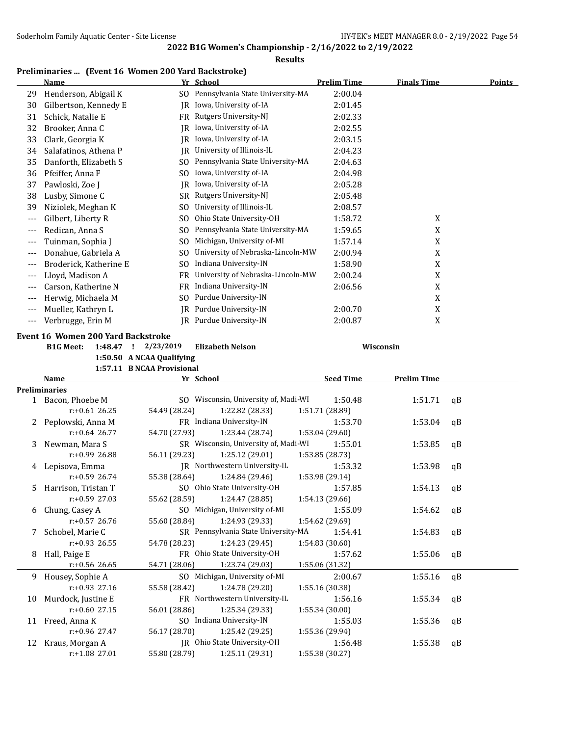**2022 B1G Women's Championship - 2/16/2022 to 2/19/2022**

**Results**

### Preliminaries ... (Event 16 Women 200 Yard Backstroke)

| | Name | Yr | School | Prelim Time | Finals Time | Points |
|---|---|---|---|---|---|---|
| 29 | Henderson, Abigail K | SO | Pennsylvania State University-MA | 2:00.04 | | |
| 30 | Gilbertson, Kennedy E | JR | Iowa, University of-IA | 2:01.45 | | |
| 31 | Schick, Natalie E | FR | Rutgers University-NJ | 2:02.33 | | |
| 32 | Brooker, Anna C | JR | Iowa, University of-IA | 2:02.55 | | |
| 33 | Clark, Georgia K | JR | Iowa, University of-IA | 2:03.15 | | |
| 34 | Salafatinos, Athena P | JR | University of Illinois-IL | 2:04.23 | | |
| 35 | Danforth, Elizabeth S | SO | Pennsylvania State University-MA | 2:04.63 | | |
| 36 | Pfeiffer, Anna F | SO | Iowa, University of-IA | 2:04.98 | | |
| 37 | Pawloski, Zoe J | JR | Iowa, University of-IA | 2:05.28 | | |
| 38 | Lusby, Simone C | SR | Rutgers University-NJ | 2:05.48 | | |
| 39 | Niziolek, Meghan K | SO | University of Illinois-IL | 2:08.57 | | |
| --- | Gilbert, Liberty R | SO | Ohio State University-OH | 1:58.72 | X | |
| --- | Redican, Anna S | SO | Pennsylvania State University-MA | 1:59.65 | X | |
| --- | Tuinman, Sophia J | SO | Michigan, University of-MI | 1:57.14 | X | |
| --- | Donahue, Gabriela A | SO | University of Nebraska-Lincoln-MW | 2:00.94 | X | |
| --- | Broderick, Katherine E | SO | Indiana University-IN | 1:58.90 | X | |
| --- | Lloyd, Madison A | FR | University of Nebraska-Lincoln-MW | 2:00.24 | X | |
| --- | Carson, Katherine N | FR | Indiana University-IN | 2:06.56 | X | |
| --- | Herwig, Michaela M | SO | Purdue University-IN | | X | |
| --- | Mueller, Kathryn L | JR | Purdue University-IN | 2:00.70 | X | |
| --- | Verbrugge, Erin M | JR | Purdue University-IN | 2:00.87 | X | |

### Event 16 Women 200 Yard Backstroke

**B1G Meet:** 1:48.47 ! 2/23/2019 **Elizabeth Nelson** **Wisconsin**

1:50.50 **A NCAA Qualifying**

1:57.11 **B NCAA Provisional**

| | Name | Yr | School | Seed Time | Prelim Time | |
|---|---|---|---|---|---|---|
| **Preliminaries** | | | | | | |
| 1 | Bacon, Phoebe M | SO | Wisconsin, University of, Madi-WI | 1:50.48 | 1:51.71 | qB |
| | r:+0.61 26.25 | 54.49 (28.24) | 1:22.82 (28.33) | 1:51.71 (28.89) | | |
| 2 | Peplowski, Anna M | FR | Indiana University-IN | 1:53.70 | 1:53.04 | qB |
| | r:+0.64 26.77 | 54.70 (27.93) | 1:23.44 (28.74) | 1:53.04 (29.60) | | |
| 3 | Newman, Mara S | SR | Wisconsin, University of, Madi-WI | 1:55.01 | 1:53.85 | qB |
| | r:+0.99 26.88 | 56.11 (29.23) | 1:25.12 (29.01) | 1:53.85 (28.73) | | |
| 4 | Lepisova, Emma | JR | Northwestern University-IL | 1:53.32 | 1:53.98 | qB |
| | r:+0.59 26.74 | 55.38 (28.64) | 1:24.84 (29.46) | 1:53.98 (29.14) | | |
| 5 | Harrison, Tristan T | SO | Ohio State University-OH | 1:57.85 | 1:54.13 | qB |
| | r:+0.59 27.03 | 55.62 (28.59) | 1:24.47 (28.85) | 1:54.13 (29.66) | | |
| 6 | Chung, Casey A | SO | Michigan, University of-MI | 1:55.09 | 1:54.62 | qB |
| | r:+0.57 26.76 | 55.60 (28.84) | 1:24.93 (29.33) | 1:54.62 (29.69) | | |
| 7 | Schobel, Marie C | SR | Pennsylvania State University-MA | 1:54.41 | 1:54.83 | qB |
| | r:+0.93 26.55 | 54.78 (28.23) | 1:24.23 (29.45) | 1:54.83 (30.60) | | |
| 8 | Hall, Paige E | FR | Ohio State University-OH | 1:57.62 | 1:55.06 | qB |
| | r:+0.56 26.65 | 54.71 (28.06) | 1:23.74 (29.03) | 1:55.06 (31.32) | | |
| 9 | Housey, Sophie A | SO | Michigan, University of-MI | 2:00.67 | 1:55.16 | qB |
| | r:+0.93 27.16 | 55.58 (28.42) | 1:24.78 (29.20) | 1:55.16 (30.38) | | |
| 10 | Murdock, Justine E | FR | Northwestern University-IL | 1:56.16 | 1:55.34 | qB |
| | r:+0.60 27.15 | 56.01 (28.86) | 1:25.34 (29.33) | 1:55.34 (30.00) | | |
| 11 | Freed, Anna K | SO | Indiana University-IN | 1:55.03 | 1:55.36 | qB |
| | r:+0.96 27.47 | 56.17 (28.70) | 1:25.42 (29.25) | 1:55.36 (29.94) | | |
| 12 | Kraus, Morgan A | JR | Ohio State University-OH | 1:56.48 | 1:55.38 | qB |
| | r:+1.08 27.01 | 55.80 (28.79) | 1:25.11 (29.31) | 1:55.38 (30.27) | | |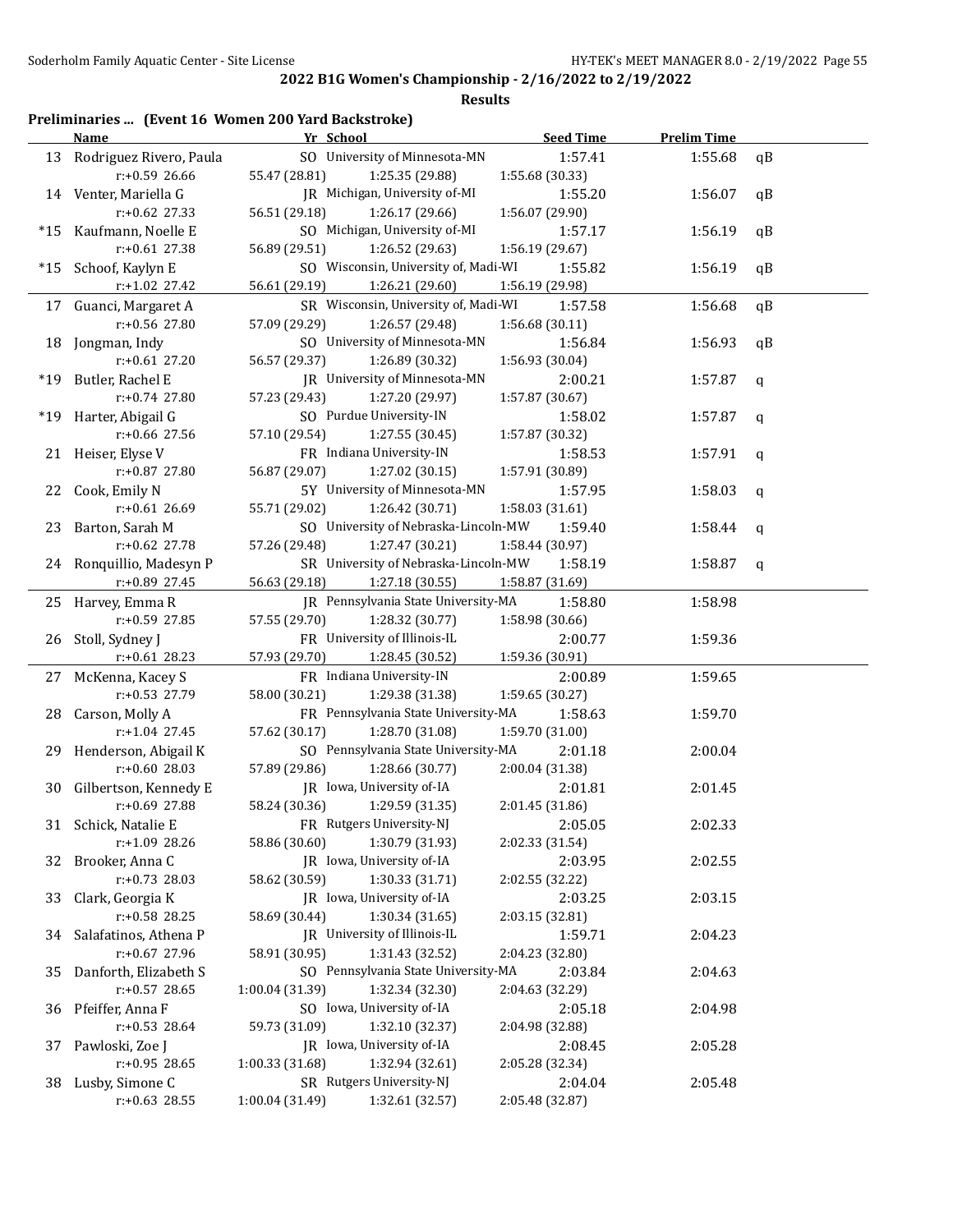# 2022 B1G Women's Championship - 2/16/2022 to 2/19/2022

## Results

### Preliminaries ... (Event 16 Women 200 Yard Backstroke)

| | Name | Yr | School | Seed Time | Prelim Time | |
|---|---|---|---|---|---|---|
| 13 | Rodriguez Rivero, Paula | SO | University of Minnesota-MN | 1:57.41 | 1:55.68 | qB |
| | r:+0.59 26.66 | 55.47 (28.81) | 1:25.35 (29.88) | 1:55.68 (30.33) | | |
| 14 | Venter, Mariella G | JR | Michigan, University of-MI | 1:55.20 | 1:56.07 | qB |
| | r:+0.62 27.33 | 56.51 (29.18) | 1:26.17 (29.66) | 1:56.07 (29.90) | | |
| *15 | Kaufmann, Noelle E | SO | Michigan, University of-MI | 1:57.17 | 1:56.19 | qB |
| | r:+0.61 27.38 | 56.89 (29.51) | 1:26.52 (29.63) | 1:56.19 (29.67) | | |
| *15 | Schoof, Kaylyn E | SO | Wisconsin, University of, Madi-WI | 1:55.82 | 1:56.19 | qB |
| | r:+1.02 27.42 | 56.61 (29.19) | 1:26.21 (29.60) | 1:56.19 (29.98) | | |
| 17 | Guanci, Margaret A | SR | Wisconsin, University of, Madi-WI | 1:57.58 | 1:56.68 | qB |
| | r:+0.56 27.80 | 57.09 (29.29) | 1:26.57 (29.48) | 1:56.68 (30.11) | | |
| 18 | Jongman, Indy | SO | University of Minnesota-MN | 1:56.84 | 1:56.93 | qB |
| | r:+0.61 27.20 | 56.57 (29.37) | 1:26.89 (30.32) | 1:56.93 (30.04) | | |
| *19 | Butler, Rachel E | JR | University of Minnesota-MN | 2:00.21 | 1:57.87 | q |
| | r:+0.74 27.80 | 57.23 (29.43) | 1:27.20 (29.97) | 1:57.87 (30.67) | | |
| *19 | Harter, Abigail G | SO | Purdue University-IN | 1:58.02 | 1:57.87 | q |
| | r:+0.66 27.56 | 57.10 (29.54) | 1:27.55 (30.45) | 1:57.87 (30.32) | | |
| 21 | Heiser, Elyse V | FR | Indiana University-IN | 1:58.53 | 1:57.91 | q |
| | r:+0.87 27.80 | 56.87 (29.07) | 1:27.02 (30.15) | 1:57.91 (30.89) | | |
| 22 | Cook, Emily N | 5Y | University of Minnesota-MN | 1:57.95 | 1:58.03 | q |
| | r:+0.61 26.69 | 55.71 (29.02) | 1:26.42 (30.71) | 1:58.03 (31.61) | | |
| 23 | Barton, Sarah M | SO | University of Nebraska-Lincoln-MW | 1:59.40 | 1:58.44 | q |
| | r:+0.62 27.78 | 57.26 (29.48) | 1:27.47 (30.21) | 1:58.44 (30.97) | | |
| 24 | Ronquillio, Madesyn P | SR | University of Nebraska-Lincoln-MW | 1:58.19 | 1:58.87 | q |
| | r:+0.89 27.45 | 56.63 (29.18) | 1:27.18 (30.55) | 1:58.87 (31.69) | | |
| 25 | Harvey, Emma R | JR | Pennsylvania State University-MA | 1:58.80 | 1:58.98 | |
| | r:+0.59 27.85 | 57.55 (29.70) | 1:28.32 (30.77) | 1:58.98 (30.66) | | |
| 26 | Stoll, Sydney J | FR | University of Illinois-IL | 2:00.77 | 1:59.36 | |
| | r:+0.61 28.23 | 57.93 (29.70) | 1:28.45 (30.52) | 1:59.36 (30.91) | | |
| 27 | McKenna, Kacey S | FR | Indiana University-IN | 2:00.89 | 1:59.65 | |
| | r:+0.53 27.79 | 58.00 (30.21) | 1:29.38 (31.38) | 1:59.65 (30.27) | | |
| 28 | Carson, Molly A | FR | Pennsylvania State University-MA | 1:58.63 | 1:59.70 | |
| | r:+1.04 27.45 | 57.62 (30.17) | 1:28.70 (31.08) | 1:59.70 (31.00) | | |
| 29 | Henderson, Abigail K | SO | Pennsylvania State University-MA | 2:01.18 | 2:00.04 | |
| | r:+0.60 28.03 | 57.89 (29.86) | 1:28.66 (30.77) | 2:00.04 (31.38) | | |
| 30 | Gilbertson, Kennedy E | JR | Iowa, University of-IA | 2:01.81 | 2:01.45 | |
| | r:+0.69 27.88 | 58.24 (30.36) | 1:29.59 (31.35) | 2:01.45 (31.86) | | |
| 31 | Schick, Natalie E | FR | Rutgers University-NJ | 2:05.05 | 2:02.33 | |
| | r:+1.09 28.26 | 58.86 (30.60) | 1:30.79 (31.93) | 2:02.33 (31.54) | | |
| 32 | Brooker, Anna C | JR | Iowa, University of-IA | 2:03.95 | 2:02.55 | |
| | r:+0.73 28.03 | 58.62 (30.59) | 1:30.33 (31.71) | 2:02.55 (32.22) | | |
| 33 | Clark, Georgia K | JR | Iowa, University of-IA | 2:03.25 | 2:03.15 | |
| | r:+0.58 28.25 | 58.69 (30.44) | 1:30.34 (31.65) | 2:03.15 (32.81) | | |
| 34 | Salafatinos, Athena P | JR | University of Illinois-IL | 1:59.71 | 2:04.23 | |
| | r:+0.67 27.96 | 58.91 (30.95) | 1:31.43 (32.52) | 2:04.23 (32.80) | | |
| 35 | Danforth, Elizabeth S | SO | Pennsylvania State University-MA | 2:03.84 | 2:04.63 | |
| | r:+0.57 28.65 | 1:00.04 (31.39) | 1:32.34 (32.30) | 2:04.63 (32.29) | | |
| 36 | Pfeiffer, Anna F | SO | Iowa, University of-IA | 2:05.18 | 2:04.98 | |
| | r:+0.53 28.64 | 59.73 (31.09) | 1:32.10 (32.37) | 2:04.98 (32.88) | | |
| 37 | Pawloski, Zoe J | JR | Iowa, University of-IA | 2:08.45 | 2:05.28 | |
| | r:+0.95 28.65 | 1:00.33 (31.68) | 1:32.94 (32.61) | 2:05.28 (32.34) | | |
| 38 | Lusby, Simone C | SR | Rutgers University-NJ | 2:04.04 | 2:05.48 | |
| | r:+0.63 28.55 | 1:00.04 (31.49) | 1:32.61 (32.57) | 2:05.48 (32.87) | | |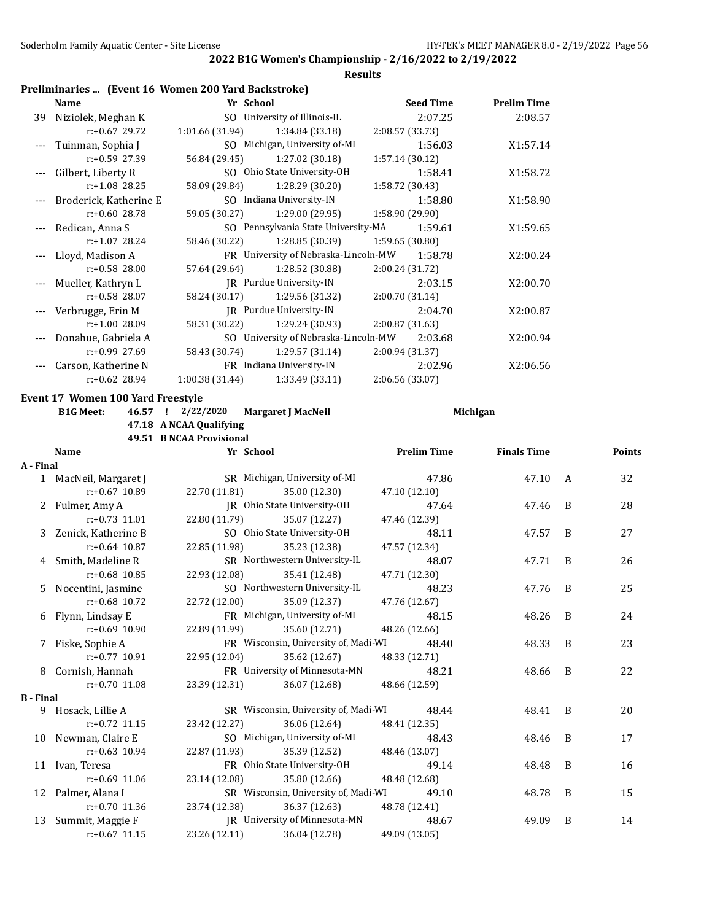## 2022 B1G Women's Championship - 2/16/2022 to 2/19/2022

### Results

#### Preliminaries ... (Event 16 Women 200 Yard Backstroke)

| | Name | Yr | School | Seed Time | Prelim Time |
|---|---|---|---|---|---|
| 39 | Niziolek, Meghan K | SO | University of Illinois-IL | 2:07.25 | 2:08.57 |
| | r:+0.67 29.72 | 1:01.66 (31.94) | 1:34.84 (33.18) | 2:08.57 (33.73) | |
| --- | Tuinman, Sophia J | SO | Michigan, University of-MI | 1:56.03 | X1:57.14 |
| | r:+0.59 27.39 | 56.84 (29.45) | 1:27.02 (30.18) | 1:57.14 (30.12) | |
| --- | Gilbert, Liberty R | SO | Ohio State University-OH | 1:58.41 | X1:58.72 |
| | r:+1.08 28.25 | 58.09 (29.84) | 1:28.29 (30.20) | 1:58.72 (30.43) | |
| --- | Broderick, Katherine E | SO | Indiana University-IN | 1:58.80 | X1:58.90 |
| | r:+0.60 28.78 | 59.05 (30.27) | 1:29.00 (29.95) | 1:58.90 (29.90) | |
| --- | Redican, Anna S | SO | Pennsylvania State University-MA | 1:59.61 | X1:59.65 |
| | r:+1.07 28.24 | 58.46 (30.22) | 1:28.85 (30.39) | 1:59.65 (30.80) | |
| --- | Lloyd, Madison A | FR | University of Nebraska-Lincoln-MW | 1:58.78 | X2:00.24 |
| | r:+0.58 28.00 | 57.64 (29.64) | 1:28.52 (30.88) | 2:00.24 (31.72) | |
| --- | Mueller, Kathryn L | JR | Purdue University-IN | 2:03.15 | X2:00.70 |
| | r:+0.58 28.07 | 58.24 (30.17) | 1:29.56 (31.32) | 2:00.70 (31.14) | |
| --- | Verbrugge, Erin M | JR | Purdue University-IN | 2:04.70 | X2:00.87 |
| | r:+1.00 28.09 | 58.31 (30.22) | 1:29.24 (30.93) | 2:00.87 (31.63) | |
| --- | Donahue, Gabriela A | SO | University of Nebraska-Lincoln-MW | 2:03.68 | X2:00.94 |
| | r:+0.99 27.69 | 58.43 (30.74) | 1:29.57 (31.14) | 2:00.94 (31.37) | |
| --- | Carson, Katherine N | FR | Indiana University-IN | 2:02.96 | X2:06.56 |
| | r:+0.62 28.94 | 1:00.38 (31.44) | 1:33.49 (33.11) | 2:06.56 (33.07) | |

#### Event 17 Women 100 Yard Freestyle

B1G Meet: 46.57 ! 2/22/2020 Margaret J MacNeil Michigan
47.18 A NCAA Qualifying
49.51 B NCAA Provisional

| | Name | Yr | School | Prelim Time | Finals Time | | Points |
|---|---|---|---|---|---|---|---|
| **A - Final** | | | | | | | |
| 1 | MacNeil, Margaret J | SR | Michigan, University of-MI | 47.86 | 47.10 | A | 32 |
| | r:+0.67 10.89 | 22.70 (11.81) | 35.00 (12.30) | 47.10 (12.10) | | | |
| 2 | Fulmer, Amy A | JR | Ohio State University-OH | 47.64 | 47.46 | B | 28 |
| | r:+0.73 11.01 | 22.80 (11.79) | 35.07 (12.27) | 47.46 (12.39) | | | |
| 3 | Zenick, Katherine B | SO | Ohio State University-OH | 48.11 | 47.57 | B | 27 |
| | r:+0.64 10.87 | 22.85 (11.98) | 35.23 (12.38) | 47.57 (12.34) | | | |
| 4 | Smith, Madeline R | SR | Northwestern University-IL | 48.07 | 47.71 | B | 26 |
| | r:+0.68 10.85 | 22.93 (12.08) | 35.41 (12.48) | 47.71 (12.30) | | | |
| 5 | Nocentini, Jasmine | SO | Northwestern University-IL | 48.23 | 47.76 | B | 25 |
| | r:+0.68 10.72 | 22.72 (12.00) | 35.09 (12.37) | 47.76 (12.67) | | | |
| 6 | Flynn, Lindsay E | FR | Michigan, University of-MI | 48.15 | 48.26 | B | 24 |
| | r:+0.69 10.90 | 22.89 (11.99) | 35.60 (12.71) | 48.26 (12.66) | | | |
| 7 | Fiske, Sophie A | FR | Wisconsin, University of, Madi-WI | 48.40 | 48.33 | B | 23 |
| | r:+0.77 10.91 | 22.95 (12.04) | 35.62 (12.67) | 48.33 (12.71) | | | |
| 8 | Cornish, Hannah | FR | University of Minnesota-MN | 48.21 | 48.66 | B | 22 |
| | r:+0.70 11.08 | 23.39 (12.31) | 36.07 (12.68) | 48.66 (12.59) | | | |
| **B - Final** | | | | | | | |
| 9 | Hosack, Lillie A | SR | Wisconsin, University of, Madi-WI | 48.44 | 48.41 | B | 20 |
| | r:+0.72 11.15 | 23.42 (12.27) | 36.06 (12.64) | 48.41 (12.35) | | | |
| 10 | Newman, Claire E | SO | Michigan, University of-MI | 48.43 | 48.46 | B | 17 |
| | r:+0.63 10.94 | 22.87 (11.93) | 35.39 (12.52) | 48.46 (13.07) | | | |
| 11 | Ivan, Teresa | FR | Ohio State University-OH | 49.14 | 48.48 | B | 16 |
| | r:+0.69 11.06 | 23.14 (12.08) | 35.80 (12.66) | 48.48 (12.68) | | | |
| 12 | Palmer, Alana I | SR | Wisconsin, University of, Madi-WI | 49.10 | 48.78 | B | 15 |
| | r:+0.70 11.36 | 23.74 (12.38) | 36.37 (12.63) | 48.78 (12.41) | | | |
| 13 | Summit, Maggie F | JR | University of Minnesota-MN | 48.67 | 49.09 | B | 14 |
| | r:+0.67 11.15 | 23.26 (12.11) | 36.04 (12.78) | 49.09 (13.05) | | | |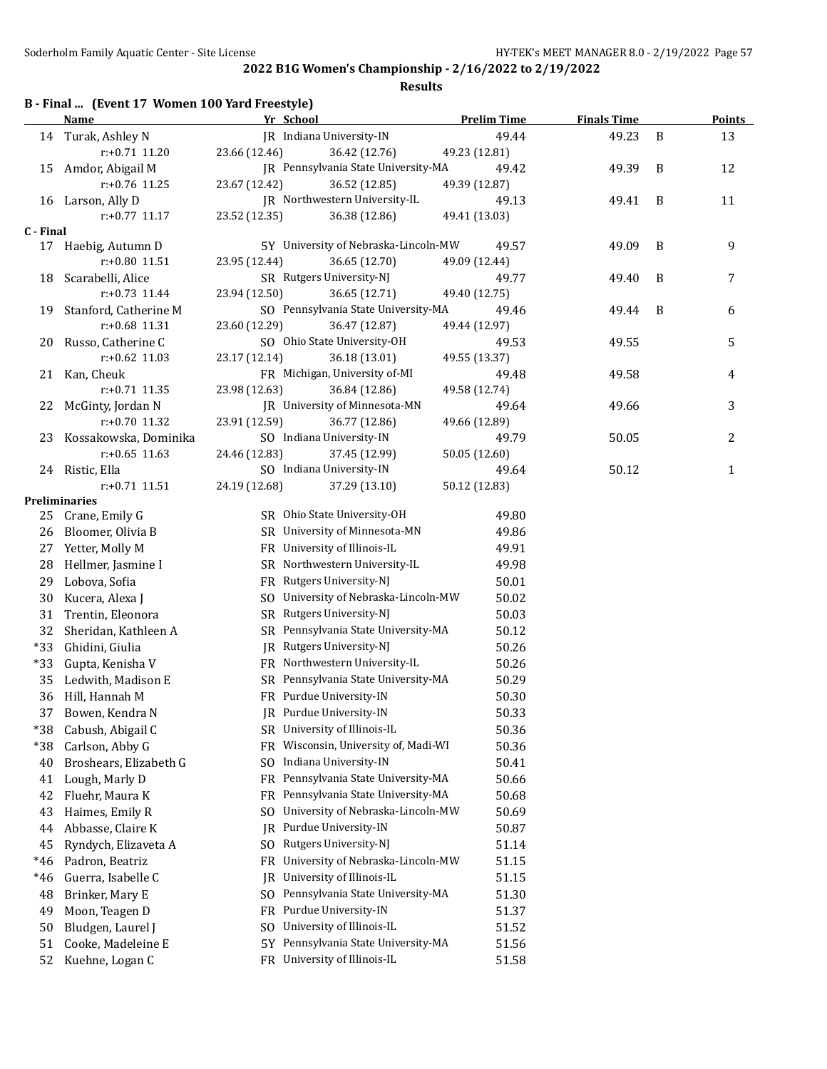## 2022 B1G Women's Championship - 2/16/2022 to 2/19/2022

### Results

#### B - Final ... (Event 17 Women 100 Yard Freestyle)

| | Name | Yr | School | Prelim Time | Finals Time | | Points |
|---|---|---|---|---|---|---|---|
| 14 | Turak, Ashley N | JR | Indiana University-IN | 49.44 | 49.23 | B | 13 |
| | r:+0.71 11.20 | 23.66 (12.46) | 36.42 (12.76) | 49.23 (12.81) | | | |
| 15 | Amdor, Abigail M | JR | Pennsylvania State University-MA | 49.42 | 49.39 | B | 12 |
| | r:+0.76 11.25 | 23.67 (12.42) | 36.52 (12.85) | 49.39 (12.87) | | | |
| 16 | Larson, Ally D | JR | Northwestern University-IL | 49.13 | 49.41 | B | 11 |
| | r:+0.77 11.17 | 23.52 (12.35) | 36.38 (12.86) | 49.41 (13.03) | | | |
| **C - Final** | | | | | | | |
| 17 | Haebig, Autumn D | 5Y | University of Nebraska-Lincoln-MW | 49.57 | 49.09 | B | 9 |
| | r:+0.80 11.51 | 23.95 (12.44) | 36.65 (12.70) | 49.09 (12.44) | | | |
| 18 | Scarabelli, Alice | SR | Rutgers University-NJ | 49.77 | 49.40 | B | 7 |
| | r:+0.73 11.44 | 23.94 (12.50) | 36.65 (12.71) | 49.40 (12.75) | | | |
| 19 | Stanford, Catherine M | SO | Pennsylvania State University-MA | 49.46 | 49.44 | B | 6 |
| | r:+0.68 11.31 | 23.60 (12.29) | 36.47 (12.87) | 49.44 (12.97) | | | |
| 20 | Russo, Catherine C | SO | Ohio State University-OH | 49.53 | 49.55 | | 5 |
| | r:+0.62 11.03 | 23.17 (12.14) | 36.18 (13.01) | 49.55 (13.37) | | | |
| 21 | Kan, Cheuk | FR | Michigan, University of-MI | 49.48 | 49.58 | | 4 |
| | r:+0.71 11.35 | 23.98 (12.63) | 36.84 (12.86) | 49.58 (12.74) | | | |
| 22 | McGinty, Jordan N | JR | University of Minnesota-MN | 49.64 | 49.66 | | 3 |
| | r:+0.70 11.32 | 23.91 (12.59) | 36.77 (12.86) | 49.66 (12.89) | | | |
| 23 | Kossakowska, Dominika | SO | Indiana University-IN | 49.79 | 50.05 | | 2 |
| | r:+0.65 11.63 | 24.46 (12.83) | 37.45 (12.99) | 50.05 (12.60) | | | |
| 24 | Ristic, Ella | SO | Indiana University-IN | 49.64 | 50.12 | | 1 |
| | r:+0.71 11.51 | 24.19 (12.68) | 37.29 (13.10) | 50.12 (12.83) | | | |
| **Preliminaries** | | | | | | | |
| 25 | Crane, Emily G | SR | Ohio State University-OH | 49.80 | | | |
| 26 | Bloomer, Olivia B | SR | University of Minnesota-MN | 49.86 | | | |
| 27 | Yetter, Molly M | FR | University of Illinois-IL | 49.91 | | | |
| 28 | Hellmer, Jasmine I | SR | Northwestern University-IL | 49.98 | | | |
| 29 | Lobova, Sofia | FR | Rutgers University-NJ | 50.01 | | | |
| 30 | Kucera, Alexa J | SO | University of Nebraska-Lincoln-MW | 50.02 | | | |
| 31 | Trentin, Eleonora | SR | Rutgers University-NJ | 50.03 | | | |
| 32 | Sheridan, Kathleen A | SR | Pennsylvania State University-MA | 50.12 | | | |
| *33 | Ghidini, Giulia | JR | Rutgers University-NJ | 50.26 | | | |
| *33 | Gupta, Kenisha V | FR | Northwestern University-IL | 50.26 | | | |
| 35 | Ledwith, Madison E | SR | Pennsylvania State University-MA | 50.29 | | | |
| 36 | Hill, Hannah M | FR | Purdue University-IN | 50.30 | | | |
| 37 | Bowen, Kendra N | JR | Purdue University-IN | 50.33 | | | |
| *38 | Cabush, Abigail C | SR | University of Illinois-IL | 50.36 | | | |
| *38 | Carlson, Abby G | FR | Wisconsin, University of, Madi-WI | 50.36 | | | |
| 40 | Broshears, Elizabeth G | SO | Indiana University-IN | 50.41 | | | |
| 41 | Lough, Marly D | FR | Pennsylvania State University-MA | 50.66 | | | |
| 42 | Fluehr, Maura K | FR | Pennsylvania State University-MA | 50.68 | | | |
| 43 | Haimes, Emily R | SO | University of Nebraska-Lincoln-MW | 50.69 | | | |
| 44 | Abbasse, Claire K | JR | Purdue University-IN | 50.87 | | | |
| 45 | Ryndych, Elizaveta A | SO | Rutgers University-NJ | 51.14 | | | |
| *46 | Padron, Beatriz | FR | University of Nebraska-Lincoln-MW | 51.15 | | | |
| *46 | Guerra, Isabelle C | JR | University of Illinois-IL | 51.15 | | | |
| 48 | Brinker, Mary E | SO | Pennsylvania State University-MA | 51.30 | | | |
| 49 | Moon, Teagen D | FR | Purdue University-IN | 51.37 | | | |
| 50 | Bludgen, Laurel J | SO | University of Illinois-IL | 51.52 | | | |
| 51 | Cooke, Madeleine E | 5Y | Pennsylvania State University-MA | 51.56 | | | |
| 52 | Kuehne, Logan C | FR | University of Illinois-IL | 51.58 | | | |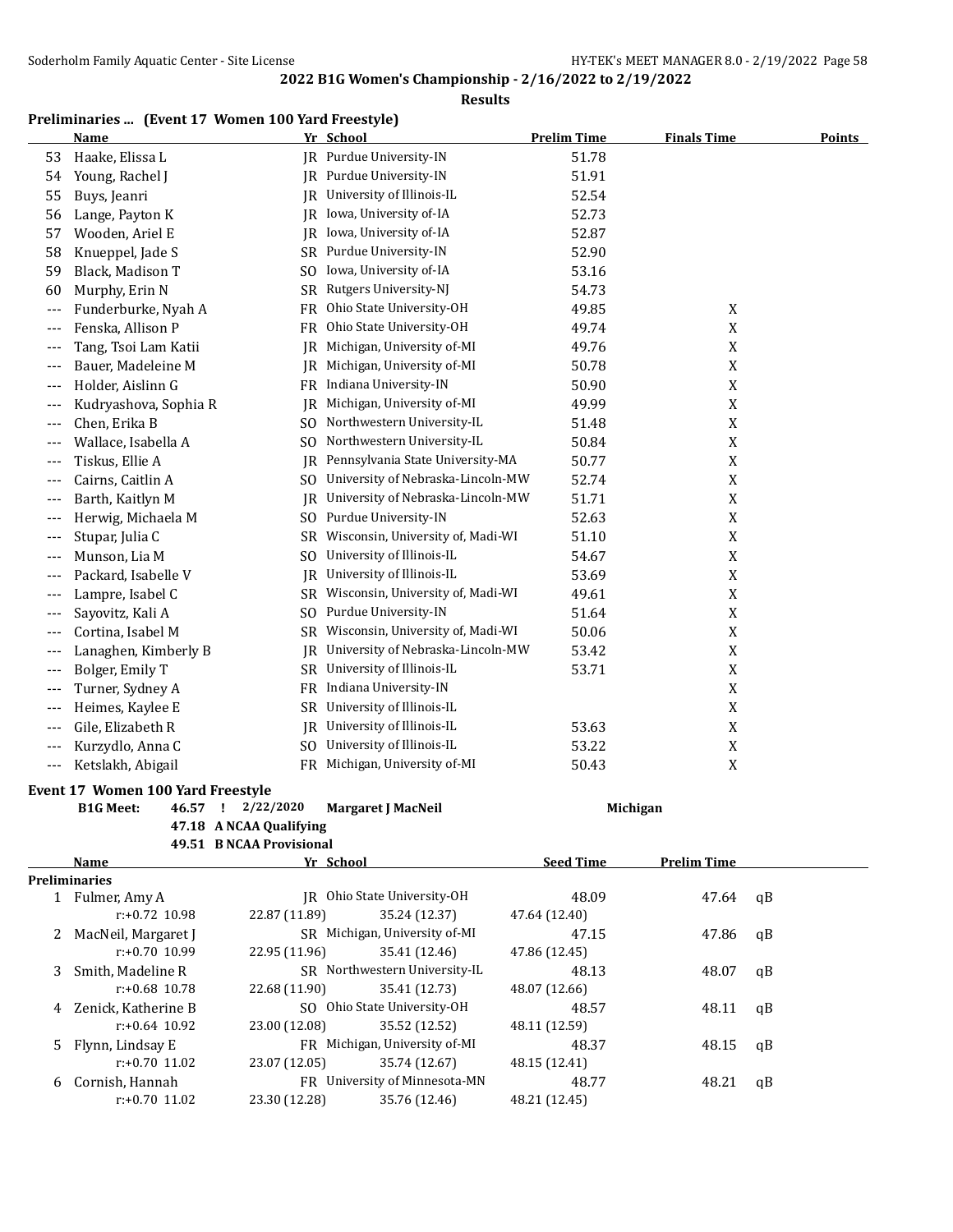## 2022 B1G Women's Championship - 2/16/2022 to 2/19/2022

### Results

### Preliminaries ... (Event 17 Women 100 Yard Freestyle)

| | Name | Yr | School | Prelim Time | Finals Time | Points |
|---|---|---|---|---|---|---|
| 53 | Haake, Elissa L | JR | Purdue University-IN | 51.78 | | |
| 54 | Young, Rachel J | JR | Purdue University-IN | 51.91 | | |
| 55 | Buys, Jeanri | JR | University of Illinois-IL | 52.54 | | |
| 56 | Lange, Payton K | JR | Iowa, University of-IA | 52.73 | | |
| 57 | Wooden, Ariel E | JR | Iowa, University of-IA | 52.87 | | |
| 58 | Knueppel, Jade S | SR | Purdue University-IN | 52.90 | | |
| 59 | Black, Madison T | SO | Iowa, University of-IA | 53.16 | | |
| 60 | Murphy, Erin N | SR | Rutgers University-NJ | 54.73 | | |
| --- | Funderburke, Nyah A | FR | Ohio State University-OH | 49.85 | X | |
| --- | Fenska, Allison P | FR | Ohio State University-OH | 49.74 | X | |
| --- | Tang, Tsoi Lam Katii | JR | Michigan, University of-MI | 49.76 | X | |
| --- | Bauer, Madeleine M | JR | Michigan, University of-MI | 50.78 | X | |
| --- | Holder, Aislinn G | FR | Indiana University-IN | 50.90 | X | |
| --- | Kudryashova, Sophia R | JR | Michigan, University of-MI | 49.99 | X | |
| --- | Chen, Erika B | SO | Northwestern University-IL | 51.48 | X | |
| --- | Wallace, Isabella A | SO | Northwestern University-IL | 50.84 | X | |
| --- | Tiskus, Ellie A | JR | Pennsylvania State University-MA | 50.77 | X | |
| --- | Cairns, Caitlin A | SO | University of Nebraska-Lincoln-MW | 52.74 | X | |
| --- | Barth, Kaitlyn M | JR | University of Nebraska-Lincoln-MW | 51.71 | X | |
| --- | Herwig, Michaela M | SO | Purdue University-IN | 52.63 | X | |
| --- | Stupar, Julia C | SR | Wisconsin, University of, Madi-WI | 51.10 | X | |
| --- | Munson, Lia M | SO | University of Illinois-IL | 54.67 | X | |
| --- | Packard, Isabelle V | JR | University of Illinois-IL | 53.69 | X | |
| --- | Lampre, Isabel C | SR | Wisconsin, University of, Madi-WI | 49.61 | X | |
| --- | Sayovitz, Kali A | SO | Purdue University-IN | 51.64 | X | |
| --- | Cortina, Isabel M | SR | Wisconsin, University of, Madi-WI | 50.06 | X | |
| --- | Lanaghen, Kimberly B | JR | University of Nebraska-Lincoln-MW | 53.42 | X | |
| --- | Bolger, Emily T | SR | University of Illinois-IL | 53.71 | X | |
| --- | Turner, Sydney A | FR | Indiana University-IN | | X | |
| --- | Heimes, Kaylee E | SR | University of Illinois-IL | | X | |
| --- | Gile, Elizabeth R | JR | University of Illinois-IL | 53.63 | X | |
| --- | Kurzydlo, Anna C | SO | University of Illinois-IL | 53.22 | X | |
| --- | Ketslakh, Abigail | FR | Michigan, University of-MI | 50.43 | X | |

### Event 17 Women 100 Yard Freestyle

**B1G Meet:** 46.57 ! 2/22/2020 **Margaret J MacNeil** Michigan

**47.18 A NCAA Qualifying**

**49.51 B NCAA Provisional**

| | Name | Yr | School | Seed Time | Prelim Time | |
|---|---|---|---|---|---|---|
| **Preliminaries** | | | | | | |
| 1 | Fulmer, Amy A | JR | Ohio State University-OH | 48.09 | 47.64 | qB |
| | r:+0.72 10.98 | 22.87 (11.89) | 35.24 (12.37) | 47.64 (12.40) | | |
| 2 | MacNeil, Margaret J | SR | Michigan, University of-MI | 47.15 | 47.86 | qB |
| | r:+0.70 10.99 | 22.95 (11.96) | 35.41 (12.46) | 47.86 (12.45) | | |
| 3 | Smith, Madeline R | SR | Northwestern University-IL | 48.13 | 48.07 | qB |
| | r:+0.68 10.78 | 22.68 (11.90) | 35.41 (12.73) | 48.07 (12.66) | | |
| 4 | Zenick, Katherine B | SO | Ohio State University-OH | 48.57 | 48.11 | qB |
| | r:+0.64 10.92 | 23.00 (12.08) | 35.52 (12.52) | 48.11 (12.59) | | |
| 5 | Flynn, Lindsay E | FR | Michigan, University of-MI | 48.37 | 48.15 | qB |
| | r:+0.70 11.02 | 23.07 (12.05) | 35.74 (12.67) | 48.15 (12.41) | | |
| 6 | Cornish, Hannah | FR | University of Minnesota-MN | 48.77 | 48.21 | qB |
| | r:+0.70 11.02 | 23.30 (12.28) | 35.76 (12.46) | 48.21 (12.45) | | |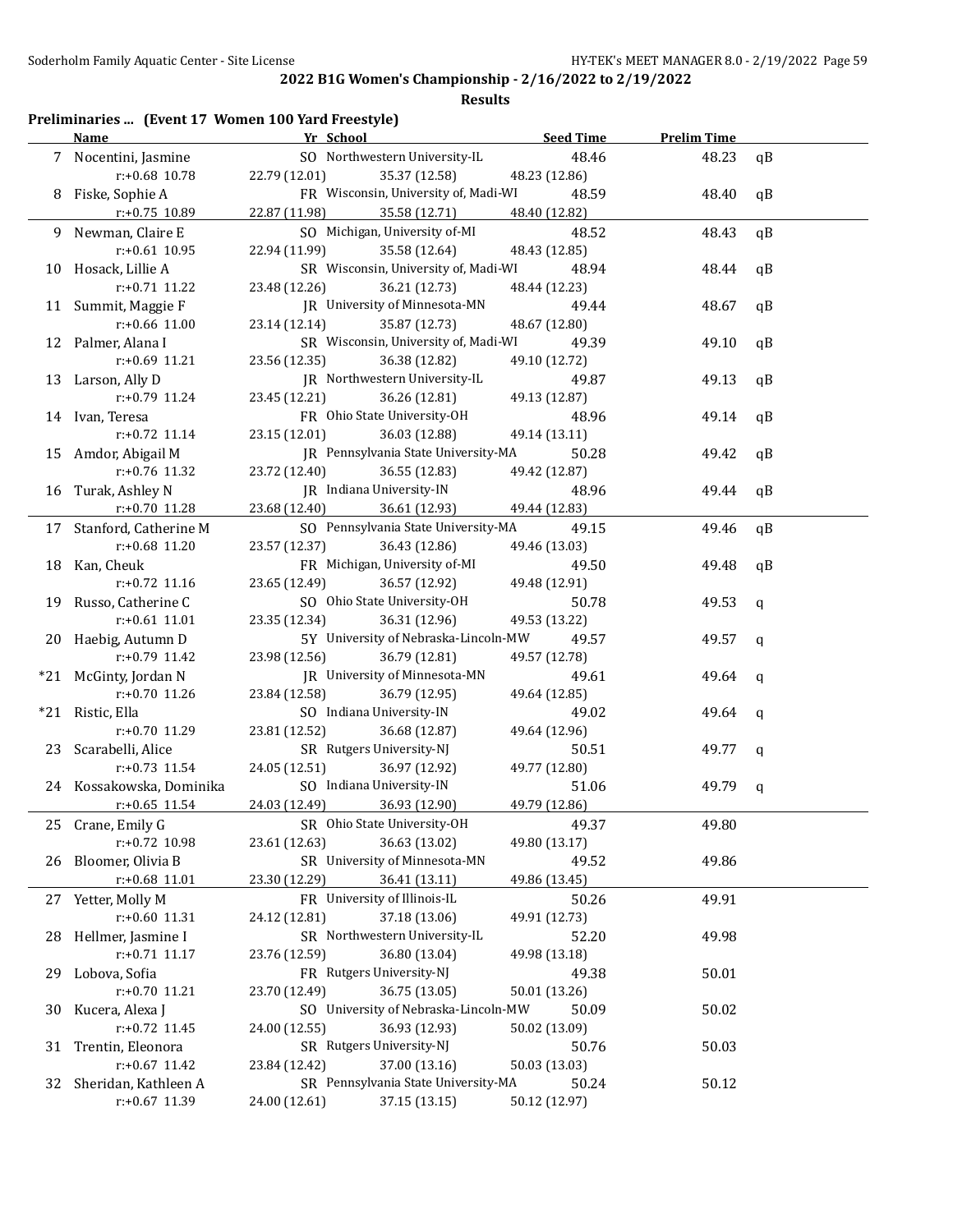## 2022 B1G Women's Championship - 2/16/2022 to 2/19/2022

### Results

**Preliminaries ... (Event 17 Women 100 Yard Freestyle)**

| | Name | Yr | School | Seed Time | Prelim Time | |
|---|---|---|---|---|---|---|
| 7 | Nocentini, Jasmine | SO | Northwestern University-IL | 48.46 | 48.23 | qB |
| | r:+0.68 10.78 | 22.79 (12.01) | 35.37 (12.58) | 48.23 (12.86) | | |
| 8 | Fiske, Sophie A | FR | Wisconsin, University of, Madi-WI | 48.59 | 48.40 | qB |
| | r:+0.75 10.89 | 22.87 (11.98) | 35.58 (12.71) | 48.40 (12.82) | | |
| 9 | Newman, Claire E | SO | Michigan, University of-MI | 48.52 | 48.43 | qB |
| | r:+0.61 10.95 | 22.94 (11.99) | 35.58 (12.64) | 48.43 (12.85) | | |
| 10 | Hosack, Lillie A | SR | Wisconsin, University of, Madi-WI | 48.94 | 48.44 | qB |
| | r:+0.71 11.22 | 23.48 (12.26) | 36.21 (12.73) | 48.44 (12.23) | | |
| 11 | Summit, Maggie F | JR | University of Minnesota-MN | 49.44 | 48.67 | qB |
| | r:+0.66 11.00 | 23.14 (12.14) | 35.87 (12.73) | 48.67 (12.80) | | |
| 12 | Palmer, Alana I | SR | Wisconsin, University of, Madi-WI | 49.39 | 49.10 | qB |
| | r:+0.69 11.21 | 23.56 (12.35) | 36.38 (12.82) | 49.10 (12.72) | | |
| 13 | Larson, Ally D | JR | Northwestern University-IL | 49.87 | 49.13 | qB |
| | r:+0.79 11.24 | 23.45 (12.21) | 36.26 (12.81) | 49.13 (12.87) | | |
| 14 | Ivan, Teresa | FR | Ohio State University-OH | 48.96 | 49.14 | qB |
| | r:+0.72 11.14 | 23.15 (12.01) | 36.03 (12.88) | 49.14 (13.11) | | |
| 15 | Amdor, Abigail M | JR | Pennsylvania State University-MA | 50.28 | 49.42 | qB |
| | r:+0.76 11.32 | 23.72 (12.40) | 36.55 (12.83) | 49.42 (12.87) | | |
| 16 | Turak, Ashley N | JR | Indiana University-IN | 48.96 | 49.44 | qB |
| | r:+0.70 11.28 | 23.68 (12.40) | 36.61 (12.93) | 49.44 (12.83) | | |
| 17 | Stanford, Catherine M | SO | Pennsylvania State University-MA | 49.15 | 49.46 | qB |
| | r:+0.68 11.20 | 23.57 (12.37) | 36.43 (12.86) | 49.46 (13.03) | | |
| 18 | Kan, Cheuk | FR | Michigan, University of-MI | 49.50 | 49.48 | qB |
| | r:+0.72 11.16 | 23.65 (12.49) | 36.57 (12.92) | 49.48 (12.91) | | |
| 19 | Russo, Catherine C | SO | Ohio State University-OH | 50.78 | 49.53 | q |
| | r:+0.61 11.01 | 23.35 (12.34) | 36.31 (12.96) | 49.53 (13.22) | | |
| 20 | Haebig, Autumn D | 5Y | University of Nebraska-Lincoln-MW | 49.57 | 49.57 | q |
| | r:+0.79 11.42 | 23.98 (12.56) | 36.79 (12.81) | 49.57 (12.78) | | |
| *21 | McGinty, Jordan N | JR | University of Minnesota-MN | 49.61 | 49.64 | q |
| | r:+0.70 11.26 | 23.84 (12.58) | 36.79 (12.95) | 49.64 (12.85) | | |
| *21 | Ristic, Ella | SO | Indiana University-IN | 49.02 | 49.64 | q |
| | r:+0.70 11.29 | 23.81 (12.52) | 36.68 (12.87) | 49.64 (12.96) | | |
| 23 | Scarabelli, Alice | SR | Rutgers University-NJ | 50.51 | 49.77 | q |
| | r:+0.73 11.54 | 24.05 (12.51) | 36.97 (12.92) | 49.77 (12.80) | | |
| 24 | Kossakowska, Dominika | SO | Indiana University-IN | 51.06 | 49.79 | q |
| | r:+0.65 11.54 | 24.03 (12.49) | 36.93 (12.90) | 49.79 (12.86) | | |
| 25 | Crane, Emily G | SR | Ohio State University-OH | 49.37 | 49.80 | |
| | r:+0.72 10.98 | 23.61 (12.63) | 36.63 (13.02) | 49.80 (13.17) | | |
| 26 | Bloomer, Olivia B | SR | University of Minnesota-MN | 49.52 | 49.86 | |
| | r:+0.68 11.01 | 23.30 (12.29) | 36.41 (13.11) | 49.86 (13.45) | | |
| 27 | Yetter, Molly M | FR | University of Illinois-IL | 50.26 | 49.91 | |
| | r:+0.60 11.31 | 24.12 (12.81) | 37.18 (13.06) | 49.91 (12.73) | | |
| 28 | Hellmer, Jasmine I | SR | Northwestern University-IL | 52.20 | 49.98 | |
| | r:+0.71 11.17 | 23.76 (12.59) | 36.80 (13.04) | 49.98 (13.18) | | |
| 29 | Lobova, Sofia | FR | Rutgers University-NJ | 49.38 | 50.01 | |
| | r:+0.70 11.21 | 23.70 (12.49) | 36.75 (13.05) | 50.01 (13.26) | | |
| 30 | Kucera, Alexa J | SO | University of Nebraska-Lincoln-MW | 50.09 | 50.02 | |
| | r:+0.72 11.45 | 24.00 (12.55) | 36.93 (12.93) | 50.02 (13.09) | | |
| 31 | Trentin, Eleonora | SR | Rutgers University-NJ | 50.76 | 50.03 | |
| | r:+0.67 11.42 | 23.84 (12.42) | 37.00 (13.16) | 50.03 (13.03) | | |
| 32 | Sheridan, Kathleen A | SR | Pennsylvania State University-MA | 50.24 | 50.12 | |
| | r:+0.67 11.39 | 24.00 (12.61) | 37.15 (13.15) | 50.12 (12.97) | | |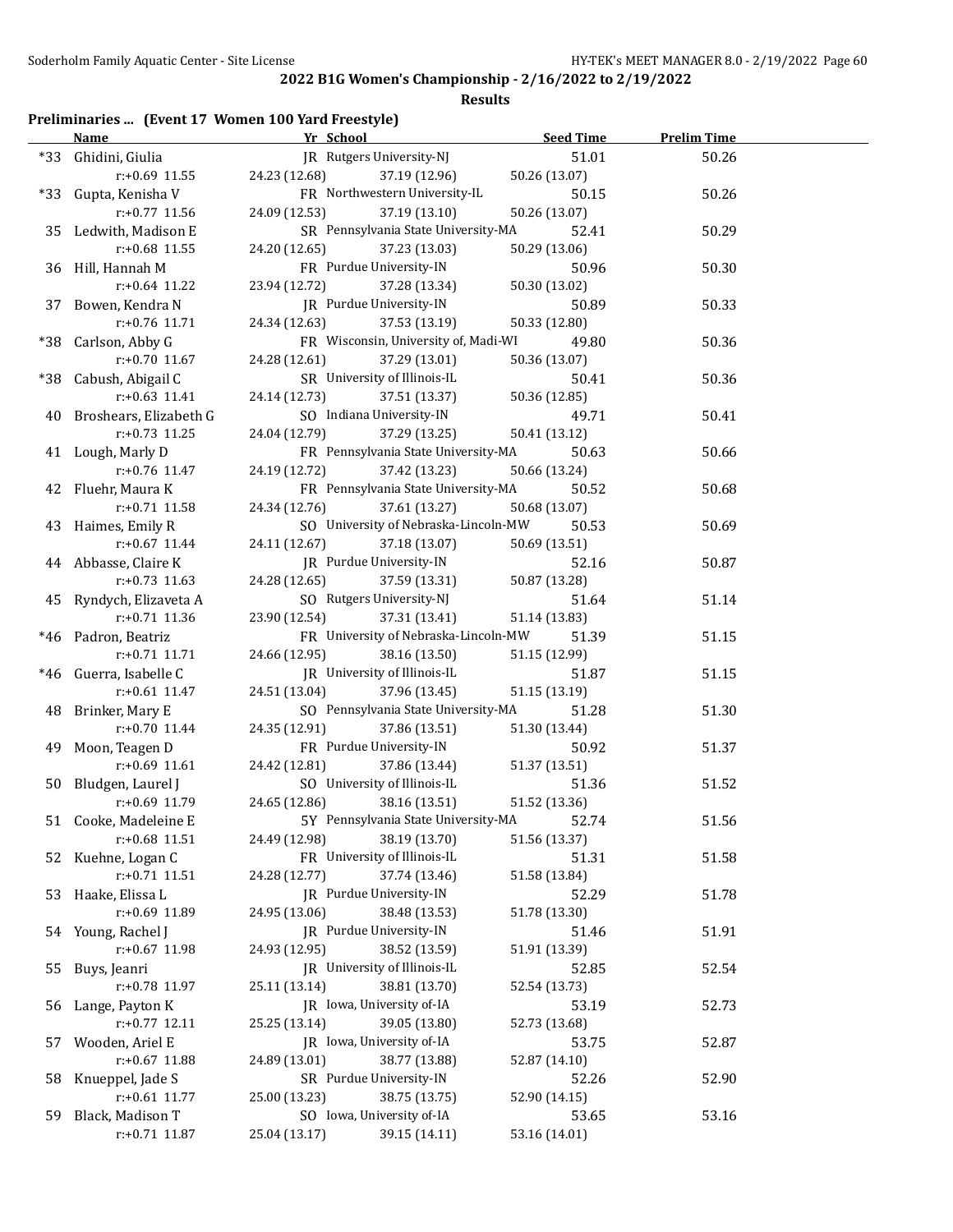**2022 B1G Women's Championship - 2/16/2022 to 2/19/2022**

**Results**

### Preliminaries ... (Event 17 Women 100 Yard Freestyle)

| | Name | Yr | School | Seed Time | Prelim Time |
|---|---|---|---|---|---|
| *33 | Ghidini, Giulia | JR | Rutgers University-NJ | 51.01 | 50.26 |
| | r:+0.69 11.55 | 24.23 (12.68) | 37.19 (12.96) | 50.26 (13.07) | |
| *33 | Gupta, Kenisha V | FR | Northwestern University-IL | 50.15 | 50.26 |
| | r:+0.77 11.56 | 24.09 (12.53) | 37.19 (13.10) | 50.26 (13.07) | |
| 35 | Ledwith, Madison E | SR | Pennsylvania State University-MA | 52.41 | 50.29 |
| | r:+0.68 11.55 | 24.20 (12.65) | 37.23 (13.03) | 50.29 (13.06) | |
| 36 | Hill, Hannah M | FR | Purdue University-IN | 50.96 | 50.30 |
| | r:+0.64 11.22 | 23.94 (12.72) | 37.28 (13.34) | 50.30 (13.02) | |
| 37 | Bowen, Kendra N | JR | Purdue University-IN | 50.89 | 50.33 |
| | r:+0.76 11.71 | 24.34 (12.63) | 37.53 (13.19) | 50.33 (12.80) | |
| *38 | Carlson, Abby G | FR | Wisconsin, University of, Madi-WI | 49.80 | 50.36 |
| | r:+0.70 11.67 | 24.28 (12.61) | 37.29 (13.01) | 50.36 (13.07) | |
| *38 | Cabush, Abigail C | SR | University of Illinois-IL | 50.41 | 50.36 |
| | r:+0.63 11.41 | 24.14 (12.73) | 37.51 (13.37) | 50.36 (12.85) | |
| 40 | Broshears, Elizabeth G | SO | Indiana University-IN | 49.71 | 50.41 |
| | r:+0.73 11.25 | 24.04 (12.79) | 37.29 (13.25) | 50.41 (13.12) | |
| 41 | Lough, Marly D | FR | Pennsylvania State University-MA | 50.63 | 50.66 |
| | r:+0.76 11.47 | 24.19 (12.72) | 37.42 (13.23) | 50.66 (13.24) | |
| 42 | Fluehr, Maura K | FR | Pennsylvania State University-MA | 50.52 | 50.68 |
| | r:+0.71 11.58 | 24.34 (12.76) | 37.61 (13.27) | 50.68 (13.07) | |
| 43 | Haimes, Emily R | SO | University of Nebraska-Lincoln-MW | 50.53 | 50.69 |
| | r:+0.67 11.44 | 24.11 (12.67) | 37.18 (13.07) | 50.69 (13.51) | |
| 44 | Abbasse, Claire K | JR | Purdue University-IN | 52.16 | 50.87 |
| | r:+0.73 11.63 | 24.28 (12.65) | 37.59 (13.31) | 50.87 (13.28) | |
| 45 | Ryndych, Elizaveta A | SO | Rutgers University-NJ | 51.64 | 51.14 |
| | r:+0.71 11.36 | 23.90 (12.54) | 37.31 (13.41) | 51.14 (13.83) | |
| *46 | Padron, Beatriz | FR | University of Nebraska-Lincoln-MW | 51.39 | 51.15 |
| | r:+0.71 11.71 | 24.66 (12.95) | 38.16 (13.50) | 51.15 (12.99) | |
| *46 | Guerra, Isabelle C | JR | University of Illinois-IL | 51.87 | 51.15 |
| | r:+0.61 11.47 | 24.51 (13.04) | 37.96 (13.45) | 51.15 (13.19) | |
| 48 | Brinker, Mary E | SO | Pennsylvania State University-MA | 51.28 | 51.30 |
| | r:+0.70 11.44 | 24.35 (12.91) | 37.86 (13.51) | 51.30 (13.44) | |
| 49 | Moon, Teagen D | FR | Purdue University-IN | 50.92 | 51.37 |
| | r:+0.69 11.61 | 24.42 (12.81) | 37.86 (13.44) | 51.37 (13.51) | |
| 50 | Bludgen, Laurel J | SO | University of Illinois-IL | 51.36 | 51.52 |
| | r:+0.69 11.79 | 24.65 (12.86) | 38.16 (13.51) | 51.52 (13.36) | |
| 51 | Cooke, Madeleine E | 5Y | Pennsylvania State University-MA | 52.74 | 51.56 |
| | r:+0.68 11.51 | 24.49 (12.98) | 38.19 (13.70) | 51.56 (13.37) | |
| 52 | Kuehne, Logan C | FR | University of Illinois-IL | 51.31 | 51.58 |
| | r:+0.71 11.51 | 24.28 (12.77) | 37.74 (13.46) | 51.58 (13.84) | |
| 53 | Haake, Elissa L | JR | Purdue University-IN | 52.29 | 51.78 |
| | r:+0.69 11.89 | 24.95 (13.06) | 38.48 (13.53) | 51.78 (13.30) | |
| 54 | Young, Rachel J | JR | Purdue University-IN | 51.46 | 51.91 |
| | r:+0.67 11.98 | 24.93 (12.95) | 38.52 (13.59) | 51.91 (13.39) | |
| 55 | Buys, Jeanri | JR | University of Illinois-IL | 52.85 | 52.54 |
| | r:+0.78 11.97 | 25.11 (13.14) | 38.81 (13.70) | 52.54 (13.73) | |
| 56 | Lange, Payton K | JR | Iowa, University of-IA | 53.19 | 52.73 |
| | r:+0.77 12.11 | 25.25 (13.14) | 39.05 (13.80) | 52.73 (13.68) | |
| 57 | Wooden, Ariel E | JR | Iowa, University of-IA | 53.75 | 52.87 |
| | r:+0.67 11.88 | 24.89 (13.01) | 38.77 (13.88) | 52.87 (14.10) | |
| 58 | Knueppel, Jade S | SR | Purdue University-IN | 52.26 | 52.90 |
| | r:+0.61 11.77 | 25.00 (13.23) | 38.75 (13.75) | 52.90 (14.15) | |
| 59 | Black, Madison T | SO | Iowa, University of-IA | 53.65 | 53.16 |
| | r:+0.71 11.87 | 25.04 (13.17) | 39.15 (14.11) | 53.16 (14.01) | |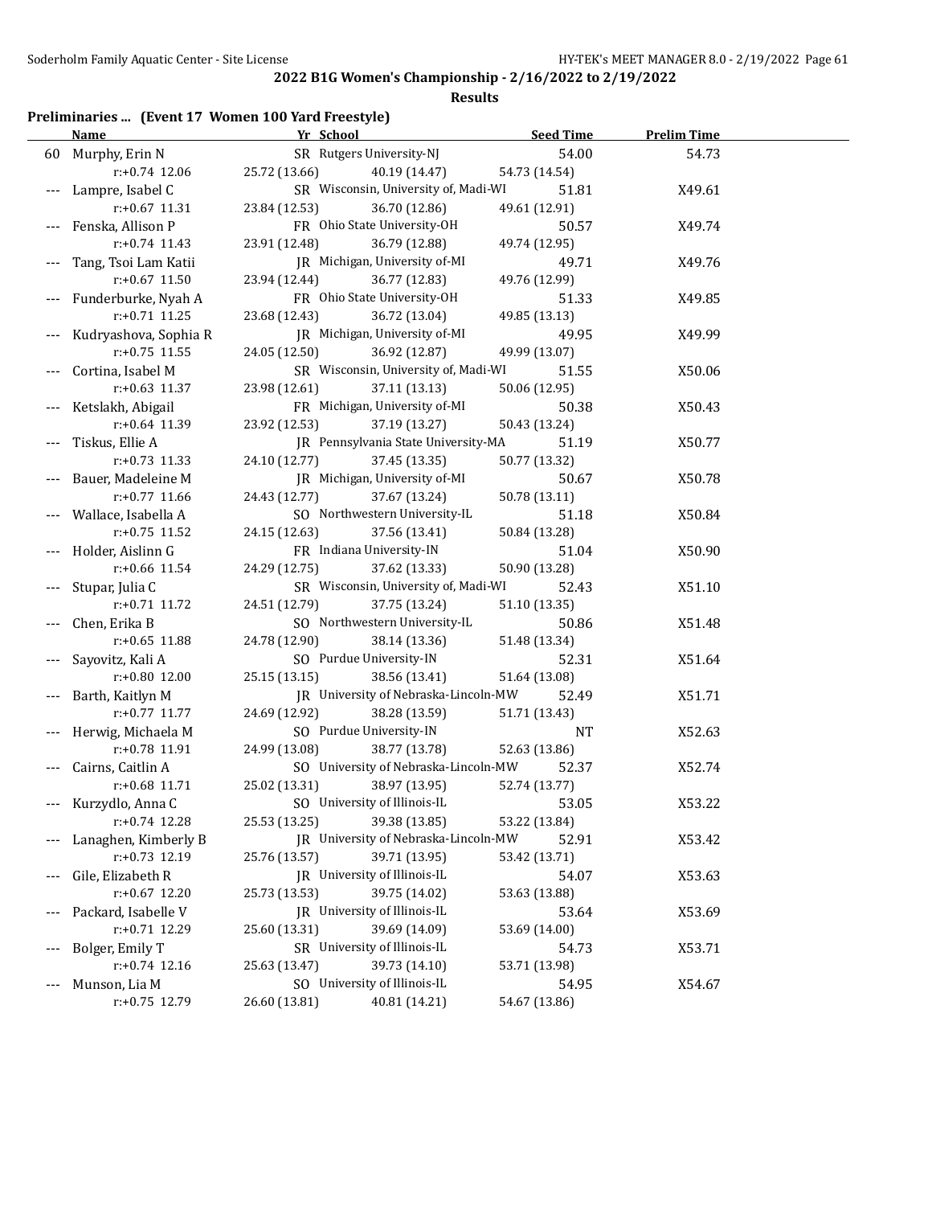## 2022 B1G Women's Championship - 2/16/2022 to 2/19/2022

### Results

**Preliminaries ... (Event 17 Women 100 Yard Freestyle)**

| | Name | Yr | School | Seed Time | Prelim Time |
|---|---|---|---|---|---|
| 60 | Murphy, Erin N | SR | Rutgers University-NJ | 54.00 | 54.73 |
| | r:+0.74 12.06 | 25.72 (13.66) | 40.19 (14.47) | 54.73 (14.54) | |
| --- | Lampre, Isabel C | SR | Wisconsin, University of, Madi-WI | 51.81 | X49.61 |
| | r:+0.67 11.31 | 23.84 (12.53) | 36.70 (12.86) | 49.61 (12.91) | |
| --- | Fenska, Allison P | FR | Ohio State University-OH | 50.57 | X49.74 |
| | r:+0.74 11.43 | 23.91 (12.48) | 36.79 (12.88) | 49.74 (12.95) | |
| --- | Tang, Tsoi Lam Katii | JR | Michigan, University of-MI | 49.71 | X49.76 |
| | r:+0.67 11.50 | 23.94 (12.44) | 36.77 (12.83) | 49.76 (12.99) | |
| --- | Funderburke, Nyah A | FR | Ohio State University-OH | 51.33 | X49.85 |
| | r:+0.71 11.25 | 23.68 (12.43) | 36.72 (13.04) | 49.85 (13.13) | |
| --- | Kudryashova, Sophia R | JR | Michigan, University of-MI | 49.95 | X49.99 |
| | r:+0.75 11.55 | 24.05 (12.50) | 36.92 (12.87) | 49.99 (13.07) | |
| --- | Cortina, Isabel M | SR | Wisconsin, University of, Madi-WI | 51.55 | X50.06 |
| | r:+0.63 11.37 | 23.98 (12.61) | 37.11 (13.13) | 50.06 (12.95) | |
| --- | Ketslakh, Abigail | FR | Michigan, University of-MI | 50.38 | X50.43 |
| | r:+0.64 11.39 | 23.92 (12.53) | 37.19 (13.27) | 50.43 (13.24) | |
| --- | Tiskus, Ellie A | JR | Pennsylvania State University-MA | 51.19 | X50.77 |
| | r:+0.73 11.33 | 24.10 (12.77) | 37.45 (13.35) | 50.77 (13.32) | |
| --- | Bauer, Madeleine M | JR | Michigan, University of-MI | 50.67 | X50.78 |
| | r:+0.77 11.66 | 24.43 (12.77) | 37.67 (13.24) | 50.78 (13.11) | |
| --- | Wallace, Isabella A | SO | Northwestern University-IL | 51.18 | X50.84 |
| | r:+0.75 11.52 | 24.15 (12.63) | 37.56 (13.41) | 50.84 (13.28) | |
| --- | Holder, Aislinn G | FR | Indiana University-IN | 51.04 | X50.90 |
| | r:+0.66 11.54 | 24.29 (12.75) | 37.62 (13.33) | 50.90 (13.28) | |
| --- | Stupar, Julia C | SR | Wisconsin, University of, Madi-WI | 52.43 | X51.10 |
| | r:+0.71 11.72 | 24.51 (12.79) | 37.75 (13.24) | 51.10 (13.35) | |
| --- | Chen, Erika B | SO | Northwestern University-IL | 50.86 | X51.48 |
| | r:+0.65 11.88 | 24.78 (12.90) | 38.14 (13.36) | 51.48 (13.34) | |
| --- | Sayovitz, Kali A | SO | Purdue University-IN | 52.31 | X51.64 |
| | r:+0.80 12.00 | 25.15 (13.15) | 38.56 (13.41) | 51.64 (13.08) | |
| --- | Barth, Kaitlyn M | JR | University of Nebraska-Lincoln-MW | 52.49 | X51.71 |
| | r:+0.77 11.77 | 24.69 (12.92) | 38.28 (13.59) | 51.71 (13.43) | |
| --- | Herwig, Michaela M | SO | Purdue University-IN | NT | X52.63 |
| | r:+0.78 11.91 | 24.99 (13.08) | 38.77 (13.78) | 52.63 (13.86) | |
| --- | Cairns, Caitlin A | SO | University of Nebraska-Lincoln-MW | 52.37 | X52.74 |
| | r:+0.68 11.71 | 25.02 (13.31) | 38.97 (13.95) | 52.74 (13.77) | |
| --- | Kurzydlo, Anna C | SO | University of Illinois-IL | 53.05 | X53.22 |
| | r:+0.74 12.28 | 25.53 (13.25) | 39.38 (13.85) | 53.22 (13.84) | |
| --- | Lanaghen, Kimberly B | JR | University of Nebraska-Lincoln-MW | 52.91 | X53.42 |
| | r:+0.73 12.19 | 25.76 (13.57) | 39.71 (13.95) | 53.42 (13.71) | |
| --- | Gile, Elizabeth R | JR | University of Illinois-IL | 54.07 | X53.63 |
| | r:+0.67 12.20 | 25.73 (13.53) | 39.75 (14.02) | 53.63 (13.88) | |
| --- | Packard, Isabelle V | JR | University of Illinois-IL | 53.64 | X53.69 |
| | r:+0.71 12.29 | 25.60 (13.31) | 39.69 (14.09) | 53.69 (14.00) | |
| --- | Bolger, Emily T | SR | University of Illinois-IL | 54.73 | X53.71 |
| | r:+0.74 12.16 | 25.63 (13.47) | 39.73 (14.10) | 53.71 (13.98) | |
| --- | Munson, Lia M | SO | University of Illinois-IL | 54.95 | X54.67 |
| | r:+0.75 12.79 | 26.60 (13.81) | 40.81 (14.21) | 54.67 (13.86) | |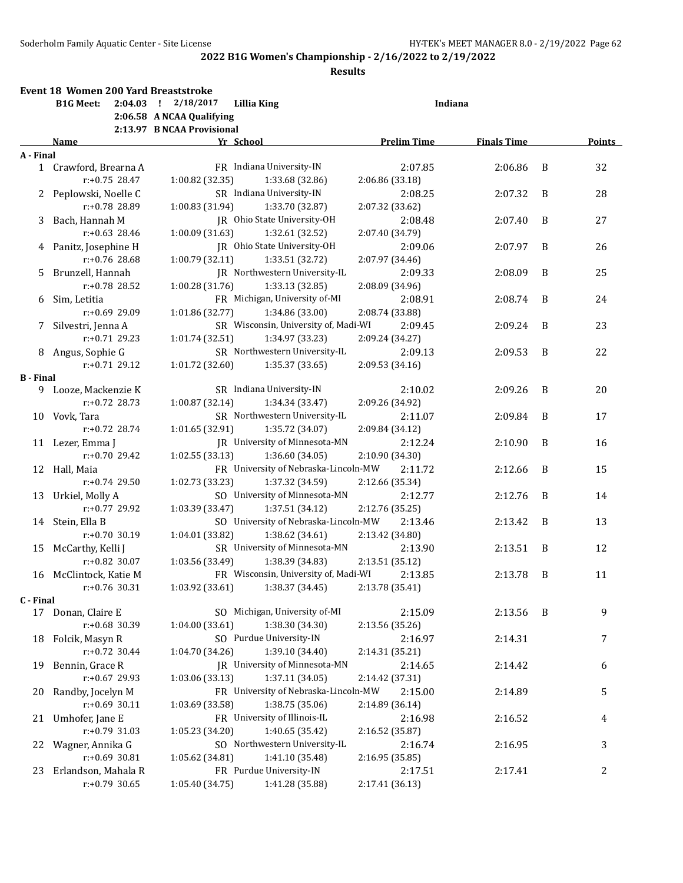**2022 B1G Women's Championship - 2/16/2022 to 2/19/2022**

**Results**

### Event 18 Women 200 Yard Breaststroke

| | | | |
|---|---|---|---|
| B1G Meet: | 2:04.03 ! | 2/18/2017 | Lillia King | Indiana |
| | 2:06.58 | A NCAA Qualifying | |
| | 2:13.97 | B NCAA Provisional | |

| | Name | Yr | School | Prelim Time | Finals Time | | Points |
|---|---|---|---|---|---|---|---|
| **A - Final** | | | | | | | |
| 1 | Crawford, Brearna A | FR | Indiana University-IN | 2:07.85 | 2:06.86 | B | 32 |
| | r:+0.75 28.47 | 1:00.82 (32.35) | 1:33.68 (32.86) | 2:06.86 (33.18) | | | |
| 2 | Peplowski, Noelle C | SR | Indiana University-IN | 2:08.25 | 2:07.32 | B | 28 |
| | r:+0.78 28.89 | 1:00.83 (31.94) | 1:33.70 (32.87) | 2:07.32 (33.62) | | | |
| 3 | Bach, Hannah M | JR | Ohio State University-OH | 2:08.48 | 2:07.40 | B | 27 |
| | r:+0.63 28.46 | 1:00.09 (31.63) | 1:32.61 (32.52) | 2:07.40 (34.79) | | | |
| 4 | Panitz, Josephine H | JR | Ohio State University-OH | 2:09.06 | 2:07.97 | B | 26 |
| | r:+0.76 28.68 | 1:00.79 (32.11) | 1:33.51 (32.72) | 2:07.97 (34.46) | | | |
| 5 | Brunzell, Hannah | JR | Northwestern University-IL | 2:09.33 | 2:08.09 | B | 25 |
| | r:+0.78 28.52 | 1:00.28 (31.76) | 1:33.13 (32.85) | 2:08.09 (34.96) | | | |
| 6 | Sim, Letitia | FR | Michigan, University of-MI | 2:08.91 | 2:08.74 | B | 24 |
| | r:+0.69 29.09 | 1:01.86 (32.77) | 1:34.86 (33.00) | 2:08.74 (33.88) | | | |
| 7 | Silvestri, Jenna A | SR | Wisconsin, University of, Madi-WI | 2:09.45 | 2:09.24 | B | 23 |
| | r:+0.71 29.23 | 1:01.74 (32.51) | 1:34.97 (33.23) | 2:09.24 (34.27) | | | |
| 8 | Angus, Sophie G | SR | Northwestern University-IL | 2:09.13 | 2:09.53 | B | 22 |
| | r:+0.71 29.12 | 1:01.72 (32.60) | 1:35.37 (33.65) | 2:09.53 (34.16) | | | |
| **B - Final** | | | | | | | |
| 9 | Looze, Mackenzie K | SR | Indiana University-IN | 2:10.02 | 2:09.26 | B | 20 |
| | r:+0.72 28.73 | 1:00.87 (32.14) | 1:34.34 (33.47) | 2:09.26 (34.92) | | | |
| 10 | Vovk, Tara | SR | Northwestern University-IL | 2:11.07 | 2:09.84 | B | 17 |
| | r:+0.72 28.74 | 1:01.65 (32.91) | 1:35.72 (34.07) | 2:09.84 (34.12) | | | |
| 11 | Lezer, Emma J | JR | University of Minnesota-MN | 2:12.24 | 2:10.90 | B | 16 |
| | r:+0.70 29.42 | 1:02.55 (33.13) | 1:36.60 (34.05) | 2:10.90 (34.30) | | | |
| 12 | Hall, Maia | FR | University of Nebraska-Lincoln-MW | 2:11.72 | 2:12.66 | B | 15 |
| | r:+0.74 29.50 | 1:02.73 (33.23) | 1:37.32 (34.59) | 2:12.66 (35.34) | | | |
| 13 | Urkiel, Molly A | SO | University of Minnesota-MN | 2:12.77 | 2:12.76 | B | 14 |
| | r:+0.77 29.92 | 1:03.39 (33.47) | 1:37.51 (34.12) | 2:12.76 (35.25) | | | |
| 14 | Stein, Ella B | SO | University of Nebraska-Lincoln-MW | 2:13.46 | 2:13.42 | B | 13 |
| | r:+0.70 30.19 | 1:04.01 (33.82) | 1:38.62 (34.61) | 2:13.42 (34.80) | | | |
| 15 | McCarthy, Kelli J | SR | University of Minnesota-MN | 2:13.90 | 2:13.51 | B | 12 |
| | r:+0.82 30.07 | 1:03.56 (33.49) | 1:38.39 (34.83) | 2:13.51 (35.12) | | | |
| 16 | McClintock, Katie M | FR | Wisconsin, University of, Madi-WI | 2:13.85 | 2:13.78 | B | 11 |
| | r:+0.76 30.31 | 1:03.92 (33.61) | 1:38.37 (34.45) | 2:13.78 (35.41) | | | |
| **C - Final** | | | | | | | |
| 17 | Donan, Claire E | SO | Michigan, University of-MI | 2:15.09 | 2:13.56 | B | 9 |
| | r:+0.68 30.39 | 1:04.00 (33.61) | 1:38.30 (34.30) | 2:13.56 (35.26) | | | |
| 18 | Folcik, Masyn R | SO | Purdue University-IN | 2:16.97 | 2:14.31 | | 7 |
| | r:+0.72 30.44 | 1:04.70 (34.26) | 1:39.10 (34.40) | 2:14.31 (35.21) | | | |
| 19 | Bennin, Grace R | JR | University of Minnesota-MN | 2:14.65 | 2:14.42 | | 6 |
| | r:+0.67 29.93 | 1:03.06 (33.13) | 1:37.11 (34.05) | 2:14.42 (37.31) | | | |
| 20 | Randby, Jocelyn M | FR | University of Nebraska-Lincoln-MW | 2:15.00 | 2:14.89 | | 5 |
| | r:+0.69 30.11 | 1:03.69 (33.58) | 1:38.75 (35.06) | 2:14.89 (36.14) | | | |
| 21 | Umhofer, Jane E | FR | University of Illinois-IL | 2:16.98 | 2:16.52 | | 4 |
| | r:+0.79 31.03 | 1:05.23 (34.20) | 1:40.65 (35.42) | 2:16.52 (35.87) | | | |
| 22 | Wagner, Annika G | SO | Northwestern University-IL | 2:16.74 | 2:16.95 | | 3 |
| | r:+0.69 30.81 | 1:05.62 (34.81) | 1:41.10 (35.48) | 2:16.95 (35.85) | | | |
| 23 | Erlandson, Mahala R | FR | Purdue University-IN | 2:17.51 | 2:17.41 | | 2 |
| | r:+0.79 30.65 | 1:05.40 (34.75) | 1:41.28 (35.88) | 2:17.41 (36.13) | | | |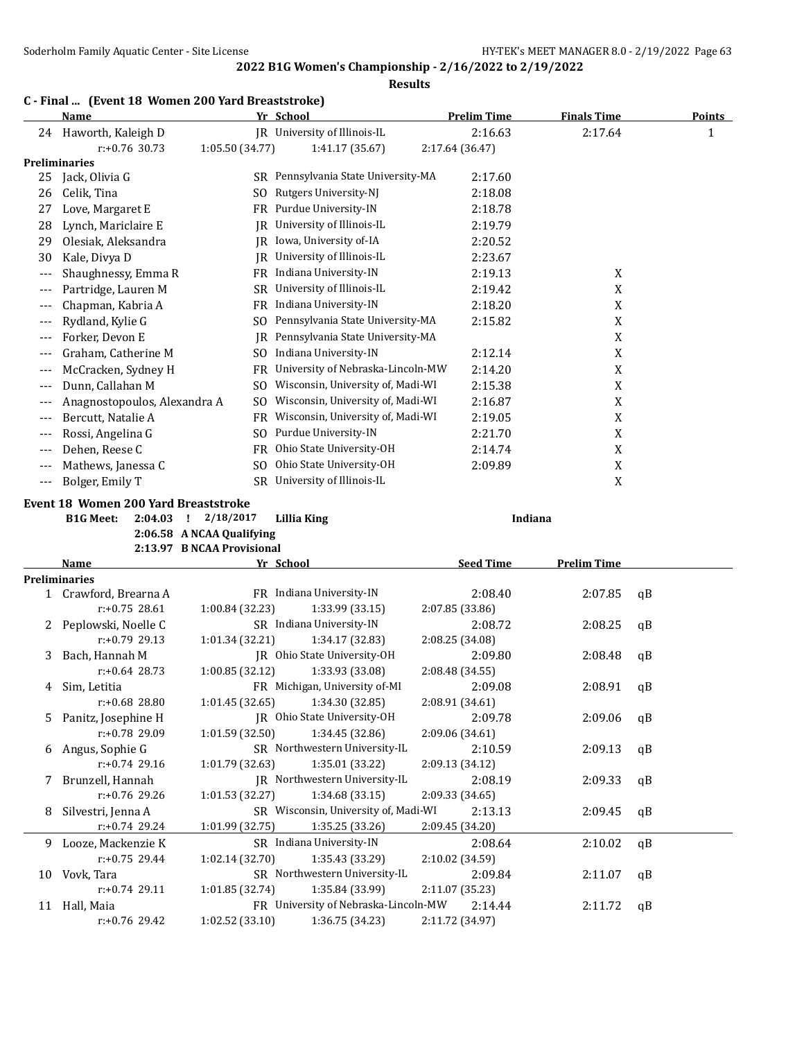## 2022 B1G Women's Championship - 2/16/2022 to 2/19/2022

### Results

### C - Final ... (Event 18 Women 200 Yard Breaststroke)

| | Name | Yr | School | Prelim Time | Finals Time | Points |
|---|---|---|---|---|---|---|
| 24 | Haworth, Kaleigh D | JR | University of Illinois-IL | 2:16.63 | 2:17.64 | 1 |
| | r:+0.76 30.73 | 1:05.50 (34.77) | 1:41.17 (35.67) | 2:17.64 (36.47) | | |
| **Preliminaries** | | | | | | |
| 25 | Jack, Olivia G | SR | Pennsylvania State University-MA | 2:17.60 | | |
| 26 | Celik, Tina | SO | Rutgers University-NJ | 2:18.08 | | |
| 27 | Love, Margaret E | FR | Purdue University-IN | 2:18.78 | | |
| 28 | Lynch, Mariclaire E | JR | University of Illinois-IL | 2:19.79 | | |
| 29 | Olesiak, Aleksandra | JR | Iowa, University of-IA | 2:20.52 | | |
| 30 | Kale, Divya D | JR | University of Illinois-IL | 2:23.67 | | |
| --- | Shaughnessy, Emma R | FR | Indiana University-IN | 2:19.13 | X | |
| --- | Partridge, Lauren M | SR | University of Illinois-IL | 2:19.42 | X | |
| --- | Chapman, Kabria A | FR | Indiana University-IN | 2:18.20 | X | |
| --- | Rydland, Kylie G | SO | Pennsylvania State University-MA | 2:15.82 | X | |
| --- | Forker, Devon E | JR | Pennsylvania State University-MA | | X | |
| --- | Graham, Catherine M | SO | Indiana University-IN | 2:12.14 | X | |
| --- | McCracken, Sydney H | FR | University of Nebraska-Lincoln-MW | 2:14.20 | X | |
| --- | Dunn, Callahan M | SO | Wisconsin, University of, Madi-WI | 2:15.38 | X | |
| --- | Anagnostopoulos, Alexandra A | SO | Wisconsin, University of, Madi-WI | 2:16.87 | X | |
| --- | Bercutt, Natalie A | FR | Wisconsin, University of, Madi-WI | 2:19.05 | X | |
| --- | Rossi, Angelina G | SO | Purdue University-IN | 2:21.70 | X | |
| --- | Dehen, Reese C | FR | Ohio State University-OH | 2:14.74 | X | |
| --- | Mathews, Janessa C | SO | Ohio State University-OH | 2:09.89 | X | |
| --- | Bolger, Emily T | SR | University of Illinois-IL | | X | |

### Event 18 Women 200 Yard Breaststroke

B1G Meet: 2:04.03 ! 2/18/2017 **Lillia King** Indiana
2:06.58 A NCAA Qualifying
2:13.97 B NCAA Provisional

| | Name | Yr | School | Seed Time | Prelim Time | |
|---|---|---|---|---|---|---|
| **Preliminaries** | | | | | | |
| 1 | Crawford, Brearna A | FR | Indiana University-IN | 2:08.40 | 2:07.85 | qB |
| | r:+0.75 28.61 | 1:00.84 (32.23) | 1:33.99 (33.15) | 2:07.85 (33.86) | | |
| 2 | Peplowski, Noelle C | SR | Indiana University-IN | 2:08.72 | 2:08.25 | qB |
| | r:+0.79 29.13 | 1:01.34 (32.21) | 1:34.17 (32.83) | 2:08.25 (34.08) | | |
| 3 | Bach, Hannah M | JR | Ohio State University-OH | 2:09.80 | 2:08.48 | qB |
| | r:+0.64 28.73 | 1:00.85 (32.12) | 1:33.93 (33.08) | 2:08.48 (34.55) | | |
| 4 | Sim, Letitia | FR | Michigan, University of-MI | 2:09.08 | 2:08.91 | qB |
| | r:+0.68 28.80 | 1:01.45 (32.65) | 1:34.30 (32.85) | 2:08.91 (34.61) | | |
| 5 | Panitz, Josephine H | JR | Ohio State University-OH | 2:09.78 | 2:09.06 | qB |
| | r:+0.78 29.09 | 1:01.59 (32.50) | 1:34.45 (32.86) | 2:09.06 (34.61) | | |
| 6 | Angus, Sophie G | SR | Northwestern University-IL | 2:10.59 | 2:09.13 | qB |
| | r:+0.74 29.16 | 1:01.79 (32.63) | 1:35.01 (33.22) | 2:09.13 (34.12) | | |
| 7 | Brunzell, Hannah | JR | Northwestern University-IL | 2:08.19 | 2:09.33 | qB |
| | r:+0.76 29.26 | 1:01.53 (32.27) | 1:34.68 (33.15) | 2:09.33 (34.65) | | |
| 8 | Silvestri, Jenna A | SR | Wisconsin, University of, Madi-WI | 2:13.13 | 2:09.45 | qB |
| | r:+0.74 29.24 | 1:01.99 (32.75) | 1:35.25 (33.26) | 2:09.45 (34.20) | | |
| 9 | Looze, Mackenzie K | SR | Indiana University-IN | 2:08.64 | 2:10.02 | qB |
| | r:+0.75 29.44 | 1:02.14 (32.70) | 1:35.43 (33.29) | 2:10.02 (34.59) | | |
| 10 | Vovk, Tara | SR | Northwestern University-IL | 2:09.84 | 2:11.07 | qB |
| | r:+0.74 29.11 | 1:01.85 (32.74) | 1:35.84 (33.99) | 2:11.07 (35.23) | | |
| 11 | Hall, Maia | FR | University of Nebraska-Lincoln-MW | 2:14.44 | 2:11.72 | qB |
| | r:+0.76 29.42 | 1:02.52 (33.10) | 1:36.75 (34.23) | 2:11.72 (34.97) | | |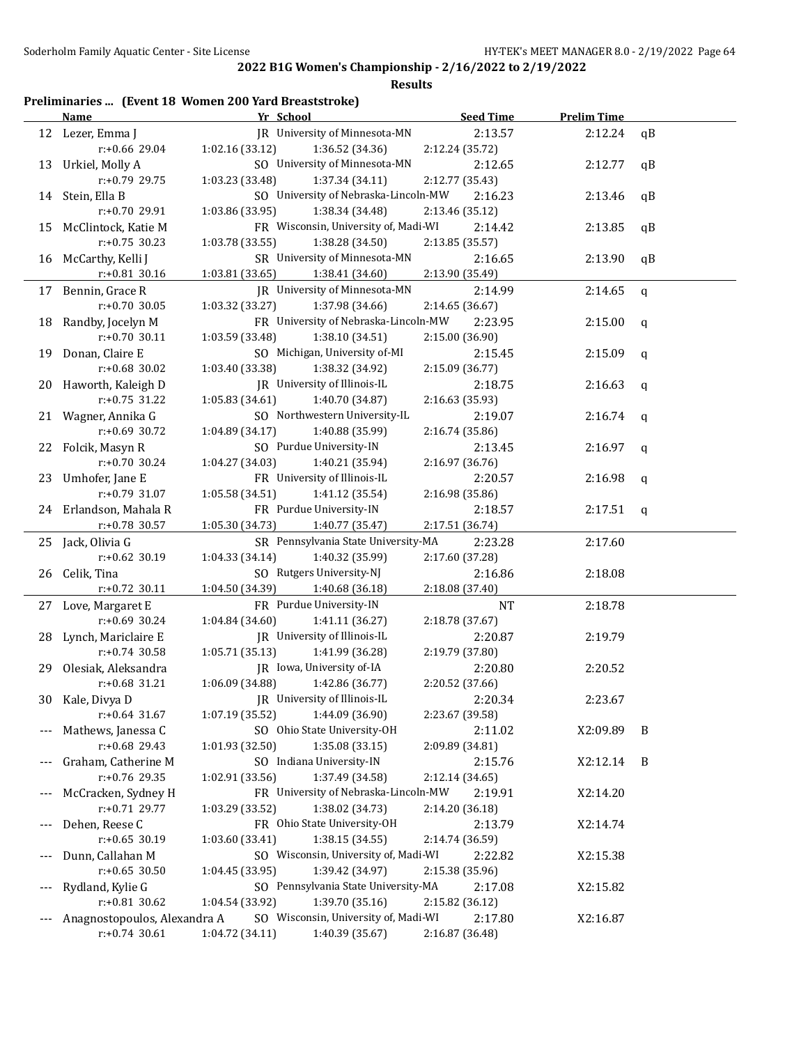**2022 B1G Women's Championship - 2/16/2022 to 2/19/2022**

**Results**

### Preliminaries ... (Event 18 Women 200 Yard Breaststroke)

| | Name | Yr | School | Seed Time | Prelim Time | |
|---|---|---|---|---|---|---|
| 12 | Lezer, Emma J | JR | University of Minnesota-MN | 2:13.57 | 2:12.24 | qB |
| | r:+0.66 29.04 | 1:02.16 (33.12) | 1:36.52 (34.36) | 2:12.24 (35.72) | | |
| 13 | Urkiel, Molly A | SO | University of Minnesota-MN | 2:12.65 | 2:12.77 | qB |
| | r:+0.79 29.75 | 1:03.23 (33.48) | 1:37.34 (34.11) | 2:12.77 (35.43) | | |
| 14 | Stein, Ella B | SO | University of Nebraska-Lincoln-MW | 2:16.23 | 2:13.46 | qB |
| | r:+0.70 29.91 | 1:03.86 (33.95) | 1:38.34 (34.48) | 2:13.46 (35.12) | | |
| 15 | McClintock, Katie M | FR | Wisconsin, University of, Madi-WI | 2:14.42 | 2:13.85 | qB |
| | r:+0.75 30.23 | 1:03.78 (33.55) | 1:38.28 (34.50) | 2:13.85 (35.57) | | |
| 16 | McCarthy, Kelli J | SR | University of Minnesota-MN | 2:16.65 | 2:13.90 | qB |
| | r:+0.81 30.16 | 1:03.81 (33.65) | 1:38.41 (34.60) | 2:13.90 (35.49) | | |
| 17 | Bennin, Grace R | JR | University of Minnesota-MN | 2:14.99 | 2:14.65 | q |
| | r:+0.70 30.05 | 1:03.32 (33.27) | 1:37.98 (34.66) | 2:14.65 (36.67) | | |
| 18 | Randby, Jocelyn M | FR | University of Nebraska-Lincoln-MW | 2:23.95 | 2:15.00 | q |
| | r:+0.70 30.11 | 1:03.59 (33.48) | 1:38.10 (34.51) | 2:15.00 (36.90) | | |
| 19 | Donan, Claire E | SO | Michigan, University of-MI | 2:15.45 | 2:15.09 | q |
| | r:+0.68 30.02 | 1:03.40 (33.38) | 1:38.32 (34.92) | 2:15.09 (36.77) | | |
| 20 | Haworth, Kaleigh D | JR | University of Illinois-IL | 2:18.75 | 2:16.63 | q |
| | r:+0.75 31.22 | 1:05.83 (34.61) | 1:40.70 (34.87) | 2:16.63 (35.93) | | |
| 21 | Wagner, Annika G | SO | Northwestern University-IL | 2:19.07 | 2:16.74 | q |
| | r:+0.69 30.72 | 1:04.89 (34.17) | 1:40.88 (35.99) | 2:16.74 (35.86) | | |
| 22 | Folcik, Masyn R | SO | Purdue University-IN | 2:13.45 | 2:16.97 | q |
| | r:+0.70 30.24 | 1:04.27 (34.03) | 1:40.21 (35.94) | 2:16.97 (36.76) | | |
| 23 | Umhofer, Jane E | FR | University of Illinois-IL | 2:20.57 | 2:16.98 | q |
| | r:+0.79 31.07 | 1:05.58 (34.51) | 1:41.12 (35.54) | 2:16.98 (35.86) | | |
| 24 | Erlandson, Mahala R | FR | Purdue University-IN | 2:18.57 | 2:17.51 | q |
| | r:+0.78 30.57 | 1:05.30 (34.73) | 1:40.77 (35.47) | 2:17.51 (36.74) | | |
| 25 | Jack, Olivia G | SR | Pennsylvania State University-MA | 2:23.28 | 2:17.60 | |
| | r:+0.62 30.19 | 1:04.33 (34.14) | 1:40.32 (35.99) | 2:17.60 (37.28) | | |
| 26 | Celik, Tina | SO | Rutgers University-NJ | 2:16.86 | 2:18.08 | |
| | r:+0.72 30.11 | 1:04.50 (34.39) | 1:40.68 (36.18) | 2:18.08 (37.40) | | |
| 27 | Love, Margaret E | FR | Purdue University-IN | NT | 2:18.78 | |
| | r:+0.69 30.24 | 1:04.84 (34.60) | 1:41.11 (36.27) | 2:18.78 (37.67) | | |
| 28 | Lynch, Mariclaire E | JR | University of Illinois-IL | 2:20.87 | 2:19.79 | |
| | r:+0.74 30.58 | 1:05.71 (35.13) | 1:41.99 (36.28) | 2:19.79 (37.80) | | |
| 29 | Olesiak, Aleksandra | JR | Iowa, University of-IA | 2:20.80 | 2:20.52 | |
| | r:+0.68 31.21 | 1:06.09 (34.88) | 1:42.86 (36.77) | 2:20.52 (37.66) | | |
| 30 | Kale, Divya D | JR | University of Illinois-IL | 2:20.34 | 2:23.67 | |
| | r:+0.64 31.67 | 1:07.19 (35.52) | 1:44.09 (36.90) | 2:23.67 (39.58) | | |
| --- | Mathews, Janessa C | SO | Ohio State University-OH | 2:11.02 | X2:09.89 | B |
| | r:+0.68 29.43 | 1:01.93 (32.50) | 1:35.08 (33.15) | 2:09.89 (34.81) | | |
| --- | Graham, Catherine M | SO | Indiana University-IN | 2:15.76 | X2:12.14 | B |
| | r:+0.76 29.35 | 1:02.91 (33.56) | 1:37.49 (34.58) | 2:12.14 (34.65) | | |
| --- | McCracken, Sydney H | FR | University of Nebraska-Lincoln-MW | 2:19.91 | X2:14.20 | |
| | r:+0.71 29.77 | 1:03.29 (33.52) | 1:38.02 (34.73) | 2:14.20 (36.18) | | |
| --- | Dehen, Reese C | FR | Ohio State University-OH | 2:13.79 | X2:14.74 | |
| | r:+0.65 30.19 | 1:03.60 (33.41) | 1:38.15 (34.55) | 2:14.74 (36.59) | | |
| --- | Dunn, Callahan M | SO | Wisconsin, University of, Madi-WI | 2:22.82 | X2:15.38 | |
| | r:+0.65 30.50 | 1:04.45 (33.95) | 1:39.42 (34.97) | 2:15.38 (35.96) | | |
| --- | Rydland, Kylie G | SO | Pennsylvania State University-MA | 2:17.08 | X2:15.82 | |
| | r:+0.81 30.62 | 1:04.54 (33.92) | 1:39.70 (35.16) | 2:15.82 (36.12) | | |
| --- | Anagnostopoulos, Alexandra A | SO | Wisconsin, University of, Madi-WI | 2:17.80 | X2:16.87 | |
| | r:+0.74 30.61 | 1:04.72 (34.11) | 1:40.39 (35.67) | 2:16.87 (36.48) | | |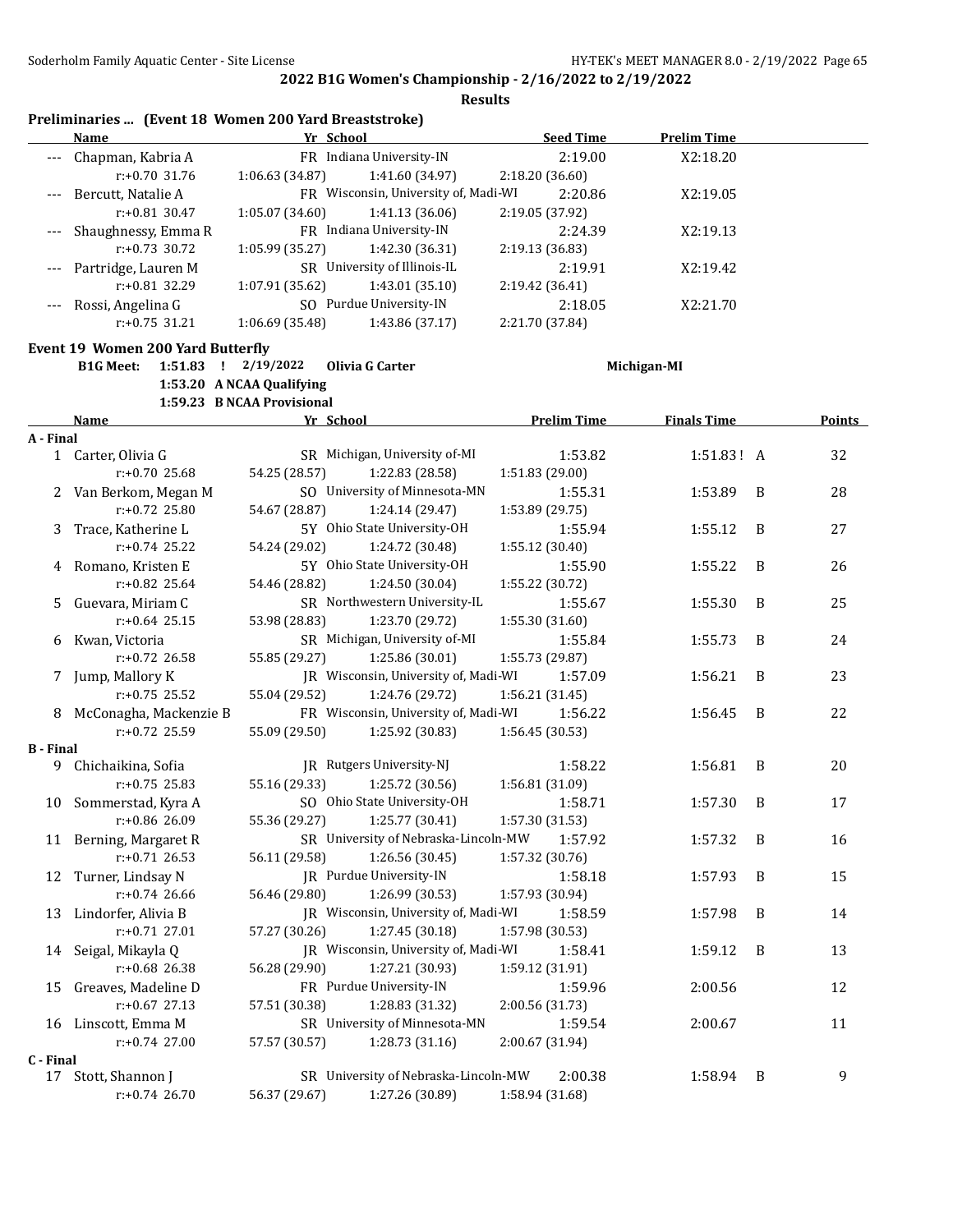## 2022 B1G Women's Championship - 2/16/2022 to 2/19/2022

**Results**

### Preliminaries ... (Event 18 Women 200 Yard Breaststroke)

| | Name | Yr | School | Seed Time | Prelim Time |
|---|---|---|---|---|---|
| --- | Chapman, Kabria A | FR | Indiana University-IN | 2:19.00 | X2:18.20 |
| | r:+0.70 31.76 | 1:06.63 (34.87) | 1:41.60 (34.97) | 2:18.20 (36.60) | |
| --- | Bercutt, Natalie A | FR | Wisconsin, University of, Madi-WI | 2:20.86 | X2:19.05 |
| | r:+0.81 30.47 | 1:05.07 (34.60) | 1:41.13 (36.06) | 2:19.05 (37.92) | |
| --- | Shaughnessy, Emma R | FR | Indiana University-IN | 2:24.39 | X2:19.13 |
| | r:+0.73 30.72 | 1:05.99 (35.27) | 1:42.30 (36.31) | 2:19.13 (36.83) | |
| --- | Partridge, Lauren M | SR | University of Illinois-IL | 2:19.91 | X2:19.42 |
| | r:+0.81 32.29 | 1:07.91 (35.62) | 1:43.01 (35.10) | 2:19.42 (36.41) | |
| --- | Rossi, Angelina G | SO | Purdue University-IN | 2:18.05 | X2:21.70 |
| | r:+0.75 31.21 | 1:06.69 (35.48) | 1:43.86 (37.17) | 2:21.70 (37.84) | |

### Event 19 Women 200 Yard Butterfly

B1G Meet: 1:51.83 ! 2/19/2022 Olivia G Carter Michigan-MI
1:53.20 A NCAA Qualifying
1:59.23 B NCAA Provisional

| | Name | Yr | School | Prelim Time | Finals Time | | Points |
|---|---|---|---|---|---|---|---|
| **A - Final** | | | | | | | |
| 1 | Carter, Olivia G | SR | Michigan, University of-MI | 1:53.82 | 1:51.83 ! | A | 32 |
| | r:+0.70 25.68 | 54.25 (28.57) | 1:22.83 (28.58) | 1:51.83 (29.00) | | | |
| 2 | Van Berkom, Megan M | SO | University of Minnesota-MN | 1:55.31 | 1:53.89 | B | 28 |
| | r:+0.72 25.80 | 54.67 (28.87) | 1:24.14 (29.47) | 1:53.89 (29.75) | | | |
| 3 | Trace, Katherine L | 5Y | Ohio State University-OH | 1:55.94 | 1:55.12 | B | 27 |
| | r:+0.74 25.22 | 54.24 (29.02) | 1:24.72 (30.48) | 1:55.12 (30.40) | | | |
| 4 | Romano, Kristen E | 5Y | Ohio State University-OH | 1:55.90 | 1:55.22 | B | 26 |
| | r:+0.82 25.64 | 54.46 (28.82) | 1:24.50 (30.04) | 1:55.22 (30.72) | | | |
| 5 | Guevara, Miriam C | SR | Northwestern University-IL | 1:55.67 | 1:55.30 | B | 25 |
| | r:+0.64 25.15 | 53.98 (28.83) | 1:23.70 (29.72) | 1:55.30 (31.60) | | | |
| 6 | Kwan, Victoria | SR | Michigan, University of-MI | 1:55.84 | 1:55.73 | B | 24 |
| | r:+0.72 26.58 | 55.85 (29.27) | 1:25.86 (30.01) | 1:55.73 (29.87) | | | |
| 7 | Jump, Mallory K | JR | Wisconsin, University of, Madi-WI | 1:57.09 | 1:56.21 | B | 23 |
| | r:+0.75 25.52 | 55.04 (29.52) | 1:24.76 (29.72) | 1:56.21 (31.45) | | | |
| 8 | McConagha, Mackenzie B | FR | Wisconsin, University of, Madi-WI | 1:56.22 | 1:56.45 | B | 22 |
| | r:+0.72 25.59 | 55.09 (29.50) | 1:25.92 (30.83) | 1:56.45 (30.53) | | | |
| **B - Final** | | | | | | | |
| 9 | Chichaikina, Sofia | JR | Rutgers University-NJ | 1:58.22 | 1:56.81 | B | 20 |
| | r:+0.75 25.83 | 55.16 (29.33) | 1:25.72 (30.56) | 1:56.81 (31.09) | | | |
| 10 | Sommerstad, Kyra A | SO | Ohio State University-OH | 1:58.71 | 1:57.30 | B | 17 |
| | r:+0.86 26.09 | 55.36 (29.27) | 1:25.77 (30.41) | 1:57.30 (31.53) | | | |
| 11 | Berning, Margaret R | SR | University of Nebraska-Lincoln-MW | 1:57.92 | 1:57.32 | B | 16 |
| | r:+0.71 26.53 | 56.11 (29.58) | 1:26.56 (30.45) | 1:57.32 (30.76) | | | |
| 12 | Turner, Lindsay N | JR | Purdue University-IN | 1:58.18 | 1:57.93 | B | 15 |
| | r:+0.74 26.66 | 56.46 (29.80) | 1:26.99 (30.53) | 1:57.93 (30.94) | | | |
| 13 | Lindorfer, Alivia B | JR | Wisconsin, University of, Madi-WI | 1:58.59 | 1:57.98 | B | 14 |
| | r:+0.71 27.01 | 57.27 (30.26) | 1:27.45 (30.18) | 1:57.98 (30.53) | | | |
| 14 | Seigal, Mikayla Q | JR | Wisconsin, University of, Madi-WI | 1:58.41 | 1:59.12 | B | 13 |
| | r:+0.68 26.38 | 56.28 (29.90) | 1:27.21 (30.93) | 1:59.12 (31.91) | | | |
| 15 | Greaves, Madeline D | FR | Purdue University-IN | 1:59.96 | 2:00.56 | | 12 |
| | r:+0.67 27.13 | 57.51 (30.38) | 1:28.83 (31.32) | 2:00.56 (31.73) | | | |
| 16 | Linscott, Emma M | SR | University of Minnesota-MN | 1:59.54 | 2:00.67 | | 11 |
| | r:+0.74 27.00 | 57.57 (30.57) | 1:28.73 (31.16) | 2:00.67 (31.94) | | | |
| **C - Final** | | | | | | | |
| 17 | Stott, Shannon J | SR | University of Nebraska-Lincoln-MW | 2:00.38 | 1:58.94 | B | 9 |
| | r:+0.74 26.70 | 56.37 (29.67) | 1:27.26 (30.89) | 1:58.94 (31.68) | | | |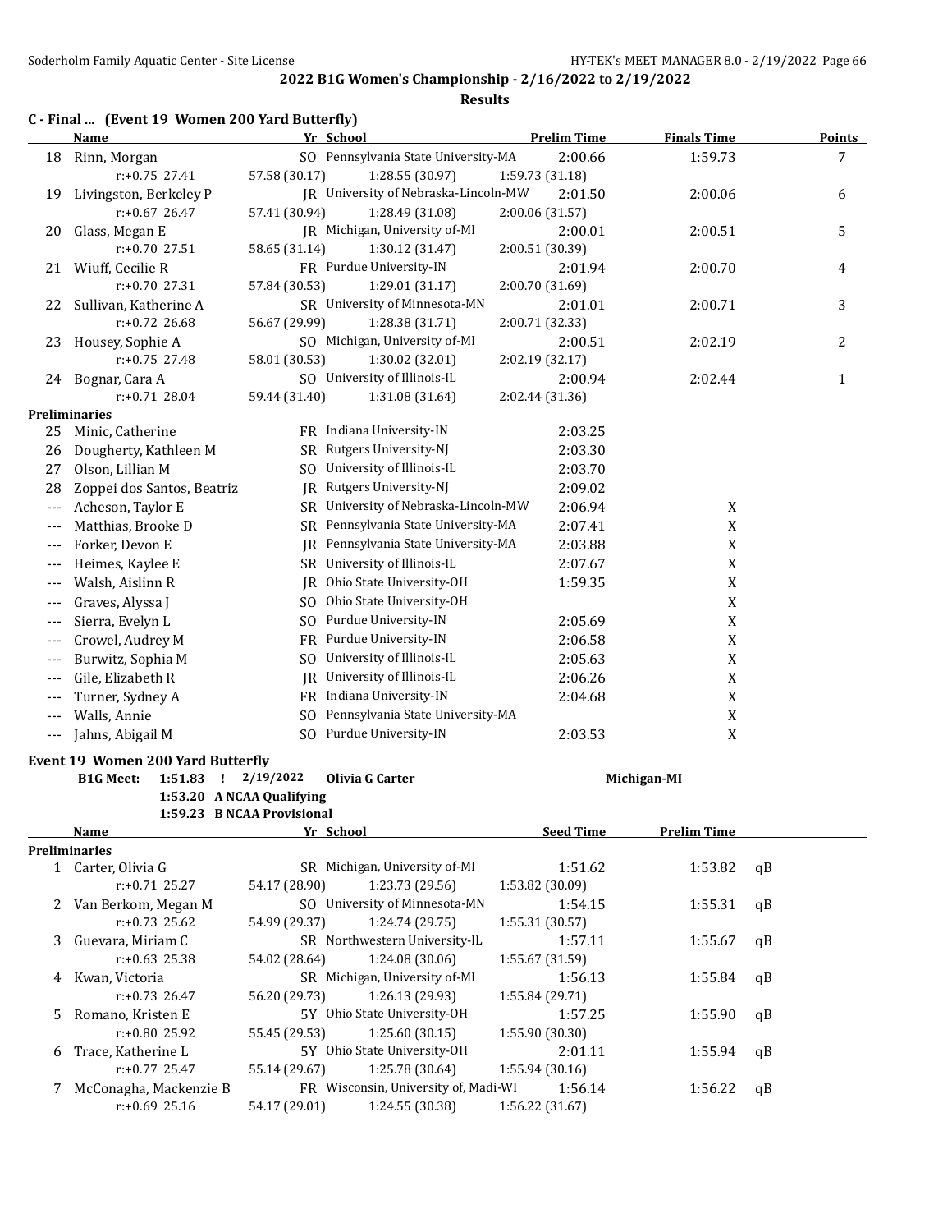## 2022 B1G Women's Championship - 2/16/2022 to 2/19/2022

### Results

**C - Final ... (Event 19 Women 200 Yard Butterfly)**

| | Name | Yr | School | Prelim Time | Finals Time | Points |
|---|---|---|---|---|---|---|
| 18 | Rinn, Morgan | SO | Pennsylvania State University-MA | 2:00.66 | 1:59.73 | 7 |
| | r:+0.75 27.41 | 57.58 (30.17) | 1:28.55 (30.97) | 1:59.73 (31.18) | | |
| 19 | Livingston, Berkeley P | JR | University of Nebraska-Lincoln-MW | 2:01.50 | 2:00.06 | 6 |
| | r:+0.67 26.47 | 57.41 (30.94) | 1:28.49 (31.08) | 2:00.06 (31.57) | | |
| 20 | Glass, Megan E | JR | Michigan, University of-MI | 2:00.01 | 2:00.51 | 5 |
| | r:+0.70 27.51 | 58.65 (31.14) | 1:30.12 (31.47) | 2:00.51 (30.39) | | |
| 21 | Wiuff, Cecilie R | FR | Purdue University-IN | 2:01.94 | 2:00.70 | 4 |
| | r:+0.70 27.31 | 57.84 (30.53) | 1:29.01 (31.17) | 2:00.70 (31.69) | | |
| 22 | Sullivan, Katherine A | SR | University of Minnesota-MN | 2:01.01 | 2:00.71 | 3 |
| | r:+0.72 26.68 | 56.67 (29.99) | 1:28.38 (31.71) | 2:00.71 (32.33) | | |
| 23 | Housey, Sophie A | SO | Michigan, University of-MI | 2:00.51 | 2:02.19 | 2 |
| | r:+0.75 27.48 | 58.01 (30.53) | 1:30.02 (32.01) | 2:02.19 (32.17) | | |
| 24 | Bognar, Cara A | SO | University of Illinois-IL | 2:00.94 | 2:02.44 | 1 |
| | r:+0.71 28.04 | 59.44 (31.40) | 1:31.08 (31.64) | 2:02.44 (31.36) | | |

**Preliminaries**

| | Name | Yr | School | Prelim Time | Finals Time |
|---|---|---|---|---|---|
| 25 | Minic, Catherine | FR | Indiana University-IN | 2:03.25 | |
| 26 | Dougherty, Kathleen M | SR | Rutgers University-NJ | 2:03.30 | |
| 27 | Olson, Lillian M | SO | University of Illinois-IL | 2:03.70 | |
| 28 | Zoppei dos Santos, Beatriz | JR | Rutgers University-NJ | 2:09.02 | |
| --- | Acheson, Taylor E | SR | University of Nebraska-Lincoln-MW | 2:06.94 | X |
| --- | Matthias, Brooke D | SR | Pennsylvania State University-MA | 2:07.41 | X |
| --- | Forker, Devon E | JR | Pennsylvania State University-MA | 2:03.88 | X |
| --- | Heimes, Kaylee E | SR | University of Illinois-IL | 2:07.67 | X |
| --- | Walsh, Aislinn R | JR | Ohio State University-OH | 1:59.35 | X |
| --- | Graves, Alyssa J | SO | Ohio State University-OH | | X |
| --- | Sierra, Evelyn L | SO | Purdue University-IN | 2:05.69 | X |
| --- | Crowel, Audrey M | FR | Purdue University-IN | 2:06.58 | X |
| --- | Burwitz, Sophia M | SO | University of Illinois-IL | 2:05.63 | X |
| --- | Gile, Elizabeth R | JR | University of Illinois-IL | 2:06.26 | X |
| --- | Turner, Sydney A | FR | Indiana University-IN | 2:04.68 | X |
| --- | Walls, Annie | SO | Pennsylvania State University-MA | | X |
| --- | Jahns, Abigail M | SO | Purdue University-IN | 2:03.53 | X |

**Event 19 Women 200 Yard Butterfly**

B1G Meet: 1:51.83 ! 2/19/2022 **Olivia G Carter** **Michigan-MI**
1:53.20 A NCAA Qualifying
1:59.23 B NCAA Provisional

**Preliminaries**

| | Name | Yr | School | Seed Time | Prelim Time | |
|---|---|---|---|---|---|---|
| 1 | Carter, Olivia G | SR | Michigan, University of-MI | 1:51.62 | 1:53.82 | qB |
| | r:+0.71 25.27 | 54.17 (28.90) | 1:23.73 (29.56) | 1:53.82 (30.09) | | |
| 2 | Van Berkom, Megan M | SO | University of Minnesota-MN | 1:54.15 | 1:55.31 | qB |
| | r:+0.73 25.62 | 54.99 (29.37) | 1:24.74 (29.75) | 1:55.31 (30.57) | | |
| 3 | Guevara, Miriam C | SR | Northwestern University-IL | 1:57.11 | 1:55.67 | qB |
| | r:+0.63 25.38 | 54.02 (28.64) | 1:24.08 (30.06) | 1:55.67 (31.59) | | |
| 4 | Kwan, Victoria | SR | Michigan, University of-MI | 1:56.13 | 1:55.84 | qB |
| | r:+0.73 26.47 | 56.20 (29.73) | 1:26.13 (29.93) | 1:55.84 (29.71) | | |
| 5 | Romano, Kristen E | 5Y | Ohio State University-OH | 1:57.25 | 1:55.90 | qB |
| | r:+0.80 25.92 | 55.45 (29.53) | 1:25.60 (30.15) | 1:55.90 (30.30) | | |
| 6 | Trace, Katherine L | 5Y | Ohio State University-OH | 2:01.11 | 1:55.94 | qB |
| | r:+0.77 25.47 | 55.14 (29.67) | 1:25.78 (30.64) | 1:55.94 (30.16) | | |
| 7 | McConagha, Mackenzie B | FR | Wisconsin, University of, Madi-WI | 1:56.14 | 1:56.22 | qB |
| | r:+0.69 25.16 | 54.17 (29.01) | 1:24.55 (30.38) | 1:56.22 (31.67) | | |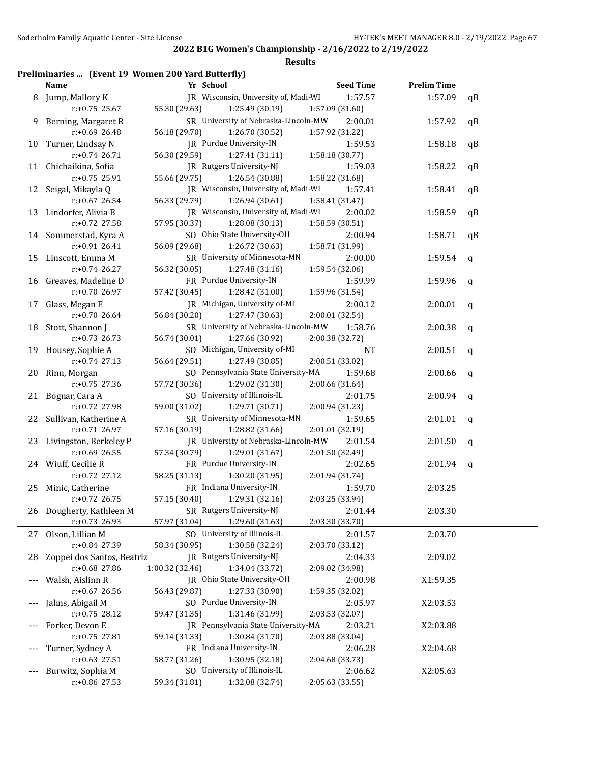## 2022 B1G Women's Championship - 2/16/2022 to 2/19/2022

### Results

**Preliminaries ... (Event 19 Women 200 Yard Butterfly)**

| | Name | Yr | School | Seed Time | Prelim Time | |
|---|---|---|---|---|---|---|
| 8 | Jump, Mallory K | JR | Wisconsin, University of, Madi-WI | 1:57.57 | 1:57.09 | qB |
| | r:+0.75 25.67 | 55.30 (29.63) | 1:25.49 (30.19) | 1:57.09 (31.60) | | |
| 9 | Berning, Margaret R | SR | University of Nebraska-Lincoln-MW | 2:00.01 | 1:57.92 | qB |
| | r:+0.69 26.48 | 56.18 (29.70) | 1:26.70 (30.52) | 1:57.92 (31.22) | | |
| 10 | Turner, Lindsay N | JR | Purdue University-IN | 1:59.53 | 1:58.18 | qB |
| | r:+0.74 26.71 | 56.30 (29.59) | 1:27.41 (31.11) | 1:58.18 (30.77) | | |
| 11 | Chichaikina, Sofia | JR | Rutgers University-NJ | 1:59.03 | 1:58.22 | qB |
| | r:+0.75 25.91 | 55.66 (29.75) | 1:26.54 (30.88) | 1:58.22 (31.68) | | |
| 12 | Seigal, Mikayla Q | JR | Wisconsin, University of, Madi-WI | 1:57.41 | 1:58.41 | qB |
| | r:+0.67 26.54 | 56.33 (29.79) | 1:26.94 (30.61) | 1:58.41 (31.47) | | |
| 13 | Lindorfer, Alivia B | JR | Wisconsin, University of, Madi-WI | 2:00.02 | 1:58.59 | qB |
| | r:+0.72 27.58 | 57.95 (30.37) | 1:28.08 (30.13) | 1:58.59 (30.51) | | |
| 14 | Sommerstad, Kyra A | SO | Ohio State University-OH | 2:00.94 | 1:58.71 | qB |
| | r:+0.91 26.41 | 56.09 (29.68) | 1:26.72 (30.63) | 1:58.71 (31.99) | | |
| 15 | Linscott, Emma M | SR | University of Minnesota-MN | 2:00.00 | 1:59.54 | q |
| | r:+0.74 26.27 | 56.32 (30.05) | 1:27.48 (31.16) | 1:59.54 (32.06) | | |
| 16 | Greaves, Madeline D | FR | Purdue University-IN | 1:59.99 | 1:59.96 | q |
| | r:+0.70 26.97 | 57.42 (30.45) | 1:28.42 (31.00) | 1:59.96 (31.54) | | |
| 17 | Glass, Megan E | JR | Michigan, University of-MI | 2:00.12 | 2:00.01 | q |
| | r:+0.70 26.64 | 56.84 (30.20) | 1:27.47 (30.63) | 2:00.01 (32.54) | | |
| 18 | Stott, Shannon J | SR | University of Nebraska-Lincoln-MW | 1:58.76 | 2:00.38 | q |
| | r:+0.73 26.73 | 56.74 (30.01) | 1:27.66 (30.92) | 2:00.38 (32.72) | | |
| 19 | Housey, Sophie A | SO | Michigan, University of-MI | NT | 2:00.51 | q |
| | r:+0.74 27.13 | 56.64 (29.51) | 1:27.49 (30.85) | 2:00.51 (33.02) | | |
| 20 | Rinn, Morgan | SO | Pennsylvania State University-MA | 1:59.68 | 2:00.66 | q |
| | r:+0.75 27.36 | 57.72 (30.36) | 1:29.02 (31.30) | 2:00.66 (31.64) | | |
| 21 | Bognar, Cara A | SO | University of Illinois-IL | 2:01.75 | 2:00.94 | q |
| | r:+0.72 27.98 | 59.00 (31.02) | 1:29.71 (30.71) | 2:00.94 (31.23) | | |
| 22 | Sullivan, Katherine A | SR | University of Minnesota-MN | 1:59.65 | 2:01.01 | q |
| | r:+0.71 26.97 | 57.16 (30.19) | 1:28.82 (31.66) | 2:01.01 (32.19) | | |
| 23 | Livingston, Berkeley P | JR | University of Nebraska-Lincoln-MW | 2:01.54 | 2:01.50 | q |
| | r:+0.69 26.55 | 57.34 (30.79) | 1:29.01 (31.67) | 2:01.50 (32.49) | | |
| 24 | Wiuff, Cecilie R | FR | Purdue University-IN | 2:02.65 | 2:01.94 | q |
| | r:+0.72 27.12 | 58.25 (31.13) | 1:30.20 (31.95) | 2:01.94 (31.74) | | |
| 25 | Minic, Catherine | FR | Indiana University-IN | 1:59.70 | 2:03.25 | |
| | r:+0.72 26.75 | 57.15 (30.40) | 1:29.31 (32.16) | 2:03.25 (33.94) | | |
| 26 | Dougherty, Kathleen M | SR | Rutgers University-NJ | 2:01.44 | 2:03.30 | |
| | r:+0.73 26.93 | 57.97 (31.04) | 1:29.60 (31.63) | 2:03.30 (33.70) | | |
| 27 | Olson, Lillian M | SO | University of Illinois-IL | 2:01.57 | 2:03.70 | |
| | r:+0.84 27.39 | 58.34 (30.95) | 1:30.58 (32.24) | 2:03.70 (33.12) | | |
| 28 | Zoppei dos Santos, Beatriz | JR | Rutgers University-NJ | 2:04.33 | 2:09.02 | |
| | r:+0.68 27.86 | 1:00.32 (32.46) | 1:34.04 (33.72) | 2:09.02 (34.98) | | |
| --- | Walsh, Aislinn R | JR | Ohio State University-OH | 2:00.98 | X1:59.35 | |
| | r:+0.67 26.56 | 56.43 (29.87) | 1:27.33 (30.90) | 1:59.35 (32.02) | | |
| --- | Jahns, Abigail M | SO | Purdue University-IN | 2:05.97 | X2:03.53 | |
| | r:+0.75 28.12 | 59.47 (31.35) | 1:31.46 (31.99) | 2:03.53 (32.07) | | |
| --- | Forker, Devon E | JR | Pennsylvania State University-MA | 2:03.21 | X2:03.88 | |
| | r:+0.75 27.81 | 59.14 (31.33) | 1:30.84 (31.70) | 2:03.88 (33.04) | | |
| --- | Turner, Sydney A | FR | Indiana University-IN | 2:06.28 | X2:04.68 | |
| | r:+0.63 27.51 | 58.77 (31.26) | 1:30.95 (32.18) | 2:04.68 (33.73) | | |
| --- | Burwitz, Sophia M | SO | University of Illinois-IL | 2:06.62 | X2:05.63 | |
| | r:+0.86 27.53 | 59.34 (31.81) | 1:32.08 (32.74) | 2:05.63 (33.55) | | |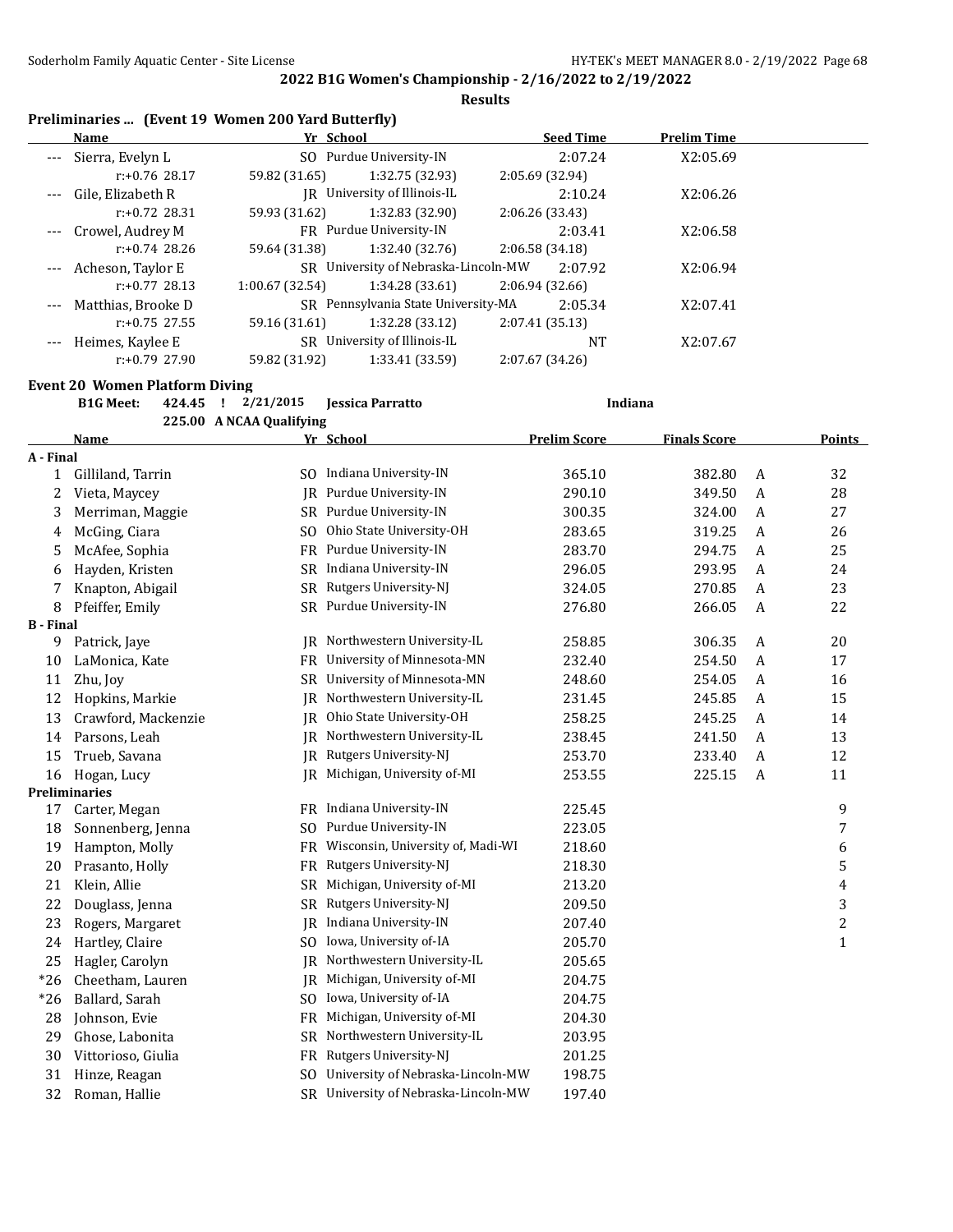**2022 B1G Women's Championship - 2/16/2022 to 2/19/2022**

**Results**

### Preliminaries ... (Event 19 Women 200 Yard Butterfly)

| | Name | Yr | School | Seed Time | Prelim Time |
|---|---|---|---|---|---|
| --- | Sierra, Evelyn L | SO | Purdue University-IN | 2:07.24 | X2:05.69 |
| | r:+0.76 28.17 | 59.82 (31.65) | 1:32.75 (32.93) | 2:05.69 (32.94) | |
| --- | Gile, Elizabeth R | JR | University of Illinois-IL | 2:10.24 | X2:06.26 |
| | r:+0.72 28.31 | 59.93 (31.62) | 1:32.83 (32.90) | 2:06.26 (33.43) | |
| --- | Crowel, Audrey M | FR | Purdue University-IN | 2:03.41 | X2:06.58 |
| | r:+0.74 28.26 | 59.64 (31.38) | 1:32.40 (32.76) | 2:06.58 (34.18) | |
| --- | Acheson, Taylor E | SR | University of Nebraska-Lincoln-MW | 2:07.92 | X2:06.94 |
| | r:+0.77 28.13 | 1:00.67 (32.54) | 1:34.28 (33.61) | 2:06.94 (32.66) | |
| --- | Matthias, Brooke D | SR | Pennsylvania State University-MA | 2:05.34 | X2:07.41 |
| | r:+0.75 27.55 | 59.16 (31.61) | 1:32.28 (33.12) | 2:07.41 (35.13) | |
| --- | Heimes, Kaylee E | SR | University of Illinois-IL | NT | X2:07.67 |
| | r:+0.79 27.90 | 59.82 (31.92) | 1:33.41 (33.59) | 2:07.67 (34.26) | |

### Event 20 Women Platform Diving

**B1G Meet:** 424.45 ! 2/21/2015 **Jessica Parratto** Indiana

225.00 A NCAA Qualifying

| | Name | Yr | School | Prelim Score | Finals Score | | Points |
|---|---|---|---|---|---|---|---|
| **A - Final** | | | | | | | |
| 1 | Gilliland, Tarrin | SO | Indiana University-IN | 365.10 | 382.80 | A | 32 |
| 2 | Vieta, Maycey | JR | Purdue University-IN | 290.10 | 349.50 | A | 28 |
| 3 | Merriman, Maggie | SR | Purdue University-IN | 300.35 | 324.00 | A | 27 |
| 4 | McGing, Ciara | SO | Ohio State University-OH | 283.65 | 319.25 | A | 26 |
| 5 | McAfee, Sophia | FR | Purdue University-IN | 283.70 | 294.75 | A | 25 |
| 6 | Hayden, Kristen | SR | Indiana University-IN | 296.05 | 293.95 | A | 24 |
| 7 | Knapton, Abigail | SR | Rutgers University-NJ | 324.05 | 270.85 | A | 23 |
| 8 | Pfeiffer, Emily | SR | Purdue University-IN | 276.80 | 266.05 | A | 22 |
| **B - Final** | | | | | | | |
| 9 | Patrick, Jaye | JR | Northwestern University-IL | 258.85 | 306.35 | A | 20 |
| 10 | LaMonica, Kate | FR | University of Minnesota-MN | 232.40 | 254.50 | A | 17 |
| 11 | Zhu, Joy | SR | University of Minnesota-MN | 248.60 | 254.05 | A | 16 |
| 12 | Hopkins, Markie | JR | Northwestern University-IL | 231.45 | 245.85 | A | 15 |
| 13 | Crawford, Mackenzie | JR | Ohio State University-OH | 258.25 | 245.25 | A | 14 |
| 14 | Parsons, Leah | JR | Northwestern University-IL | 238.45 | 241.50 | A | 13 |
| 15 | Trueb, Savana | JR | Rutgers University-NJ | 253.70 | 233.40 | A | 12 |
| 16 | Hogan, Lucy | JR | Michigan, University of-MI | 253.55 | 225.15 | A | 11 |
| **Preliminaries** | | | | | | | |
| 17 | Carter, Megan | FR | Indiana University-IN | 225.45 | | | 9 |
| 18 | Sonnenberg, Jenna | SO | Purdue University-IN | 223.05 | | | 7 |
| 19 | Hampton, Molly | FR | Wisconsin, University of, Madi-WI | 218.60 | | | 6 |
| 20 | Prasanto, Holly | FR | Rutgers University-NJ | 218.30 | | | 5 |
| 21 | Klein, Allie | SR | Michigan, University of-MI | 213.20 | | | 4 |
| 22 | Douglass, Jenna | SR | Rutgers University-NJ | 209.50 | | | 3 |
| 23 | Rogers, Margaret | JR | Indiana University-IN | 207.40 | | | 2 |
| 24 | Hartley, Claire | SO | Iowa, University of-IA | 205.70 | | | 1 |
| 25 | Hagler, Carolyn | JR | Northwestern University-IL | 205.65 | | | |
| *26 | Cheetham, Lauren | JR | Michigan, University of-MI | 204.75 | | | |
| *26 | Ballard, Sarah | SO | Iowa, University of-IA | 204.75 | | | |
| 28 | Johnson, Evie | FR | Michigan, University of-MI | 204.30 | | | |
| 29 | Ghose, Labonita | SR | Northwestern University-IL | 203.95 | | | |
| 30 | Vittorioso, Giulia | FR | Rutgers University-NJ | 201.25 | | | |
| 31 | Hinze, Reagan | SO | University of Nebraska-Lincoln-MW | 198.75 | | | |
| 32 | Roman, Hallie | SR | University of Nebraska-Lincoln-MW | 197.40 | | | |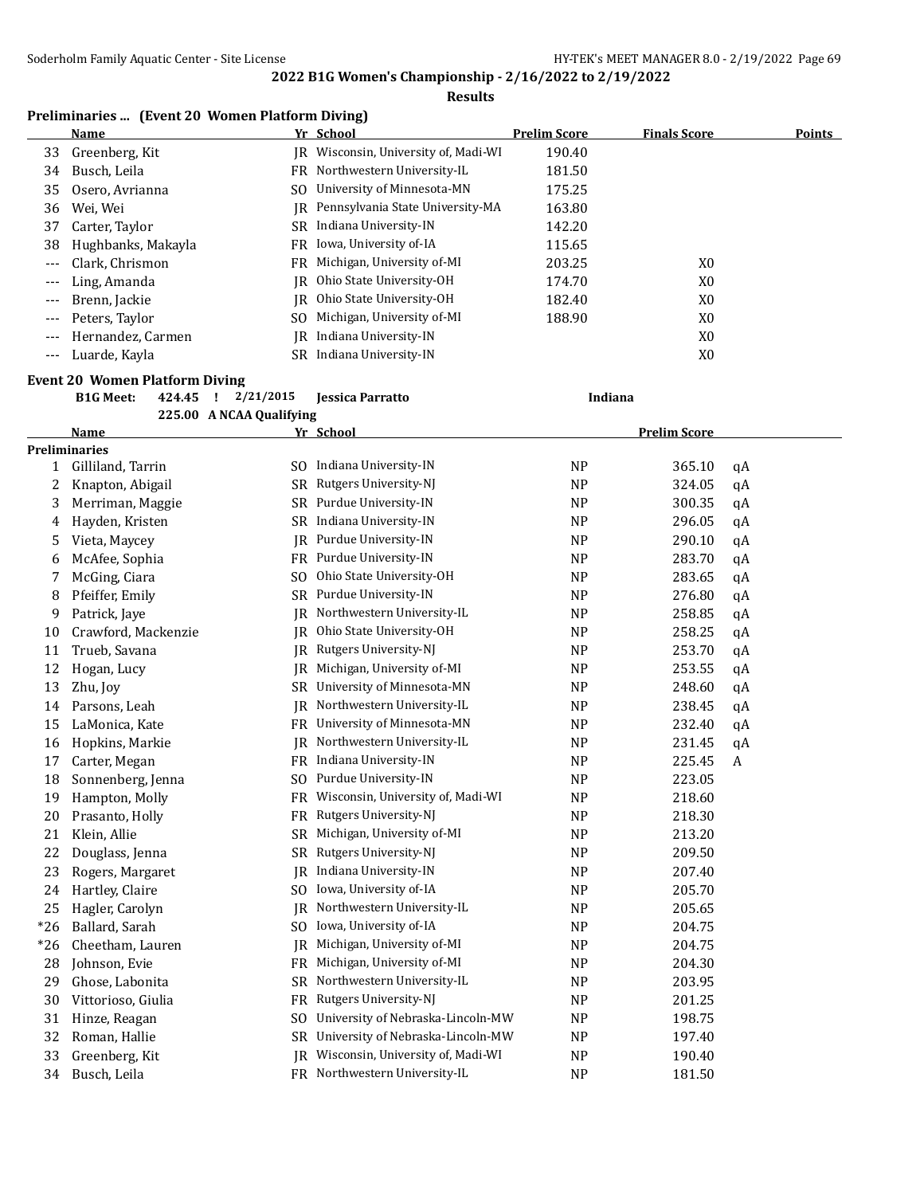**2022 B1G Women's Championship - 2/16/2022 to 2/19/2022**

**Results**

## Preliminaries ... (Event 20 Women Platform Diving)

| | Name | Yr | School | Prelim Score | Finals Score | Points |
|---|---|---|---|---|---|---|
| 33 | Greenberg, Kit | JR | Wisconsin, University of, Madi-WI | 190.40 | | |
| 34 | Busch, Leila | FR | Northwestern University-IL | 181.50 | | |
| 35 | Osero, Avrianna | SO | University of Minnesota-MN | 175.25 | | |
| 36 | Wei, Wei | JR | Pennsylvania State University-MA | 163.80 | | |
| 37 | Carter, Taylor | SR | Indiana University-IN | 142.20 | | |
| 38 | Hughbanks, Makayla | FR | Iowa, University of-IA | 115.65 | | |
| --- | Clark, Chrismon | FR | Michigan, University of-MI | 203.25 | X0 | |
| --- | Ling, Amanda | JR | Ohio State University-OH | 174.70 | X0 | |
| --- | Brenn, Jackie | JR | Ohio State University-OH | 182.40 | X0 | |
| --- | Peters, Taylor | SO | Michigan, University of-MI | 188.90 | X0 | |
| --- | Hernandez, Carmen | JR | Indiana University-IN | | X0 | |
| --- | Luarde, Kayla | SR | Indiana University-IN | | X0 | |

## Event 20 Women Platform Diving

B1G Meet: 424.45 ! 2/21/2015 **Jessica Parratto** Indiana

225.00 A NCAA Qualifying

| | Name | Yr | School | | Prelim Score | |
|---|---|---|---|---|---|---|
| **Preliminaries** | | | | | | |
| 1 | Gilliland, Tarrin | SO | Indiana University-IN | NP | 365.10 | qA |
| 2 | Knapton, Abigail | SR | Rutgers University-NJ | NP | 324.05 | qA |
| 3 | Merriman, Maggie | SR | Purdue University-IN | NP | 300.35 | qA |
| 4 | Hayden, Kristen | SR | Indiana University-IN | NP | 296.05 | qA |
| 5 | Vieta, Maycey | JR | Purdue University-IN | NP | 290.10 | qA |
| 6 | McAfee, Sophia | FR | Purdue University-IN | NP | 283.70 | qA |
| 7 | McGing, Ciara | SO | Ohio State University-OH | NP | 283.65 | qA |
| 8 | Pfeiffer, Emily | SR | Purdue University-IN | NP | 276.80 | qA |
| 9 | Patrick, Jaye | JR | Northwestern University-IL | NP | 258.85 | qA |
| 10 | Crawford, Mackenzie | JR | Ohio State University-OH | NP | 258.25 | qA |
| 11 | Trueb, Savana | JR | Rutgers University-NJ | NP | 253.70 | qA |
| 12 | Hogan, Lucy | JR | Michigan, University of-MI | NP | 253.55 | qA |
| 13 | Zhu, Joy | SR | University of Minnesota-MN | NP | 248.60 | qA |
| 14 | Parsons, Leah | JR | Northwestern University-IL | NP | 238.45 | qA |
| 15 | LaMonica, Kate | FR | University of Minnesota-MN | NP | 232.40 | qA |
| 16 | Hopkins, Markie | JR | Northwestern University-IL | NP | 231.45 | qA |
| 17 | Carter, Megan | FR | Indiana University-IN | NP | 225.45 | A |
| 18 | Sonnenberg, Jenna | SO | Purdue University-IN | NP | 223.05 | |
| 19 | Hampton, Molly | FR | Wisconsin, University of, Madi-WI | NP | 218.60 | |
| 20 | Prasanto, Holly | FR | Rutgers University-NJ | NP | 218.30 | |
| 21 | Klein, Allie | SR | Michigan, University of-MI | NP | 213.20 | |
| 22 | Douglass, Jenna | SR | Rutgers University-NJ | NP | 209.50 | |
| 23 | Rogers, Margaret | JR | Indiana University-IN | NP | 207.40 | |
| 24 | Hartley, Claire | SO | Iowa, University of-IA | NP | 205.70 | |
| 25 | Hagler, Carolyn | JR | Northwestern University-IL | NP | 205.65 | |
| *26 | Ballard, Sarah | SO | Iowa, University of-IA | NP | 204.75 | |
| *26 | Cheetham, Lauren | JR | Michigan, University of-MI | NP | 204.75 | |
| 28 | Johnson, Evie | FR | Michigan, University of-MI | NP | 204.30 | |
| 29 | Ghose, Labonita | SR | Northwestern University-IL | NP | 203.95 | |
| 30 | Vittorioso, Giulia | FR | Rutgers University-NJ | NP | 201.25 | |
| 31 | Hinze, Reagan | SO | University of Nebraska-Lincoln-MW | NP | 198.75 | |
| 32 | Roman, Hallie | SR | University of Nebraska-Lincoln-MW | NP | 197.40 | |
| 33 | Greenberg, Kit | JR | Wisconsin, University of, Madi-WI | NP | 190.40 | |
| 34 | Busch, Leila | FR | Northwestern University-IL | NP | 181.50 | |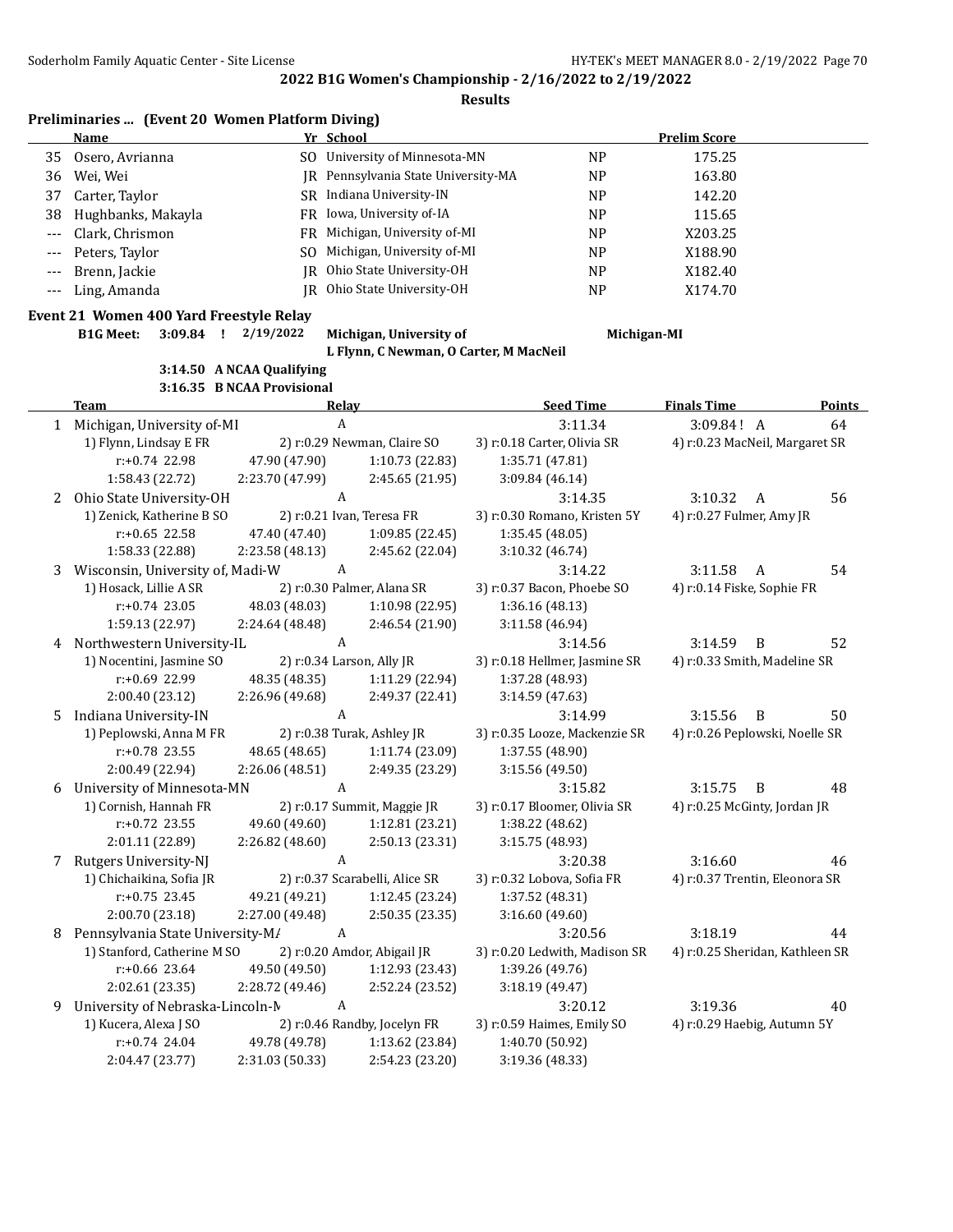## 2022 B1G Women's Championship - 2/16/2022 to 2/19/2022

### Results

**Preliminaries ... (Event 20 Women Platform Diving)**

| | Name | Yr | School | | Prelim Score |
|---|---|---|---|---|---|
| 35 | Osero, Avrianna | SO | University of Minnesota-MN | NP | 175.25 |
| 36 | Wei, Wei | JR | Pennsylvania State University-MA | NP | 163.80 |
| 37 | Carter, Taylor | SR | Indiana University-IN | NP | 142.20 |
| 38 | Hughbanks, Makayla | FR | Iowa, University of-IA | NP | 115.65 |
| --- | Clark, Chrismon | FR | Michigan, University of-MI | NP | X203.25 |
| --- | Peters, Taylor | SO | Michigan, University of-MI | NP | X188.90 |
| --- | Brenn, Jackie | JR | Ohio State University-OH | NP | X182.40 |
| --- | Ling, Amanda | JR | Ohio State University-OH | NP | X174.70 |

**Event 21 Women 400 Yard Freestyle Relay**

B1G Meet: 3:09.84 ! 2/19/2022 Michigan, University of Michigan-MI
L Flynn, C Newman, O Carter, M MacNeil

3:14.50 A NCAA Qualifying
3:16.35 B NCAA Provisional

| | Team | Relay | Seed Time | Finals Time | Points |
|---|---|---|---|---|---|
| 1 | Michigan, University of-MI | A | 3:11.34 | 3:09.84 ! A | 64 |
| | 1) Flynn, Lindsay E FR | 2) r:0.29 Newman, Claire SO | 3) r:0.18 Carter, Olivia SR | 4) r:0.23 MacNeil, Margaret SR | |
| | r:+0.74 22.98 | 47.90 (47.90) | 1:10.73 (22.83) | 1:35.71 (47.81) | |
| | 1:58.43 (22.72) | 2:23.70 (47.99) | 2:45.65 (21.95) | 3:09.84 (46.14) | |
| 2 | Ohio State University-OH | A | 3:14.35 | 3:10.32 A | 56 |
| | 1) Zenick, Katherine B SO | 2) r:0.21 Ivan, Teresa FR | 3) r:0.30 Romano, Kristen 5Y | 4) r:0.27 Fulmer, Amy JR | |
| | r:+0.65 22.58 | 47.40 (47.40) | 1:09.85 (22.45) | 1:35.45 (48.05) | |
| | 1:58.33 (22.88) | 2:23.58 (48.13) | 2:45.62 (22.04) | 3:10.32 (46.74) | |
| 3 | Wisconsin, University of, Madi-W | A | 3:14.22 | 3:11.58 A | 54 |
| | 1) Hosack, Lillie A SR | 2) r:0.30 Palmer, Alana SR | 3) r:0.37 Bacon, Phoebe SO | 4) r:0.14 Fiske, Sophie FR | |
| | r:+0.74 23.05 | 48.03 (48.03) | 1:10.98 (22.95) | 1:36.16 (48.13) | |
| | 1:59.13 (22.97) | 2:24.64 (48.48) | 2:46.54 (21.90) | 3:11.58 (46.94) | |
| 4 | Northwestern University-IL | A | 3:14.56 | 3:14.59 B | 52 |
| | 1) Nocentini, Jasmine SO | 2) r:0.34 Larson, Ally JR | 3) r:0.18 Hellmer, Jasmine SR | 4) r:0.33 Smith, Madeline SR | |
| | r:+0.69 22.99 | 48.35 (48.35) | 1:11.29 (22.94) | 1:37.28 (48.93) | |
| | 2:00.40 (23.12) | 2:26.96 (49.68) | 2:49.37 (22.41) | 3:14.59 (47.63) | |
| 5 | Indiana University-IN | A | 3:14.99 | 3:15.56 B | 50 |
| | 1) Peplowski, Anna M FR | 2) r:0.38 Turak, Ashley JR | 3) r:0.35 Looze, Mackenzie SR | 4) r:0.26 Peplowski, Noelle SR | |
| | r:+0.78 23.55 | 48.65 (48.65) | 1:11.74 (23.09) | 1:37.55 (48.90) | |
| | 2:00.49 (22.94) | 2:26.06 (48.51) | 2:49.35 (23.29) | 3:15.56 (49.50) | |
| 6 | University of Minnesota-MN | A | 3:15.82 | 3:15.75 B | 48 |
| | 1) Cornish, Hannah FR | 2) r:0.17 Summit, Maggie JR | 3) r:0.17 Bloomer, Olivia SR | 4) r:0.25 McGinty, Jordan JR | |
| | r:+0.72 23.55 | 49.60 (49.60) | 1:12.81 (23.21) | 1:38.22 (48.62) | |
| | 2:01.11 (22.89) | 2:26.82 (48.60) | 2:50.13 (23.31) | 3:15.75 (48.93) | |
| 7 | Rutgers University-NJ | A | 3:20.38 | 3:16.60 | 46 |
| | 1) Chichaikina, Sofia JR | 2) r:0.37 Scarabelli, Alice SR | 3) r:0.32 Lobova, Sofia FR | 4) r:0.37 Trentin, Eleonora SR | |
| | r:+0.75 23.45 | 49.21 (49.21) | 1:12.45 (23.24) | 1:37.52 (48.31) | |
| | 2:00.70 (23.18) | 2:27.00 (49.48) | 2:50.35 (23.35) | 3:16.60 (49.60) | |
| 8 | Pennsylvania State University-MA | A | 3:20.56 | 3:18.19 | 44 |
| | 1) Stanford, Catherine M SO | 2) r:0.20 Amdor, Abigail JR | 3) r:0.20 Ledwith, Madison SR | 4) r:0.25 Sheridan, Kathleen SR | |
| | r:+0.66 23.64 | 49.50 (49.50) | 1:12.93 (23.43) | 1:39.26 (49.76) | |
| | 2:02.61 (23.35) | 2:28.72 (49.46) | 2:52.24 (23.52) | 3:18.19 (49.47) | |
| 9 | University of Nebraska-Lincoln-N | A | 3:20.12 | 3:19.36 | 40 |
| | 1) Kucera, Alexa J SO | 2) r:0.46 Randby, Jocelyn FR | 3) r:0.59 Haimes, Emily SO | 4) r:0.29 Haebig, Autumn 5Y | |
| | r:+0.74 24.04 | 49.78 (49.78) | 1:13.62 (23.84) | 1:40.70 (50.92) | |
| | 2:04.47 (23.77) | 2:31.03 (50.33) | 2:54.23 (23.20) | 3:19.36 (48.33) | |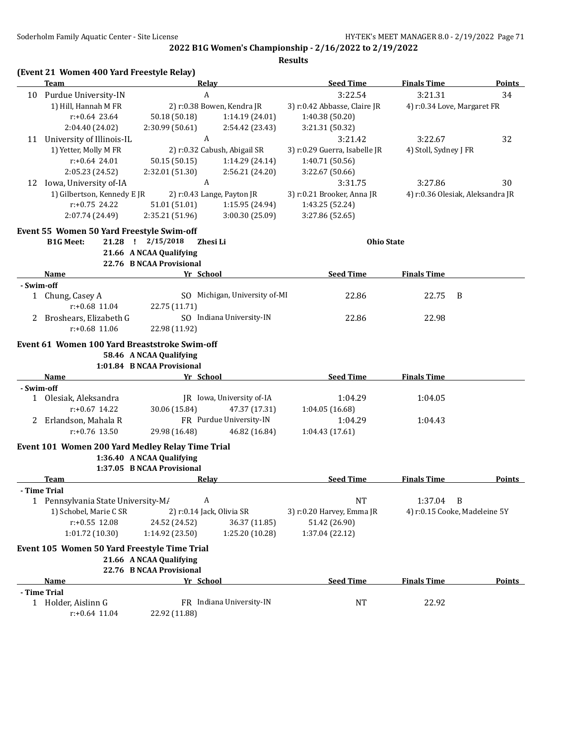**2022 B1G Women's Championship - 2/16/2022 to 2/19/2022**

**Results**

## (Event 21 Women 400 Yard Freestyle Relay)

| | Team | Relay | Seed Time | Finals Time | Points |
|---|---|---|---|---|---|
| 10 | Purdue University-IN | A | 3:22.54 | 3:21.31 | 34 |
| | 1) Hill, Hannah M FR | 2) r:0.38 Bowen, Kendra JR | 3) r:0.42 Abbasse, Claire JR | 4) r:0.34 Love, Margaret FR | |
| | r:+0.64 23.64 | 50.18 (50.18) | 1:14.19 (24.01) | 1:40.38 (50.20) | |
| | 2:04.40 (24.02) | 2:30.99 (50.61) | 2:54.42 (23.43) | 3:21.31 (50.32) | |
| 11 | University of Illinois-IL | A | 3:21.42 | 3:22.67 | 32 |
| | 1) Yetter, Molly M FR | 2) r:0.32 Cabush, Abigail SR | 3) r:0.29 Guerra, Isabelle JR | 4) Stoll, Sydney J FR | |
| | r:+0.64 24.01 | 50.15 (50.15) | 1:14.29 (24.14) | 1:40.71 (50.56) | |
| | 2:05.23 (24.52) | 2:32.01 (51.30) | 2:56.21 (24.20) | 3:22.67 (50.66) | |
| 12 | Iowa, University of-IA | A | 3:31.75 | 3:27.86 | 30 |
| | 1) Gilbertson, Kennedy E JR | 2) r:0.43 Lange, Payton JR | 3) r:0.21 Brooker, Anna JR | 4) r:0.36 Olesiak, Aleksandra JR | |
| | r:+0.75 24.22 | 51.01 (51.01) | 1:15.95 (24.94) | 1:43.25 (52.24) | |
| | 2:07.74 (24.49) | 2:35.21 (51.96) | 3:00.30 (25.09) | 3:27.86 (52.65) | |

## Event 55 Women 50 Yard Freestyle Swim-off

**B1G Meet: 21.28 ! 2/15/2018 Zhesi Li Ohio State**
**21.66 A NCAA Qualifying**
**22.76 B NCAA Provisional**

| | Name | Yr | School | Seed Time | Finals Time |
|---|---|---|---|---|---|
| **- Swim-off** | | | | | |
| 1 | Chung, Casey A | SO | Michigan, University of-MI | 22.86 | 22.75 B |
| | r:+0.68 11.04 | 22.75 (11.71) | | | |
| 2 | Broshears, Elizabeth G | SO | Indiana University-IN | 22.86 | 22.98 |
| | r:+0.68 11.06 | 22.98 (11.92) | | | |

## Event 61 Women 100 Yard Breaststroke Swim-off

**58.46 A NCAA Qualifying**
**1:01.84 B NCAA Provisional**

| | Name | Yr | School | | Seed Time | Finals Time |
|---|---|---|---|---|---|---|
| **- Swim-off** | | | | | | |
| 1 | Olesiak, Aleksandra | JR | Iowa, University of-IA | | 1:04.29 | 1:04.05 |
| | r:+0.67 14.22 | 30.06 (15.84) | | 47.37 (17.31) | 1:04.05 (16.68) | |
| 2 | Erlandson, Mahala R | FR | Purdue University-IN | | 1:04.29 | 1:04.43 |
| | r:+0.76 13.50 | 29.98 (16.48) | | 46.82 (16.84) | 1:04.43 (17.61) | |

## Event 101 Women 200 Yard Medley Relay Time Trial

**1:36.40 A NCAA Qualifying**
**1:37.05 B NCAA Provisional**

| | Team | Relay | Seed Time | Finals Time | Points |
|---|---|---|---|---|---|
| **- Time Trial** | | | | | |
| 1 | Pennsylvania State University-MA | A | NT | 1:37.04 B | |
| | 1) Schobel, Marie C SR | 2) r:0.14 Jack, Olivia SR | 3) r:0.20 Harvey, Emma JR | 4) r:0.15 Cooke, Madeleine 5Y | |
| | r:+0.55 12.08 | 24.52 (24.52) | 36.37 (11.85) | 51.42 (26.90) | |
| | 1:01.72 (10.30) | 1:14.92 (23.50) | 1:25.20 (10.28) | 1:37.04 (22.12) | |

## Event 105 Women 50 Yard Freestyle Time Trial

**21.66 A NCAA Qualifying**
**22.76 B NCAA Provisional**

| | Name | Yr | School | Seed Time | Finals Time | Points |
|---|---|---|---|---|---|---|
| **- Time Trial** | | | | | | |
| 1 | Holder, Aislinn G | FR | Indiana University-IN | NT | 22.92 | |
| | r:+0.64 11.04 | 22.92 (11.88) | | | | |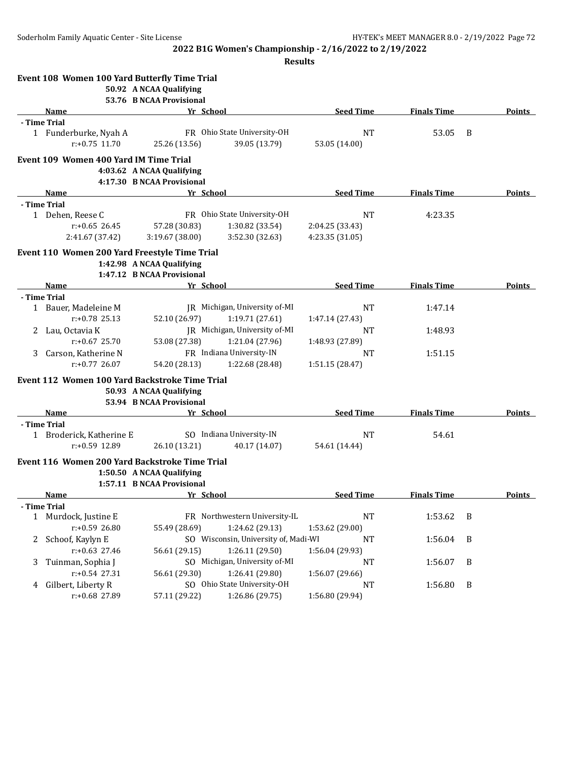**2022 B1G Women's Championship - 2/16/2022 to 2/19/2022**

**Results**

### Event 108 Women 100 Yard Butterfly Time Trial

50.92 A NCAA Qualifying
53.76 B NCAA Provisional

| | Name | Yr | School | Seed Time | Finals Time | | Points |
|---|---|---|---|---|---|---|---|
| **- Time Trial** | | | | | | | |
| 1 | Funderburke, Nyah A | FR | Ohio State University-OH | NT | 53.05 | B | |
| | r:+0.75 11.70 | 25.26 (13.56) | 39.05 (13.79) | 53.05 (14.00) | | | |

### Event 109 Women 400 Yard IM Time Trial

4:03.62 A NCAA Qualifying
4:17.30 B NCAA Provisional

| | Name | Yr | School | Seed Time | Finals Time | | Points |
|---|---|---|---|---|---|---|---|
| **- Time Trial** | | | | | | | |
| 1 | Dehen, Reese C | FR | Ohio State University-OH | NT | 4:23.35 | | |
| | r:+0.65 26.45 | 57.28 (30.83) | 1:30.82 (33.54) | 2:04.25 (33.43) | | | |
| | 2:41.67 (37.42) | 3:19.67 (38.00) | 3:52.30 (32.63) | 4:23.35 (31.05) | | | |

### Event 110 Women 200 Yard Freestyle Time Trial

1:42.98 A NCAA Qualifying
1:47.12 B NCAA Provisional

| | Name | Yr | School | Seed Time | Finals Time | | Points |
|---|---|---|---|---|---|---|---|
| **- Time Trial** | | | | | | | |
| 1 | Bauer, Madeleine M | JR | Michigan, University of-MI | NT | 1:47.14 | | |
| | r:+0.78 25.13 | 52.10 (26.97) | 1:19.71 (27.61) | 1:47.14 (27.43) | | | |
| 2 | Lau, Octavia K | JR | Michigan, University of-MI | NT | 1:48.93 | | |
| | r:+0.67 25.70 | 53.08 (27.38) | 1:21.04 (27.96) | 1:48.93 (27.89) | | | |
| 3 | Carson, Katherine N | FR | Indiana University-IN | NT | 1:51.15 | | |
| | r:+0.77 26.07 | 54.20 (28.13) | 1:22.68 (28.48) | 1:51.15 (28.47) | | | |

### Event 112 Women 100 Yard Backstroke Time Trial

50.93 A NCAA Qualifying
53.94 B NCAA Provisional

| | Name | Yr | School | Seed Time | Finals Time | | Points |
|---|---|---|---|---|---|---|---|
| **- Time Trial** | | | | | | | |
| 1 | Broderick, Katherine E | SO | Indiana University-IN | NT | 54.61 | | |
| | r:+0.59 12.89 | 26.10 (13.21) | 40.17 (14.07) | 54.61 (14.44) | | | |

### Event 116 Women 200 Yard Backstroke Time Trial

1:50.50 A NCAA Qualifying
1:57.11 B NCAA Provisional

| | Name | Yr | School | Seed Time | Finals Time | | Points |
|---|---|---|---|---|---|---|---|
| **- Time Trial** | | | | | | | |
| 1 | Murdock, Justine E | FR | Northwestern University-IL | NT | 1:53.62 | B | |
| | r:+0.59 26.80 | 55.49 (28.69) | 1:24.62 (29.13) | 1:53.62 (29.00) | | | |
| 2 | Schoof, Kaylyn E | SO | Wisconsin, University of, Madi-WI | NT | 1:56.04 | B | |
| | r:+0.63 27.46 | 56.61 (29.15) | 1:26.11 (29.50) | 1:56.04 (29.93) | | | |
| 3 | Tuinman, Sophia J | SO | Michigan, University of-MI | NT | 1:56.07 | B | |
| | r:+0.54 27.31 | 56.61 (29.30) | 1:26.41 (29.80) | 1:56.07 (29.66) | | | |
| 4 | Gilbert, Liberty R | SO | Ohio State University-OH | NT | 1:56.80 | B | |
| | r:+0.68 27.89 | 57.11 (29.22) | 1:26.86 (29.75) | 1:56.80 (29.94) | | | |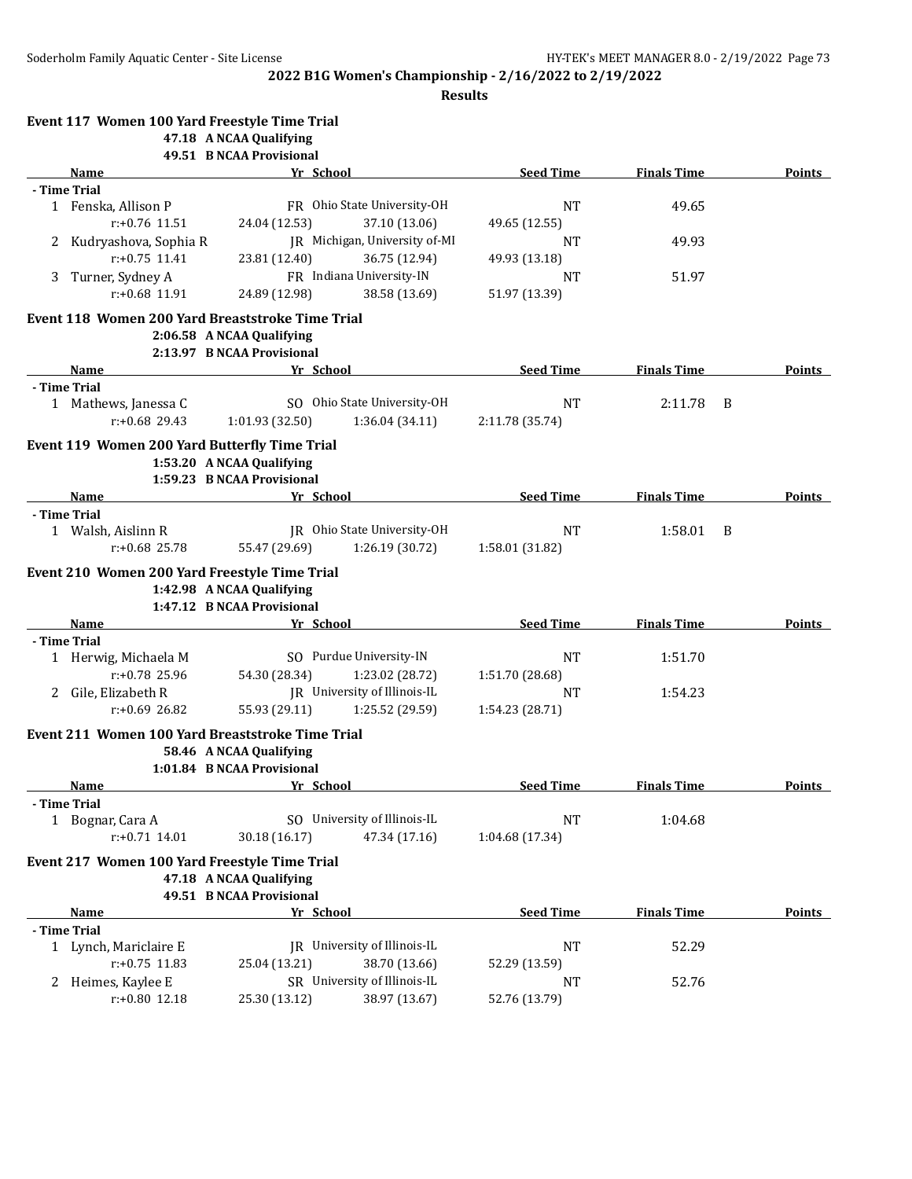# 2022 B1G Women's Championship - 2/16/2022 to 2/19/2022

## Results

### Event 117 Women 100 Yard Freestyle Time Trial

**47.18 A NCAA Qualifying**
**49.51 B NCAA Provisional**

| Name | Yr | School | Seed Time | Finals Time | Points |
|---|---|---|---|---|---|
| **- Time Trial** | | | | | |
| 1 Fenska, Allison P | FR | Ohio State University-OH | NT | 49.65 | |
| r:+0.76 11.51 | 24.04 (12.53) | 37.10 (13.06) | 49.65 (12.55) | | |
| 2 Kudryashova, Sophia R | JR | Michigan, University of-MI | NT | 49.93 | |
| r:+0.75 11.41 | 23.81 (12.40) | 36.75 (12.94) | 49.93 (13.18) | | |
| 3 Turner, Sydney A | FR | Indiana University-IN | NT | 51.97 | |
| r:+0.68 11.91 | 24.89 (12.98) | 38.58 (13.69) | 51.97 (13.39) | | |

### Event 118 Women 200 Yard Breaststroke Time Trial

**2:06.58 A NCAA Qualifying**
**2:13.97 B NCAA Provisional**

| Name | Yr | School | Seed Time | Finals Time | Points |
|---|---|---|---|---|---|
| **- Time Trial** | | | | | |
| 1 Mathews, Janessa C | SO | Ohio State University-OH | NT | 2:11.78 B | |
| r:+0.68 29.43 | 1:01.93 (32.50) | 1:36.04 (34.11) | 2:11.78 (35.74) | | |

### Event 119 Women 200 Yard Butterfly Time Trial

**1:53.20 A NCAA Qualifying**
**1:59.23 B NCAA Provisional**

| Name | Yr | School | Seed Time | Finals Time | Points |
|---|---|---|---|---|---|
| **- Time Trial** | | | | | |
| 1 Walsh, Aislinn R | JR | Ohio State University-OH | NT | 1:58.01 B | |
| r:+0.68 25.78 | 55.47 (29.69) | 1:26.19 (30.72) | 1:58.01 (31.82) | | |

### Event 210 Women 200 Yard Freestyle Time Trial

**1:42.98 A NCAA Qualifying**
**1:47.12 B NCAA Provisional**

| Name | Yr | School | Seed Time | Finals Time | Points |
|---|---|---|---|---|---|
| **- Time Trial** | | | | | |
| 1 Herwig, Michaela M | SO | Purdue University-IN | NT | 1:51.70 | |
| r:+0.78 25.96 | 54.30 (28.34) | 1:23.02 (28.72) | 1:51.70 (28.68) | | |
| 2 Gile, Elizabeth R | JR | University of Illinois-IL | NT | 1:54.23 | |
| r:+0.69 26.82 | 55.93 (29.11) | 1:25.52 (29.59) | 1:54.23 (28.71) | | |

### Event 211 Women 100 Yard Breaststroke Time Trial

**58.46 A NCAA Qualifying**
**1:01.84 B NCAA Provisional**

| Name | Yr | School | Seed Time | Finals Time | Points |
|---|---|---|---|---|---|
| **- Time Trial** | | | | | |
| 1 Bognar, Cara A | SO | University of Illinois-IL | NT | 1:04.68 | |
| r:+0.71 14.01 | 30.18 (16.17) | 47.34 (17.16) | 1:04.68 (17.34) | | |

### Event 217 Women 100 Yard Freestyle Time Trial

**47.18 A NCAA Qualifying**
**49.51 B NCAA Provisional**

| Name | Yr | School | Seed Time | Finals Time | Points |
|---|---|---|---|---|---|
| **- Time Trial** | | | | | |
| 1 Lynch, Mariclaire E | JR | University of Illinois-IL | NT | 52.29 | |
| r:+0.75 11.83 | 25.04 (13.21) | 38.70 (13.66) | 52.29 (13.59) | | |
| 2 Heimes, Kaylee E | SR | University of Illinois-IL | NT | 52.76 | |
| r:+0.80 12.18 | 25.30 (13.12) | 38.97 (13.67) | 52.76 (13.79) | | |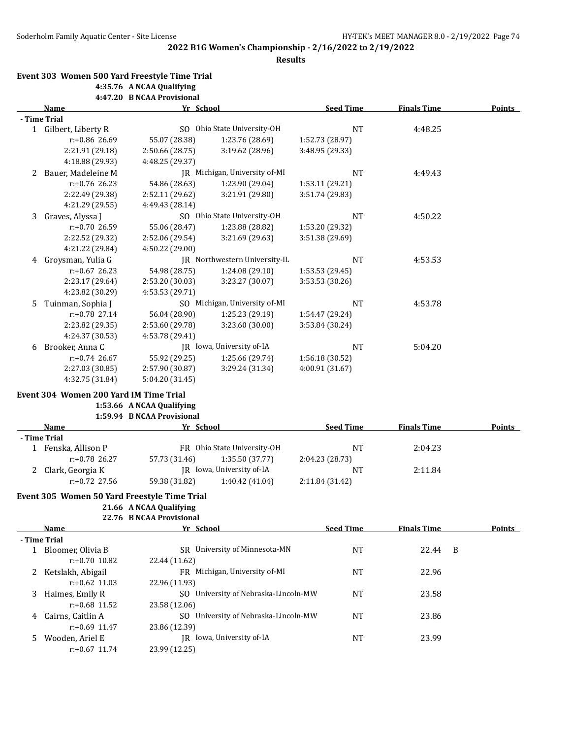**2022 B1G Women's Championship - 2/16/2022 to 2/19/2022**

**Results**

### Event 303 Women 500 Yard Freestyle Time Trial

**4:35.76 A NCAA Qualifying**
**4:47.20 B NCAA Provisional**

| | Name | Yr | School | Seed Time | Finals Time | Points |
|---|---|---|---|---|---|---|
| **- Time Trial** | | | | | | |
| 1 | Gilbert, Liberty R | SO | Ohio State University-OH | NT | 4:48.25 | |
| | r:+0.86 26.69 | 55.07 (28.38) | 1:23.76 (28.69) | 1:52.73 (28.97) | | |
| | 2:21.91 (29.18) | 2:50.66 (28.75) | 3:19.62 (28.96) | 3:48.95 (29.33) | | |
| | 4:18.88 (29.93) | 4:48.25 (29.37) | | | | |
| 2 | Bauer, Madeleine M | JR | Michigan, University of-MI | NT | 4:49.43 | |
| | r:+0.76 26.23 | 54.86 (28.63) | 1:23.90 (29.04) | 1:53.11 (29.21) | | |
| | 2:22.49 (29.38) | 2:52.11 (29.62) | 3:21.91 (29.80) | 3:51.74 (29.83) | | |
| | 4:21.29 (29.55) | 4:49.43 (28.14) | | | | |
| 3 | Graves, Alyssa J | SO | Ohio State University-OH | NT | 4:50.22 | |
| | r:+0.70 26.59 | 55.06 (28.47) | 1:23.88 (28.82) | 1:53.20 (29.32) | | |
| | 2:22.52 (29.32) | 2:52.06 (29.54) | 3:21.69 (29.63) | 3:51.38 (29.69) | | |
| | 4:21.22 (29.84) | 4:50.22 (29.00) | | | | |
| 4 | Groysman, Yulia G | JR | Northwestern University-IL | NT | 4:53.53 | |
| | r:+0.67 26.23 | 54.98 (28.75) | 1:24.08 (29.10) | 1:53.53 (29.45) | | |
| | 2:23.17 (29.64) | 2:53.20 (30.03) | 3:23.27 (30.07) | 3:53.53 (30.26) | | |
| | 4:23.82 (30.29) | 4:53.53 (29.71) | | | | |
| 5 | Tuinman, Sophia J | SO | Michigan, University of-MI | NT | 4:53.78 | |
| | r:+0.78 27.14 | 56.04 (28.90) | 1:25.23 (29.19) | 1:54.47 (29.24) | | |
| | 2:23.82 (29.35) | 2:53.60 (29.78) | 3:23.60 (30.00) | 3:53.84 (30.24) | | |
| | 4:24.37 (30.53) | 4:53.78 (29.41) | | | | |
| 6 | Brooker, Anna C | JR | Iowa, University of-IA | NT | 5:04.20 | |
| | r:+0.74 26.67 | 55.92 (29.25) | 1:25.66 (29.74) | 1:56.18 (30.52) | | |
| | 2:27.03 (30.85) | 2:57.90 (30.87) | 3:29.24 (31.34) | 4:00.91 (31.67) | | |
| | 4:32.75 (31.84) | 5:04.20 (31.45) | | | | |

### Event 304 Women 200 Yard IM Time Trial

**1:53.66 A NCAA Qualifying**
**1:59.94 B NCAA Provisional**

| | Name | Yr | School | Seed Time | Finals Time | Points |
|---|---|---|---|---|---|---|
| **- Time Trial** | | | | | | |
| 1 | Fenska, Allison P | FR | Ohio State University-OH | NT | 2:04.23 | |
| | r:+0.78 26.27 | 57.73 (31.46) | 1:35.50 (37.77) | 2:04.23 (28.73) | | |
| 2 | Clark, Georgia K | JR | Iowa, University of-IA | NT | 2:11.84 | |
| | r:+0.72 27.56 | 59.38 (31.82) | 1:40.42 (41.04) | 2:11.84 (31.42) | | |

### Event 305 Women 50 Yard Freestyle Time Trial

**21.66 A NCAA Qualifying**
**22.76 B NCAA Provisional**

| | Name | Yr | School | Seed Time | Finals Time | Points |
|---|---|---|---|---|---|---|
| **- Time Trial** | | | | | | |
| 1 | Bloomer, Olivia B | SR | University of Minnesota-MN | NT | 22.44 B | |
| | r:+0.70 10.82 | 22.44 (11.62) | | | | |
| 2 | Ketslakh, Abigail | FR | Michigan, University of-MI | NT | 22.96 | |
| | r:+0.62 11.03 | 22.96 (11.93) | | | | |
| 3 | Haimes, Emily R | SO | University of Nebraska-Lincoln-MW | NT | 23.58 | |
| | r:+0.68 11.52 | 23.58 (12.06) | | | | |
| 4 | Cairns, Caitlin A | SO | University of Nebraska-Lincoln-MW | NT | 23.86 | |
| | r:+0.69 11.47 | 23.86 (12.39) | | | | |
| 5 | Wooden, Ariel E | JR | Iowa, University of-IA | NT | 23.99 | |
| | r:+0.67 11.74 | 23.99 (12.25) | | | | |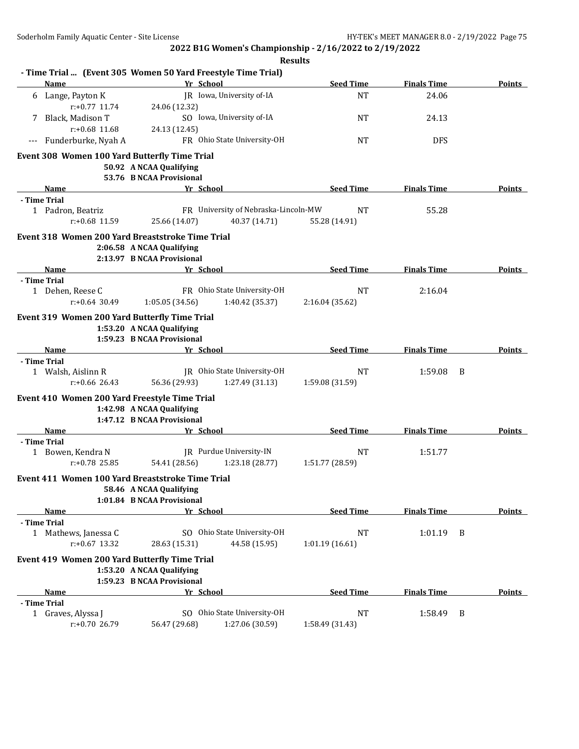**2022 B1G Women's Championship - 2/16/2022 to 2/19/2022**

**Results**

**- Time Trial ... (Event 305 Women 50 Yard Freestyle Time Trial)**

| | Name | Yr | School | Seed Time | Finals Time | | Points |
|---|---|---|---|---|---|---|---|
| 6 | Lange, Payton K | JR | Iowa, University of-IA | NT | 24.06 | | |
| | r:+0.77 11.74 | 24.06 (12.32) | | | | | |
| 7 | Black, Madison T | SO | Iowa, University of-IA | NT | 24.13 | | |
| | r:+0.68 11.68 | 24.13 (12.45) | | | | | |
| --- | Funderburke, Nyah A | FR | Ohio State University-OH | NT | DFS | | |

**Event 308 Women 100 Yard Butterfly Time Trial**

50.92 A NCAA Qualifying
53.76 B NCAA Provisional

| | Name | Yr | School | | Seed Time | Finals Time | | Points |
|---|---|---|---|---|---|---|---|---|
| **- Time Trial** | | | | | | | | |
| 1 | Padron, Beatriz | FR | University of Nebraska-Lincoln-MW | | NT | 55.28 | | |
| | r:+0.68 11.59 | 25.66 (14.07) | 40.37 (14.71) | | 55.28 (14.91) | | | |

**Event 318 Women 200 Yard Breaststroke Time Trial**

2:06.58 A NCAA Qualifying
2:13.97 B NCAA Provisional

| | Name | Yr | School | | Seed Time | Finals Time | | Points |
|---|---|---|---|---|---|---|---|---|
| **- Time Trial** | | | | | | | | |
| 1 | Dehen, Reese C | FR | Ohio State University-OH | | NT | 2:16.04 | | |
| | r:+0.64 30.49 | 1:05.05 (34.56) | 1:40.42 (35.37) | | 2:16.04 (35.62) | | | |

**Event 319 Women 200 Yard Butterfly Time Trial**

1:53.20 A NCAA Qualifying
1:59.23 B NCAA Provisional

| | Name | Yr | School | | Seed Time | Finals Time | | Points |
|---|---|---|---|---|---|---|---|---|
| **- Time Trial** | | | | | | | | |
| 1 | Walsh, Aislinn R | JR | Ohio State University-OH | | NT | 1:59.08 | B | |
| | r:+0.66 26.43 | 56.36 (29.93) | 1:27.49 (31.13) | | 1:59.08 (31.59) | | | |

**Event 410 Women 200 Yard Freestyle Time Trial**

1:42.98 A NCAA Qualifying
1:47.12 B NCAA Provisional

| | Name | Yr | School | | Seed Time | Finals Time | | Points |
|---|---|---|---|---|---|---|---|---|
| **- Time Trial** | | | | | | | | |
| 1 | Bowen, Kendra N | JR | Purdue University-IN | | NT | 1:51.77 | | |
| | r:+0.78 25.85 | 54.41 (28.56) | 1:23.18 (28.77) | | 1:51.77 (28.59) | | | |

**Event 411 Women 100 Yard Breaststroke Time Trial**

58.46 A NCAA Qualifying
1:01.84 B NCAA Provisional

| | Name | Yr | School | | Seed Time | Finals Time | | Points |
|---|---|---|---|---|---|---|---|---|
| **- Time Trial** | | | | | | | | |
| 1 | Mathews, Janessa C | SO | Ohio State University-OH | | NT | 1:01.19 | B | |
| | r:+0.67 13.32 | 28.63 (15.31) | 44.58 (15.95) | | 1:01.19 (16.61) | | | |

**Event 419 Women 200 Yard Butterfly Time Trial**

1:53.20 A NCAA Qualifying
1:59.23 B NCAA Provisional

| | Name | Yr | School | | Seed Time | Finals Time | | Points |
|---|---|---|---|---|---|---|---|---|
| **- Time Trial** | | | | | | | | |
| 1 | Graves, Alyssa J | SO | Ohio State University-OH | | NT | 1:58.49 | B | |
| | r:+0.70 26.79 | 56.47 (29.68) | 1:27.06 (30.59) | | 1:58.49 (31.43) | | | |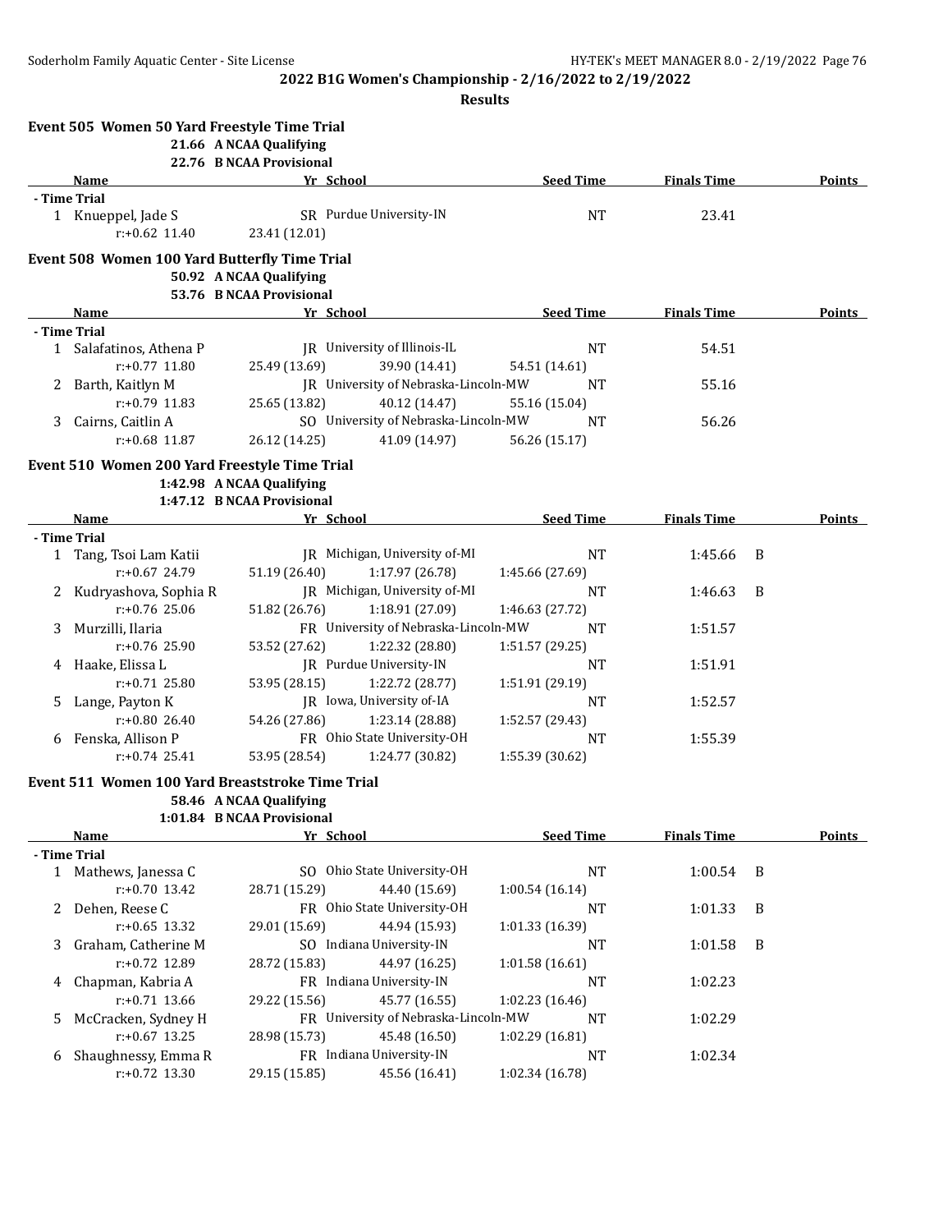**2022 B1G Women's Championship - 2/16/2022 to 2/19/2022**

**Results**

## Event 505 Women 50 Yard Freestyle Time Trial

21.66 A NCAA Qualifying
22.76 B NCAA Provisional

| | Name | Yr | School | Seed Time | Finals Time | | Points |
|---|---|---|---|---|---|---|---|
| **- Time Trial** | | | | | | | |
| 1 | Knueppel, Jade S | SR | Purdue University-IN | NT | 23.41 | | |
| | r:+0.62 11.40 | 23.41 (12.01) | | | | | |

## Event 508 Women 100 Yard Butterfly Time Trial

50.92 A NCAA Qualifying
53.76 B NCAA Provisional

| | Name | Yr | School | Seed Time | Finals Time | | Points |
|---|---|---|---|---|---|---|---|
| **- Time Trial** | | | | | | | |
| 1 | Salafatinos, Athena P | JR | University of Illinois-IL | NT | 54.51 | | |
| | r:+0.77 11.80 | 25.49 (13.69) | 39.90 (14.41) | 54.51 (14.61) | | | |
| 2 | Barth, Kaitlyn M | JR | University of Nebraska-Lincoln-MW | NT | 55.16 | | |
| | r:+0.79 11.83 | 25.65 (13.82) | 40.12 (14.47) | 55.16 (15.04) | | | |
| 3 | Cairns, Caitlin A | SO | University of Nebraska-Lincoln-MW | NT | 56.26 | | |
| | r:+0.68 11.87 | 26.12 (14.25) | 41.09 (14.97) | 56.26 (15.17) | | | |

## Event 510 Women 200 Yard Freestyle Time Trial

1:42.98 A NCAA Qualifying
1:47.12 B NCAA Provisional

| | Name | Yr | School | Seed Time | Finals Time | | Points |
|---|---|---|---|---|---|---|---|
| **- Time Trial** | | | | | | | |
| 1 | Tang, Tsoi Lam Katii | JR | Michigan, University of-MI | NT | 1:45.66 | B | |
| | r:+0.67 24.79 | 51.19 (26.40) | 1:17.97 (26.78) | 1:45.66 (27.69) | | | |
| 2 | Kudryashova, Sophia R | JR | Michigan, University of-MI | NT | 1:46.63 | B | |
| | r:+0.76 25.06 | 51.82 (26.76) | 1:18.91 (27.09) | 1:46.63 (27.72) | | | |
| 3 | Murzilli, Ilaria | FR | University of Nebraska-Lincoln-MW | NT | 1:51.57 | | |
| | r:+0.76 25.90 | 53.52 (27.62) | 1:22.32 (28.80) | 1:51.57 (29.25) | | | |
| 4 | Haake, Elissa L | JR | Purdue University-IN | NT | 1:51.91 | | |
| | r:+0.71 25.80 | 53.95 (28.15) | 1:22.72 (28.77) | 1:51.91 (29.19) | | | |
| 5 | Lange, Payton K | JR | Iowa, University of-IA | NT | 1:52.57 | | |
| | r:+0.80 26.40 | 54.26 (27.86) | 1:23.14 (28.88) | 1:52.57 (29.43) | | | |
| 6 | Fenska, Allison P | FR | Ohio State University-OH | NT | 1:55.39 | | |
| | r:+0.74 25.41 | 53.95 (28.54) | 1:24.77 (30.82) | 1:55.39 (30.62) | | | |

## Event 511 Women 100 Yard Breaststroke Time Trial

58.46 A NCAA Qualifying
1:01.84 B NCAA Provisional

| | Name | Yr | School | Seed Time | Finals Time | | Points |
|---|---|---|---|---|---|---|---|
| **- Time Trial** | | | | | | | |
| 1 | Mathews, Janessa C | SO | Ohio State University-OH | NT | 1:00.54 | B | |
| | r:+0.70 13.42 | 28.71 (15.29) | 44.40 (15.69) | 1:00.54 (16.14) | | | |
| 2 | Dehen, Reese C | FR | Ohio State University-OH | NT | 1:01.33 | B | |
| | r:+0.65 13.32 | 29.01 (15.69) | 44.94 (15.93) | 1:01.33 (16.39) | | | |
| 3 | Graham, Catherine M | SO | Indiana University-IN | NT | 1:01.58 | B | |
| | r:+0.72 12.89 | 28.72 (15.83) | 44.97 (16.25) | 1:01.58 (16.61) | | | |
| 4 | Chapman, Kabria A | FR | Indiana University-IN | NT | 1:02.23 | | |
| | r:+0.71 13.66 | 29.22 (15.56) | 45.77 (16.55) | 1:02.23 (16.46) | | | |
| 5 | McCracken, Sydney H | FR | University of Nebraska-Lincoln-MW | NT | 1:02.29 | | |
| | r:+0.67 13.25 | 28.98 (15.73) | 45.48 (16.50) | 1:02.29 (16.81) | | | |
| 6 | Shaughnessy, Emma R | FR | Indiana University-IN | NT | 1:02.34 | | |
| | r:+0.72 13.30 | 29.15 (15.85) | 45.56 (16.41) | 1:02.34 (16.78) | | | |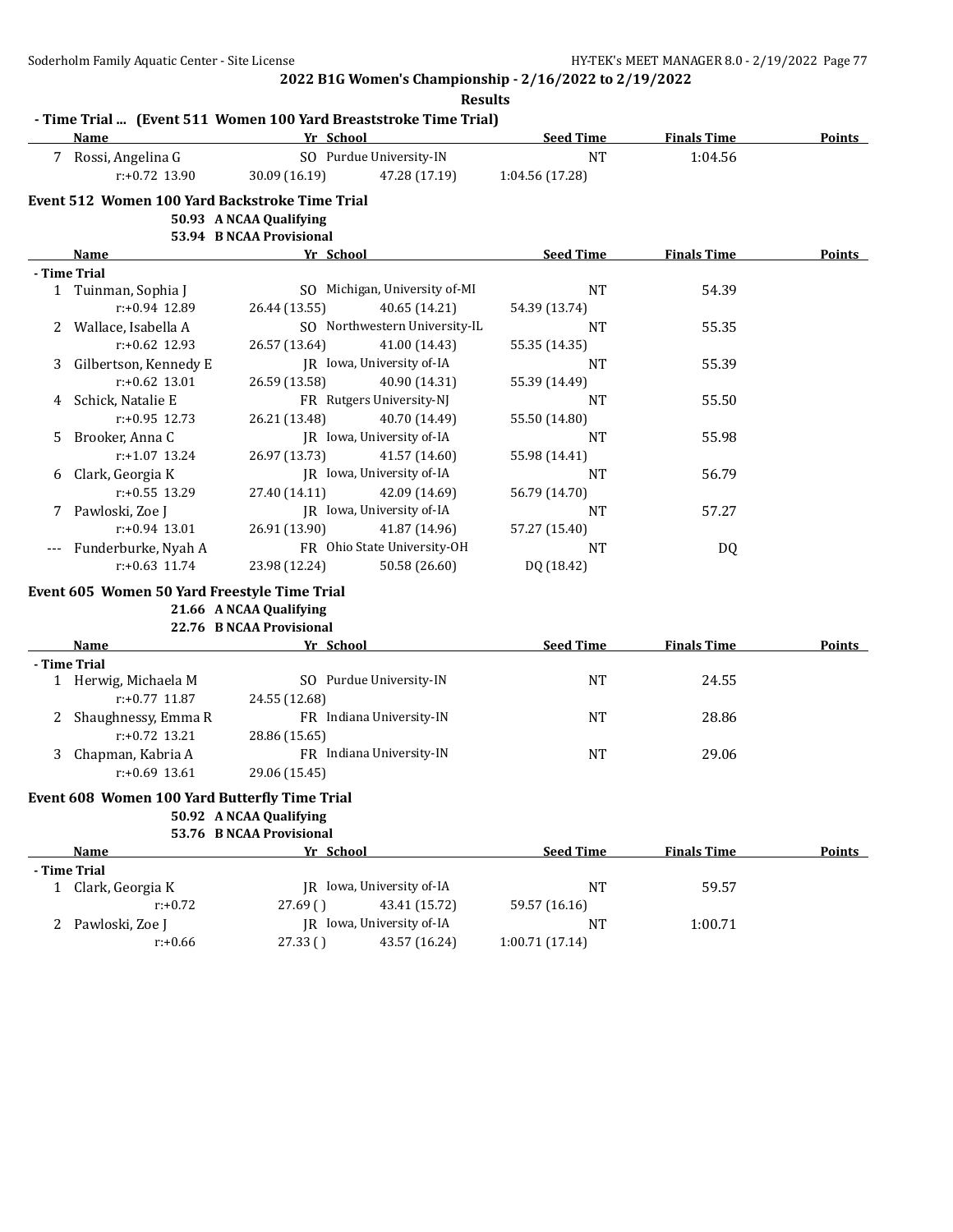**2022 B1G Women's Championship - 2/16/2022 to 2/19/2022**

**Results**

**- Time Trial ... (Event 511 Women 100 Yard Breaststroke Time Trial)**

| | Name | Yr | School | Seed Time | Finals Time | Points |
|---|---|---|---|---|---|---|
| 7 | Rossi, Angelina G | SO | Purdue University-IN | NT | 1:04.56 | |
| | r:+0.72 13.90 | 30.09 (16.19) | 47.28 (17.19) | 1:04.56 (17.28) | | |

## Event 512 Women 100 Yard Backstroke Time Trial

**50.93 A NCAA Qualifying**
**53.94 B NCAA Provisional**

| | Name | Yr | School | Seed Time | Finals Time | Points |
|---|---|---|---|---|---|---|
| **- Time Trial** | | | | | | |
| 1 | Tuinman, Sophia J | SO | Michigan, University of-MI | NT | 54.39 | |
| | r:+0.94 12.89 | 26.44 (13.55) | 40.65 (14.21) | 54.39 (13.74) | | |
| 2 | Wallace, Isabella A | SO | Northwestern University-IL | NT | 55.35 | |
| | r:+0.62 12.93 | 26.57 (13.64) | 41.00 (14.43) | 55.35 (14.35) | | |
| 3 | Gilbertson, Kennedy E | JR | Iowa, University of-IA | NT | 55.39 | |
| | r:+0.62 13.01 | 26.59 (13.58) | 40.90 (14.31) | 55.39 (14.49) | | |
| 4 | Schick, Natalie E | FR | Rutgers University-NJ | NT | 55.50 | |
| | r:+0.95 12.73 | 26.21 (13.48) | 40.70 (14.49) | 55.50 (14.80) | | |
| 5 | Brooker, Anna C | JR | Iowa, University of-IA | NT | 55.98 | |
| | r:+1.07 13.24 | 26.97 (13.73) | 41.57 (14.60) | 55.98 (14.41) | | |
| 6 | Clark, Georgia K | JR | Iowa, University of-IA | NT | 56.79 | |
| | r:+0.55 13.29 | 27.40 (14.11) | 42.09 (14.69) | 56.79 (14.70) | | |
| 7 | Pawloski, Zoe J | JR | Iowa, University of-IA | NT | 57.27 | |
| | r:+0.94 13.01 | 26.91 (13.90) | 41.87 (14.96) | 57.27 (15.40) | | |
| --- | Funderburke, Nyah A | FR | Ohio State University-OH | NT | DQ | |
| | r:+0.63 11.74 | 23.98 (12.24) | 50.58 (26.60) | DQ (18.42) | | |

## Event 605 Women 50 Yard Freestyle Time Trial

**21.66 A NCAA Qualifying**
**22.76 B NCAA Provisional**

| | Name | Yr | School | Seed Time | Finals Time | Points |
|---|---|---|---|---|---|---|
| **- Time Trial** | | | | | | |
| 1 | Herwig, Michaela M | SO | Purdue University-IN | NT | 24.55 | |
| | r:+0.77 11.87 | 24.55 (12.68) | | | | |
| 2 | Shaughnessy, Emma R | FR | Indiana University-IN | NT | 28.86 | |
| | r:+0.72 13.21 | 28.86 (15.65) | | | | |
| 3 | Chapman, Kabria A | FR | Indiana University-IN | NT | 29.06 | |
| | r:+0.69 13.61 | 29.06 (15.45) | | | | |

## Event 608 Women 100 Yard Butterfly Time Trial

**50.92 A NCAA Qualifying**
**53.76 B NCAA Provisional**

| | Name | Yr | School | Seed Time | Finals Time | Points |
|---|---|---|---|---|---|---|
| **- Time Trial** | | | | | | |
| 1 | Clark, Georgia K | JR | Iowa, University of-IA | NT | 59.57 | |
| | r:+0.72 | 27.69 ( ) | 43.41 (15.72) | 59.57 (16.16) | | |
| 2 | Pawloski, Zoe J | JR | Iowa, University of-IA | NT | 1:00.71 | |
| | r:+0.66 | 27.33 ( ) | 43.57 (16.24) | 1:00.71 (17.14) | | |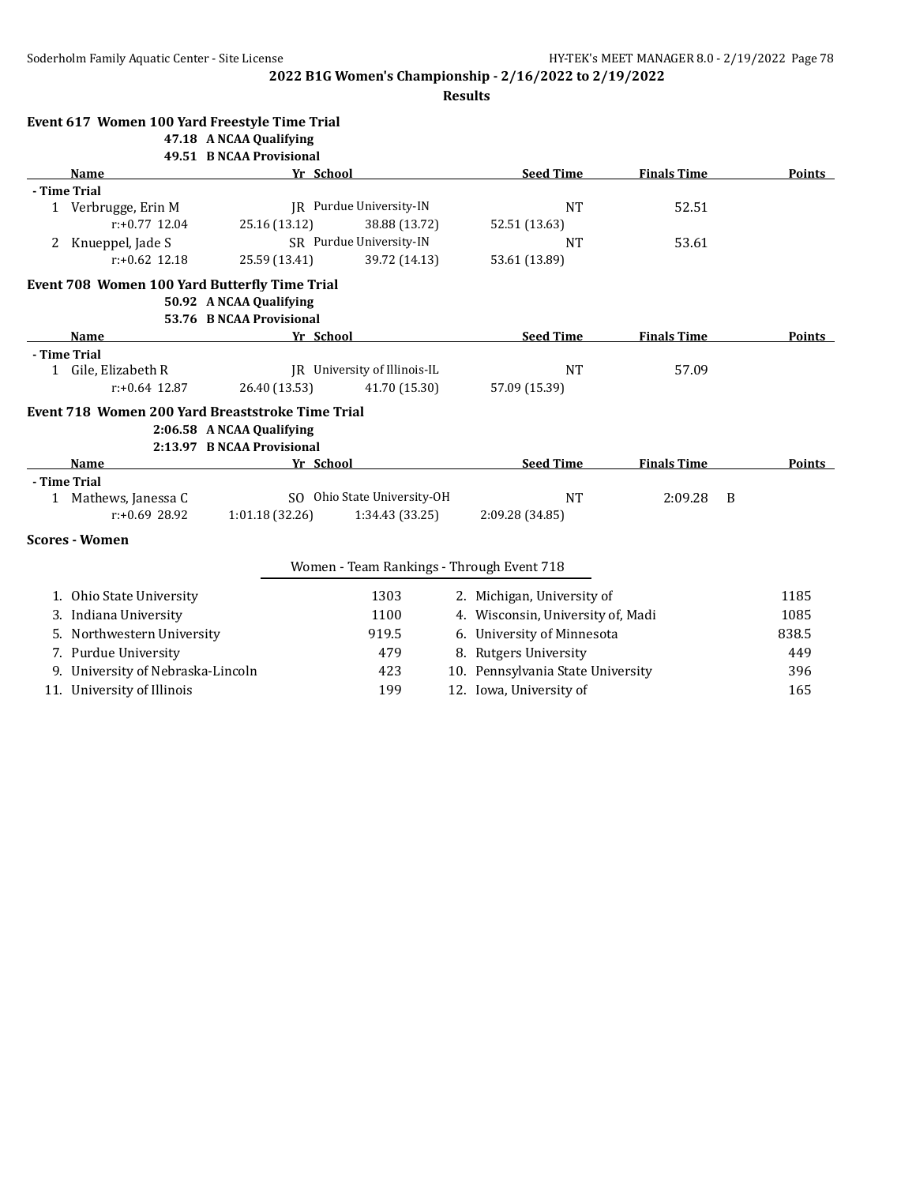**2022 B1G Women's Championship - 2/16/2022 to 2/19/2022**

**Results**

### Event 617 Women 100 Yard Freestyle Time Trial

**47.18 A NCAA Qualifying**
**49.51 B NCAA Provisional**

| | Name | Yr | School | Seed Time | Finals Time | Points |
|---|---|---|---|---|---|---|
| **- Time Trial** | | | | | | |
| 1 | Verbrugge, Erin M | JR | Purdue University-IN | NT | 52.51 | |
| | r:+0.77 12.04 | 25.16 (13.12) | 38.88 (13.72) | 52.51 (13.63) | | |
| 2 | Knueppel, Jade S | SR | Purdue University-IN | NT | 53.61 | |
| | r:+0.62 12.18 | 25.59 (13.41) | 39.72 (14.13) | 53.61 (13.89) | | |

### Event 708 Women 100 Yard Butterfly Time Trial

**50.92 A NCAA Qualifying**
**53.76 B NCAA Provisional**

| | Name | Yr | School | Seed Time | Finals Time | Points |
|---|---|---|---|---|---|---|
| **- Time Trial** | | | | | | |
| 1 | Gile, Elizabeth R | JR | University of Illinois-IL | NT | 57.09 | |
| | r:+0.64 12.87 | 26.40 (13.53) | 41.70 (15.30) | 57.09 (15.39) | | |

### Event 718 Women 200 Yard Breaststroke Time Trial

**2:06.58 A NCAA Qualifying**
**2:13.97 B NCAA Provisional**

| | Name | Yr | School | Seed Time | Finals Time | Points |
|---|---|---|---|---|---|---|
| **- Time Trial** | | | | | | |
| 1 | Mathews, Janessa C | SO | Ohio State University-OH | NT | 2:09.28 B | |
| | r:+0.69 28.92 | 1:01.18 (32.26) | 1:34.43 (33.25) | 2:09.28 (34.85) | | |

### Scores - Women

Women - Team Rankings - Through Event 718

| | | | | | |
|---|---|---|---|---|---|
| 1. | Ohio State University | 1303 | 2. | Michigan, University of | 1185 |
| 3. | Indiana University | 1100 | 4. | Wisconsin, University of, Madi | 1085 |
| 5. | Northwestern University | 919.5 | 6. | University of Minnesota | 838.5 |
| 7. | Purdue University | 479 | 8. | Rutgers University | 449 |
| 9. | University of Nebraska-Lincoln | 423 | 10. | Pennsylvania State University | 396 |
| 11. | University of Illinois | 199 | 12. | Iowa, University of | 165 |